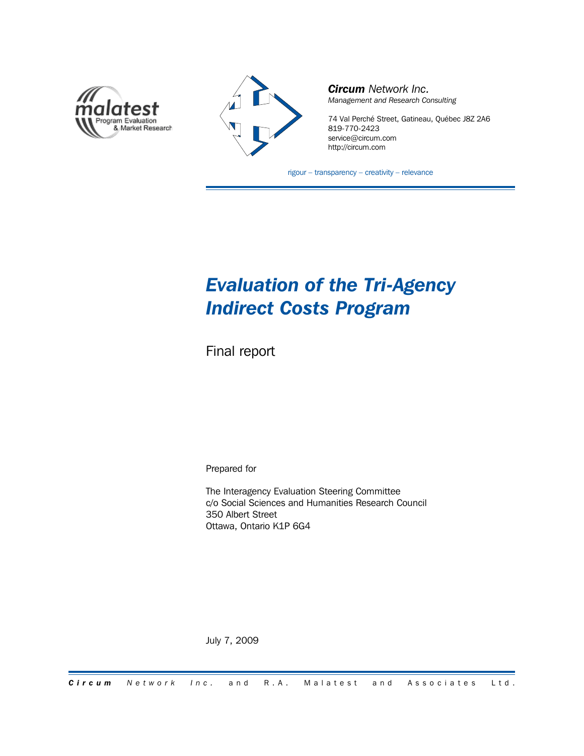malatest
Program Evaluation
& Market Research

***Circum*** *Network Inc.*
*Management and Research Consulting*

74 Val Perché Street, Gatineau, Québec J8Z 2A6
819-770-2423
service@circum.com
http://circum.com

rigour – transparency – creativity – relevance

# *Evaluation of the Tri-Agency Indirect Costs Program*

Final report

Prepared for

The Interagency Evaluation Steering Committee
c/o Social Sciences and Humanities Research Council
350 Albert Street
Ottawa, Ontario K1P 6G4

July 7, 2009

***Circum*** Network Inc. and R.A. Malatest and Associates Ltd.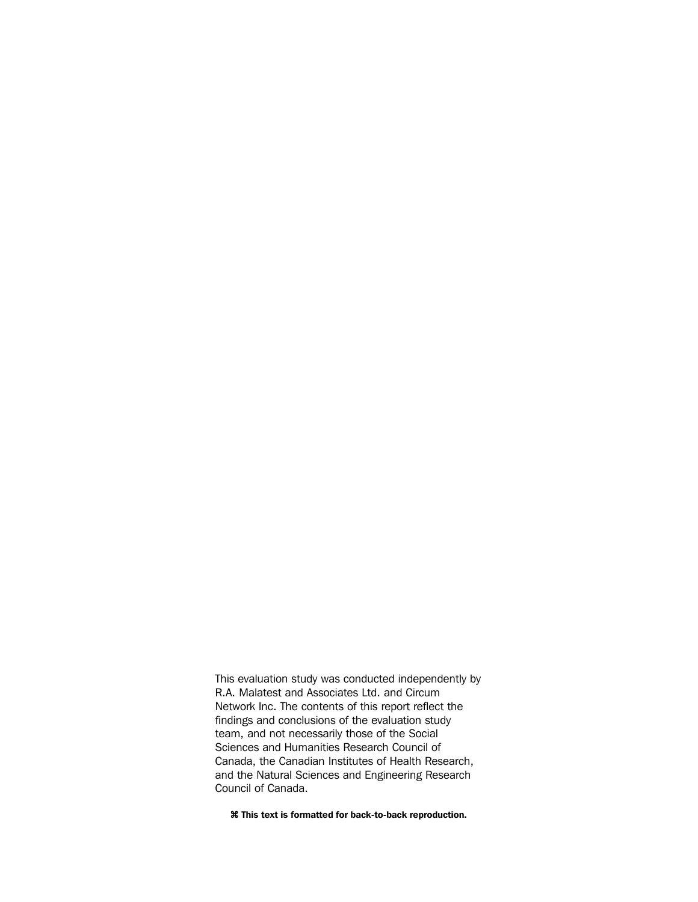This evaluation study was conducted independently by R.A. Malatest and Associates Ltd. and Circum Network Inc. The contents of this report reflect the findings and conclusions of the evaluation study team, and not necessarily those of the Social Sciences and Humanities Research Council of Canada, the Canadian Institutes of Health Research, and the Natural Sciences and Engineering Research Council of Canada.

**⌘ This text is formatted for back-to-back reproduction.**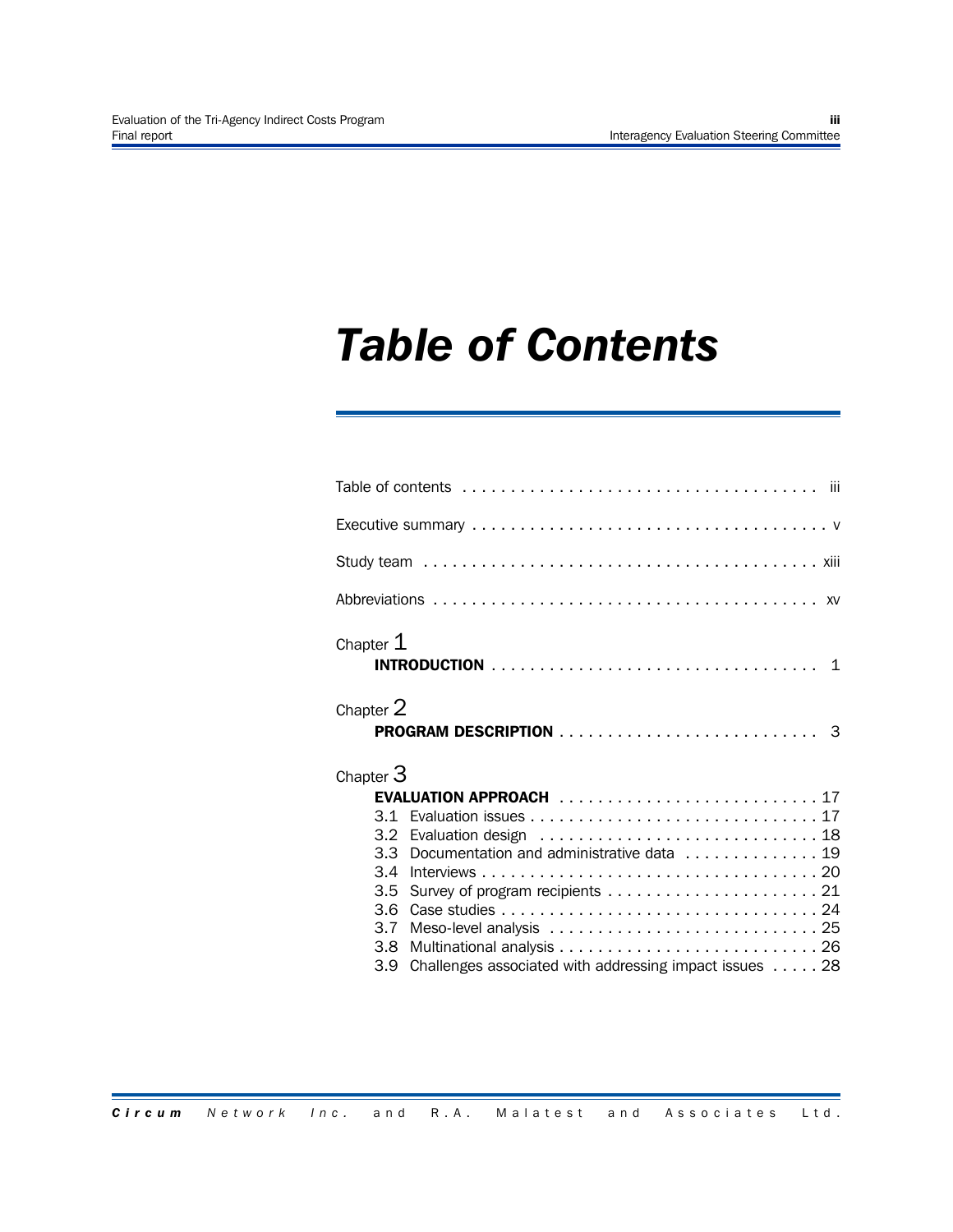# Table of Contents

Table of contents . . . . . . . . . . . . . . . . . . . . . . . . . . . . . . . . . . . . iii

Executive summary . . . . . . . . . . . . . . . . . . . . . . . . . . . . . . . . . . . . v

Study team . . . . . . . . . . . . . . . . . . . . . . . . . . . . . . . . . . . . . . . . xiii

Abbreviations . . . . . . . . . . . . . . . . . . . . . . . . . . . . . . . . . . . . . . . xv

Chapter 1
**INTRODUCTION** . . . . . . . . . . . . . . . . . . . . . . . . . . . . . . . . . . 1

Chapter 2
**PROGRAM DESCRIPTION** . . . . . . . . . . . . . . . . . . . . . . . . . . . 3

Chapter 3
**EVALUATION APPROACH** . . . . . . . . . . . . . . . . . . . . . . . . . . . 17

- 3.1 Evaluation issues . . . . . . . . . . . . . . . . . . . . . . . . . . . . . . 17
- 3.2 Evaluation design . . . . . . . . . . . . . . . . . . . . . . . . . . . . . 18
- 3.3 Documentation and administrative data . . . . . . . . . . . . . . 19
- 3.4 Interviews . . . . . . . . . . . . . . . . . . . . . . . . . . . . . . . . . . . 20
- 3.5 Survey of program recipients . . . . . . . . . . . . . . . . . . . . . . 21
- 3.6 Case studies . . . . . . . . . . . . . . . . . . . . . . . . . . . . . . . . . 24
- 3.7 Meso-level analysis . . . . . . . . . . . . . . . . . . . . . . . . . . . . 25
- 3.8 Multinational analysis . . . . . . . . . . . . . . . . . . . . . . . . . . . 26
- 3.9 Challenges associated with addressing impact issues . . . . . 28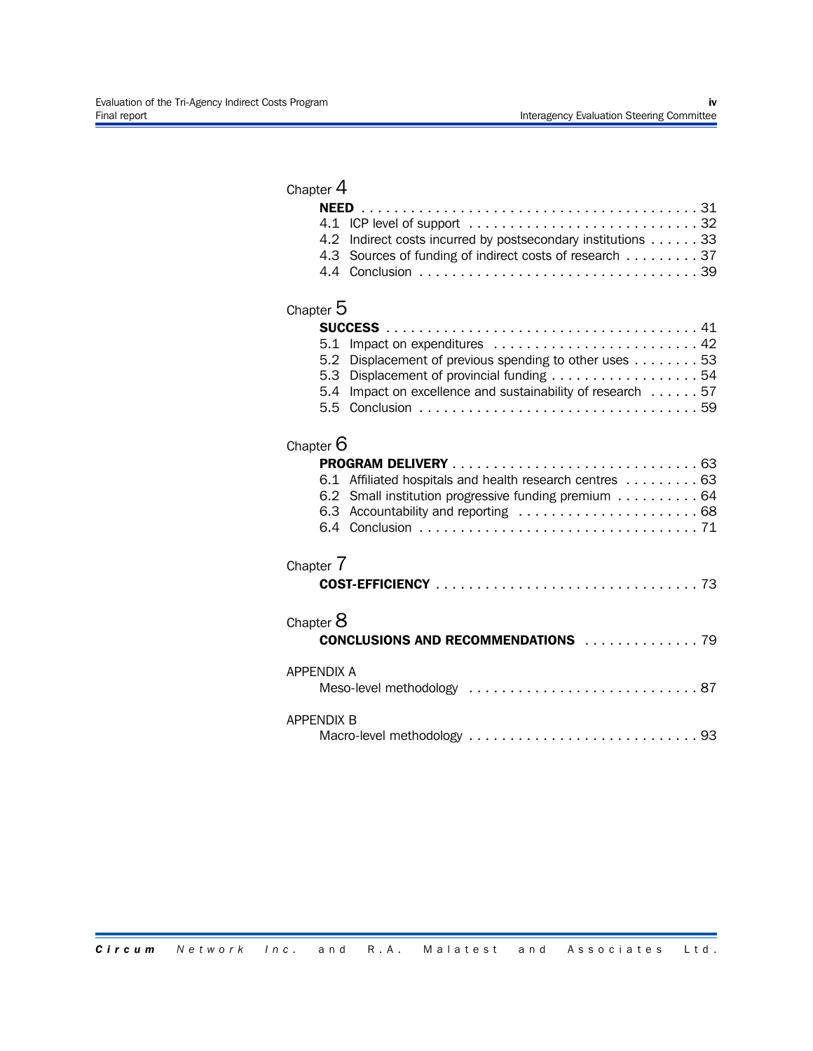Chapter 4

**NEED** . . . . . . . . . . 31

4.1 ICP level of support . . . . . . . . . . 32
4.2 Indirect costs incurred by postsecondary institutions . . . . . . 33
4.3 Sources of funding of indirect costs of research . . . . . . . . . 37
4.4 Conclusion . . . . . . . . . . 39

Chapter 5

**SUCCESS** . . . . . . . . . . 41

5.1 Impact on expenditures . . . . . . . . . . 42
5.2 Displacement of previous spending to other uses . . . . . . . . 53
5.3 Displacement of provincial funding . . . . . . . . . . 54
5.4 Impact on excellence and sustainability of research . . . . . . 57
5.5 Conclusion . . . . . . . . . . 59

Chapter 6

**PROGRAM DELIVERY** . . . . . . . . . . 63

6.1 Affiliated hospitals and health research centres . . . . . . . . . 63
6.2 Small institution progressive funding premium . . . . . . . . . . 64
6.3 Accountability and reporting . . . . . . . . . . 68
6.4 Conclusion . . . . . . . . . . 71

Chapter 7

**COST-EFFICIENCY** . . . . . . . . . . 73

Chapter 8

**CONCLUSIONS AND RECOMMENDATIONS** . . . . . . . . . . 79

APPENDIX A

Meso-level methodology . . . . . . . . . . 87

APPENDIX B

Macro-level methodology . . . . . . . . . . 93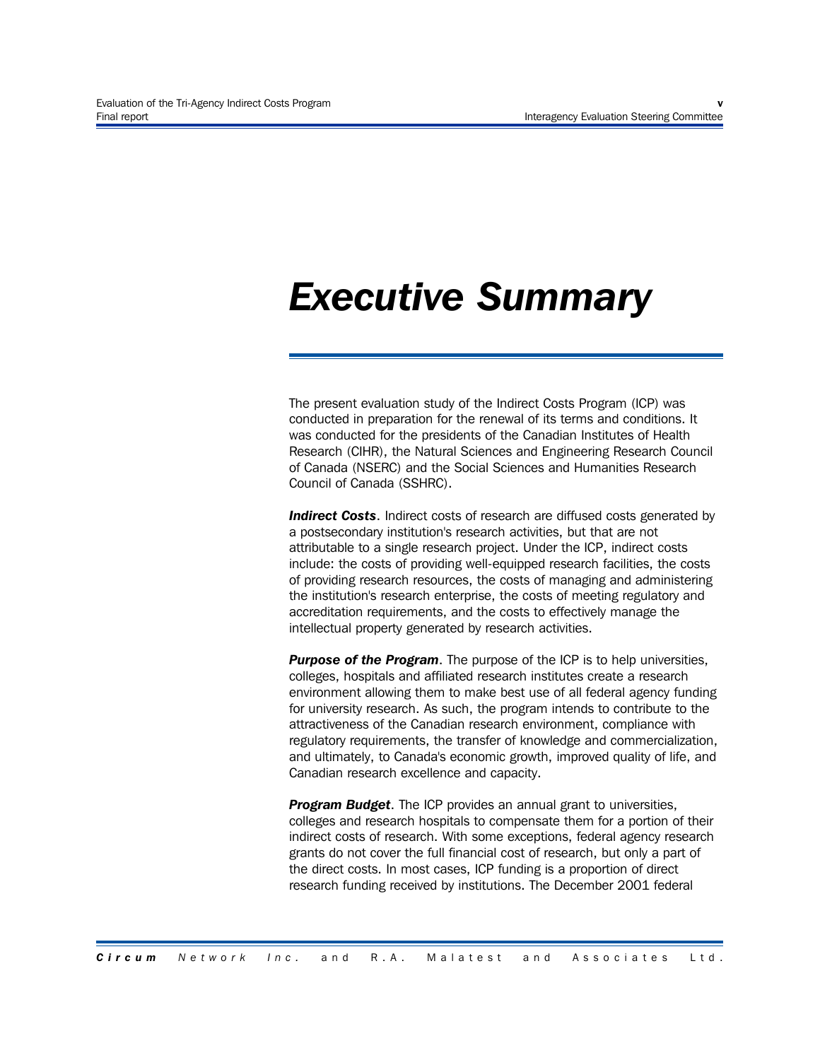# *Executive Summary*

The present evaluation study of the Indirect Costs Program (ICP) was conducted in preparation for the renewal of its terms and conditions. It was conducted for the presidents of the Canadian Institutes of Health Research (CIHR), the Natural Sciences and Engineering Research Council of Canada (NSERC) and the Social Sciences and Humanities Research Council of Canada (SSHRC).

***Indirect Costs***. Indirect costs of research are diffused costs generated by a postsecondary institution's research activities, but that are not attributable to a single research project. Under the ICP, indirect costs include: the costs of providing well-equipped research facilities, the costs of providing research resources, the costs of managing and administering the institution's research enterprise, the costs of meeting regulatory and accreditation requirements, and the costs to effectively manage the intellectual property generated by research activities.

***Purpose of the Program***. The purpose of the ICP is to help universities, colleges, hospitals and affiliated research institutes create a research environment allowing them to make best use of all federal agency funding for university research. As such, the program intends to contribute to the attractiveness of the Canadian research environment, compliance with regulatory requirements, the transfer of knowledge and commercialization, and ultimately, to Canada's economic growth, improved quality of life, and Canadian research excellence and capacity.

***Program Budget***. The ICP provides an annual grant to universities, colleges and research hospitals to compensate them for a portion of their indirect costs of research. With some exceptions, federal agency research grants do not cover the full financial cost of research, but only a part of the direct costs. In most cases, ICP funding is a proportion of direct research funding received by institutions. The December 2001 federal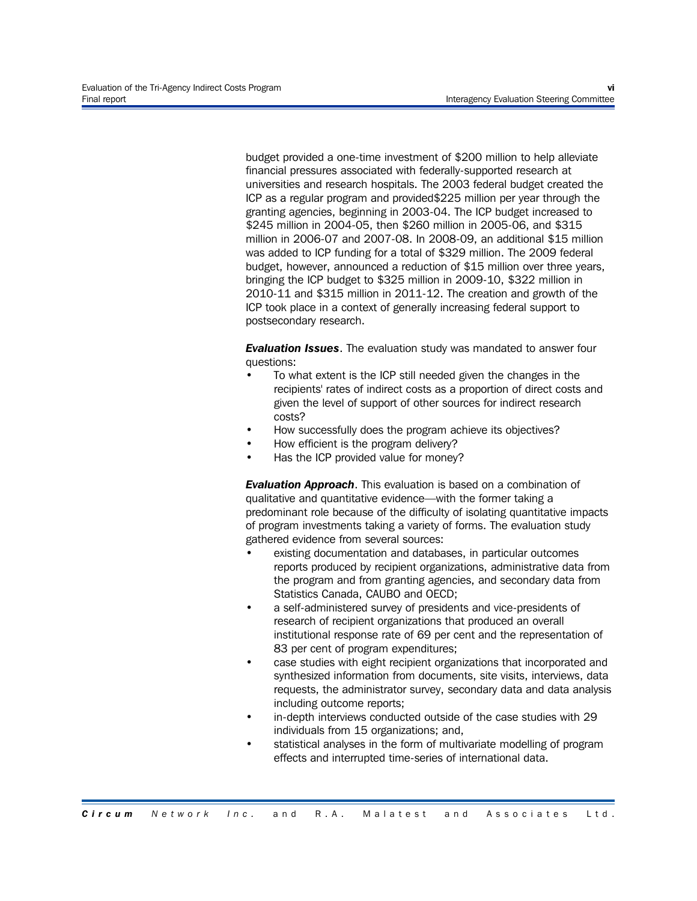budget provided a one-time investment of $200 million to help alleviate financial pressures associated with federally-supported research at universities and research hospitals. The 2003 federal budget created the ICP as a regular program and provided$225 million per year through the granting agencies, beginning in 2003-04. The ICP budget increased to $245 million in 2004-05, then $260 million in 2005-06, and $315 million in 2006-07 and 2007-08. In 2008-09, an additional $15 million was added to ICP funding for a total of $329 million. The 2009 federal budget, however, announced a reduction of $15 million over three years, bringing the ICP budget to $325 million in 2009-10, $322 million in 2010-11 and $315 million in 2011-12. The creation and growth of the ICP took place in a context of generally increasing federal support to postsecondary research.

***Evaluation Issues***. The evaluation study was mandated to answer four questions:

- To what extent is the ICP still needed given the changes in the recipients' rates of indirect costs as a proportion of direct costs and given the level of support of other sources for indirect research costs?
- How successfully does the program achieve its objectives?
- How efficient is the program delivery?
- Has the ICP provided value for money?

***Evaluation Approach***. This evaluation is based on a combination of qualitative and quantitative evidence—with the former taking a predominant role because of the difficulty of isolating quantitative impacts of program investments taking a variety of forms. The evaluation study gathered evidence from several sources:

- existing documentation and databases, in particular outcomes reports produced by recipient organizations, administrative data from the program and from granting agencies, and secondary data from Statistics Canada, CAUBO and OECD;
- a self-administered survey of presidents and vice-presidents of research of recipient organizations that produced an overall institutional response rate of 69 per cent and the representation of 83 per cent of program expenditures;
- case studies with eight recipient organizations that incorporated and synthesized information from documents, site visits, interviews, data requests, the administrator survey, secondary data and data analysis including outcome reports;
- in-depth interviews conducted outside of the case studies with 29 individuals from 15 organizations; and,
- statistical analyses in the form of multivariate modelling of program effects and interrupted time-series of international data.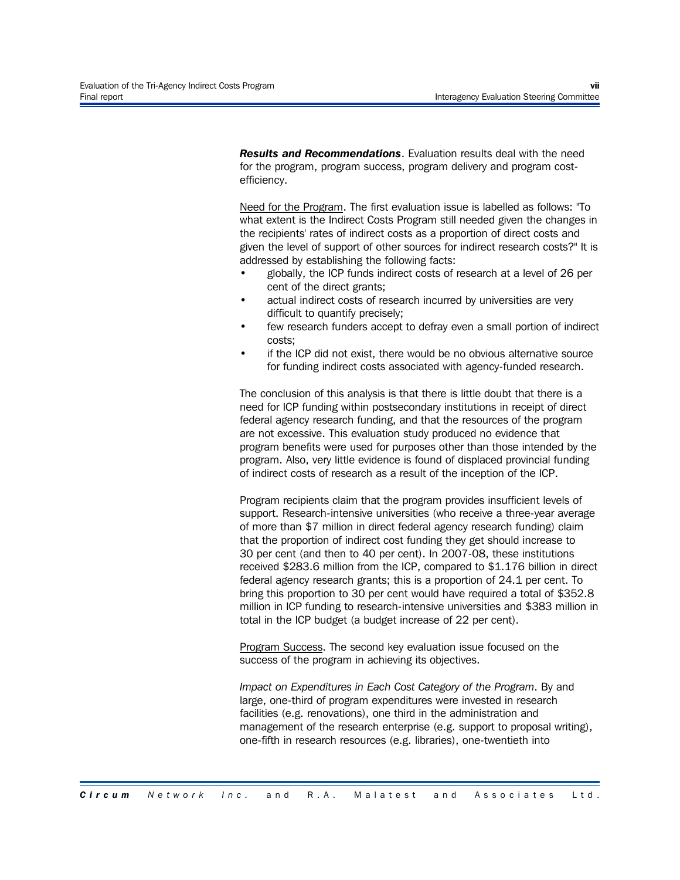***Results and Recommendations***. Evaluation results deal with the need for the program, program success, program delivery and program cost-efficiency.

Need for the Program. The first evaluation issue is labelled as follows: "To what extent is the Indirect Costs Program still needed given the changes in the recipients' rates of indirect costs as a proportion of direct costs and given the level of support of other sources for indirect research costs?" It is addressed by establishing the following facts:

- globally, the ICP funds indirect costs of research at a level of 26 per cent of the direct grants;
- actual indirect costs of research incurred by universities are very difficult to quantify precisely;
- few research funders accept to defray even a small portion of indirect costs;
- if the ICP did not exist, there would be no obvious alternative source for funding indirect costs associated with agency-funded research.

The conclusion of this analysis is that there is little doubt that there is a need for ICP funding within postsecondary institutions in receipt of direct federal agency research funding, and that the resources of the program are not excessive. This evaluation study produced no evidence that program benefits were used for purposes other than those intended by the program. Also, very little evidence is found of displaced provincial funding of indirect costs of research as a result of the inception of the ICP.

Program recipients claim that the program provides insufficient levels of support. Research-intensive universities (who receive a three-year average of more than $7 million in direct federal agency research funding) claim that the proportion of indirect cost funding they get should increase to 30 per cent (and then to 40 per cent). In 2007-08, these institutions received $283.6 million from the ICP, compared to $1.176 billion in direct federal agency research grants; this is a proportion of 24.1 per cent. To bring this proportion to 30 per cent would have required a total of $352.8 million in ICP funding to research-intensive universities and $383 million in total in the ICP budget (a budget increase of 22 per cent).

Program Success. The second key evaluation issue focused on the success of the program in achieving its objectives.

*Impact on Expenditures in Each Cost Category of the Program*. By and large, one-third of program expenditures were invested in research facilities (e.g. renovations), one third in the administration and management of the research enterprise (e.g. support to proposal writing), one-fifth in research resources (e.g. libraries), one-twentieth into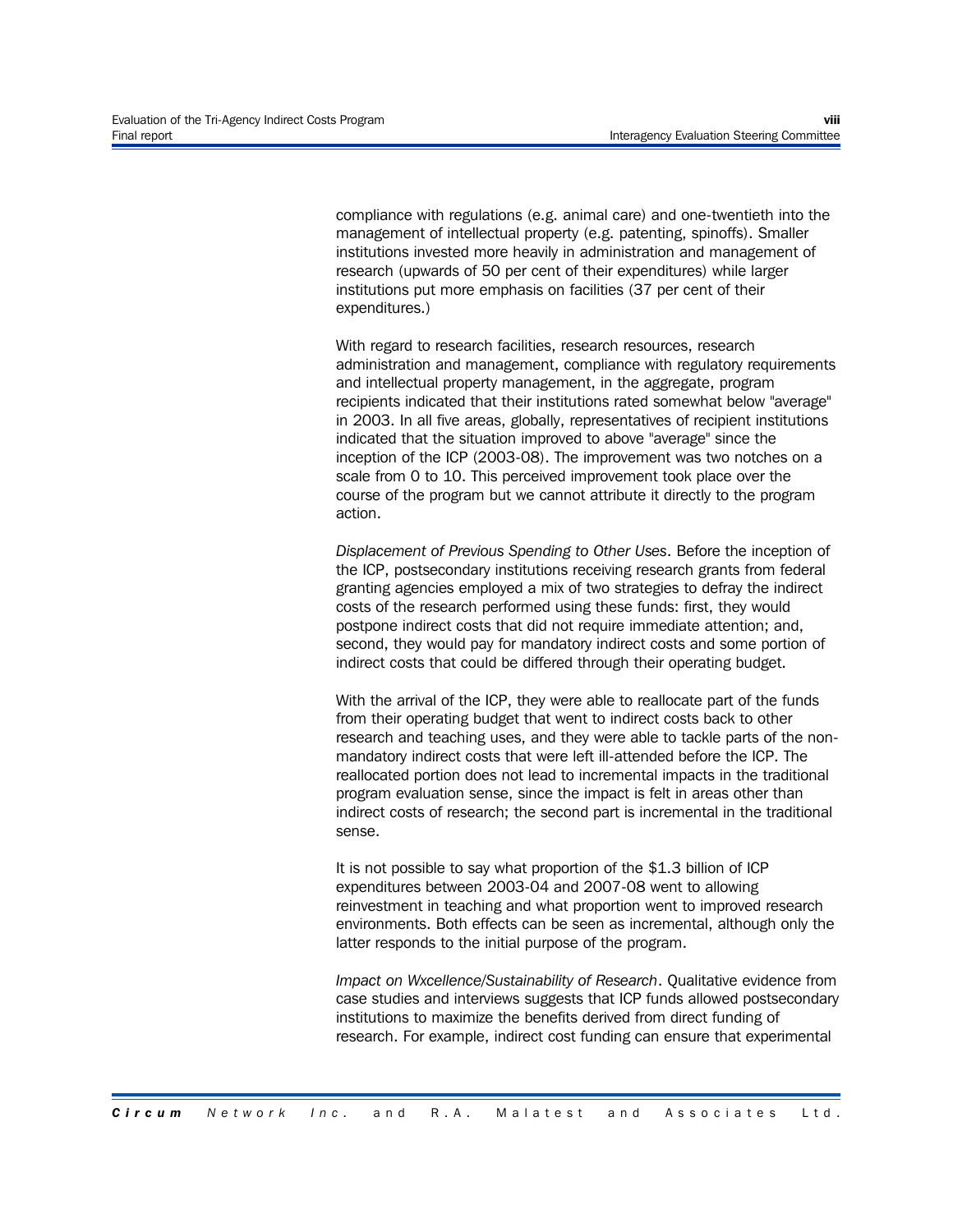compliance with regulations (e.g. animal care) and one-twentieth into the management of intellectual property (e.g. patenting, spinoffs). Smaller institutions invested more heavily in administration and management of research (upwards of 50 per cent of their expenditures) while larger institutions put more emphasis on facilities (37 per cent of their expenditures.)

With regard to research facilities, research resources, research administration and management, compliance with regulatory requirements and intellectual property management, in the aggregate, program recipients indicated that their institutions rated somewhat below "average" in 2003. In all five areas, globally, representatives of recipient institutions indicated that the situation improved to above "average" since the inception of the ICP (2003-08). The improvement was two notches on a scale from 0 to 10. This perceived improvement took place over the course of the program but we cannot attribute it directly to the program action.

*Displacement of Previous Spending to Other Uses*. Before the inception of the ICP, postsecondary institutions receiving research grants from federal granting agencies employed a mix of two strategies to defray the indirect costs of the research performed using these funds: first, they would postpone indirect costs that did not require immediate attention; and, second, they would pay for mandatory indirect costs and some portion of indirect costs that could be differed through their operating budget.

With the arrival of the ICP, they were able to reallocate part of the funds from their operating budget that went to indirect costs back to other research and teaching uses, and they were able to tackle parts of the non-mandatory indirect costs that were left ill-attended before the ICP. The reallocated portion does not lead to incremental impacts in the traditional program evaluation sense, since the impact is felt in areas other than indirect costs of research; the second part is incremental in the traditional sense.

It is not possible to say what proportion of the $1.3 billion of ICP expenditures between 2003-04 and 2007-08 went to allowing reinvestment in teaching and what proportion went to improved research environments. Both effects can be seen as incremental, although only the latter responds to the initial purpose of the program.

*Impact on Wxcellence/Sustainability of Research*. Qualitative evidence from case studies and interviews suggests that ICP funds allowed postsecondary institutions to maximize the benefits derived from direct funding of research. For example, indirect cost funding can ensure that experimental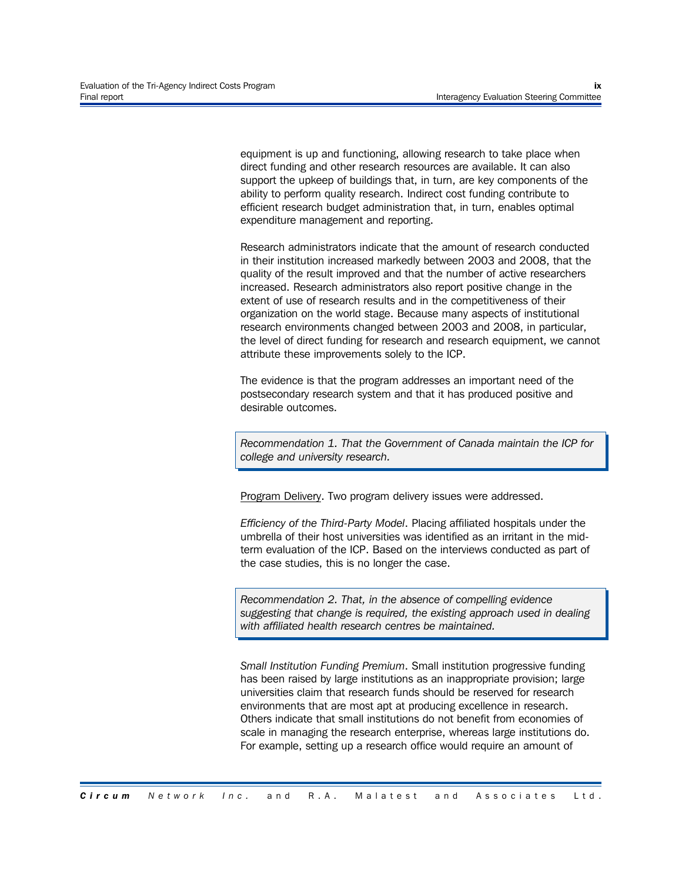equipment is up and functioning, allowing research to take place when direct funding and other research resources are available. It can also support the upkeep of buildings that, in turn, are key components of the ability to perform quality research. Indirect cost funding contribute to efficient research budget administration that, in turn, enables optimal expenditure management and reporting.

Research administrators indicate that the amount of research conducted in their institution increased markedly between 2003 and 2008, that the quality of the result improved and that the number of active researchers increased. Research administrators also report positive change in the extent of use of research results and in the competitiveness of their organization on the world stage. Because many aspects of institutional research environments changed between 2003 and 2008, in particular, the level of direct funding for research and research equipment, we cannot attribute these improvements solely to the ICP.

The evidence is that the program addresses an important need of the postsecondary research system and that it has produced positive and desirable outcomes.

> *Recommendation 1. That the Government of Canada maintain the ICP for college and university research.*

Program Delivery. Two program delivery issues were addressed.

*Efficiency of the Third-Party Model*. Placing affiliated hospitals under the umbrella of their host universities was identified as an irritant in the mid-term evaluation of the ICP. Based on the interviews conducted as part of the case studies, this is no longer the case.

> *Recommendation 2. That, in the absence of compelling evidence suggesting that change is required, the existing approach used in dealing with affiliated health research centres be maintained.*

*Small Institution Funding Premium*. Small institution progressive funding has been raised by large institutions as an inappropriate provision; large universities claim that research funds should be reserved for research environments that are most apt at producing excellence in research. Others indicate that small institutions do not benefit from economies of scale in managing the research enterprise, whereas large institutions do. For example, setting up a research office would require an amount of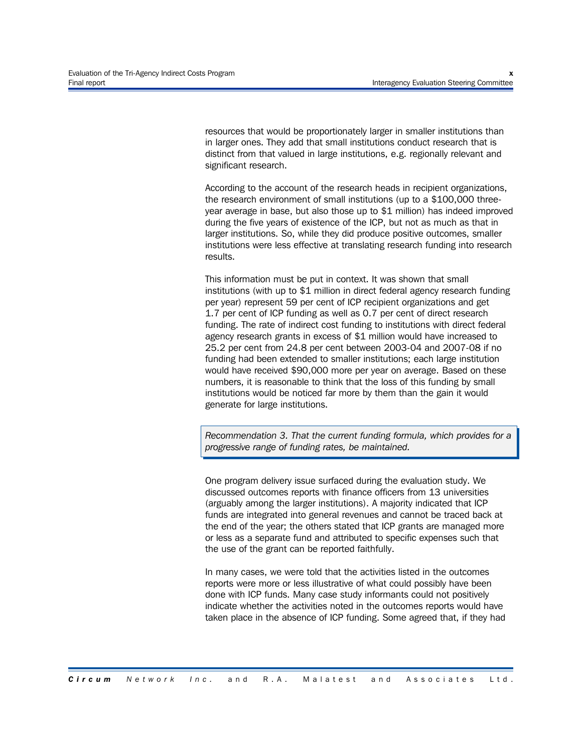resources that would be proportionately larger in smaller institutions than in larger ones. They add that small institutions conduct research that is distinct from that valued in large institutions, e.g. regionally relevant and significant research.

According to the account of the research heads in recipient organizations, the research environment of small institutions (up to a $100,000 three-year average in base, but also those up to $1 million) has indeed improved during the five years of existence of the ICP, but not as much as that in larger institutions. So, while they did produce positive outcomes, smaller institutions were less effective at translating research funding into research results.

This information must be put in context. It was shown that small institutions (with up to $1 million in direct federal agency research funding per year) represent 59 per cent of ICP recipient organizations and get 1.7 per cent of ICP funding as well as 0.7 per cent of direct research funding. The rate of indirect cost funding to institutions with direct federal agency research grants in excess of $1 million would have increased to 25.2 per cent from 24.8 per cent between 2003-04 and 2007-08 if no funding had been extended to smaller institutions; each large institution would have received $90,000 more per year on average. Based on these numbers, it is reasonable to think that the loss of this funding by small institutions would be noticed far more by them than the gain it would generate for large institutions.

> *Recommendation 3. That the current funding formula, which provides for a progressive range of funding rates, be maintained.*

One program delivery issue surfaced during the evaluation study. We discussed outcomes reports with finance officers from 13 universities (arguably among the larger institutions). A majority indicated that ICP funds are integrated into general revenues and cannot be traced back at the end of the year; the others stated that ICP grants are managed more or less as a separate fund and attributed to specific expenses such that the use of the grant can be reported faithfully.

In many cases, we were told that the activities listed in the outcomes reports were more or less illustrative of what could possibly have been done with ICP funds. Many case study informants could not positively indicate whether the activities noted in the outcomes reports would have taken place in the absence of ICP funding. Some agreed that, if they had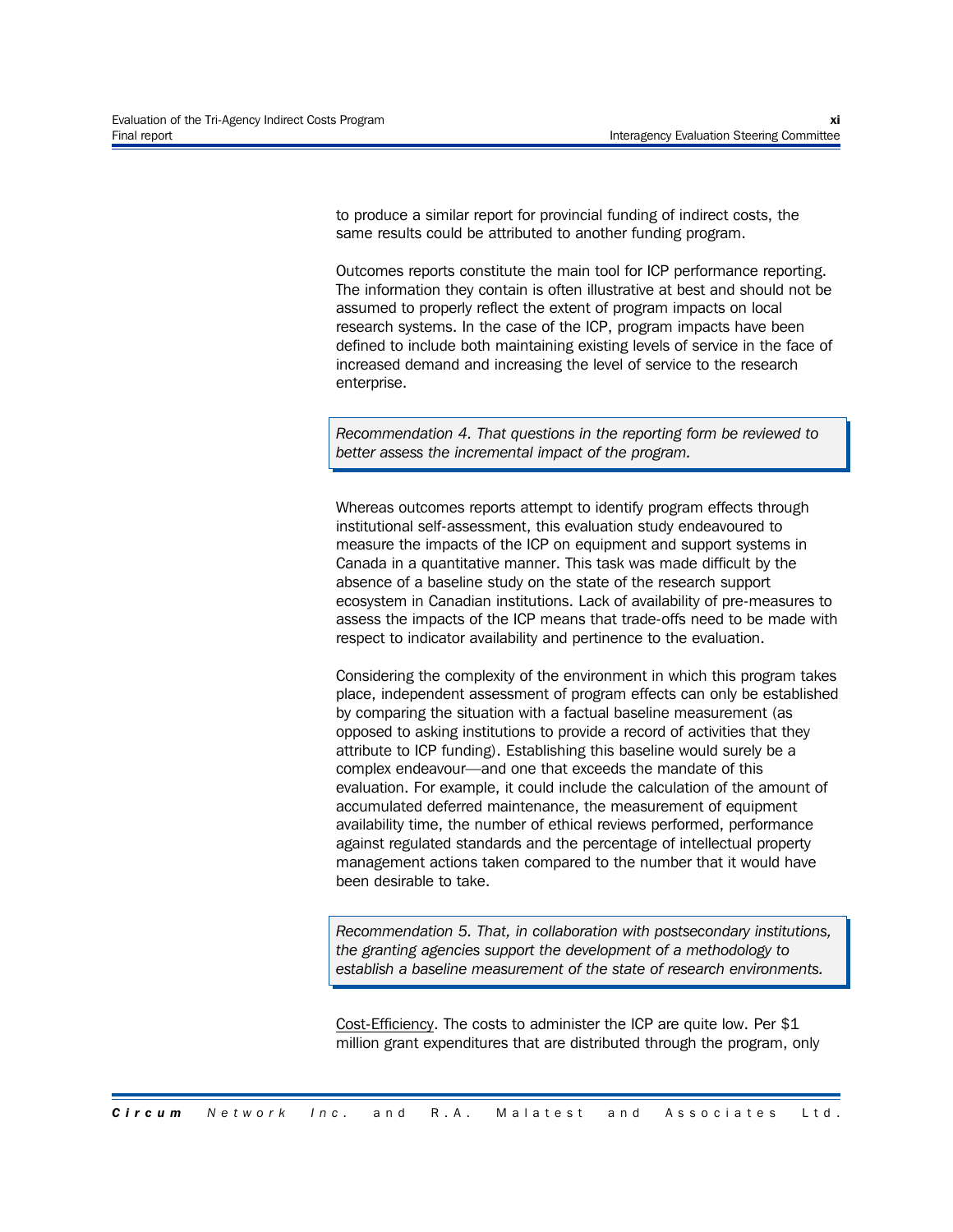to produce a similar report for provincial funding of indirect costs, the same results could be attributed to another funding program.

Outcomes reports constitute the main tool for ICP performance reporting. The information they contain is often illustrative at best and should not be assumed to properly reflect the extent of program impacts on local research systems. In the case of the ICP, program impacts have been defined to include both maintaining existing levels of service in the face of increased demand and increasing the level of service to the research enterprise.

*Recommendation 4. That questions in the reporting form be reviewed to better assess the incremental impact of the program.*

Whereas outcomes reports attempt to identify program effects through institutional self-assessment, this evaluation study endeavoured to measure the impacts of the ICP on equipment and support systems in Canada in a quantitative manner. This task was made difficult by the absence of a baseline study on the state of the research support ecosystem in Canadian institutions. Lack of availability of pre-measures to assess the impacts of the ICP means that trade-offs need to be made with respect to indicator availability and pertinence to the evaluation.

Considering the complexity of the environment in which this program takes place, independent assessment of program effects can only be established by comparing the situation with a factual baseline measurement (as opposed to asking institutions to provide a record of activities that they attribute to ICP funding). Establishing this baseline would surely be a complex endeavour—and one that exceeds the mandate of this evaluation. For example, it could include the calculation of the amount of accumulated deferred maintenance, the measurement of equipment availability time, the number of ethical reviews performed, performance against regulated standards and the percentage of intellectual property management actions taken compared to the number that it would have been desirable to take.

*Recommendation 5. That, in collaboration with postsecondary institutions, the granting agencies support the development of a methodology to establish a baseline measurement of the state of research environments.*

<u>Cost-Efficiency</u>. The costs to administer the ICP are quite low. Per $1 million grant expenditures that are distributed through the program, only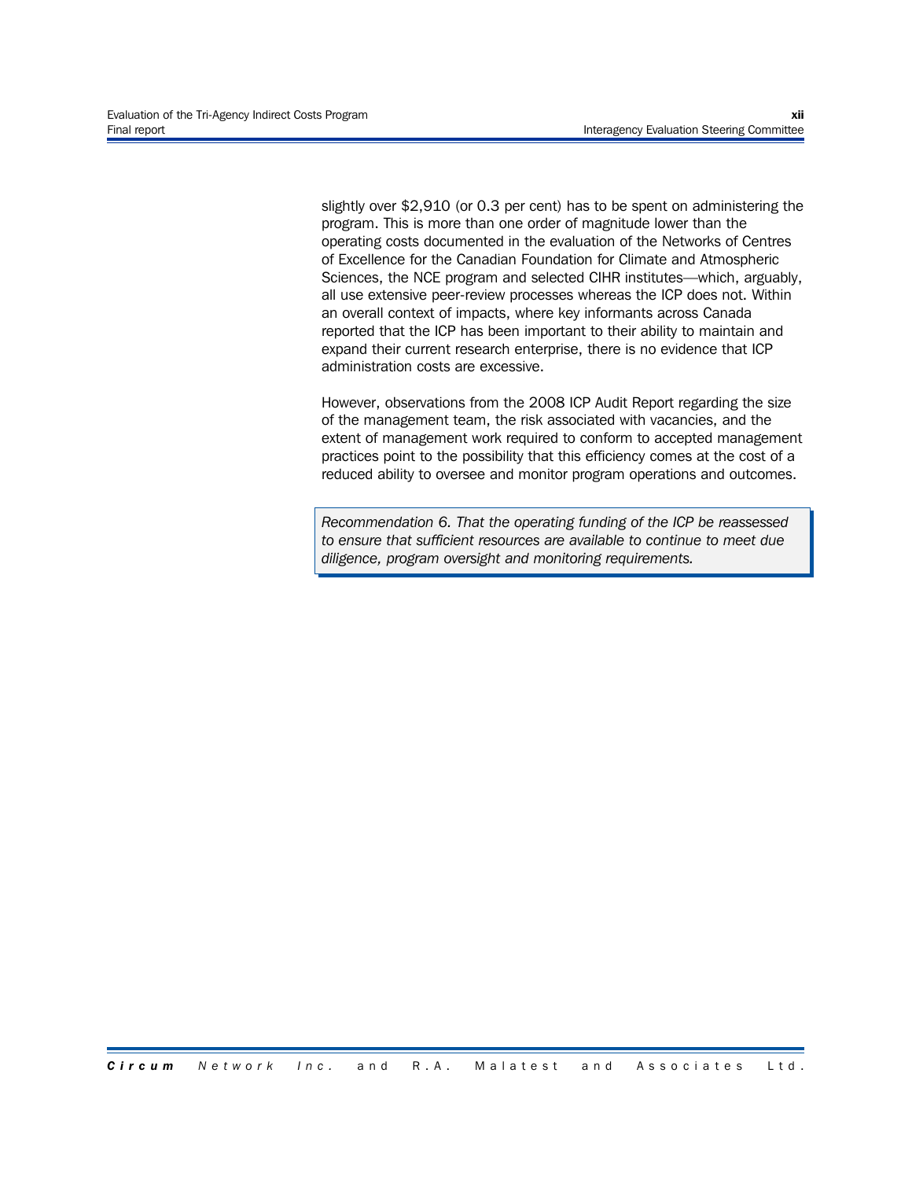slightly over $2,910 (or 0.3 per cent) has to be spent on administering the program. This is more than one order of magnitude lower than the operating costs documented in the evaluation of the Networks of Centres of Excellence for the Canadian Foundation for Climate and Atmospheric Sciences, the NCE program and selected CIHR institutes—which, arguably, all use extensive peer-review processes whereas the ICP does not. Within an overall context of impacts, where key informants across Canada reported that the ICP has been important to their ability to maintain and expand their current research enterprise, there is no evidence that ICP administration costs are excessive.

However, observations from the 2008 ICP Audit Report regarding the size of the management team, the risk associated with vacancies, and the extent of management work required to conform to accepted management practices point to the possibility that this efficiency comes at the cost of a reduced ability to oversee and monitor program operations and outcomes.

> *Recommendation 6. That the operating funding of the ICP be reassessed to ensure that sufficient resources are available to continue to meet due diligence, program oversight and monitoring requirements.*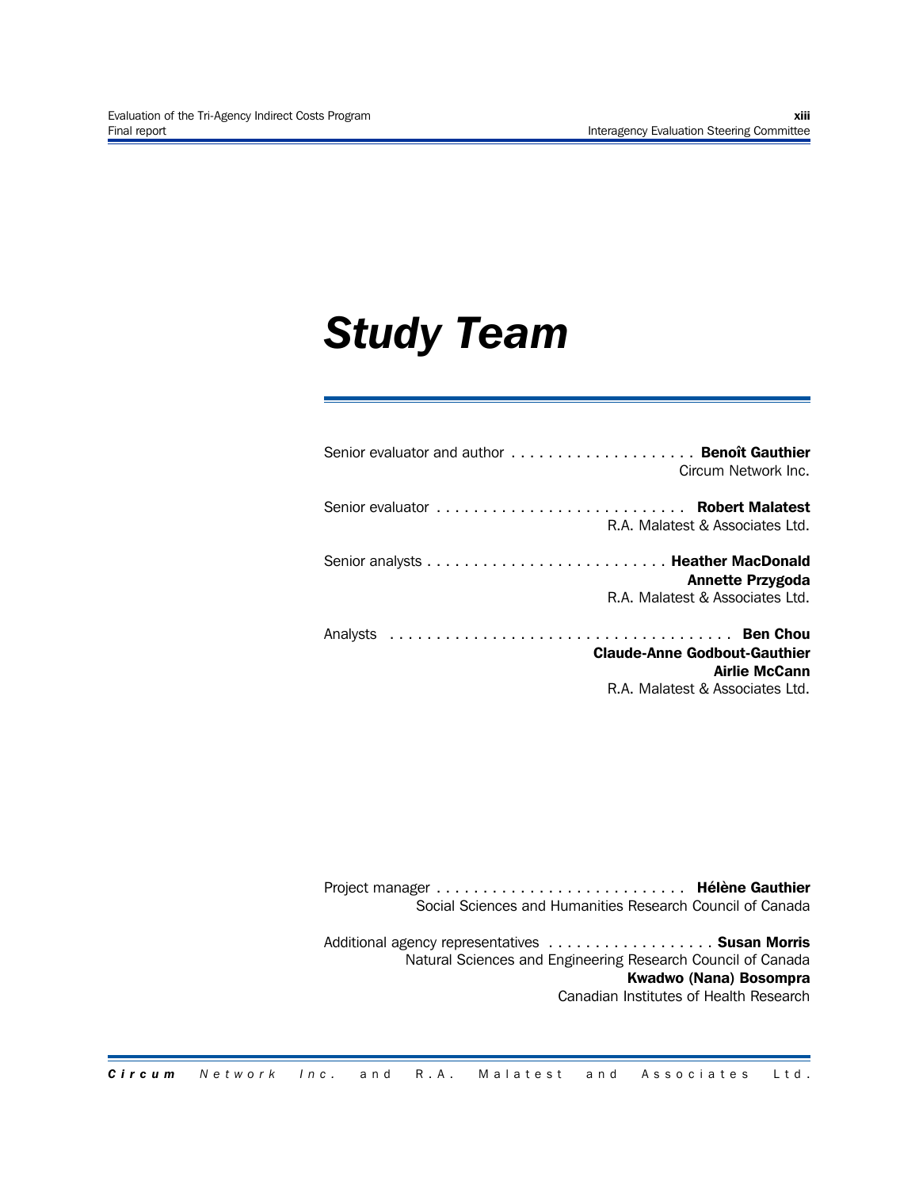# Study Team

Senior evaluator and author . . . . . . . . . . . . . . . . . . . . **Benoît Gauthier**
Circum Network Inc.

Senior evaluator . . . . . . . . . . . . . . . . . . . . . . . . . . . . **Robert Malatest**
R.A. Malatest & Associates Ltd.

Senior analysts . . . . . . . . . . . . . . . . . . . . . . . . . . **Heather MacDonald**
**Annette Przygoda**
R.A. Malatest & Associates Ltd.

Analysts . . . . . . . . . . . . . . . . . . . . . . . . . . . . . . . . . . . . . **Ben Chou**
**Claude-Anne Godbout-Gauthier**
**Airlie McCann**
R.A. Malatest & Associates Ltd.

Project manager . . . . . . . . . . . . . . . . . . . . . . . . . . . **Hélène Gauthier**
Social Sciences and Humanities Research Council of Canada

Additional agency representatives . . . . . . . . . . . . . . . . . . **Susan Morris**
Natural Sciences and Engineering Research Council of Canada
**Kwadwo (Nana) Bosompra**
Canadian Institutes of Health Research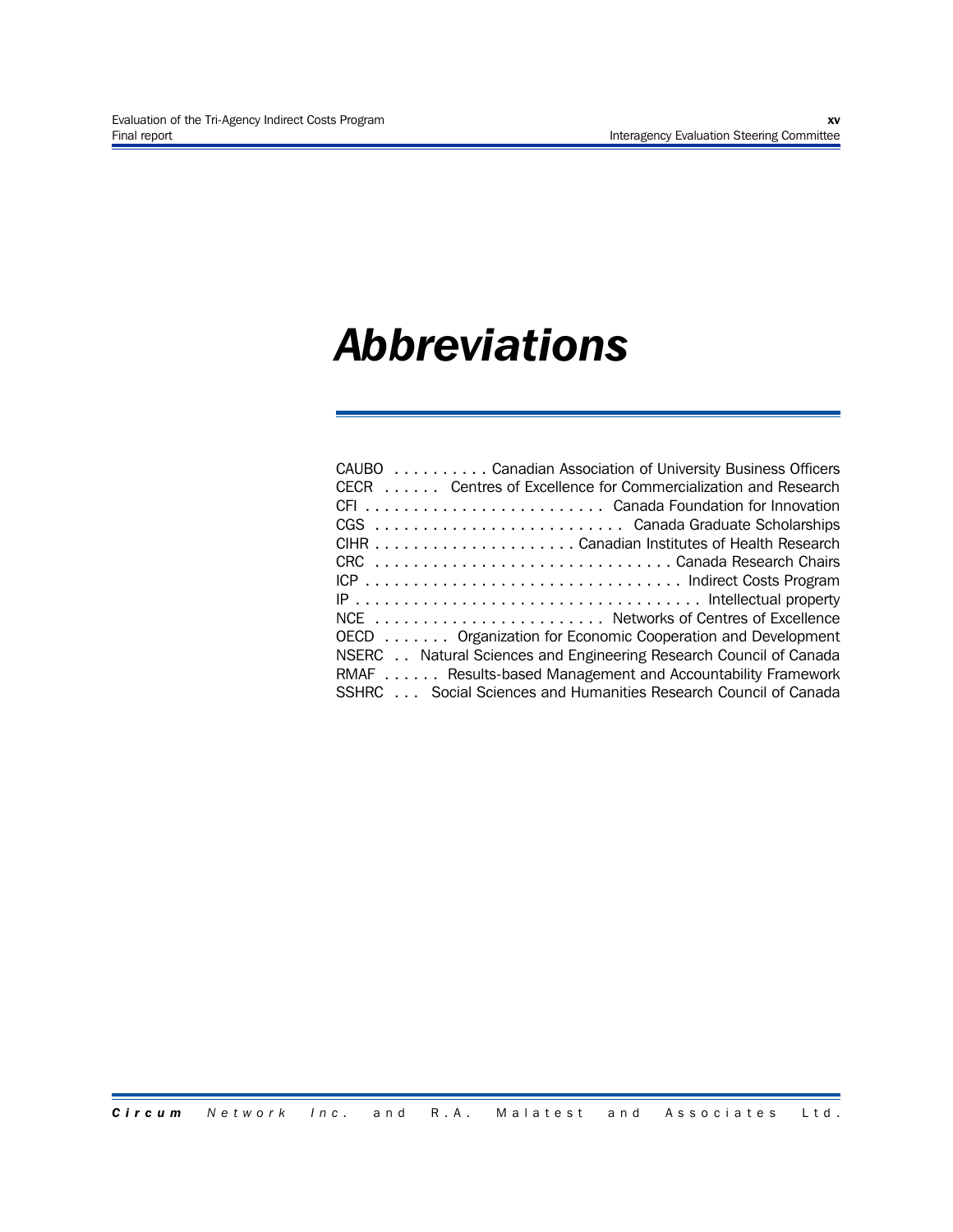# *Abbreviations*

CAUBO . . . . . . . . . . Canadian Association of University Business Officers
CECR . . . . . . Centres of Excellence for Commercialization and Research
CFI . . . . . . . . . . . . . . . . . . . . . . . . . . Canada Foundation for Innovation
CGS . . . . . . . . . . . . . . . . . . . . . . . . . . Canada Graduate Scholarships
CIHR . . . . . . . . . . . . . . . . . . . . . Canadian Institutes of Health Research
CRC . . . . . . . . . . . . . . . . . . . . . . . . . . . . . . . Canada Research Chairs
ICP . . . . . . . . . . . . . . . . . . . . . . . . . . . . . . . . . Indirect Costs Program
IP . . . . . . . . . . . . . . . . . . . . . . . . . . . . . . . . . . . . Intellectual property
NCE . . . . . . . . . . . . . . . . . . . . . . . . Networks of Centres of Excellence
OECD . . . . . . . Organization for Economic Cooperation and Development
NSERC . . Natural Sciences and Engineering Research Council of Canada
RMAF . . . . . . Results-based Management and Accountability Framework
SSHRC . . . Social Sciences and Humanities Research Council of Canada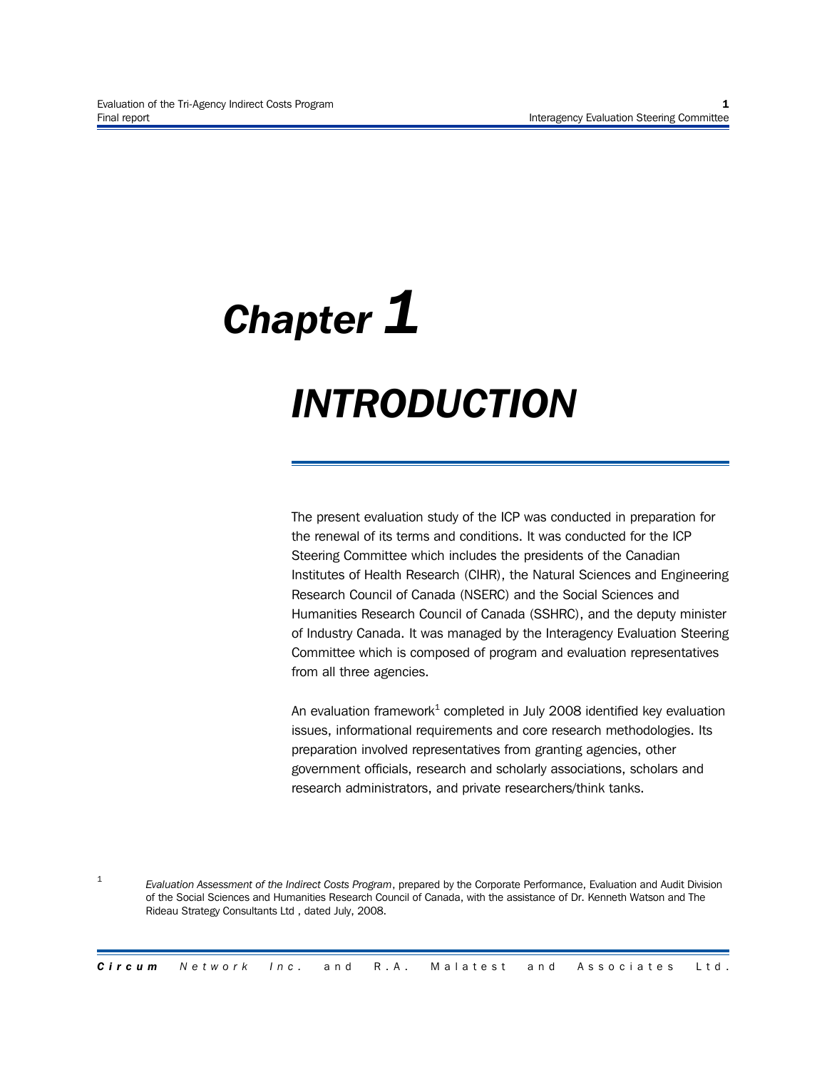# Chapter 1

# INTRODUCTION

The present evaluation study of the ICP was conducted in preparation for the renewal of its terms and conditions. It was conducted for the ICP Steering Committee which includes the presidents of the Canadian Institutes of Health Research (CIHR), the Natural Sciences and Engineering Research Council of Canada (NSERC) and the Social Sciences and Humanities Research Council of Canada (SSHRC), and the deputy minister of Industry Canada. It was managed by the Interagency Evaluation Steering Committee which is composed of program and evaluation representatives from all three agencies.

An evaluation framework[1] completed in July 2008 identified key evaluation issues, informational requirements and core research methodologies. Its preparation involved representatives from granting agencies, other government officials, research and scholarly associations, scholars and research administrators, and private researchers/think tanks.

[1] *Evaluation Assessment of the Indirect Costs Program*, prepared by the Corporate Performance, Evaluation and Audit Division of the Social Sciences and Humanities Research Council of Canada, with the assistance of Dr. Kenneth Watson and The Rideau Strategy Consultants Ltd , dated July, 2008.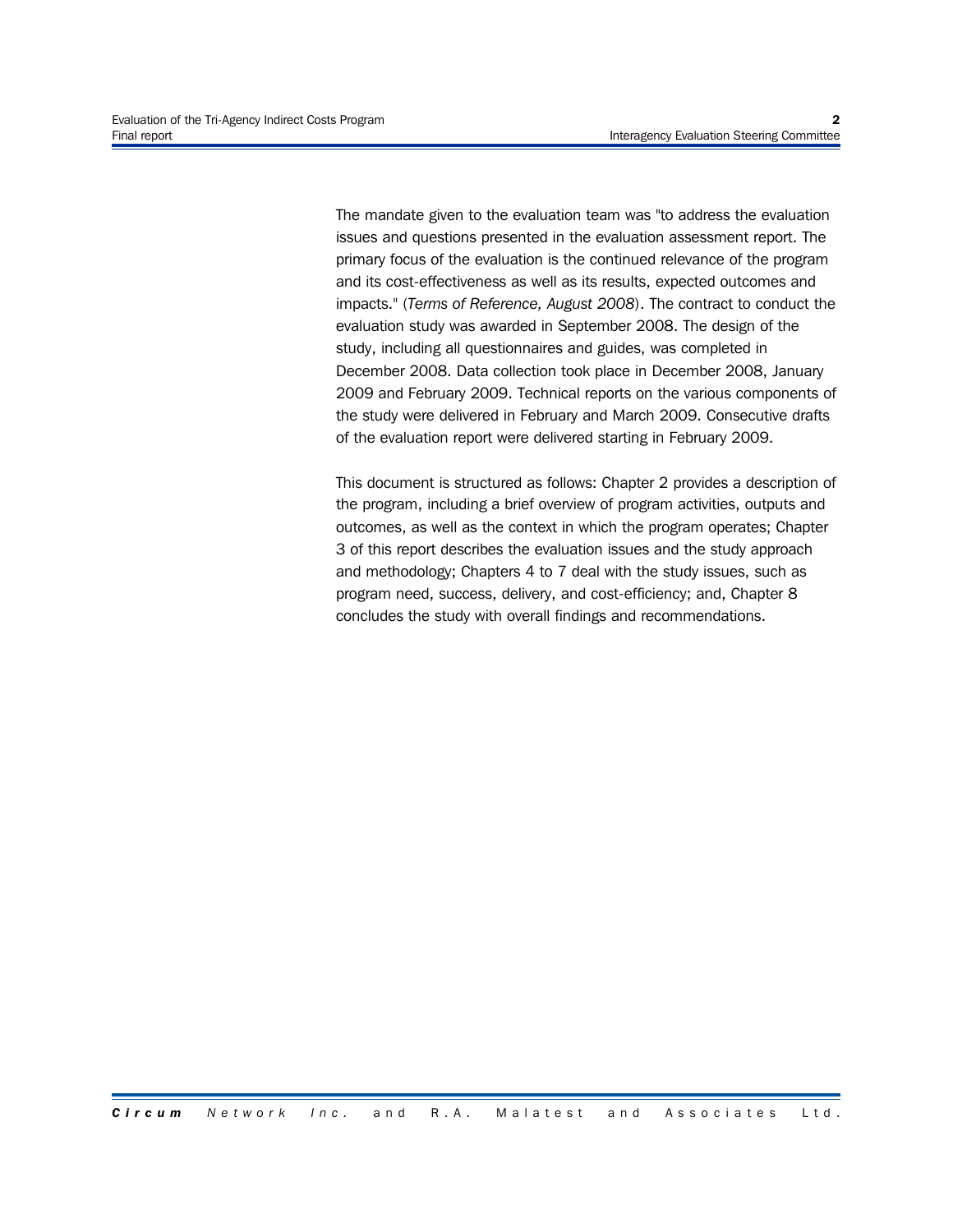The mandate given to the evaluation team was "to address the evaluation issues and questions presented in the evaluation assessment report. The primary focus of the evaluation is the continued relevance of the program and its cost-effectiveness as well as its results, expected outcomes and impacts." (*Terms of Reference, August 2008*). The contract to conduct the evaluation study was awarded in September 2008. The design of the study, including all questionnaires and guides, was completed in December 2008. Data collection took place in December 2008, January 2009 and February 2009. Technical reports on the various components of the study were delivered in February and March 2009. Consecutive drafts of the evaluation report were delivered starting in February 2009.

This document is structured as follows: Chapter 2 provides a description of the program, including a brief overview of program activities, outputs and outcomes, as well as the context in which the program operates; Chapter 3 of this report describes the evaluation issues and the study approach and methodology; Chapters 4 to 7 deal with the study issues, such as program need, success, delivery, and cost-efficiency; and, Chapter 8 concludes the study with overall findings and recommendations.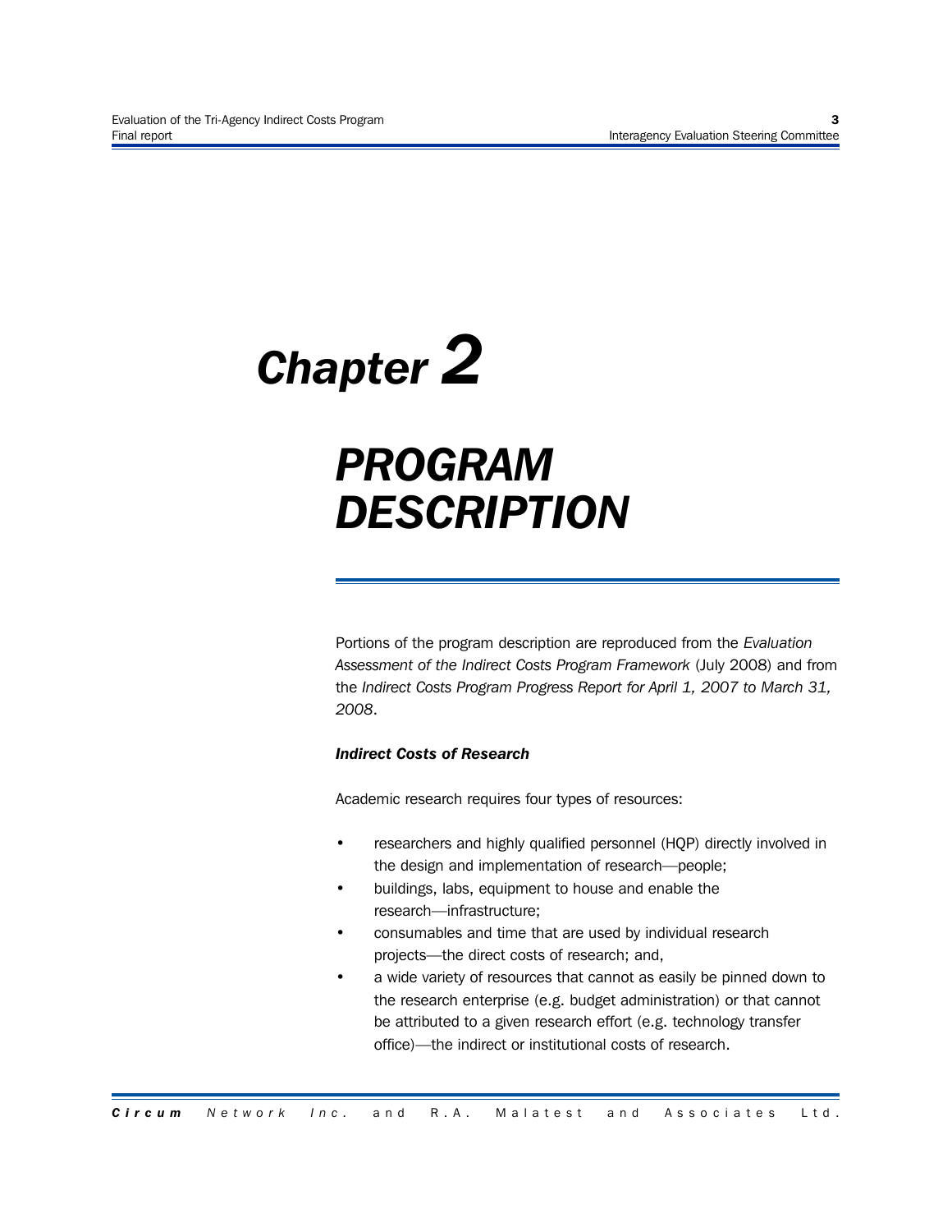# Chapter 2

# PROGRAM DESCRIPTION

Portions of the program description are reproduced from the *Evaluation Assessment of the Indirect Costs Program Framework* (July 2008) and from the *Indirect Costs Program Progress Report for April 1, 2007 to March 31, 2008*.

### *Indirect Costs of Research*

Academic research requires four types of resources:

- researchers and highly qualified personnel (HQP) directly involved in the design and implementation of research—people;
- buildings, labs, equipment to house and enable the research—infrastructure;
- consumables and time that are used by individual research projects—the direct costs of research; and,
- a wide variety of resources that cannot as easily be pinned down to the research enterprise (e.g. budget administration) or that cannot be attributed to a given research effort (e.g. technology transfer office)—the indirect or institutional costs of research.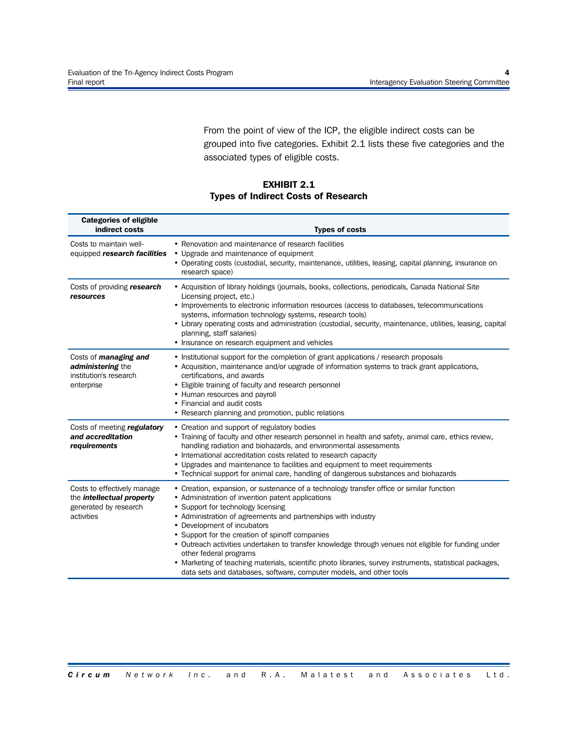From the point of view of the ICP, the eligible indirect costs can be grouped into five categories. Exhibit 2.1 lists these five categories and the associated types of eligible costs.

**EXHIBIT 2.1**
**Types of Indirect Costs of Research**

| Categories of eligible indirect costs | Types of costs |
|---|---|
| Costs to maintain well-equipped ***research facilities*** | • Renovation and maintenance of research facilities<br>• Upgrade and maintenance of equipment<br>• Operating costs (custodial, security, maintenance, utilities, leasing, capital planning, insurance on research space) |
| Costs of providing ***research resources*** | • Acquisition of library holdings (journals, books, collections, periodicals, Canada National Site Licensing project, etc.)<br>• Improvements to electronic information resources (access to databases, telecommunications systems, information technology systems, research tools)<br>• Library operating costs and administration (custodial, security, maintenance, utilities, leasing, capital planning, staff salaries)<br>• Insurance on research equipment and vehicles |
| Costs of ***managing and administering*** the institution's research enterprise | • Institutional support for the completion of grant applications / research proposals<br>• Acquisition, maintenance and/or upgrade of information systems to track grant applications, certifications, and awards<br>• Eligible training of faculty and research personnel<br>• Human resources and payroll<br>• Financial and audit costs<br>• Research planning and promotion, public relations |
| Costs of meeting ***regulatory and accreditation requirements*** | • Creation and support of regulatory bodies<br>• Training of faculty and other research personnel in health and safety, animal care, ethics review, handling radiation and biohazards, and environmental assessments<br>• International accreditation costs related to research capacity<br>• Upgrades and maintenance to facilities and equipment to meet requirements<br>• Technical support for animal care, handling of dangerous substances and biohazards |
| Costs to effectively manage the ***intellectual property*** generated by research activities | • Creation, expansion, or sustenance of a technology transfer office or similar function<br>• Administration of invention patent applications<br>• Support for technology licensing<br>• Administration of agreements and partnerships with industry<br>• Development of incubators<br>• Support for the creation of spinoff companies<br>• Outreach activities undertaken to transfer knowledge through venues not eligible for funding under other federal programs<br>• Marketing of teaching materials, scientific photo libraries, survey instruments, statistical packages, data sets and databases, software, computer models, and other tools |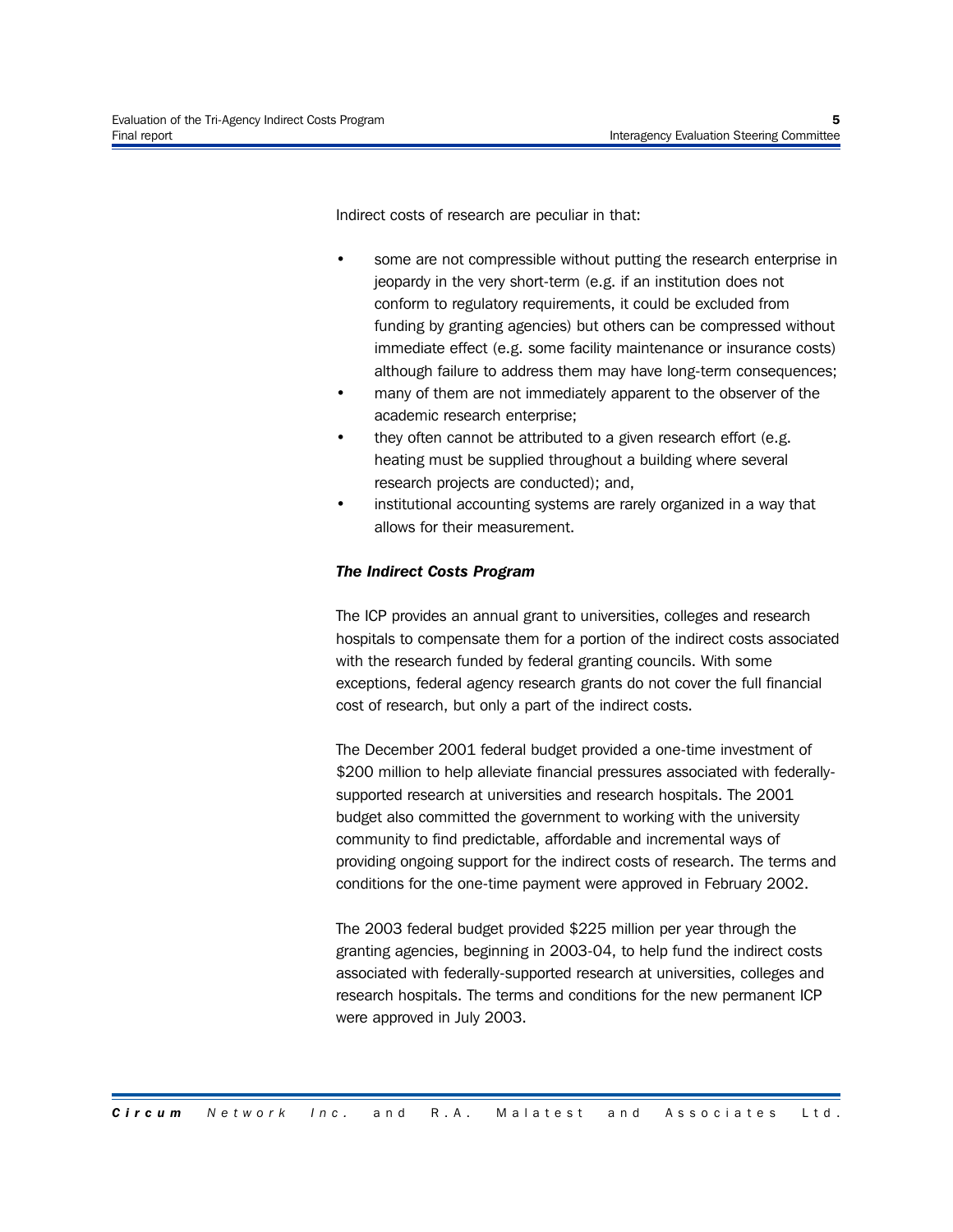Indirect costs of research are peculiar in that:

- some are not compressible without putting the research enterprise in jeopardy in the very short-term (e.g. if an institution does not conform to regulatory requirements, it could be excluded from funding by granting agencies) but others can be compressed without immediate effect (e.g. some facility maintenance or insurance costs) although failure to address them may have long-term consequences;
- many of them are not immediately apparent to the observer of the academic research enterprise;
- they often cannot be attributed to a given research effort (e.g. heating must be supplied throughout a building where several research projects are conducted); and,
- institutional accounting systems are rarely organized in a way that allows for their measurement.

***The Indirect Costs Program***

The ICP provides an annual grant to universities, colleges and research hospitals to compensate them for a portion of the indirect costs associated with the research funded by federal granting councils. With some exceptions, federal agency research grants do not cover the full financial cost of research, but only a part of the indirect costs.

The December 2001 federal budget provided a one-time investment of $200 million to help alleviate financial pressures associated with federally-supported research at universities and research hospitals. The 2001 budget also committed the government to working with the university community to find predictable, affordable and incremental ways of providing ongoing support for the indirect costs of research. The terms and conditions for the one-time payment were approved in February 2002.

The 2003 federal budget provided $225 million per year through the granting agencies, beginning in 2003-04, to help fund the indirect costs associated with federally-supported research at universities, colleges and research hospitals. The terms and conditions for the new permanent ICP were approved in July 2003.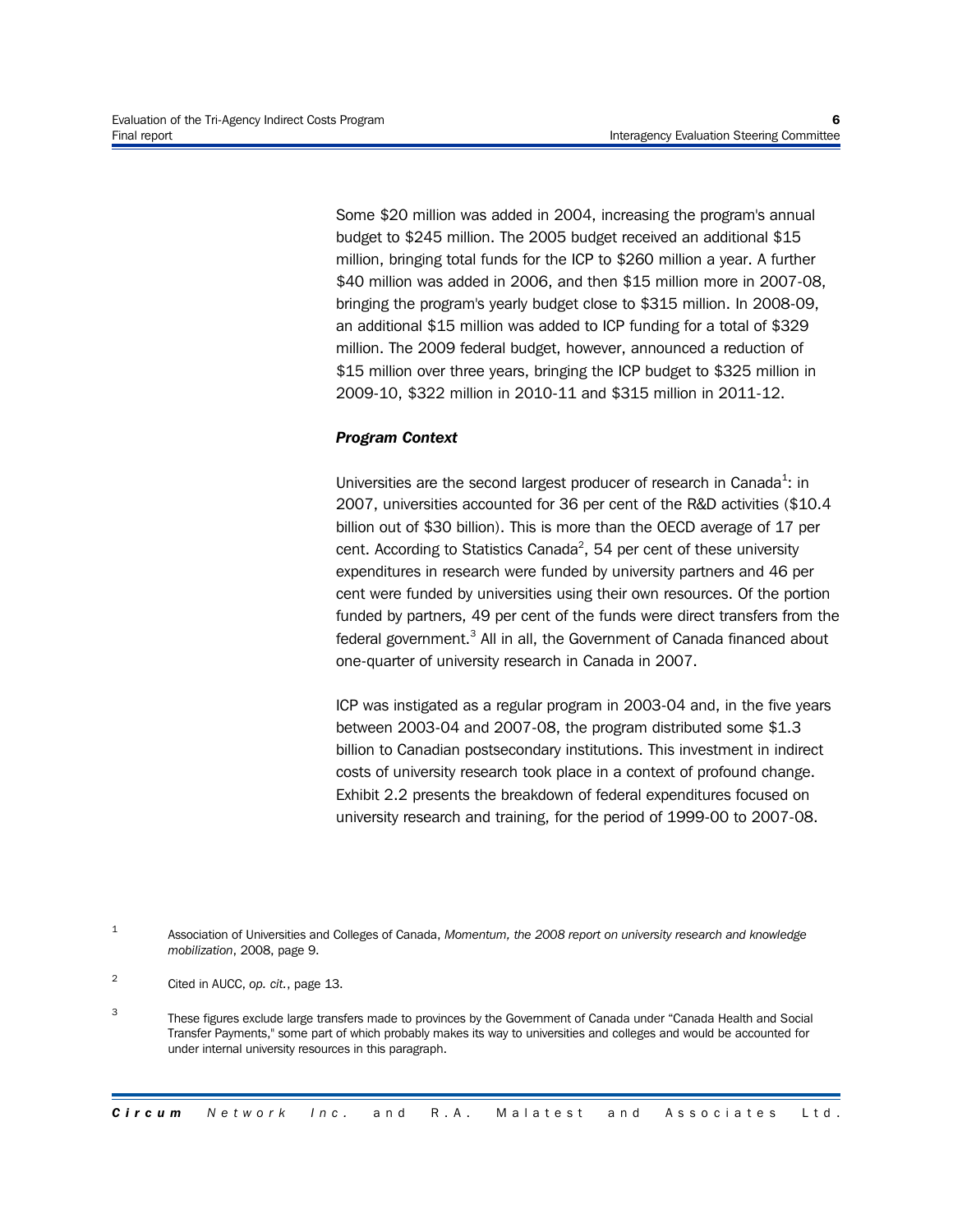Some $20 million was added in 2004, increasing the program's annual budget to $245 million. The 2005 budget received an additional $15 million, bringing total funds for the ICP to $260 million a year. A further $40 million was added in 2006, and then $15 million more in 2007-08, bringing the program's yearly budget close to $315 million. In 2008-09, an additional $15 million was added to ICP funding for a total of $329 million. The 2009 federal budget, however, announced a reduction of $15 million over three years, bringing the ICP budget to $325 million in 2009-10, $322 million in 2010-11 and $315 million in 2011-12.

***Program Context***

Universities are the second largest producer of research in Canada[1]: in 2007, universities accounted for 36 per cent of the R&D activities ($10.4 billion out of $30 billion). This is more than the OECD average of 17 per cent. According to Statistics Canada[2], 54 per cent of these university expenditures in research were funded by university partners and 46 per cent were funded by universities using their own resources. Of the portion funded by partners, 49 per cent of the funds were direct transfers from the federal government.[3] All in all, the Government of Canada financed about one-quarter of university research in Canada in 2007.

ICP was instigated as a regular program in 2003-04 and, in the five years between 2003-04 and 2007-08, the program distributed some $1.3 billion to Canadian postsecondary institutions. This investment in indirect costs of university research took place in a context of profound change. Exhibit 2.2 presents the breakdown of federal expenditures focused on university research and training, for the period of 1999-00 to 2007-08.

[1] Association of Universities and Colleges of Canada, *Momentum, the 2008 report on university research and knowledge mobilization*, 2008, page 9.

[2] Cited in AUCC, *op. cit.*, page 13.

[3] These figures exclude large transfers made to provinces by the Government of Canada under "Canada Health and Social Transfer Payments," some part of which probably makes its way to universities and colleges and would be accounted for under internal university resources in this paragraph.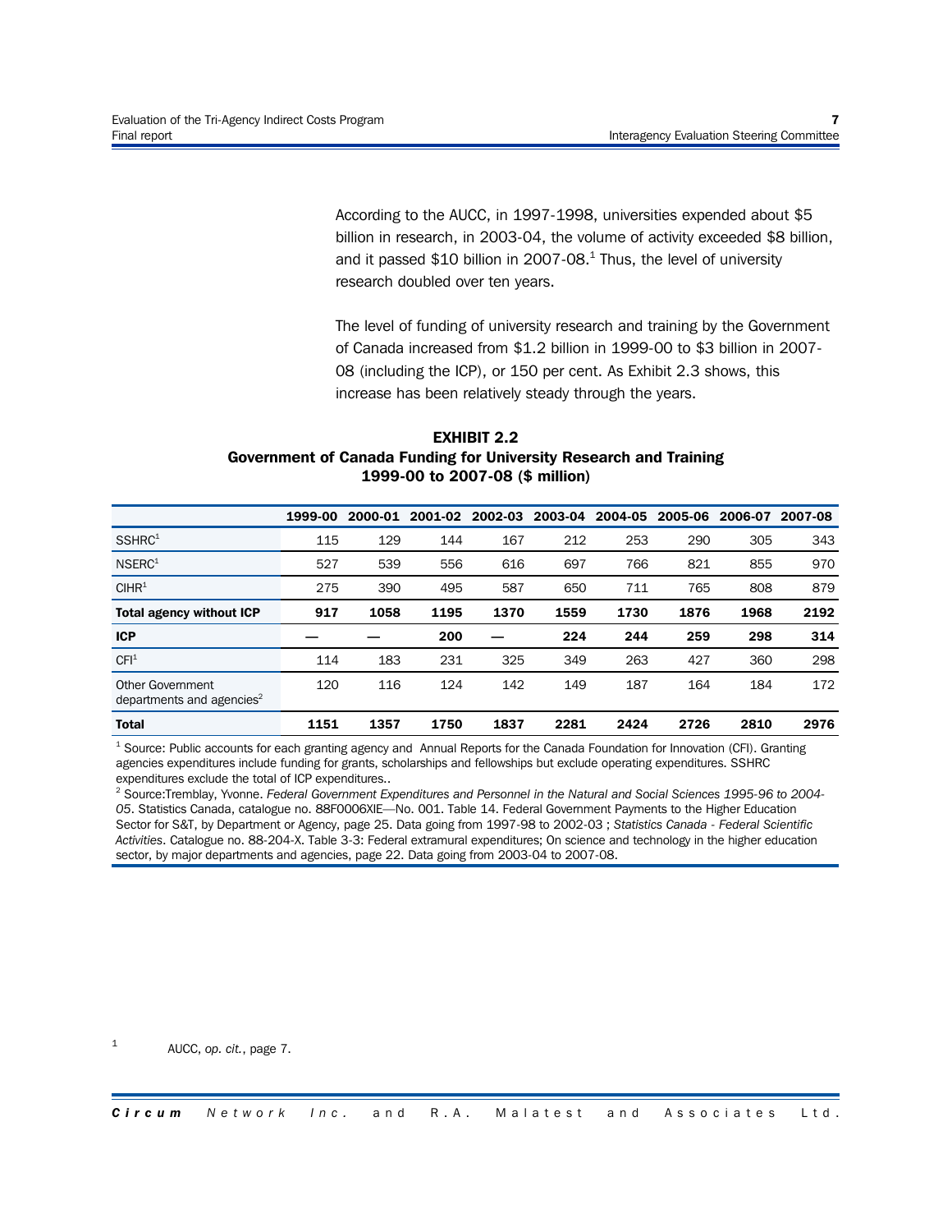According to the AUCC, in 1997-1998, universities expended about $5 billion in research, in 2003-04, the volume of activity exceeded $8 billion, and it passed $10 billion in 2007-08.[1] Thus, the level of university research doubled over ten years.

The level of funding of university research and training by the Government of Canada increased from $1.2 billion in 1999-00 to $3 billion in 2007-08 (including the ICP), or 150 per cent. As Exhibit 2.3 shows, this increase has been relatively steady through the years.

**EXHIBIT 2.2**
**Government of Canada Funding for University Research and Training**
**1999-00 to 2007-08 ($ million)**

| | 1999-00 | 2000-01 | 2001-02 | 2002-03 | 2003-04 | 2004-05 | 2005-06 | 2006-07 | 2007-08 |
|---|---|---|---|---|---|---|---|---|---|
| SSHRC[1] | 115 | 129 | 144 | 167 | 212 | 253 | 290 | 305 | 343 |
| NSERC[1] | 527 | 539 | 556 | 616 | 697 | 766 | 821 | 855 | 970 |
| CIHR[1] | 275 | 390 | 495 | 587 | 650 | 711 | 765 | 808 | 879 |
| **Total agency without ICP** | **917** | **1058** | **1195** | **1370** | **1559** | **1730** | **1876** | **1968** | **2192** |
| **ICP** | **—** | **—** | **200** | **—** | **224** | **244** | **259** | **298** | **314** |
| CFI[1] | 114 | 183 | 231 | 325 | 349 | 263 | 427 | 360 | 298 |
| Other Government departments and agencies[2] | 120 | 116 | 124 | 142 | 149 | 187 | 164 | 184 | 172 |
| **Total** | **1151** | **1357** | **1750** | **1837** | **2281** | **2424** | **2726** | **2810** | **2976** |

[1] Source: Public accounts for each granting agency and Annual Reports for the Canada Foundation for Innovation (CFI). Granting agencies expenditures include funding for grants, scholarships and fellowships but exclude operating expenditures. SSHRC expenditures exclude the total of ICP expenditures..
[2] Source:Tremblay, Yvonne. *Federal Government Expenditures and Personnel in the Natural and Social Sciences 1995-96 to 2004-05*. Statistics Canada, catalogue no. 88F0006XIE—No. 001. Table 14. Federal Government Payments to the Higher Education Sector for S&T, by Department or Agency, page 25. Data going from 1997-98 to 2002-03 ; *Statistics Canada - Federal Scientific Activities*. Catalogue no. 88-204-X. Table 3-3: Federal extramural expenditures; On science and technology in the higher education sector, by major departments and agencies, page 22. Data going from 2003-04 to 2007-08.

[1] AUCC, *op. cit.*, page 7.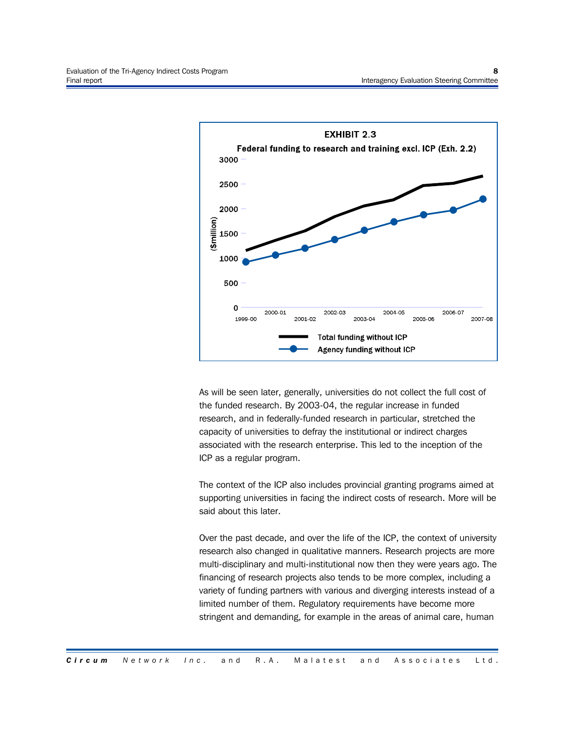**EXHIBIT 2.3**

**Federal funding to research and training excl. ICP (Exh. 2.2)**

Legend: Total funding without ICP; Agency funding without ICP

Y-axis: ($million), 0 to 3000. X-axis: 1999-00 to 2007-08.

As will be seen later, generally, universities do not collect the full cost of the funded research. By 2003-04, the regular increase in funded research, and in federally-funded research in particular, stretched the capacity of universities to defray the institutional or indirect charges associated with the research enterprise. This led to the inception of the ICP as a regular program.

The context of the ICP also includes provincial granting programs aimed at supporting universities in facing the indirect costs of research. More will be said about this later.

Over the past decade, and over the life of the ICP, the context of university research also changed in qualitative manners. Research projects are more multi-disciplinary and multi-institutional now then they were years ago. The financing of research projects also tends to be more complex, including a variety of funding partners with various and diverging interests instead of a limited number of them. Regulatory requirements have become more stringent and demanding, for example in the areas of animal care, human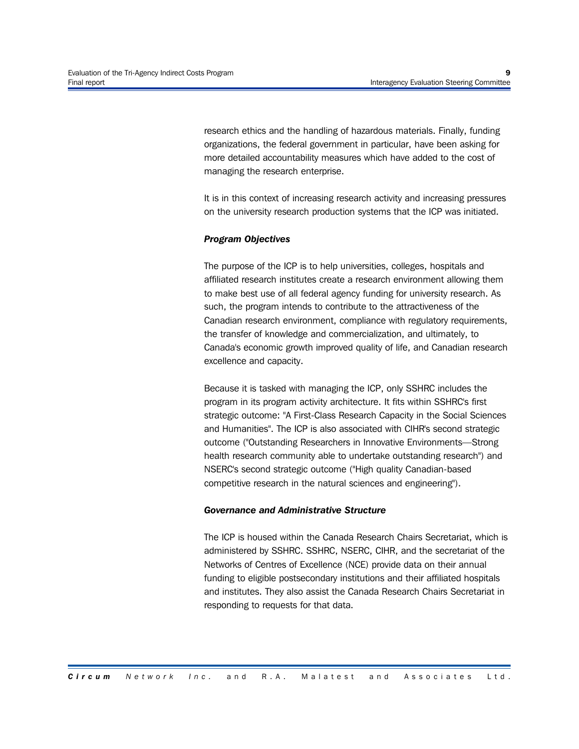research ethics and the handling of hazardous materials. Finally, funding organizations, the federal government in particular, have been asking for more detailed accountability measures which have added to the cost of managing the research enterprise.

It is in this context of increasing research activity and increasing pressures on the university research production systems that the ICP was initiated.

### *Program Objectives*

The purpose of the ICP is to help universities, colleges, hospitals and affiliated research institutes create a research environment allowing them to make best use of all federal agency funding for university research. As such, the program intends to contribute to the attractiveness of the Canadian research environment, compliance with regulatory requirements, the transfer of knowledge and commercialization, and ultimately, to Canada's economic growth improved quality of life, and Canadian research excellence and capacity.

Because it is tasked with managing the ICP, only SSHRC includes the program in its program activity architecture. It fits within SSHRC's first strategic outcome: "A First-Class Research Capacity in the Social Sciences and Humanities". The ICP is also associated with CIHR's second strategic outcome ("Outstanding Researchers in Innovative Environments—Strong health research community able to undertake outstanding research") and NSERC's second strategic outcome ("High quality Canadian-based competitive research in the natural sciences and engineering").

### *Governance and Administrative Structure*

The ICP is housed within the Canada Research Chairs Secretariat, which is administered by SSHRC. SSHRC, NSERC, CIHR, and the secretariat of the Networks of Centres of Excellence (NCE) provide data on their annual funding to eligible postsecondary institutions and their affiliated hospitals and institutes. They also assist the Canada Research Chairs Secretariat in responding to requests for that data.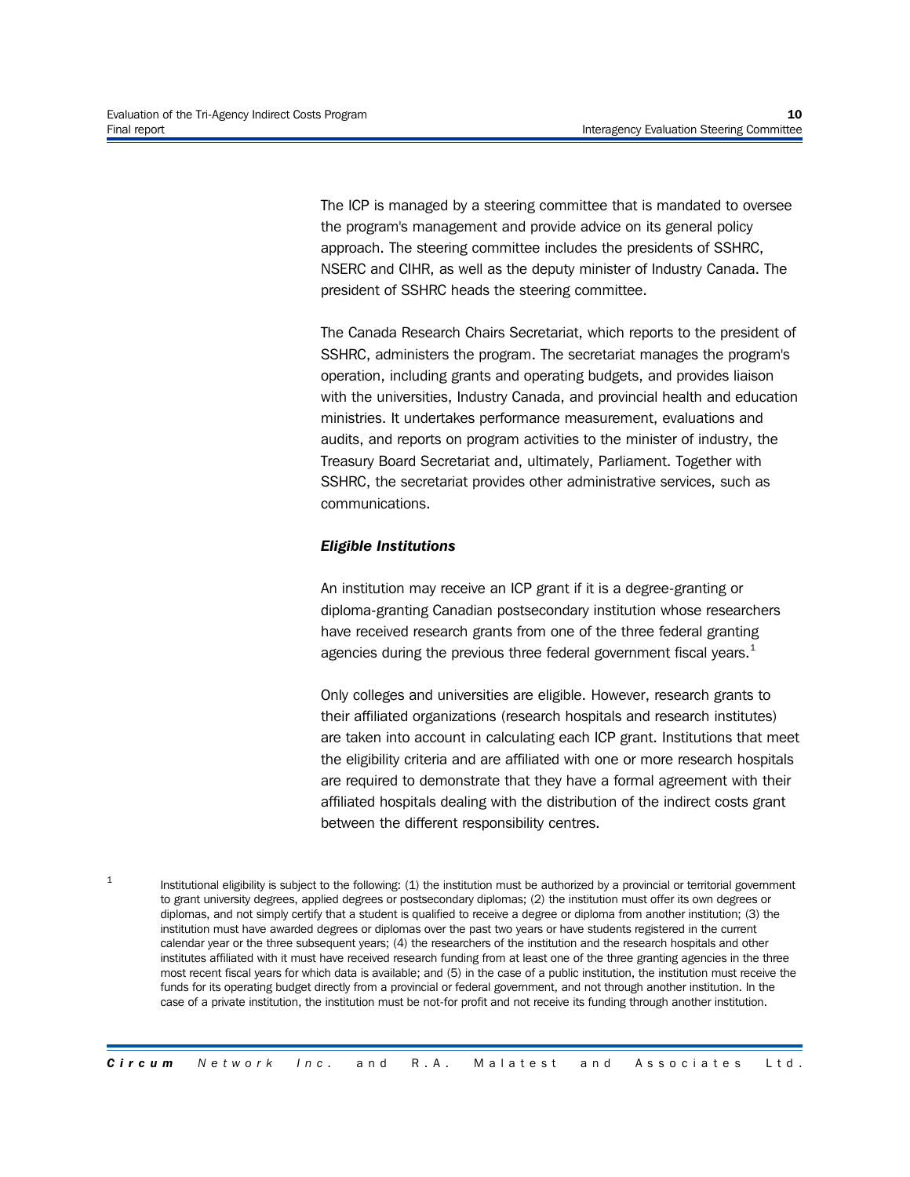The ICP is managed by a steering committee that is mandated to oversee the program's management and provide advice on its general policy approach. The steering committee includes the presidents of SSHRC, NSERC and CIHR, as well as the deputy minister of Industry Canada. The president of SSHRC heads the steering committee.

The Canada Research Chairs Secretariat, which reports to the president of SSHRC, administers the program. The secretariat manages the program's operation, including grants and operating budgets, and provides liaison with the universities, Industry Canada, and provincial health and education ministries. It undertakes performance measurement, evaluations and audits, and reports on program activities to the minister of industry, the Treasury Board Secretariat and, ultimately, Parliament. Together with SSHRC, the secretariat provides other administrative services, such as communications.

***Eligible Institutions***

An institution may receive an ICP grant if it is a degree-granting or diploma-granting Canadian postsecondary institution whose researchers have received research grants from one of the three federal granting agencies during the previous three federal government fiscal years.[1]

Only colleges and universities are eligible. However, research grants to their affiliated organizations (research hospitals and research institutes) are taken into account in calculating each ICP grant. Institutions that meet the eligibility criteria and are affiliated with one or more research hospitals are required to demonstrate that they have a formal agreement with their affiliated hospitals dealing with the distribution of the indirect costs grant between the different responsibility centres.

[1] Institutional eligibility is subject to the following: (1) the institution must be authorized by a provincial or territorial government to grant university degrees, applied degrees or postsecondary diplomas; (2) the institution must offer its own degrees or diplomas, and not simply certify that a student is qualified to receive a degree or diploma from another institution; (3) the institution must have awarded degrees or diplomas over the past two years or have students registered in the current calendar year or the three subsequent years; (4) the researchers of the institution and the research hospitals and other institutes affiliated with it must have received research funding from at least one of the three granting agencies in the three most recent fiscal years for which data is available; and (5) in the case of a public institution, the institution must receive the funds for its operating budget directly from a provincial or federal government, and not through another institution. In the case of a private institution, the institution must be not-for profit and not receive its funding through another institution.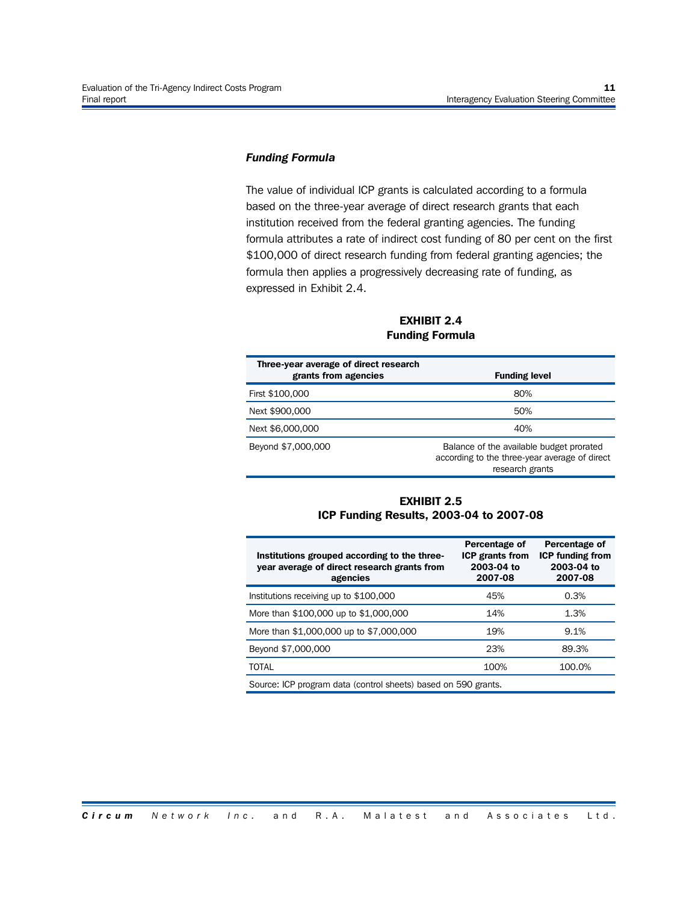### *Funding Formula*

The value of individual ICP grants is calculated according to a formula based on the three-year average of direct research grants that each institution received from the federal granting agencies. The funding formula attributes a rate of indirect cost funding of 80 per cent on the first $100,000 of direct research funding from federal granting agencies; the formula then applies a progressively decreasing rate of funding, as expressed in Exhibit 2.4.

**EXHIBIT 2.4**
**Funding Formula**

| Three-year average of direct research grants from agencies | Funding level |
|---|---|
| First $100,000 | 80% |
| Next $900,000 | 50% |
| Next $6,000,000 | 40% |
| Beyond $7,000,000 | Balance of the available budget prorated according to the three-year average of direct research grants |

**EXHIBIT 2.5**
**ICP Funding Results, 2003-04 to 2007-08**

| Institutions grouped according to the three-year average of direct research grants from agencies | Percentage of ICP grants from 2003-04 to 2007-08 | Percentage of ICP funding from 2003-04 to 2007-08 |
|---|---|---|
| Institutions receiving up to $100,000 | 45% | 0.3% |
| More than $100,000 up to $1,000,000 | 14% | 1.3% |
| More than $1,000,000 up to $7,000,000 | 19% | 9.1% |
| Beyond $7,000,000 | 23% | 89.3% |
| TOTAL | 100% | 100.0% |

Source: ICP program data (control sheets) based on 590 grants.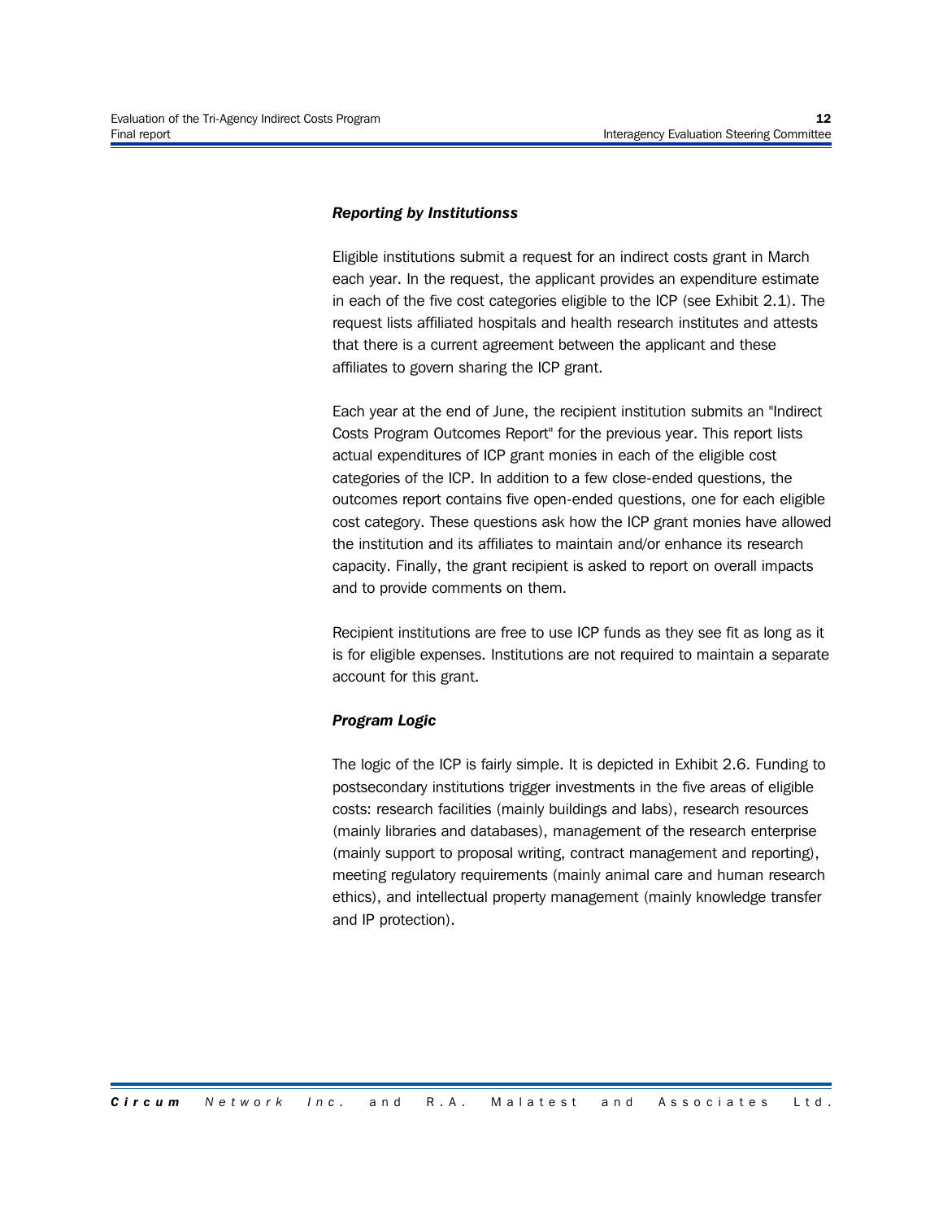### *Reporting by Institutionss*

Eligible institutions submit a request for an indirect costs grant in March each year. In the request, the applicant provides an expenditure estimate in each of the five cost categories eligible to the ICP (see Exhibit 2.1). The request lists affiliated hospitals and health research institutes and attests that there is a current agreement between the applicant and these affiliates to govern sharing the ICP grant.

Each year at the end of June, the recipient institution submits an "Indirect Costs Program Outcomes Report" for the previous year. This report lists actual expenditures of ICP grant monies in each of the eligible cost categories of the ICP. In addition to a few close-ended questions, the outcomes report contains five open-ended questions, one for each eligible cost category. These questions ask how the ICP grant monies have allowed the institution and its affiliates to maintain and/or enhance its research capacity. Finally, the grant recipient is asked to report on overall impacts and to provide comments on them.

Recipient institutions are free to use ICP funds as they see fit as long as it is for eligible expenses. Institutions are not required to maintain a separate account for this grant.

### *Program Logic*

The logic of the ICP is fairly simple. It is depicted in Exhibit 2.6. Funding to postsecondary institutions trigger investments in the five areas of eligible costs: research facilities (mainly buildings and labs), research resources (mainly libraries and databases), management of the research enterprise (mainly support to proposal writing, contract management and reporting), meeting regulatory requirements (mainly animal care and human research ethics), and intellectual property management (mainly knowledge transfer and IP protection).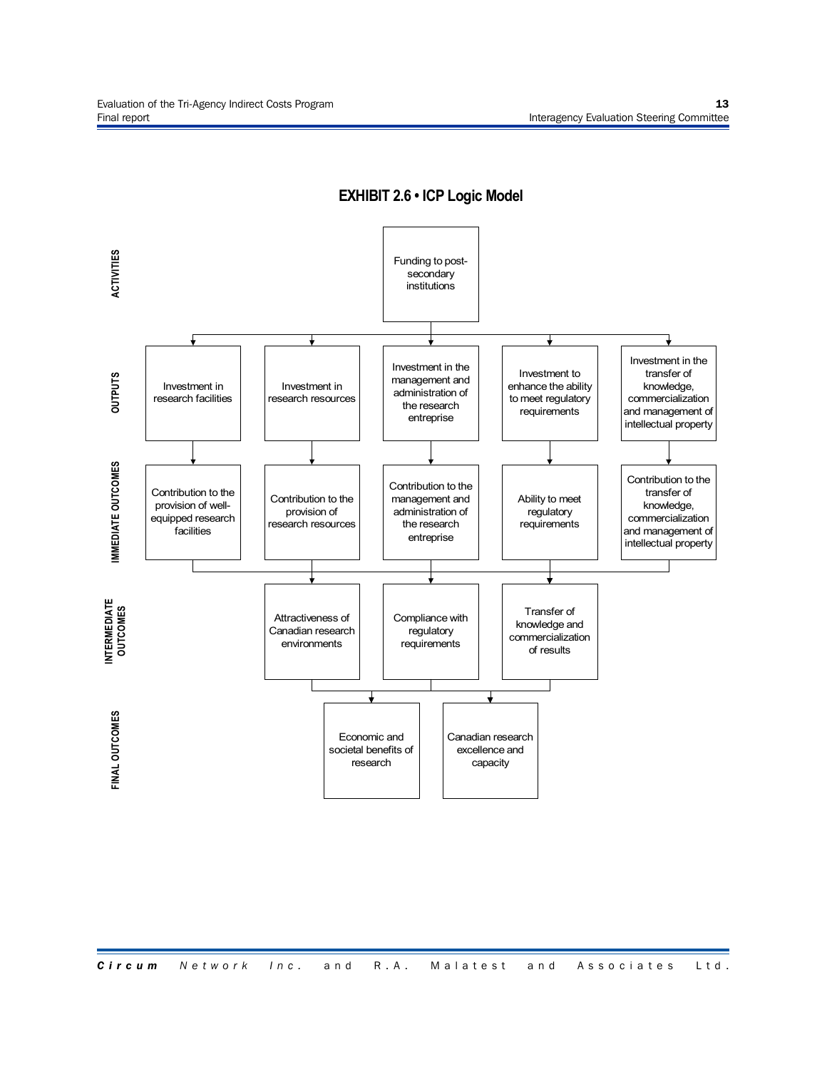**EXHIBIT 2.6 • ICP Logic Model**

**ACTIVITIES**

- Funding to post-secondary institutions

**OUTPUTS**

- Investment in research facilities
- Investment in research resources
- Investment in the management and administration of the research entreprise
- Investment to enhance the ability to meet regulatory requirements
- Investment in the transfer of knowledge, commercialization and management of intellectual property

**IMMEDIATE OUTCOMES**

- Contribution to the provision of well-equipped research facilities
- Contribution to the provision of research resources
- Contribution to the management and administration of the research entreprise
- Ability to meet regulatory requirements
- Contribution to the transfer of knowledge, commercialization and management of intellectual property

**INTERMEDIATE OUTCOMES**

- Attractiveness of Canadian research environments
- Compliance with regulatory requirements
- Transfer of knowledge and commercialization of results

**FINAL OUTCOMES**

- Economic and societal benefits of research
- Canadian research excellence and capacity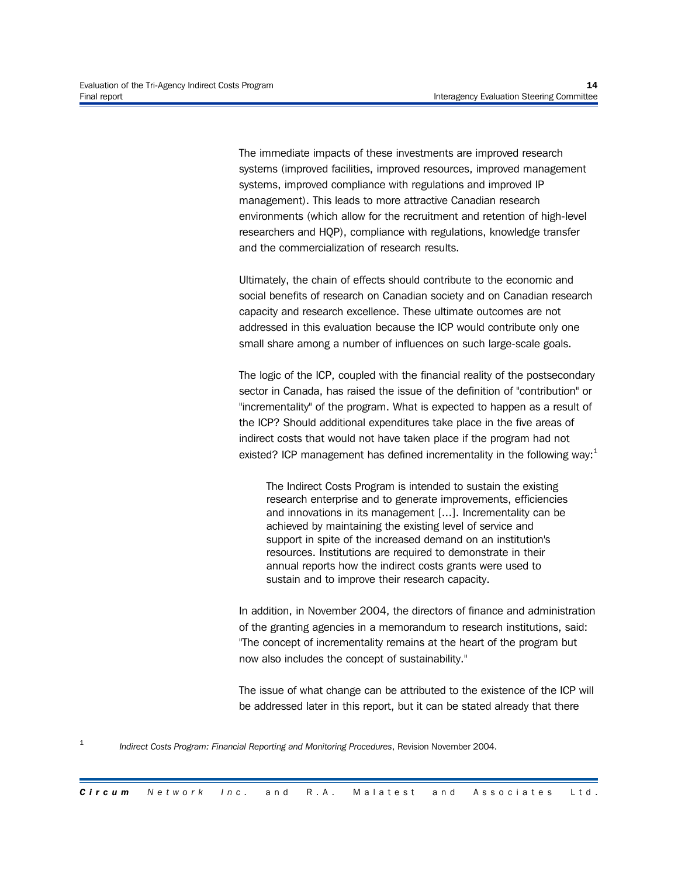The immediate impacts of these investments are improved research systems (improved facilities, improved resources, improved management systems, improved compliance with regulations and improved IP management). This leads to more attractive Canadian research environments (which allow for the recruitment and retention of high-level researchers and HQP), compliance with regulations, knowledge transfer and the commercialization of research results.

Ultimately, the chain of effects should contribute to the economic and social benefits of research on Canadian society and on Canadian research capacity and research excellence. These ultimate outcomes are not addressed in this evaluation because the ICP would contribute only one small share among a number of influences on such large-scale goals.

The logic of the ICP, coupled with the financial reality of the postsecondary sector in Canada, has raised the issue of the definition of "contribution" or "incrementality" of the program. What is expected to happen as a result of the ICP? Should additional expenditures take place in the five areas of indirect costs that would not have taken place if the program had not existed? ICP management has defined incrementality in the following way:[1]

> The Indirect Costs Program is intended to sustain the existing research enterprise and to generate improvements, efficiencies and innovations in its management [...]. Incrementality can be achieved by maintaining the existing level of service and support in spite of the increased demand on an institution's resources. Institutions are required to demonstrate in their annual reports how the indirect costs grants were used to sustain and to improve their research capacity.

In addition, in November 2004, the directors of finance and administration of the granting agencies in a memorandum to research institutions, said: "The concept of incrementality remains at the heart of the program but now also includes the concept of sustainability."

The issue of what change can be attributed to the existence of the ICP will be addressed later in this report, but it can be stated already that there

[1] *Indirect Costs Program: Financial Reporting and Monitoring Procedures*, Revision November 2004.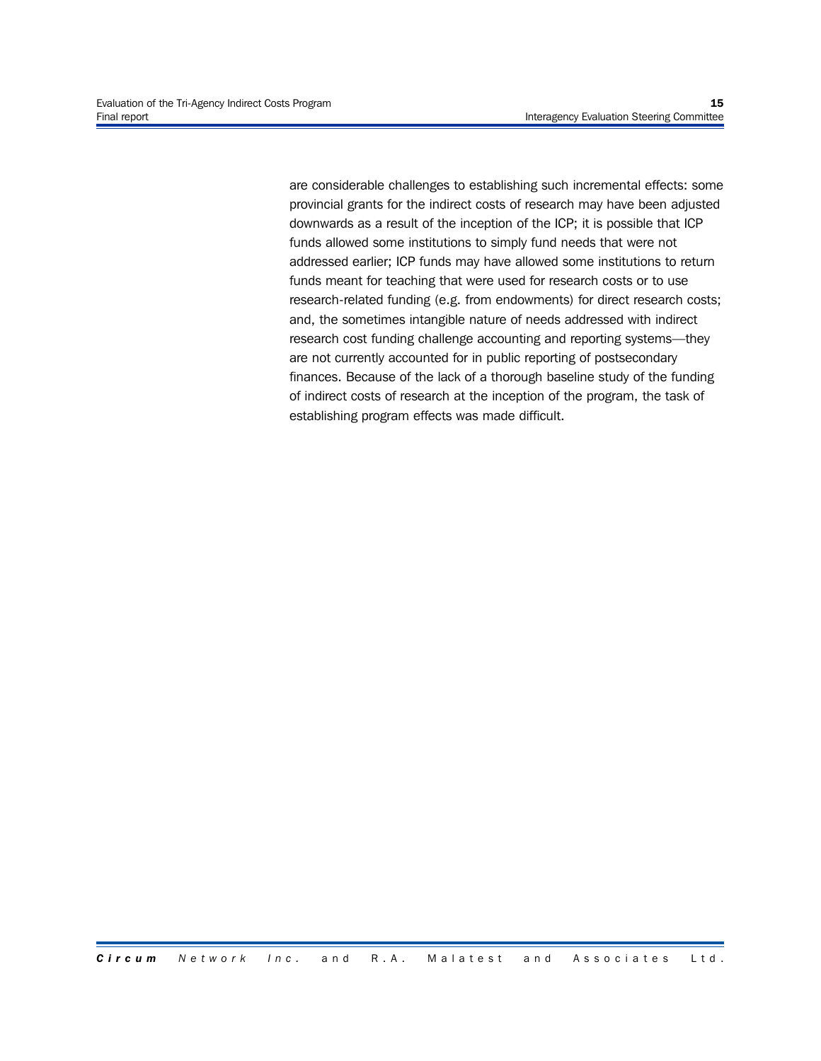are considerable challenges to establishing such incremental effects: some provincial grants for the indirect costs of research may have been adjusted downwards as a result of the inception of the ICP; it is possible that ICP funds allowed some institutions to simply fund needs that were not addressed earlier; ICP funds may have allowed some institutions to return funds meant for teaching that were used for research costs or to use research-related funding (e.g. from endowments) for direct research costs; and, the sometimes intangible nature of needs addressed with indirect research cost funding challenge accounting and reporting systems—they are not currently accounted for in public reporting of postsecondary finances. Because of the lack of a thorough baseline study of the funding of indirect costs of research at the inception of the program, the task of establishing program effects was made difficult.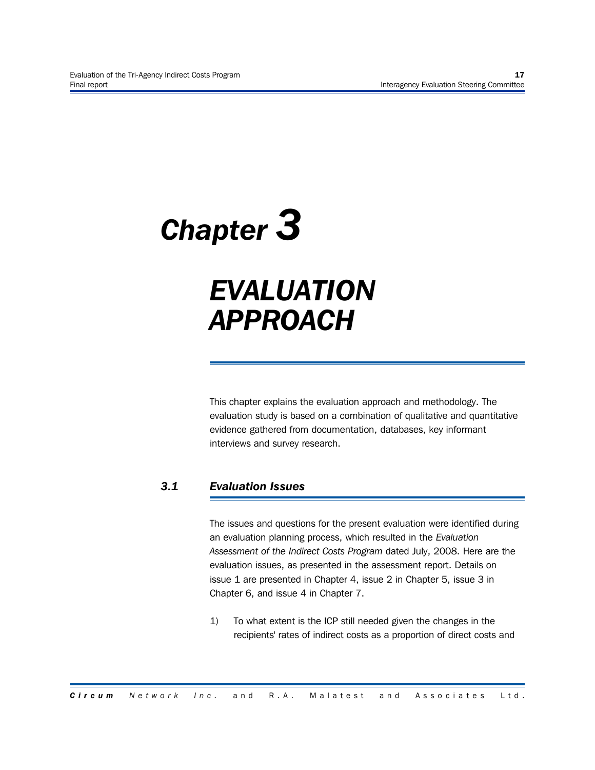# Chapter 3

# EVALUATION APPROACH

This chapter explains the evaluation approach and methodology. The evaluation study is based on a combination of qualitative and quantitative evidence gathered from documentation, databases, key informant interviews and survey research.

## 3.1 Evaluation Issues

The issues and questions for the present evaluation were identified during an evaluation planning process, which resulted in the *Evaluation Assessment of the Indirect Costs Program* dated July, 2008. Here are the evaluation issues, as presented in the assessment report. Details on issue 1 are presented in Chapter 4, issue 2 in Chapter 5, issue 3 in Chapter 6, and issue 4 in Chapter 7.

1) To what extent is the ICP still needed given the changes in the recipients' rates of indirect costs as a proportion of direct costs and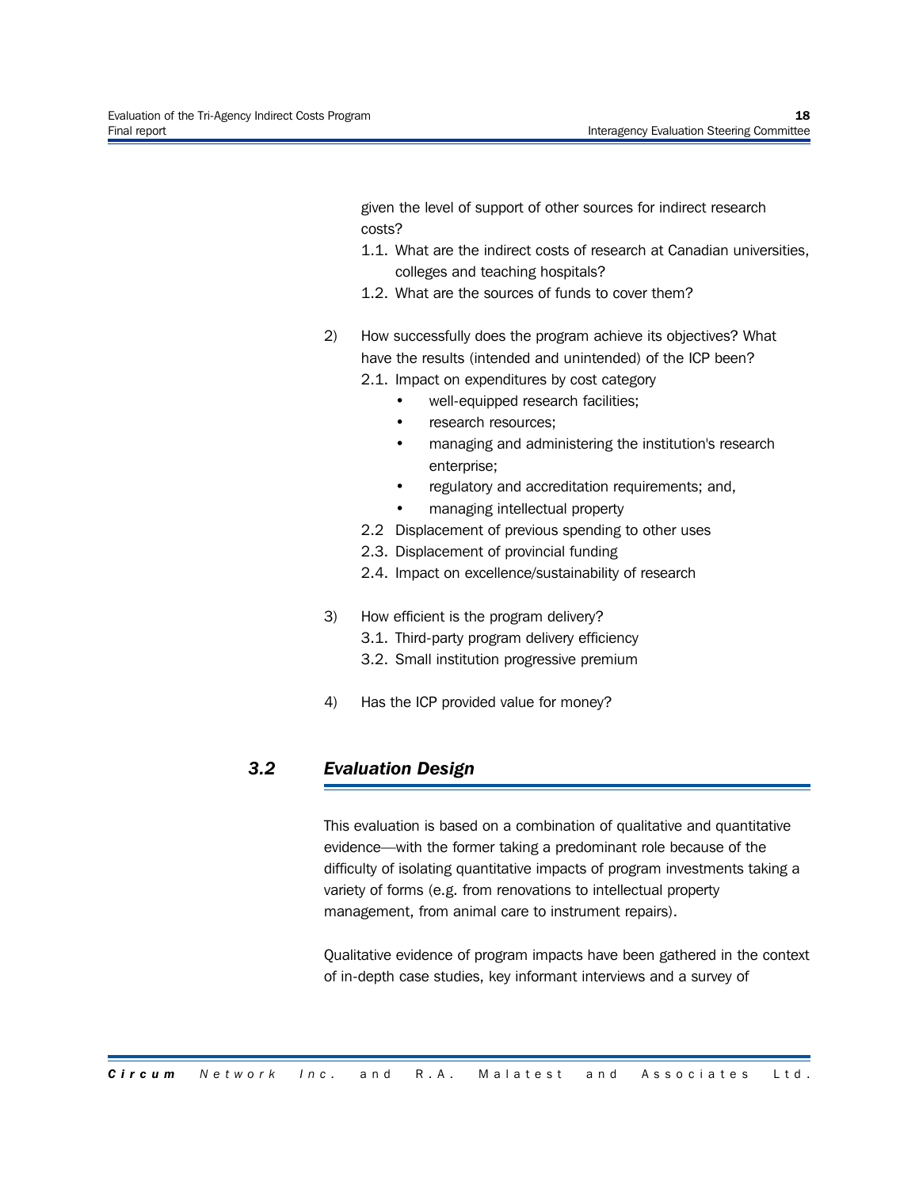given the level of support of other sources for indirect research costs?

1.1. What are the indirect costs of research at Canadian universities, colleges and teaching hospitals?
1.2. What are the sources of funds to cover them?

2) How successfully does the program achieve its objectives? What have the results (intended and unintended) of the ICP been?
   - 2.1. Impact on expenditures by cost category
     - well-equipped research facilities;
     - research resources;
     - managing and administering the institution's research enterprise;
     - regulatory and accreditation requirements; and,
     - managing intellectual property
   - 2.2 Displacement of previous spending to other uses
   - 2.3. Displacement of provincial funding
   - 2.4. Impact on excellence/sustainability of research

3) How efficient is the program delivery?
   - 3.1. Third-party program delivery efficiency
   - 3.2. Small institution progressive premium

4) Has the ICP provided value for money?

## *3.2 Evaluation Design*

This evaluation is based on a combination of qualitative and quantitative evidence—with the former taking a predominant role because of the difficulty of isolating quantitative impacts of program investments taking a variety of forms (e.g. from renovations to intellectual property management, from animal care to instrument repairs).

Qualitative evidence of program impacts have been gathered in the context of in-depth case studies, key informant interviews and a survey of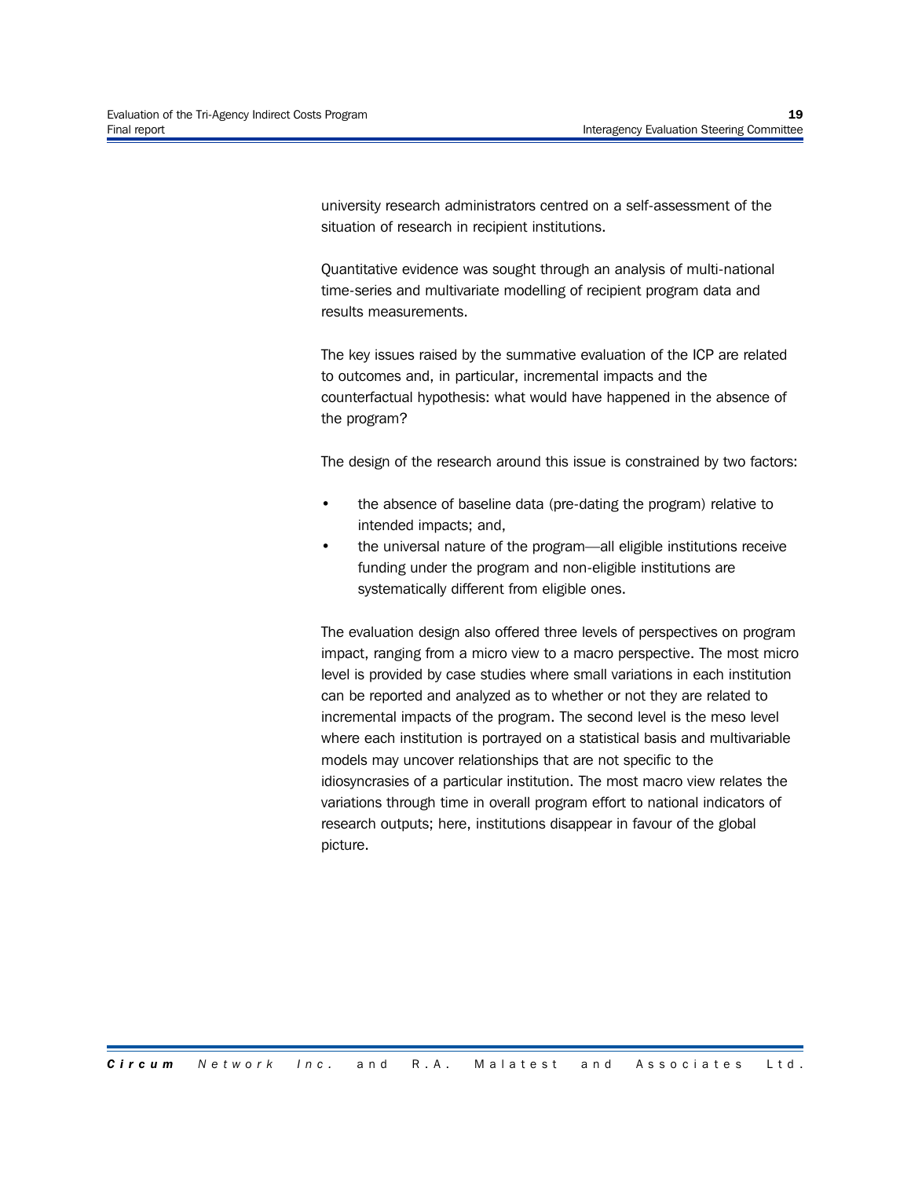university research administrators centred on a self-assessment of the situation of research in recipient institutions.

Quantitative evidence was sought through an analysis of multi-national time-series and multivariate modelling of recipient program data and results measurements.

The key issues raised by the summative evaluation of the ICP are related to outcomes and, in particular, incremental impacts and the counterfactual hypothesis: what would have happened in the absence of the program?

The design of the research around this issue is constrained by two factors:

- the absence of baseline data (pre-dating the program) relative to intended impacts; and,
- the universal nature of the program—all eligible institutions receive funding under the program and non-eligible institutions are systematically different from eligible ones.

The evaluation design also offered three levels of perspectives on program impact, ranging from a micro view to a macro perspective. The most micro level is provided by case studies where small variations in each institution can be reported and analyzed as to whether or not they are related to incremental impacts of the program. The second level is the meso level where each institution is portrayed on a statistical basis and multivariable models may uncover relationships that are not specific to the idiosyncrasies of a particular institution. The most macro view relates the variations through time in overall program effort to national indicators of research outputs; here, institutions disappear in favour of the global picture.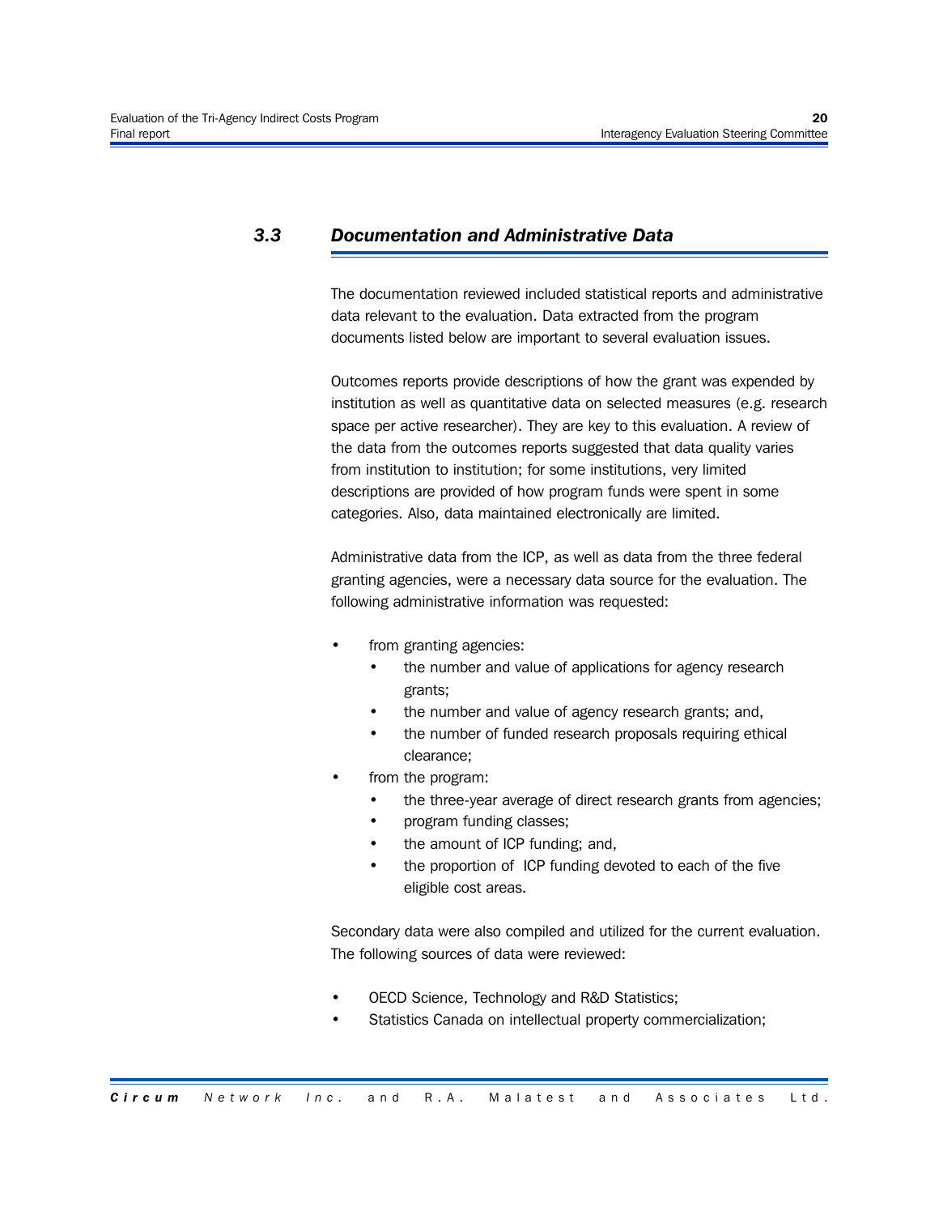### 3.3 Documentation and Administrative Data

The documentation reviewed included statistical reports and administrative data relevant to the evaluation. Data extracted from the program documents listed below are important to several evaluation issues.

Outcomes reports provide descriptions of how the grant was expended by institution as well as quantitative data on selected measures (e.g. research space per active researcher). They are key to this evaluation. A review of the data from the outcomes reports suggested that data quality varies from institution to institution; for some institutions, very limited descriptions are provided of how program funds were spent in some categories. Also, data maintained electronically are limited.

Administrative data from the ICP, as well as data from the three federal granting agencies, were a necessary data source for the evaluation. The following administrative information was requested:

- from granting agencies:
  - the number and value of applications for agency research grants;
  - the number and value of agency research grants; and,
  - the number of funded research proposals requiring ethical clearance;
- from the program:
  - the three-year average of direct research grants from agencies;
  - program funding classes;
  - the amount of ICP funding; and,
  - the proportion of ICP funding devoted to each of the five eligible cost areas.

Secondary data were also compiled and utilized for the current evaluation. The following sources of data were reviewed:

- OECD Science, Technology and R&D Statistics;
- Statistics Canada on intellectual property commercialization;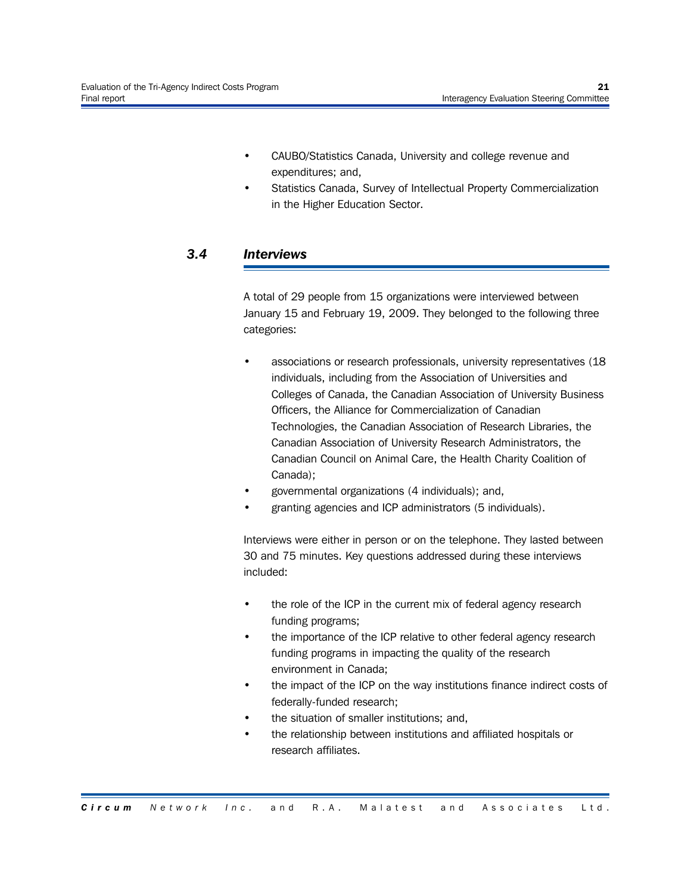- CAUBO/Statistics Canada, University and college revenue and expenditures; and,
- Statistics Canada, Survey of Intellectual Property Commercialization in the Higher Education Sector.

### *3.4 Interviews*

A total of 29 people from 15 organizations were interviewed between January 15 and February 19, 2009. They belonged to the following three categories:

- associations or research professionals, university representatives (18 individuals, including from the Association of Universities and Colleges of Canada, the Canadian Association of University Business Officers, the Alliance for Commercialization of Canadian Technologies, the Canadian Association of Research Libraries, the Canadian Association of University Research Administrators, the Canadian Council on Animal Care, the Health Charity Coalition of Canada);
- governmental organizations (4 individuals); and,
- granting agencies and ICP administrators (5 individuals).

Interviews were either in person or on the telephone. They lasted between 30 and 75 minutes. Key questions addressed during these interviews included:

- the role of the ICP in the current mix of federal agency research funding programs;
- the importance of the ICP relative to other federal agency research funding programs in impacting the quality of the research environment in Canada;
- the impact of the ICP on the way institutions finance indirect costs of federally-funded research;
- the situation of smaller institutions; and,
- the relationship between institutions and affiliated hospitals or research affiliates.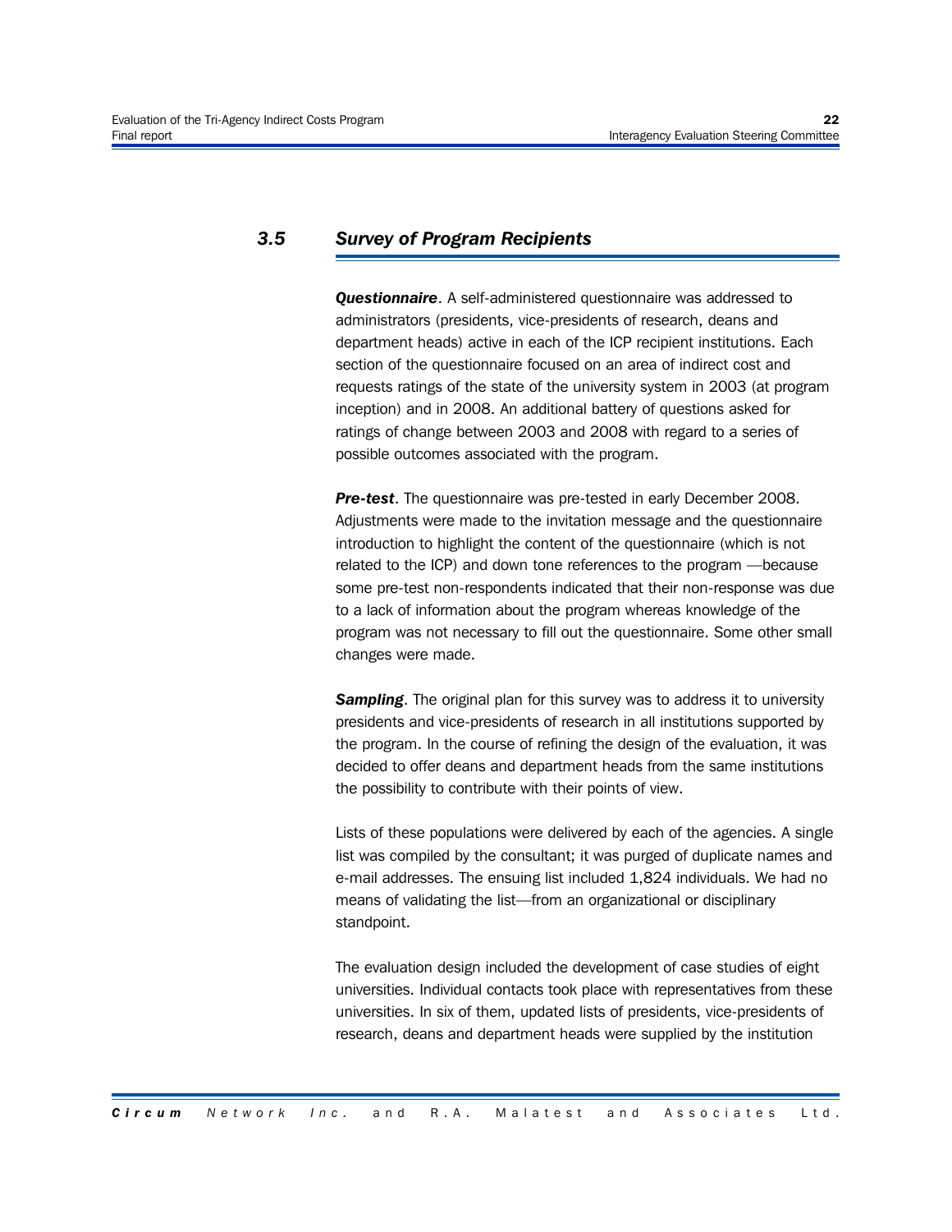## 3.5 Survey of Program Recipients

***Questionnaire***. A self-administered questionnaire was addressed to administrators (presidents, vice-presidents of research, deans and department heads) active in each of the ICP recipient institutions. Each section of the questionnaire focused on an area of indirect cost and requests ratings of the state of the university system in 2003 (at program inception) and in 2008. An additional battery of questions asked for ratings of change between 2003 and 2008 with regard to a series of possible outcomes associated with the program.

***Pre-test***. The questionnaire was pre-tested in early December 2008. Adjustments were made to the invitation message and the questionnaire introduction to highlight the content of the questionnaire (which is not related to the ICP) and down tone references to the program —because some pre-test non-respondents indicated that their non-response was due to a lack of information about the program whereas knowledge of the program was not necessary to fill out the questionnaire. Some other small changes were made.

***Sampling***. The original plan for this survey was to address it to university presidents and vice-presidents of research in all institutions supported by the program. In the course of refining the design of the evaluation, it was decided to offer deans and department heads from the same institutions the possibility to contribute with their points of view.

Lists of these populations were delivered by each of the agencies. A single list was compiled by the consultant; it was purged of duplicate names and e-mail addresses. The ensuing list included 1,824 individuals. We had no means of validating the list—from an organizational or disciplinary standpoint.

The evaluation design included the development of case studies of eight universities. Individual contacts took place with representatives from these universities. In six of them, updated lists of presidents, vice-presidents of research, deans and department heads were supplied by the institution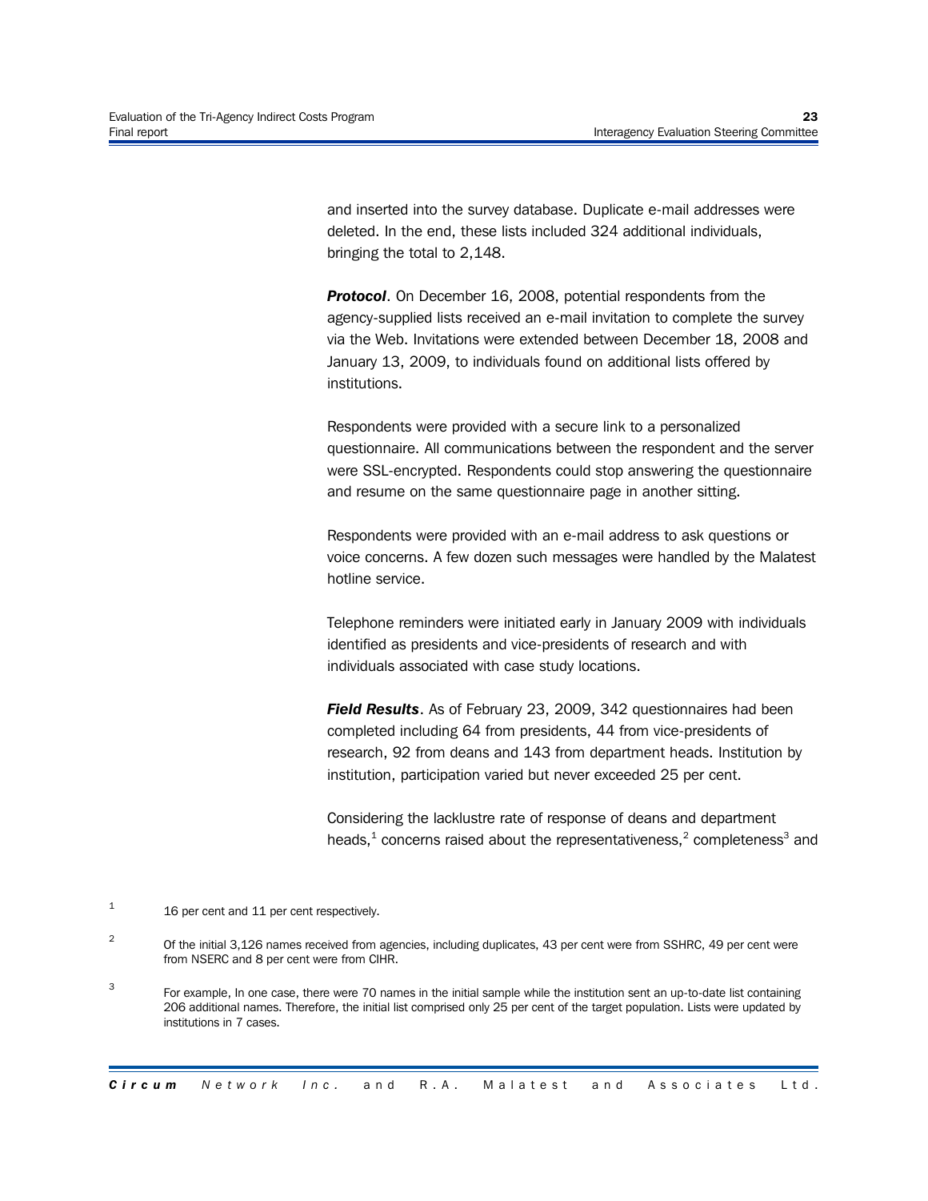and inserted into the survey database. Duplicate e-mail addresses were deleted. In the end, these lists included 324 additional individuals, bringing the total to 2,148.

***Protocol***. On December 16, 2008, potential respondents from the agency-supplied lists received an e-mail invitation to complete the survey via the Web. Invitations were extended between December 18, 2008 and January 13, 2009, to individuals found on additional lists offered by institutions.

Respondents were provided with a secure link to a personalized questionnaire. All communications between the respondent and the server were SSL-encrypted. Respondents could stop answering the questionnaire and resume on the same questionnaire page in another sitting.

Respondents were provided with an e-mail address to ask questions or voice concerns. A few dozen such messages were handled by the Malatest hotline service.

Telephone reminders were initiated early in January 2009 with individuals identified as presidents and vice-presidents of research and with individuals associated with case study locations.

***Field Results***. As of February 23, 2009, 342 questionnaires had been completed including 64 from presidents, 44 from vice-presidents of research, 92 from deans and 143 from department heads. Institution by institution, participation varied but never exceeded 25 per cent.

Considering the lacklustre rate of response of deans and department heads,[1] concerns raised about the representativeness,[2] completeness[3] and

[1] 16 per cent and 11 per cent respectively.

[2] Of the initial 3,126 names received from agencies, including duplicates, 43 per cent were from SSHRC, 49 per cent were from NSERC and 8 per cent were from CIHR.

[3] For example, In one case, there were 70 names in the initial sample while the institution sent an up-to-date list containing 206 additional names. Therefore, the initial list comprised only 25 per cent of the target population. Lists were updated by institutions in 7 cases.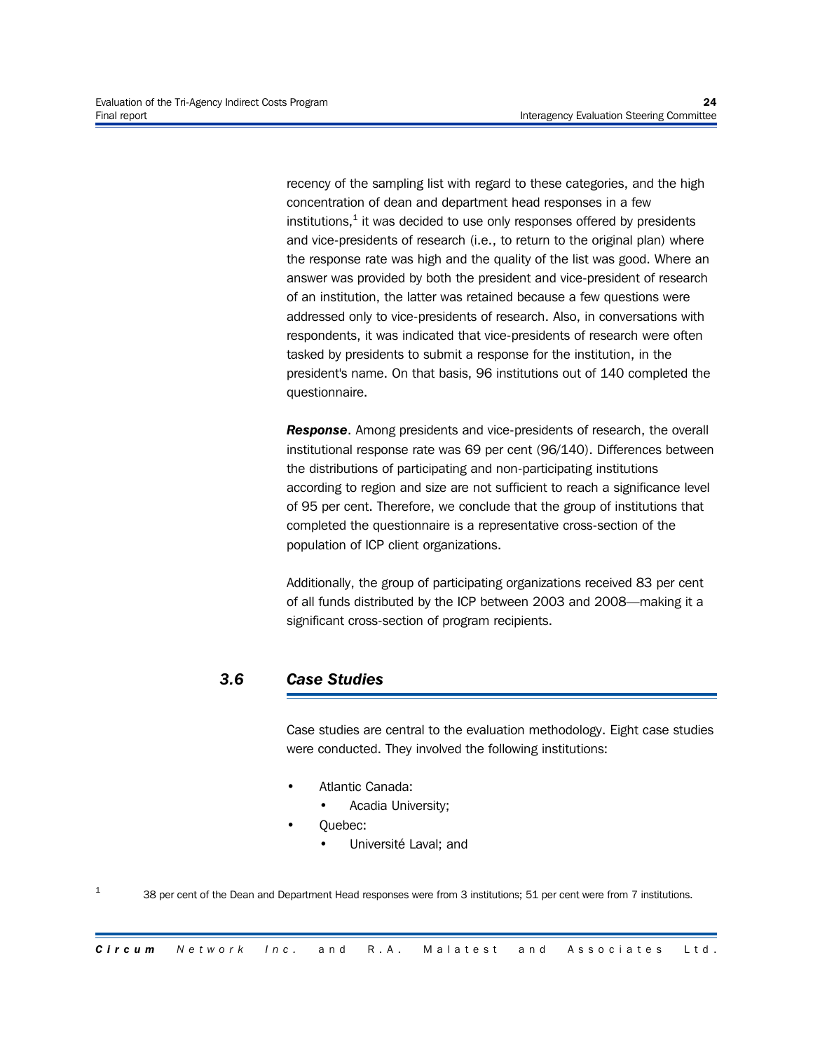recency of the sampling list with regard to these categories, and the high concentration of dean and department head responses in a few institutions,[1] it was decided to use only responses offered by presidents and vice-presidents of research (i.e., to return to the original plan) where the response rate was high and the quality of the list was good. Where an answer was provided by both the president and vice-president of research of an institution, the latter was retained because a few questions were addressed only to vice-presidents of research. Also, in conversations with respondents, it was indicated that vice-presidents of research were often tasked by presidents to submit a response for the institution, in the president's name. On that basis, 96 institutions out of 140 completed the questionnaire.

***Response***. Among presidents and vice-presidents of research, the overall institutional response rate was 69 per cent (96/140). Differences between the distributions of participating and non-participating institutions according to region and size are not sufficient to reach a significance level of 95 per cent. Therefore, we conclude that the group of institutions that completed the questionnaire is a representative cross-section of the population of ICP client organizations.

Additionally, the group of participating organizations received 83 per cent of all funds distributed by the ICP between 2003 and 2008—making it a significant cross-section of program recipients.

## *3.6 Case Studies*

Case studies are central to the evaluation methodology. Eight case studies were conducted. They involved the following institutions:

- Atlantic Canada:
  - Acadia University;
- Quebec:
  - Université Laval; and

[1] 38 per cent of the Dean and Department Head responses were from 3 institutions; 51 per cent were from 7 institutions.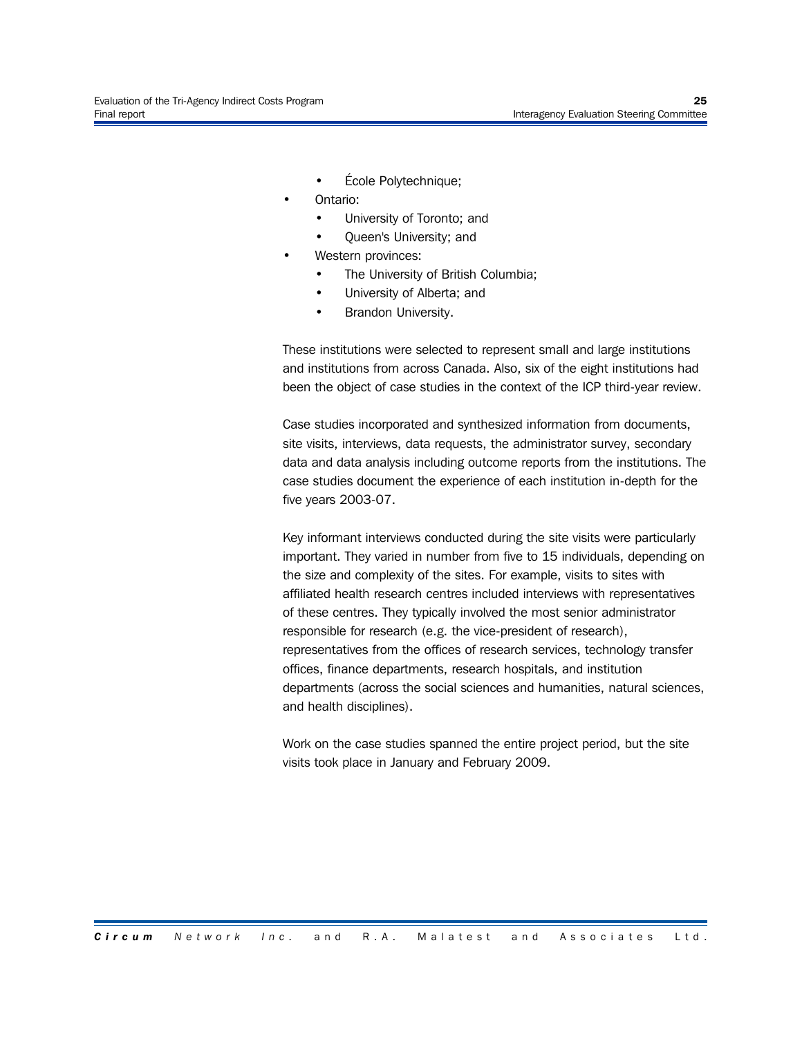- École Polytechnique;
- Ontario:
    - University of Toronto; and
    - Queen's University; and
- Western provinces:
    - The University of British Columbia;
    - University of Alberta; and
    - Brandon University.

These institutions were selected to represent small and large institutions and institutions from across Canada. Also, six of the eight institutions had been the object of case studies in the context of the ICP third-year review.

Case studies incorporated and synthesized information from documents, site visits, interviews, data requests, the administrator survey, secondary data and data analysis including outcome reports from the institutions. The case studies document the experience of each institution in-depth for the five years 2003-07.

Key informant interviews conducted during the site visits were particularly important. They varied in number from five to 15 individuals, depending on the size and complexity of the sites. For example, visits to sites with affiliated health research centres included interviews with representatives of these centres. They typically involved the most senior administrator responsible for research (e.g. the vice-president of research), representatives from the offices of research services, technology transfer offices, finance departments, research hospitals, and institution departments (across the social sciences and humanities, natural sciences, and health disciplines).

Work on the case studies spanned the entire project period, but the site visits took place in January and February 2009.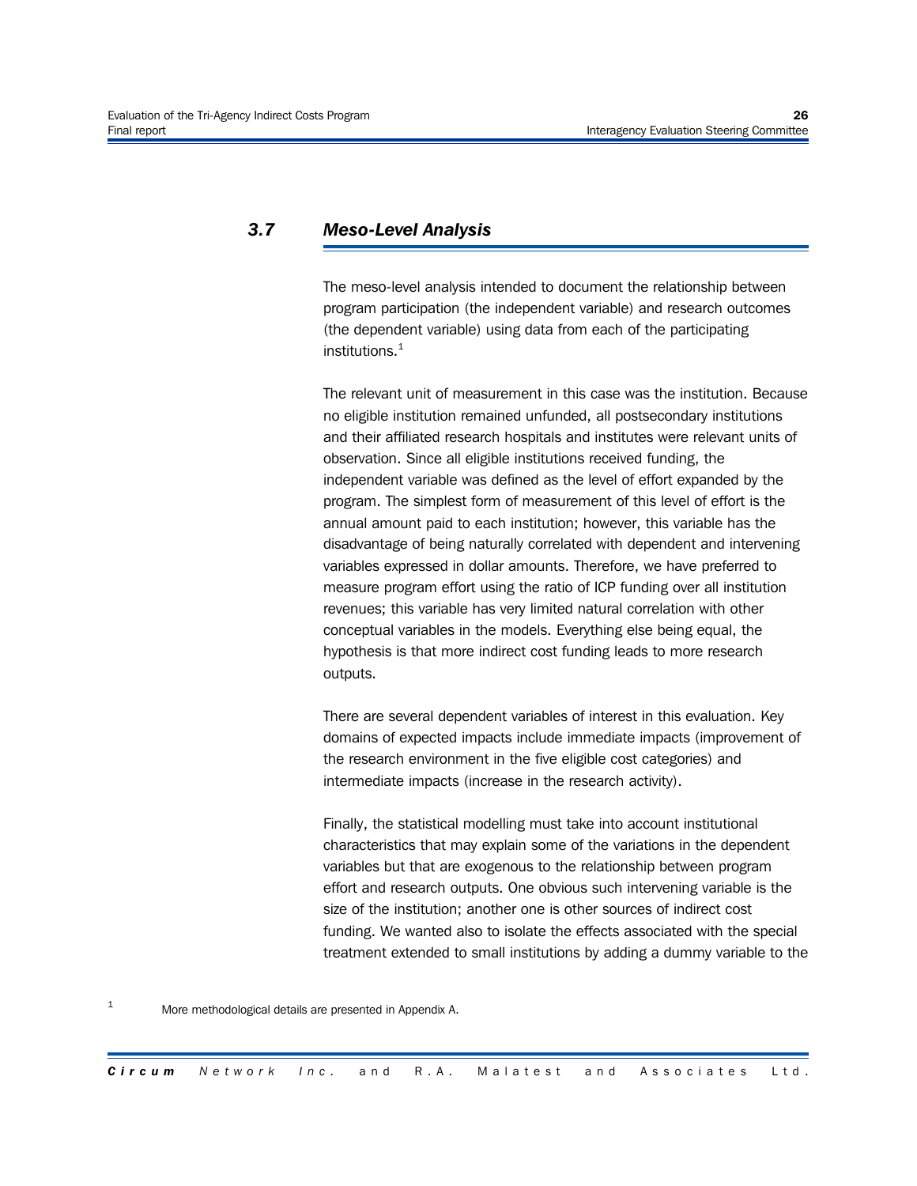## 3.7 *Meso-Level Analysis*

The meso-level analysis intended to document the relationship between program participation (the independent variable) and research outcomes (the dependent variable) using data from each of the participating institutions.[1]

The relevant unit of measurement in this case was the institution. Because no eligible institution remained unfunded, all postsecondary institutions and their affiliated research hospitals and institutes were relevant units of observation. Since all eligible institutions received funding, the independent variable was defined as the level of effort expanded by the program. The simplest form of measurement of this level of effort is the annual amount paid to each institution; however, this variable has the disadvantage of being naturally correlated with dependent and intervening variables expressed in dollar amounts. Therefore, we have preferred to measure program effort using the ratio of ICP funding over all institution revenues; this variable has very limited natural correlation with other conceptual variables in the models. Everything else being equal, the hypothesis is that more indirect cost funding leads to more research outputs.

There are several dependent variables of interest in this evaluation. Key domains of expected impacts include immediate impacts (improvement of the research environment in the five eligible cost categories) and intermediate impacts (increase in the research activity).

Finally, the statistical modelling must take into account institutional characteristics that may explain some of the variations in the dependent variables but that are exogenous to the relationship between program effort and research outputs. One obvious such intervening variable is the size of the institution; another one is other sources of indirect cost funding. We wanted also to isolate the effects associated with the special treatment extended to small institutions by adding a dummy variable to the

[1] More methodological details are presented in Appendix A.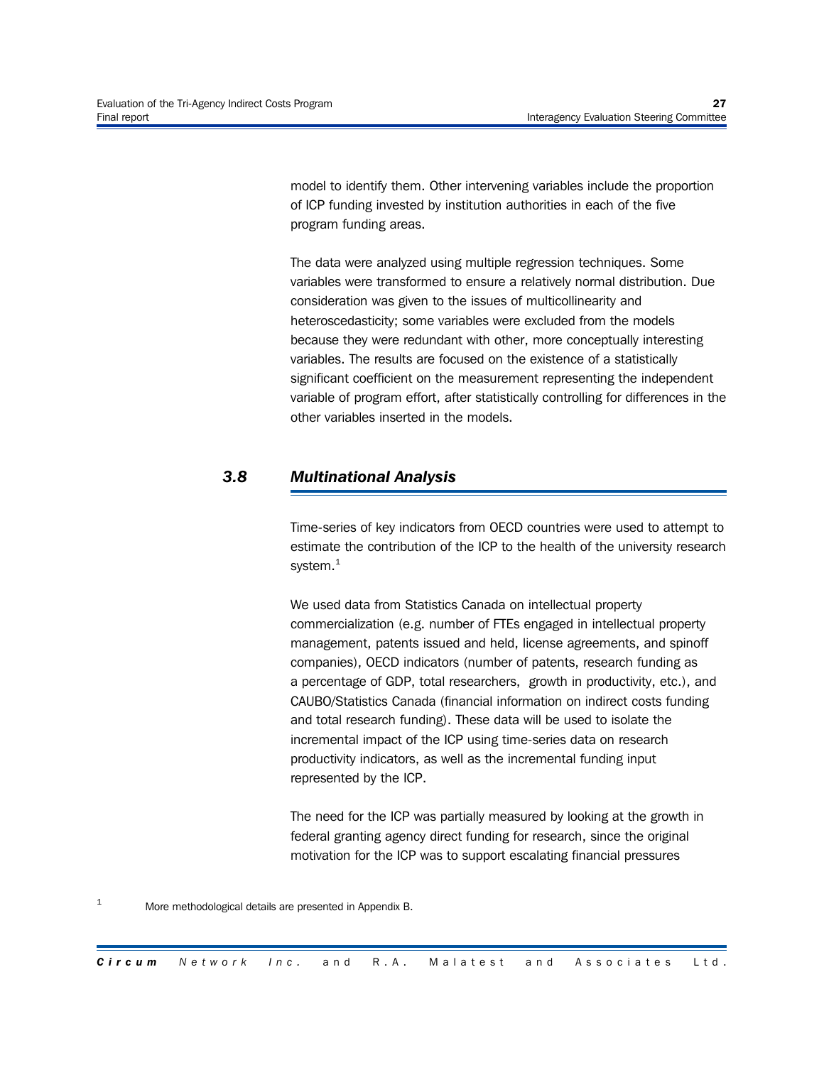model to identify them. Other intervening variables include the proportion of ICP funding invested by institution authorities in each of the five program funding areas.

The data were analyzed using multiple regression techniques. Some variables were transformed to ensure a relatively normal distribution. Due consideration was given to the issues of multicollinearity and heteroscedasticity; some variables were excluded from the models because they were redundant with other, more conceptually interesting variables. The results are focused on the existence of a statistically significant coefficient on the measurement representing the independent variable of program effort, after statistically controlling for differences in the other variables inserted in the models.

## *3.8 Multinational Analysis*

Time-series of key indicators from OECD countries were used to attempt to estimate the contribution of the ICP to the health of the university research system.[1]

We used data from Statistics Canada on intellectual property commercialization (e.g. number of FTEs engaged in intellectual property management, patents issued and held, license agreements, and spinoff companies), OECD indicators (number of patents, research funding as a percentage of GDP, total researchers, growth in productivity, etc.), and CAUBO/Statistics Canada (financial information on indirect costs funding and total research funding). These data will be used to isolate the incremental impact of the ICP using time-series data on research productivity indicators, as well as the incremental funding input represented by the ICP.

The need for the ICP was partially measured by looking at the growth in federal granting agency direct funding for research, since the original motivation for the ICP was to support escalating financial pressures

[1] More methodological details are presented in Appendix B.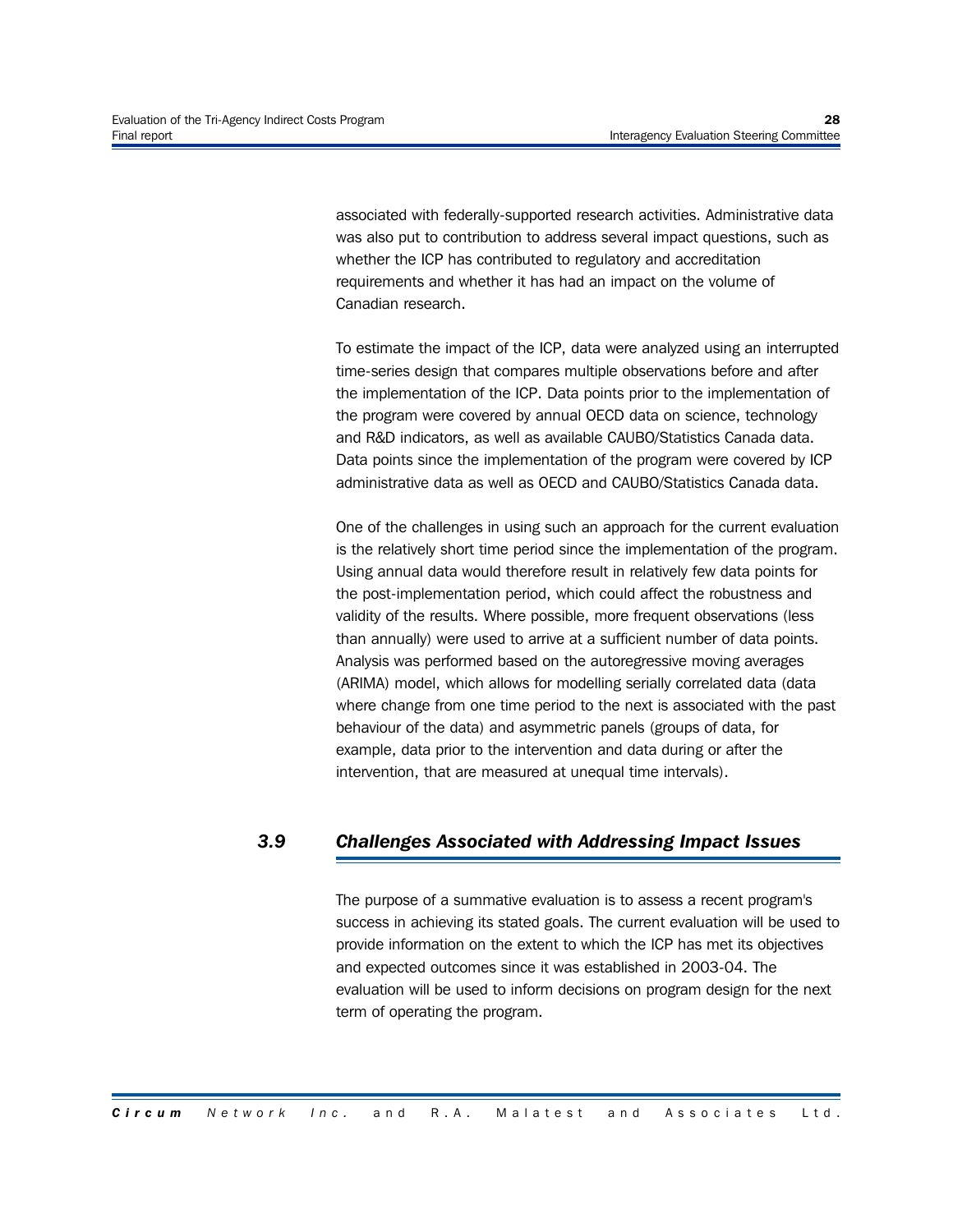associated with federally-supported research activities. Administrative data was also put to contribution to address several impact questions, such as whether the ICP has contributed to regulatory and accreditation requirements and whether it has had an impact on the volume of Canadian research.

To estimate the impact of the ICP, data were analyzed using an interrupted time-series design that compares multiple observations before and after the implementation of the ICP. Data points prior to the implementation of the program were covered by annual OECD data on science, technology and R&D indicators, as well as available CAUBO/Statistics Canada data. Data points since the implementation of the program were covered by ICP administrative data as well as OECD and CAUBO/Statistics Canada data.

One of the challenges in using such an approach for the current evaluation is the relatively short time period since the implementation of the program. Using annual data would therefore result in relatively few data points for the post-implementation period, which could affect the robustness and validity of the results. Where possible, more frequent observations (less than annually) were used to arrive at a sufficient number of data points. Analysis was performed based on the autoregressive moving averages (ARIMA) model, which allows for modelling serially correlated data (data where change from one time period to the next is associated with the past behaviour of the data) and asymmetric panels (groups of data, for example, data prior to the intervention and data during or after the intervention, that are measured at unequal time intervals).

## 3.9 *Challenges Associated with Addressing Impact Issues*

The purpose of a summative evaluation is to assess a recent program's success in achieving its stated goals. The current evaluation will be used to provide information on the extent to which the ICP has met its objectives and expected outcomes since it was established in 2003-04. The evaluation will be used to inform decisions on program design for the next term of operating the program.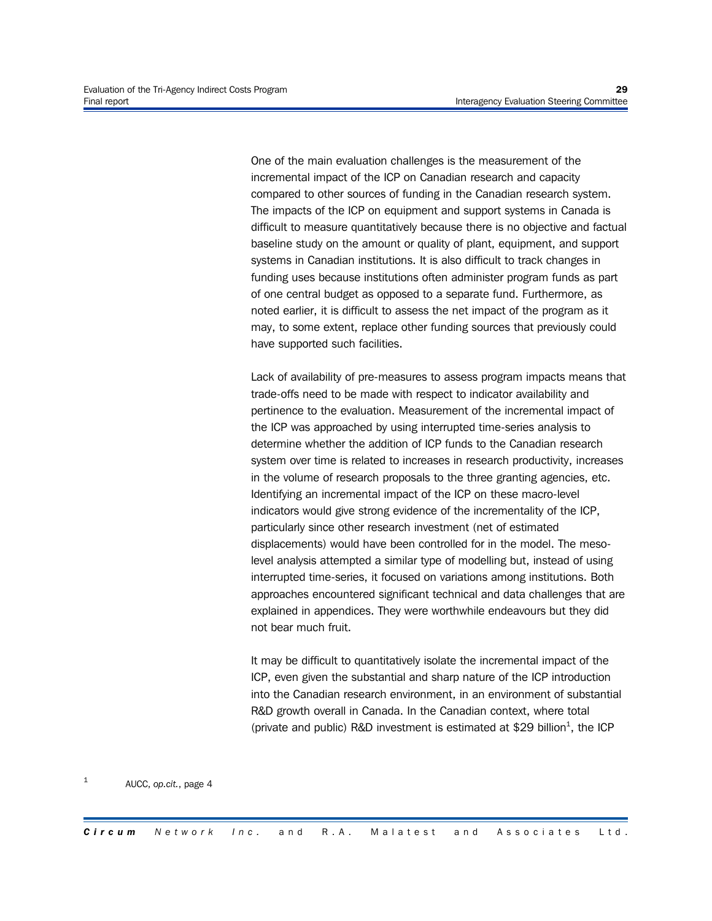One of the main evaluation challenges is the measurement of the incremental impact of the ICP on Canadian research and capacity compared to other sources of funding in the Canadian research system. The impacts of the ICP on equipment and support systems in Canada is difficult to measure quantitatively because there is no objective and factual baseline study on the amount or quality of plant, equipment, and support systems in Canadian institutions. It is also difficult to track changes in funding uses because institutions often administer program funds as part of one central budget as opposed to a separate fund. Furthermore, as noted earlier, it is difficult to assess the net impact of the program as it may, to some extent, replace other funding sources that previously could have supported such facilities.

Lack of availability of pre-measures to assess program impacts means that trade-offs need to be made with respect to indicator availability and pertinence to the evaluation. Measurement of the incremental impact of the ICP was approached by using interrupted time-series analysis to determine whether the addition of ICP funds to the Canadian research system over time is related to increases in research productivity, increases in the volume of research proposals to the three granting agencies, etc. Identifying an incremental impact of the ICP on these macro-level indicators would give strong evidence of the incrementality of the ICP, particularly since other research investment (net of estimated displacements) would have been controlled for in the model. The meso-level analysis attempted a similar type of modelling but, instead of using interrupted time-series, it focused on variations among institutions. Both approaches encountered significant technical and data challenges that are explained in appendices. They were worthwhile endeavours but they did not bear much fruit.

It may be difficult to quantitatively isolate the incremental impact of the ICP, even given the substantial and sharp nature of the ICP introduction into the Canadian research environment, in an environment of substantial R&D growth overall in Canada. In the Canadian context, where total (private and public) R&D investment is estimated at $29 billion[1], the ICP

[1] AUCC, *op.cit.*, page 4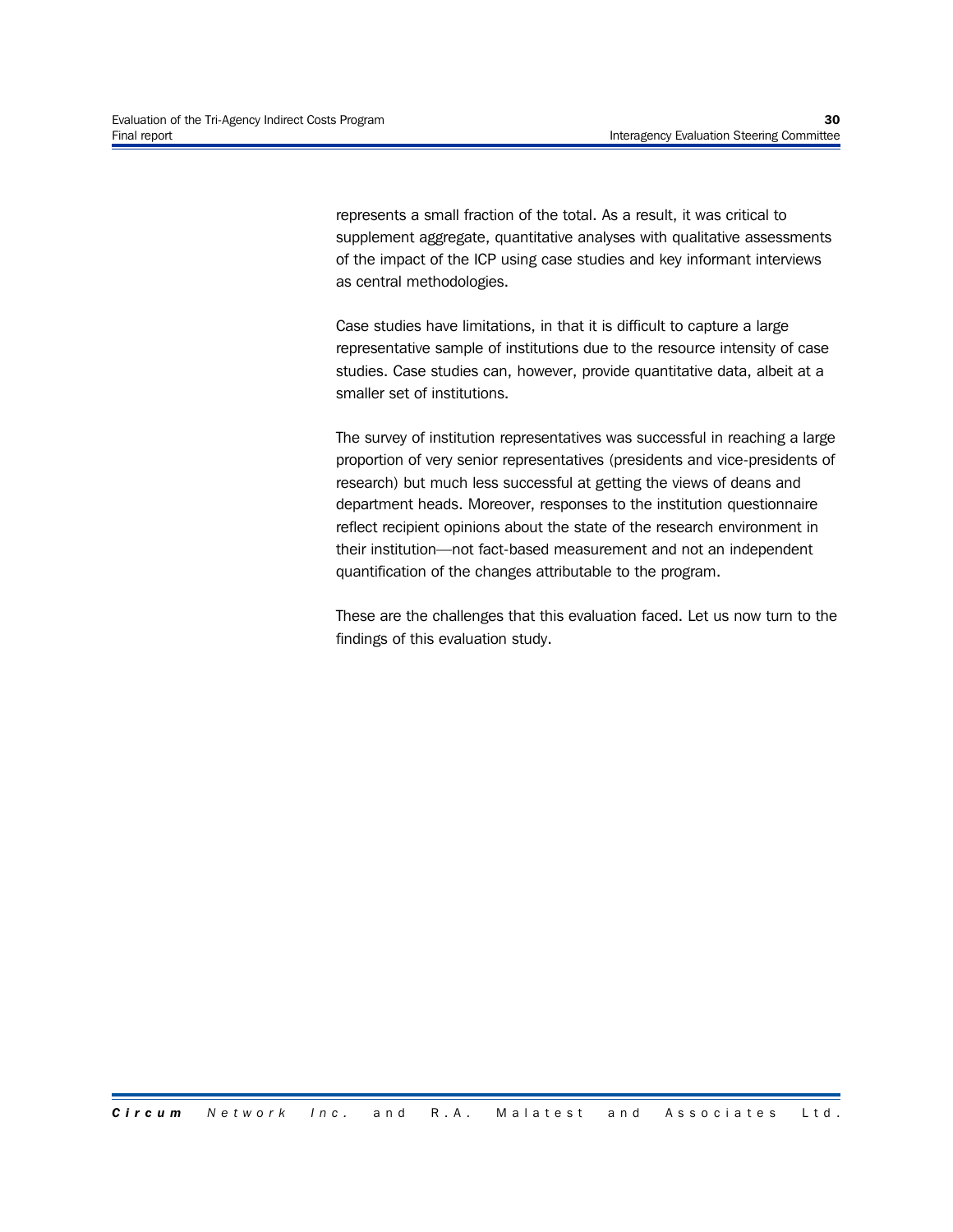represents a small fraction of the total. As a result, it was critical to supplement aggregate, quantitative analyses with qualitative assessments of the impact of the ICP using case studies and key informant interviews as central methodologies.

Case studies have limitations, in that it is difficult to capture a large representative sample of institutions due to the resource intensity of case studies. Case studies can, however, provide quantitative data, albeit at a smaller set of institutions.

The survey of institution representatives was successful in reaching a large proportion of very senior representatives (presidents and vice-presidents of research) but much less successful at getting the views of deans and department heads. Moreover, responses to the institution questionnaire reflect recipient opinions about the state of the research environment in their institution—not fact-based measurement and not an independent quantification of the changes attributable to the program.

These are the challenges that this evaluation faced. Let us now turn to the findings of this evaluation study.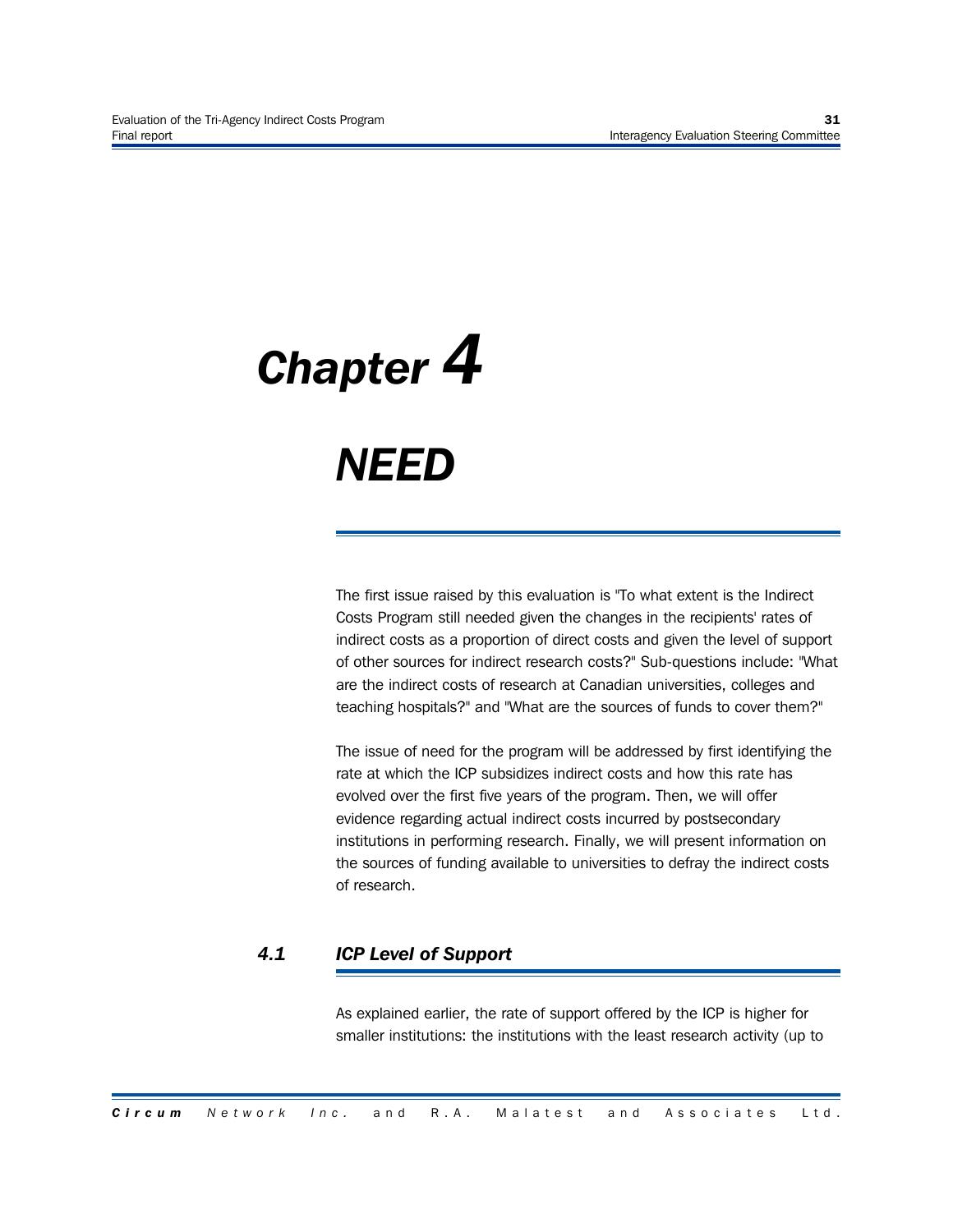# Chapter 4

# NEED

The first issue raised by this evaluation is "To what extent is the Indirect Costs Program still needed given the changes in the recipients' rates of indirect costs as a proportion of direct costs and given the level of support of other sources for indirect research costs?" Sub-questions include: "What are the indirect costs of research at Canadian universities, colleges and teaching hospitals?" and "What are the sources of funds to cover them?"

The issue of need for the program will be addressed by first identifying the rate at which the ICP subsidizes indirect costs and how this rate has evolved over the first five years of the program. Then, we will offer evidence regarding actual indirect costs incurred by postsecondary institutions in performing research. Finally, we will present information on the sources of funding available to universities to defray the indirect costs of research.

## 4.1 ICP Level of Support

As explained earlier, the rate of support offered by the ICP is higher for smaller institutions: the institutions with the least research activity (up to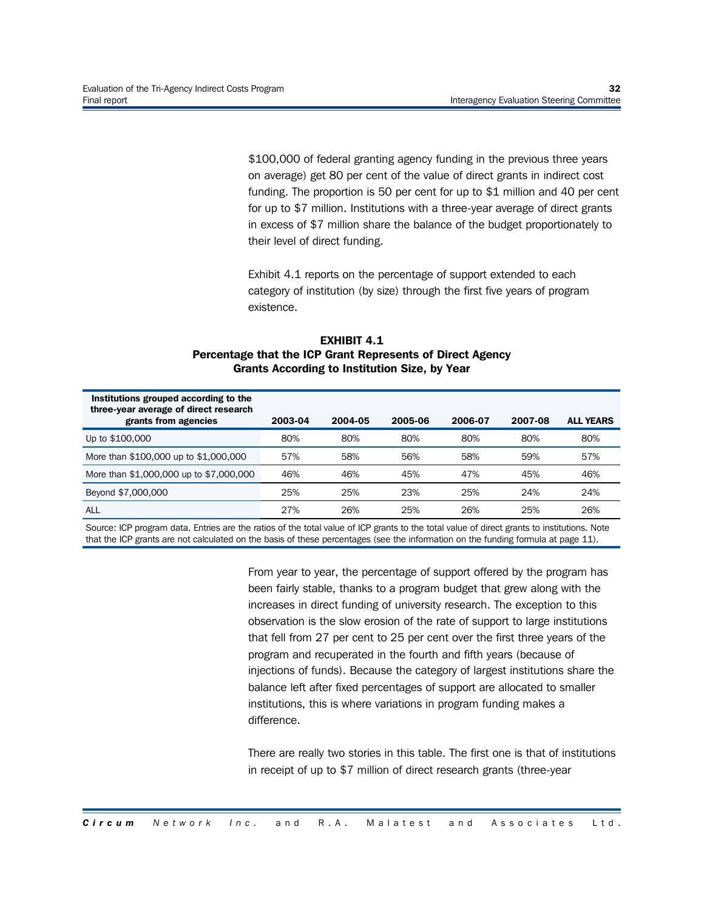$100,000 of federal granting agency funding in the previous three years on average) get 80 per cent of the value of direct grants in indirect cost funding. The proportion is 50 per cent for up to $1 million and 40 per cent for up to $7 million. Institutions with a three-year average of direct grants in excess of $7 million share the balance of the budget proportionately to their level of direct funding.

Exhibit 4.1 reports on the percentage of support extended to each category of institution (by size) through the first five years of program existence.

**EXHIBIT 4.1**
**Percentage that the ICP Grant Represents of Direct Agency Grants According to Institution Size, by Year**

| Institutions grouped according to the three-year average of direct research grants from agencies | 2003-04 | 2004-05 | 2005-06 | 2006-07 | 2007-08 | ALL YEARS |
|---|---|---|---|---|---|---|
| Up to $100,000 | 80% | 80% | 80% | 80% | 80% | 80% |
| More than $100,000 up to $1,000,000 | 57% | 58% | 56% | 58% | 59% | 57% |
| More than $1,000,000 up to $7,000,000 | 46% | 46% | 45% | 47% | 45% | 46% |
| Beyond $7,000,000 | 25% | 25% | 23% | 25% | 24% | 24% |
| ALL | 27% | 26% | 25% | 26% | 25% | 26% |

Source: ICP program data. Entries are the ratios of the total value of ICP grants to the total value of direct grants to institutions. Note that the ICP grants are not calculated on the basis of these percentages (see the information on the funding formula at page 11).

From year to year, the percentage of support offered by the program has been fairly stable, thanks to a program budget that grew along with the increases in direct funding of university research. The exception to this observation is the slow erosion of the rate of support to large institutions that fell from 27 per cent to 25 per cent over the first three years of the program and recuperated in the fourth and fifth years (because of injections of funds). Because the category of largest institutions share the balance left after fixed percentages of support are allocated to smaller institutions, this is where variations in program funding makes a difference.

There are really two stories in this table. The first one is that of institutions in receipt of up to $7 million of direct research grants (three-year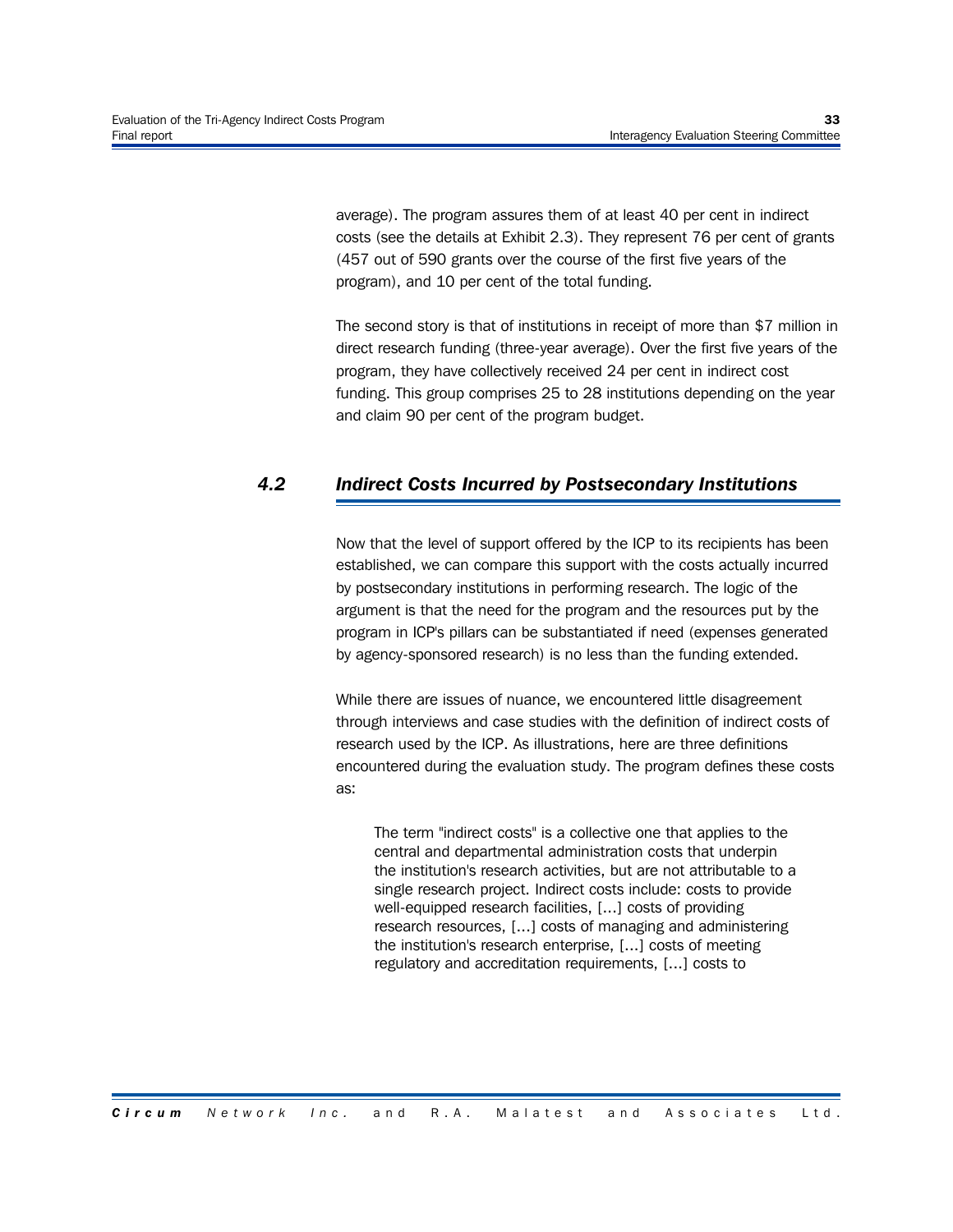average). The program assures them of at least 40 per cent in indirect costs (see the details at Exhibit 2.3). They represent 76 per cent of grants (457 out of 590 grants over the course of the first five years of the program), and 10 per cent of the total funding.

The second story is that of institutions in receipt of more than $7 million in direct research funding (three-year average). Over the first five years of the program, they have collectively received 24 per cent in indirect cost funding. This group comprises 25 to 28 institutions depending on the year and claim 90 per cent of the program budget.

## *4.2 Indirect Costs Incurred by Postsecondary Institutions*

Now that the level of support offered by the ICP to its recipients has been established, we can compare this support with the costs actually incurred by postsecondary institutions in performing research. The logic of the argument is that the need for the program and the resources put by the program in ICP's pillars can be substantiated if need (expenses generated by agency-sponsored research) is no less than the funding extended.

While there are issues of nuance, we encountered little disagreement through interviews and case studies with the definition of indirect costs of research used by the ICP. As illustrations, here are three definitions encountered during the evaluation study. The program defines these costs as:

> The term "indirect costs" is a collective one that applies to the central and departmental administration costs that underpin the institution's research activities, but are not attributable to a single research project. Indirect costs include: costs to provide well-equipped research facilities, [...] costs of providing research resources, [...] costs of managing and administering the institution's research enterprise, [...] costs of meeting regulatory and accreditation requirements, [...] costs to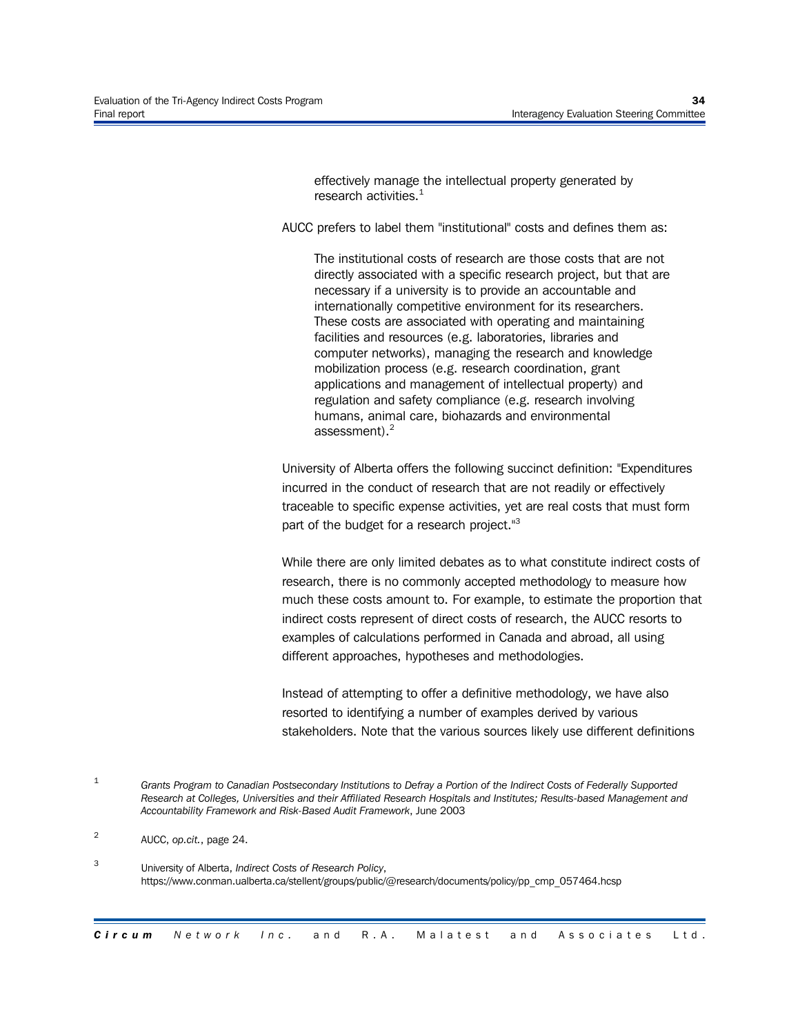> effectively manage the intellectual property generated by research activities.[1]

AUCC prefers to label them "institutional" costs and defines them as:

> The institutional costs of research are those costs that are not directly associated with a specific research project, but that are necessary if a university is to provide an accountable and internationally competitive environment for its researchers. These costs are associated with operating and maintaining facilities and resources (e.g. laboratories, libraries and computer networks), managing the research and knowledge mobilization process (e.g. research coordination, grant applications and management of intellectual property) and regulation and safety compliance (e.g. research involving humans, animal care, biohazards and environmental assessment).[2]

University of Alberta offers the following succinct definition: "Expenditures incurred in the conduct of research that are not readily or effectively traceable to specific expense activities, yet are real costs that must form part of the budget for a research project."[3]

While there are only limited debates as to what constitute indirect costs of research, there is no commonly accepted methodology to measure how much these costs amount to. For example, to estimate the proportion that indirect costs represent of direct costs of research, the AUCC resorts to examples of calculations performed in Canada and abroad, all using different approaches, hypotheses and methodologies.

Instead of attempting to offer a definitive methodology, we have also resorted to identifying a number of examples derived by various stakeholders. Note that the various sources likely use different definitions

---

[1] *Grants Program to Canadian Postsecondary Institutions to Defray a Portion of the Indirect Costs of Federally Supported Research at Colleges, Universities and their Affiliated Research Hospitals and Institutes; Results-based Management and Accountability Framework and Risk-Based Audit Framework*, June 2003

[2] AUCC, *op.cit.*, page 24.

[3] University of Alberta, *Indirect Costs of Research Policy*, https://www.conman.ualberta.ca/stellent/groups/public/@research/documents/policy/pp_cmp_057464.hcsp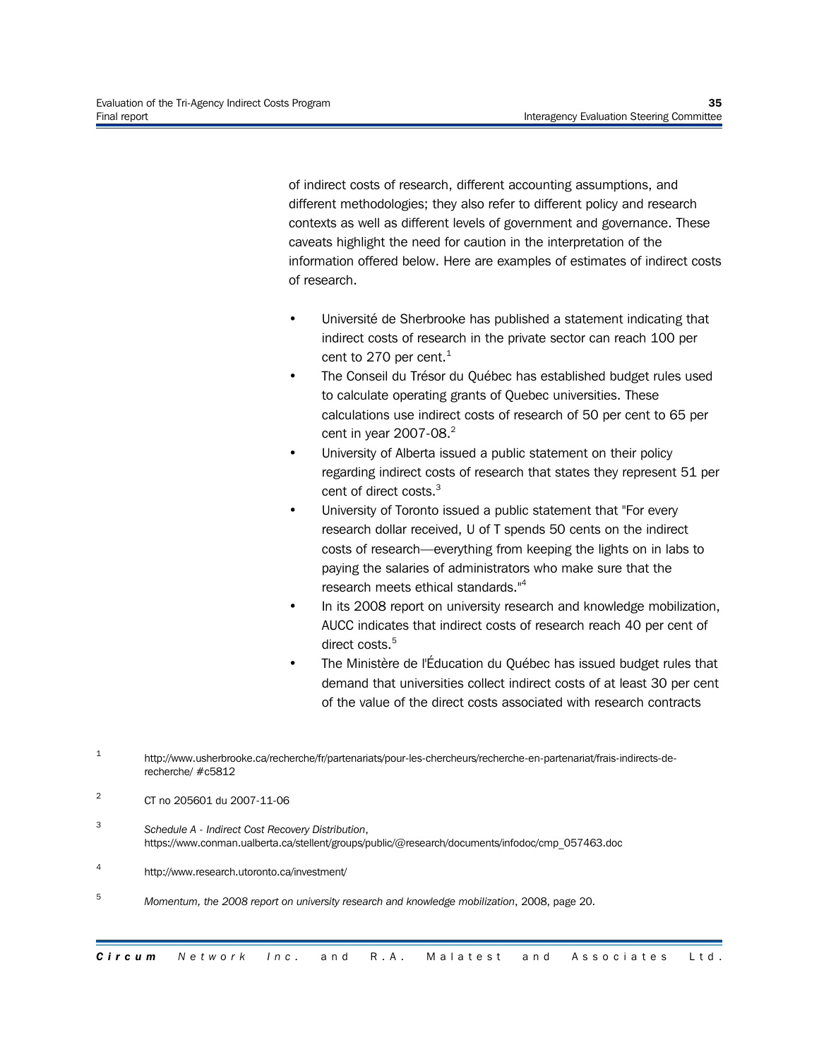of indirect costs of research, different accounting assumptions, and different methodologies; they also refer to different policy and research contexts as well as different levels of government and governance. These caveats highlight the need for caution in the interpretation of the information offered below. Here are examples of estimates of indirect costs of research.

- Université de Sherbrooke has published a statement indicating that indirect costs of research in the private sector can reach 100 per cent to 270 per cent.[1]
- The Conseil du Trésor du Québec has established budget rules used to calculate operating grants of Quebec universities. These calculations use indirect costs of research of 50 per cent to 65 per cent in year 2007-08.[2]
- University of Alberta issued a public statement on their policy regarding indirect costs of research that states they represent 51 per cent of direct costs.[3]
- University of Toronto issued a public statement that "For every research dollar received, U of T spends 50 cents on the indirect costs of research—everything from keeping the lights on in labs to paying the salaries of administrators who make sure that the research meets ethical standards."[4]
- In its 2008 report on university research and knowledge mobilization, AUCC indicates that indirect costs of research reach 40 per cent of direct costs.[5]
- The Ministère de l'Éducation du Québec has issued budget rules that demand that universities collect indirect costs of at least 30 per cent of the value of the direct costs associated with research contracts

[1] http://www.usherbrooke.ca/recherche/fr/partenariats/pour-les-chercheurs/recherche-en-partenariat/frais-indirects-de-recherche/ #c5812

[2] CT no 205601 du 2007-11-06

[3] *Schedule A - Indirect Cost Recovery Distribution*, https://www.conman.ualberta.ca/stellent/groups/public/@research/documents/infodoc/cmp_057463.doc

[4] http://www.research.utoronto.ca/investment/

[5] *Momentum, the 2008 report on university research and knowledge mobilization*, 2008, page 20.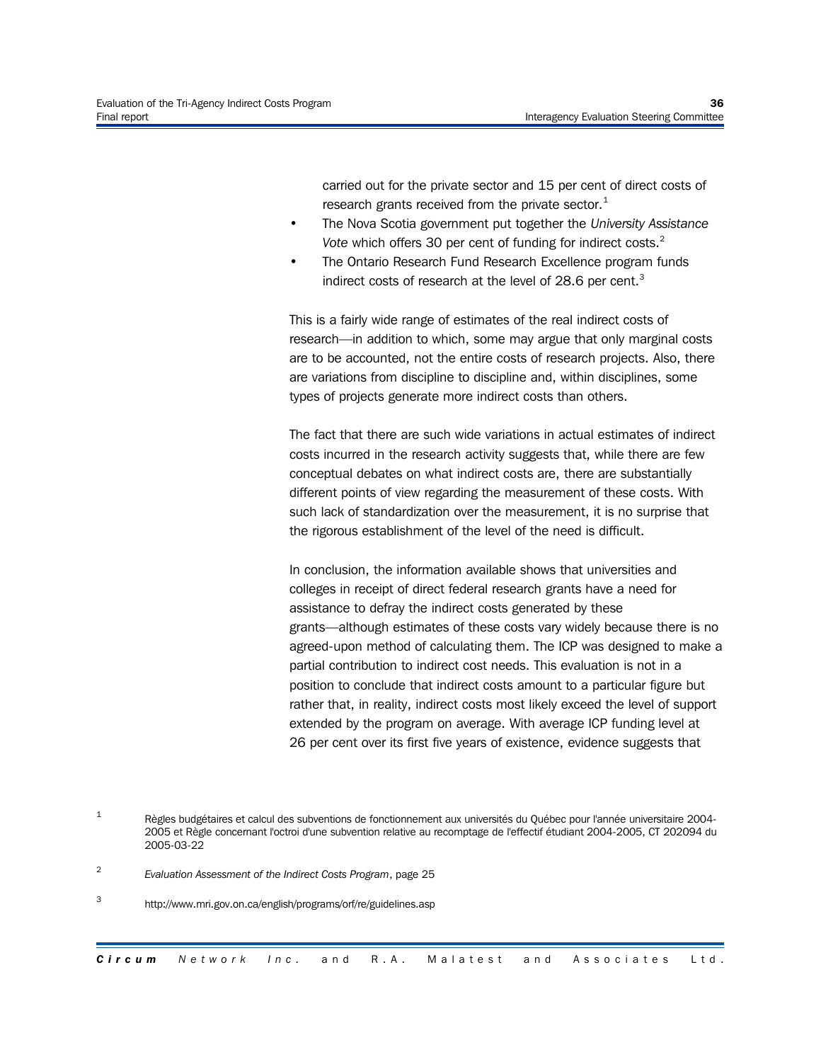carried out for the private sector and 15 per cent of direct costs of research grants received from the private sector.[1]

- The Nova Scotia government put together the *University Assistance Vote* which offers 30 per cent of funding for indirect costs.[2]
- The Ontario Research Fund Research Excellence program funds indirect costs of research at the level of 28.6 per cent.[3]

This is a fairly wide range of estimates of the real indirect costs of research—in addition to which, some may argue that only marginal costs are to be accounted, not the entire costs of research projects. Also, there are variations from discipline to discipline and, within disciplines, some types of projects generate more indirect costs than others.

The fact that there are such wide variations in actual estimates of indirect costs incurred in the research activity suggests that, while there are few conceptual debates on what indirect costs are, there are substantially different points of view regarding the measurement of these costs. With such lack of standardization over the measurement, it is no surprise that the rigorous establishment of the level of the need is difficult.

In conclusion, the information available shows that universities and colleges in receipt of direct federal research grants have a need for assistance to defray the indirect costs generated by these grants—although estimates of these costs vary widely because there is no agreed-upon method of calculating them. The ICP was designed to make a partial contribution to indirect cost needs. This evaluation is not in a position to conclude that indirect costs amount to a particular figure but rather that, in reality, indirect costs most likely exceed the level of support extended by the program on average. With average ICP funding level at 26 per cent over its first five years of existence, evidence suggests that

[1] Règles budgétaires et calcul des subventions de fonctionnement aux universités du Québec pour l'année universitaire 2004-2005 et Règle concernant l'octroi d'une subvention relative au recomptage de l'effectif étudiant 2004-2005, CT 202094 du 2005-03-22

[2] *Evaluation Assessment of the Indirect Costs Program*, page 25

[3] http://www.mri.gov.on.ca/english/programs/orf/re/guidelines.asp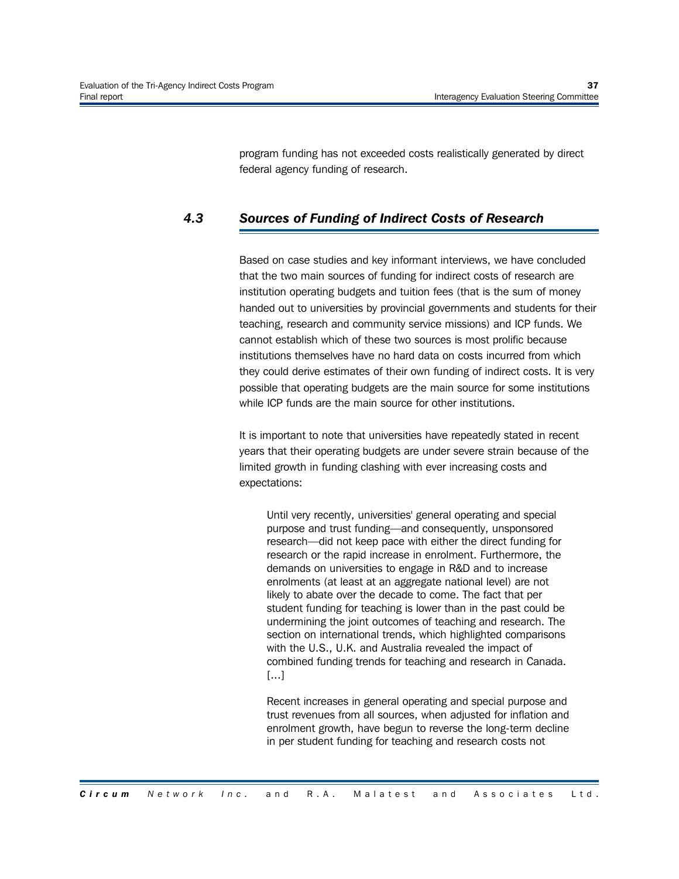program funding has not exceeded costs realistically generated by direct federal agency funding of research.

## 4.3 Sources of Funding of Indirect Costs of Research

Based on case studies and key informant interviews, we have concluded that the two main sources of funding for indirect costs of research are institution operating budgets and tuition fees (that is the sum of money handed out to universities by provincial governments and students for their teaching, research and community service missions) and ICP funds. We cannot establish which of these two sources is most prolific because institutions themselves have no hard data on costs incurred from which they could derive estimates of their own funding of indirect costs. It is very possible that operating budgets are the main source for some institutions while ICP funds are the main source for other institutions.

It is important to note that universities have repeatedly stated in recent years that their operating budgets are under severe strain because of the limited growth in funding clashing with ever increasing costs and expectations:

> Until very recently, universities' general operating and special purpose and trust funding—and consequently, unsponsored research—did not keep pace with either the direct funding for research or the rapid increase in enrolment. Furthermore, the demands on universities to engage in R&D and to increase enrolments (at least at an aggregate national level) are not likely to abate over the decade to come. The fact that per student funding for teaching is lower than in the past could be undermining the joint outcomes of teaching and research. The section on international trends, which highlighted comparisons with the U.S., U.K. and Australia revealed the impact of combined funding trends for teaching and research in Canada. [...]
>
> Recent increases in general operating and special purpose and trust revenues from all sources, when adjusted for inflation and enrolment growth, have begun to reverse the long-term decline in per student funding for teaching and research costs not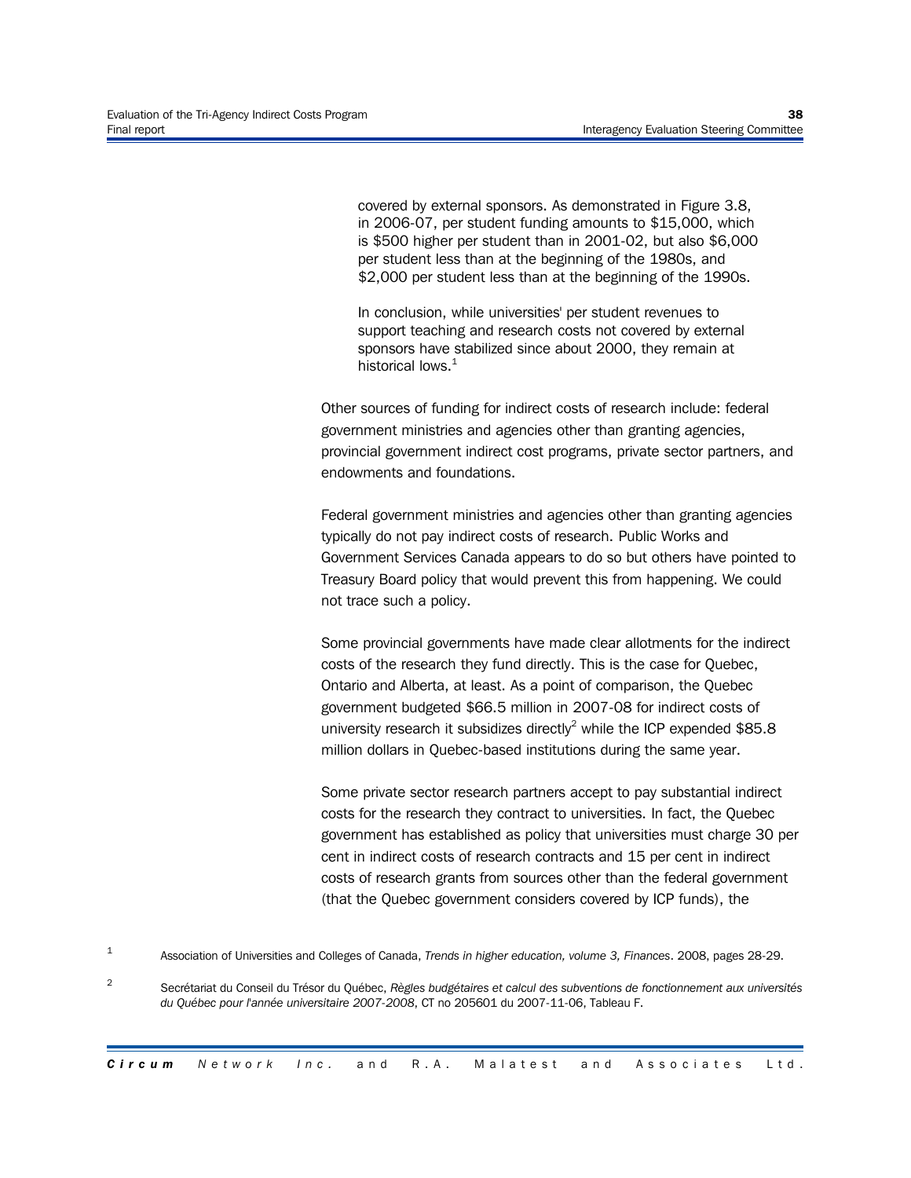> covered by external sponsors. As demonstrated in Figure 3.8, in 2006-07, per student funding amounts to $15,000, which is $500 higher per student than in 2001-02, but also $6,000 per student less than at the beginning of the 1980s, and $2,000 per student less than at the beginning of the 1990s.
>
> In conclusion, while universities' per student revenues to support teaching and research costs not covered by external sponsors have stabilized since about 2000, they remain at historical lows.[1]

Other sources of funding for indirect costs of research include: federal government ministries and agencies other than granting agencies, provincial government indirect cost programs, private sector partners, and endowments and foundations.

Federal government ministries and agencies other than granting agencies typically do not pay indirect costs of research. Public Works and Government Services Canada appears to do so but others have pointed to Treasury Board policy that would prevent this from happening. We could not trace such a policy.

Some provincial governments have made clear allotments for the indirect costs of the research they fund directly. This is the case for Quebec, Ontario and Alberta, at least. As a point of comparison, the Quebec government budgeted $66.5 million in 2007-08 for indirect costs of university research it subsidizes directly[2] while the ICP expended $85.8 million dollars in Quebec-based institutions during the same year.

Some private sector research partners accept to pay substantial indirect costs for the research they contract to universities. In fact, the Quebec government has established as policy that universities must charge 30 per cent in indirect costs of research contracts and 15 per cent in indirect costs of research grants from sources other than the federal government (that the Quebec government considers covered by ICP funds), the

[1] Association of Universities and Colleges of Canada, *Trends in higher education, volume 3, Finances*. 2008, pages 28-29.

[2] Secrétariat du Conseil du Trésor du Québec, *Règles budgétaires et calcul des subventions de fonctionnement aux universités du Québec pour l'année universitaire 2007-2008*, CT no 205601 du 2007-11-06, Tableau F.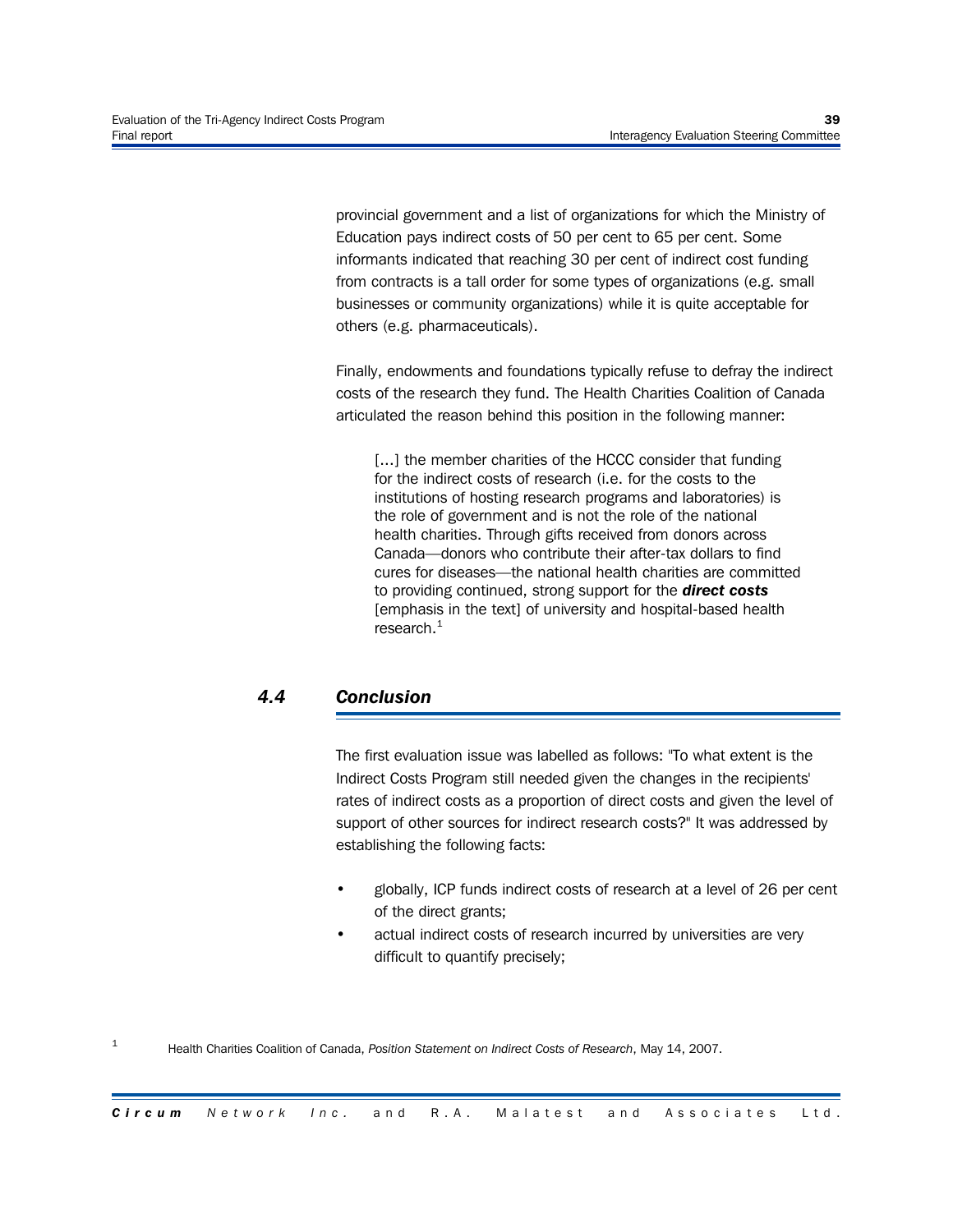provincial government and a list of organizations for which the Ministry of Education pays indirect costs of 50 per cent to 65 per cent. Some informants indicated that reaching 30 per cent of indirect cost funding from contracts is a tall order for some types of organizations (e.g. small businesses or community organizations) while it is quite acceptable for others (e.g. pharmaceuticals).

Finally, endowments and foundations typically refuse to defray the indirect costs of the research they fund. The Health Charities Coalition of Canada articulated the reason behind this position in the following manner:

> [...] the member charities of the HCCC consider that funding for the indirect costs of research (i.e. for the costs to the institutions of hosting research programs and laboratories) is the role of government and is not the role of the national health charities. Through gifts received from donors across Canada—donors who contribute their after-tax dollars to find cures for diseases—the national health charities are committed to providing continued, strong support for the ***direct costs*** [emphasis in the text] of university and hospital-based health research.[1]

## 4.4 Conclusion

The first evaluation issue was labelled as follows: "To what extent is the Indirect Costs Program still needed given the changes in the recipients' rates of indirect costs as a proportion of direct costs and given the level of support of other sources for indirect research costs?" It was addressed by establishing the following facts:

- globally, ICP funds indirect costs of research at a level of 26 per cent of the direct grants;
- actual indirect costs of research incurred by universities are very difficult to quantify precisely;

[1] Health Charities Coalition of Canada, *Position Statement on Indirect Costs of Research*, May 14, 2007.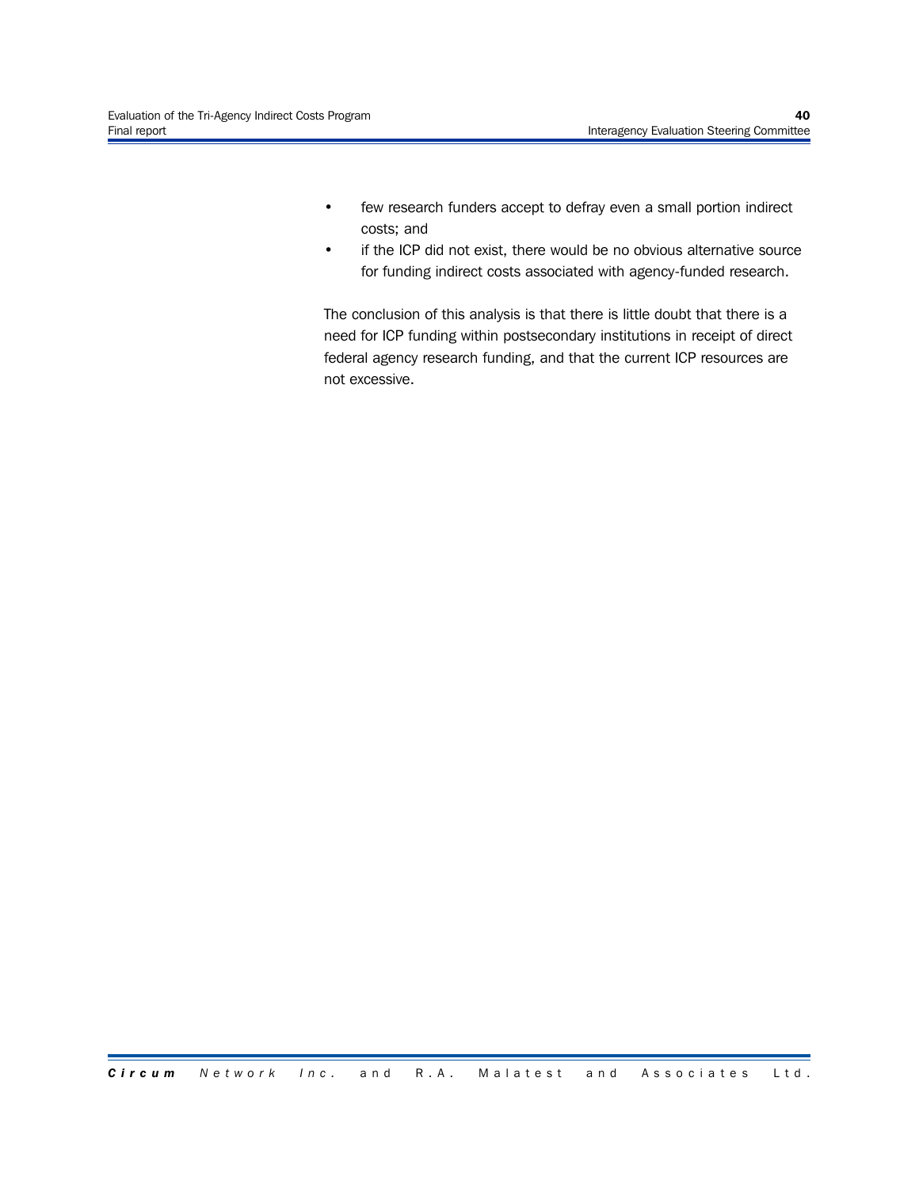- few research funders accept to defray even a small portion indirect costs; and
- if the ICP did not exist, there would be no obvious alternative source for funding indirect costs associated with agency-funded research.

The conclusion of this analysis is that there is little doubt that there is a need for ICP funding within postsecondary institutions in receipt of direct federal agency research funding, and that the current ICP resources are not excessive.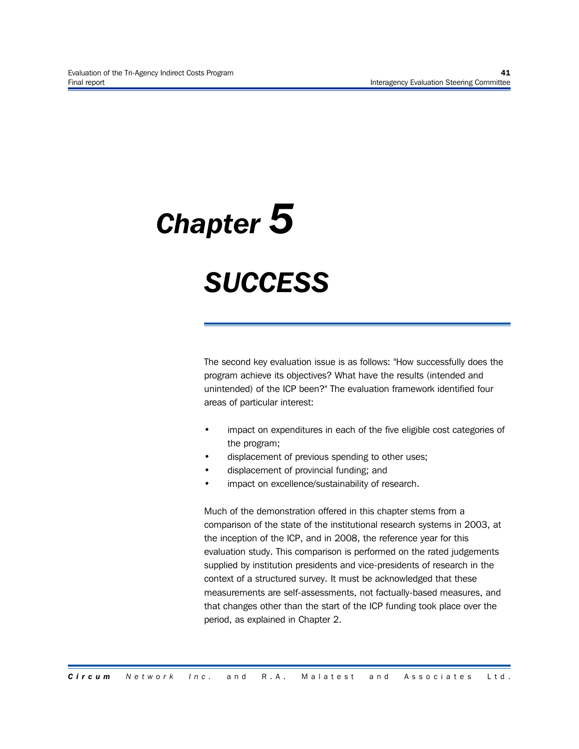# Chapter 5

# SUCCESS

The second key evaluation issue is as follows: "How successfully does the program achieve its objectives? What have the results (intended and unintended) of the ICP been?" The evaluation framework identified four areas of particular interest:

- impact on expenditures in each of the five eligible cost categories of the program;
- displacement of previous spending to other uses;
- displacement of provincial funding; and
- impact on excellence/sustainability of research.

Much of the demonstration offered in this chapter stems from a comparison of the state of the institutional research systems in 2003, at the inception of the ICP, and in 2008, the reference year for this evaluation study. This comparison is performed on the rated judgements supplied by institution presidents and vice-presidents of research in the context of a structured survey. It must be acknowledged that these measurements are self-assessments, not factually-based measures, and that changes other than the start of the ICP funding took place over the period, as explained in Chapter 2.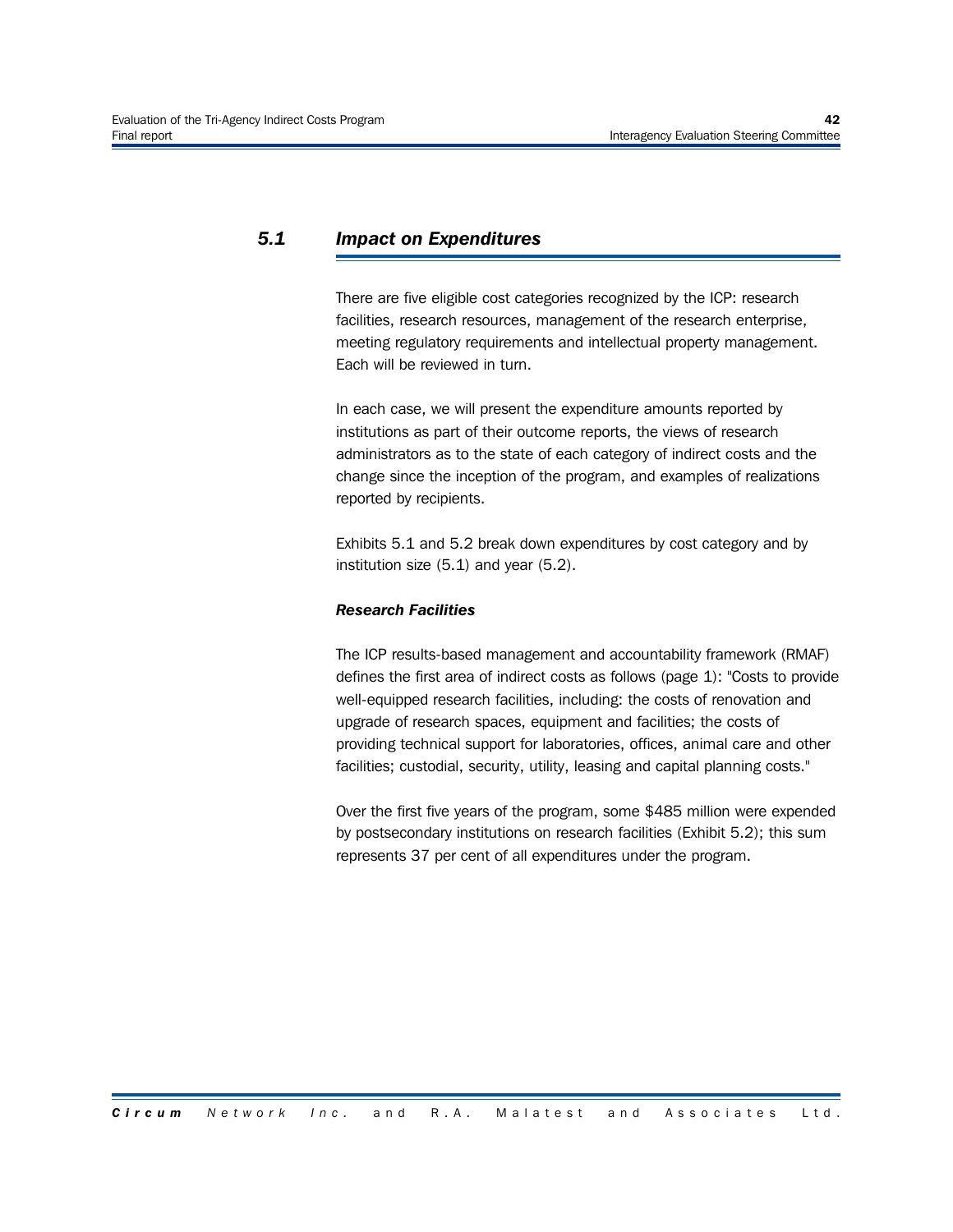## 5.1 Impact on Expenditures

There are five eligible cost categories recognized by the ICP: research facilities, research resources, management of the research enterprise, meeting regulatory requirements and intellectual property management. Each will be reviewed in turn.

In each case, we will present the expenditure amounts reported by institutions as part of their outcome reports, the views of research administrators as to the state of each category of indirect costs and the change since the inception of the program, and examples of realizations reported by recipients.

Exhibits 5.1 and 5.2 break down expenditures by cost category and by institution size (5.1) and year (5.2).

***Research Facilities***

The ICP results-based management and accountability framework (RMAF) defines the first area of indirect costs as follows (page 1): "Costs to provide well-equipped research facilities, including: the costs of renovation and upgrade of research spaces, equipment and facilities; the costs of providing technical support for laboratories, offices, animal care and other facilities; custodial, security, utility, leasing and capital planning costs."

Over the first five years of the program, some $485 million were expended by postsecondary institutions on research facilities (Exhibit 5.2); this sum represents 37 per cent of all expenditures under the program.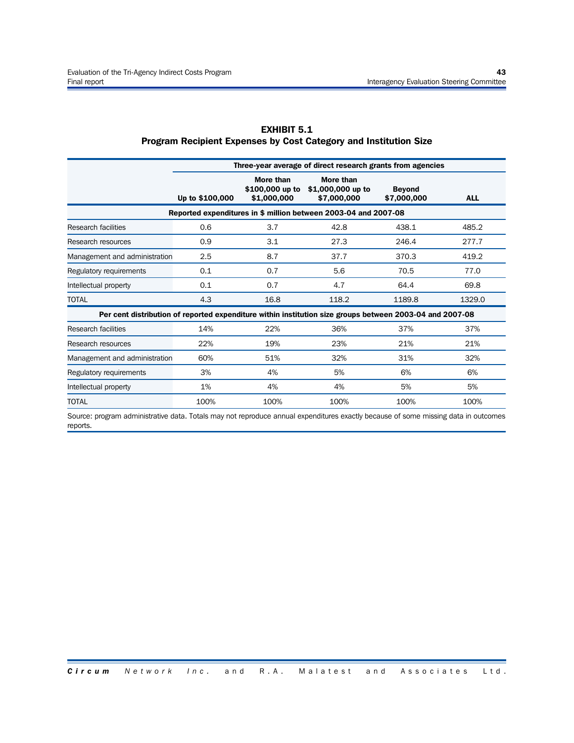**EXHIBIT 5.1**
**Program Recipient Expenses by Cost Category and Institution Size**

| | Three-year average of direct research grants from agencies | | | | |
|---|---|---|---|---|---|
| | Up to $100,000 | More than $100,000 up to $1,000,000 | More than $1,000,000 up to $7,000,000 | Beyond $7,000,000 | ALL |
| **Reported expenditures in $ million between 2003-04 and 2007-08** | | | | | |
| Research facilities | 0.6 | 3.7 | 42.8 | 438.1 | 485.2 |
| Research resources | 0.9 | 3.1 | 27.3 | 246.4 | 277.7 |
| Management and administration | 2.5 | 8.7 | 37.7 | 370.3 | 419.2 |
| Regulatory requirements | 0.1 | 0.7 | 5.6 | 70.5 | 77.0 |
| Intellectual property | 0.1 | 0.7 | 4.7 | 64.4 | 69.8 |
| TOTAL | 4.3 | 16.8 | 118.2 | 1189.8 | 1329.0 |
| **Per cent distribution of reported expenditure within institution size groups between 2003-04 and 2007-08** | | | | | |
| Research facilities | 14% | 22% | 36% | 37% | 37% |
| Research resources | 22% | 19% | 23% | 21% | 21% |
| Management and administration | 60% | 51% | 32% | 31% | 32% |
| Regulatory requirements | 3% | 4% | 5% | 6% | 6% |
| Intellectual property | 1% | 4% | 4% | 5% | 5% |
| TOTAL | 100% | 100% | 100% | 100% | 100% |

Source: program administrative data. Totals may not reproduce annual expenditures exactly because of some missing data in outcomes reports.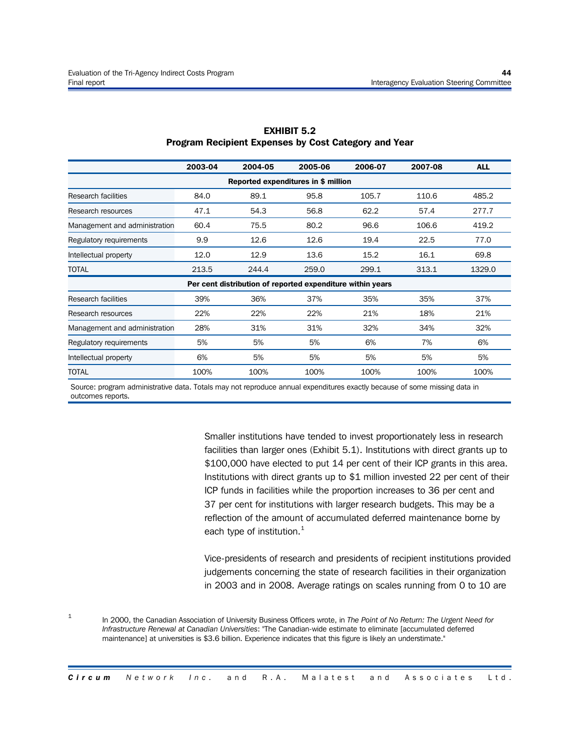**EXHIBIT 5.2**
**Program Recipient Expenses by Cost Category and Year**

| | 2003-04 | 2004-05 | 2005-06 | 2006-07 | 2007-08 | ALL |
|---|---|---|---|---|---|---|
| **Reported expenditures in $ million** | | | | | | |
| Research facilities | 84.0 | 89.1 | 95.8 | 105.7 | 110.6 | 485.2 |
| Research resources | 47.1 | 54.3 | 56.8 | 62.2 | 57.4 | 277.7 |
| Management and administration | 60.4 | 75.5 | 80.2 | 96.6 | 106.6 | 419.2 |
| Regulatory requirements | 9.9 | 12.6 | 12.6 | 19.4 | 22.5 | 77.0 |
| Intellectual property | 12.0 | 12.9 | 13.6 | 15.2 | 16.1 | 69.8 |
| TOTAL | 213.5 | 244.4 | 259.0 | 299.1 | 313.1 | 1329.0 |
| **Per cent distribution of reported expenditure within years** | | | | | | |
| Research facilities | 39% | 36% | 37% | 35% | 35% | 37% |
| Research resources | 22% | 22% | 22% | 21% | 18% | 21% |
| Management and administration | 28% | 31% | 31% | 32% | 34% | 32% |
| Regulatory requirements | 5% | 5% | 5% | 6% | 7% | 6% |
| Intellectual property | 6% | 5% | 5% | 5% | 5% | 5% |
| TOTAL | 100% | 100% | 100% | 100% | 100% | 100% |

Source: program administrative data. Totals may not reproduce annual expenditures exactly because of some missing data in outcomes reports.

Smaller institutions have tended to invest proportionately less in research facilities than larger ones (Exhibit 5.1). Institutions with direct grants up to $100,000 have elected to put 14 per cent of their ICP grants in this area. Institutions with direct grants up to $1 million invested 22 per cent of their ICP funds in facilities while the proportion increases to 36 per cent and 37 per cent for institutions with larger research budgets. This may be a reflection of the amount of accumulated deferred maintenance borne by each type of institution.[1]

Vice-presidents of research and presidents of recipient institutions provided judgements concerning the state of research facilities in their organization in 2003 and in 2008. Average ratings on scales running from 0 to 10 are

[1] In 2000, the Canadian Association of University Business Officers wrote, in *The Point of No Return: The Urgent Need for Infrastructure Renewal at Canadian Universities*: "The Canadian-wide estimate to eliminate [accumulated deferred maintenance] at universities is $3.6 billion. Experience indicates that this figure is likely an understimate."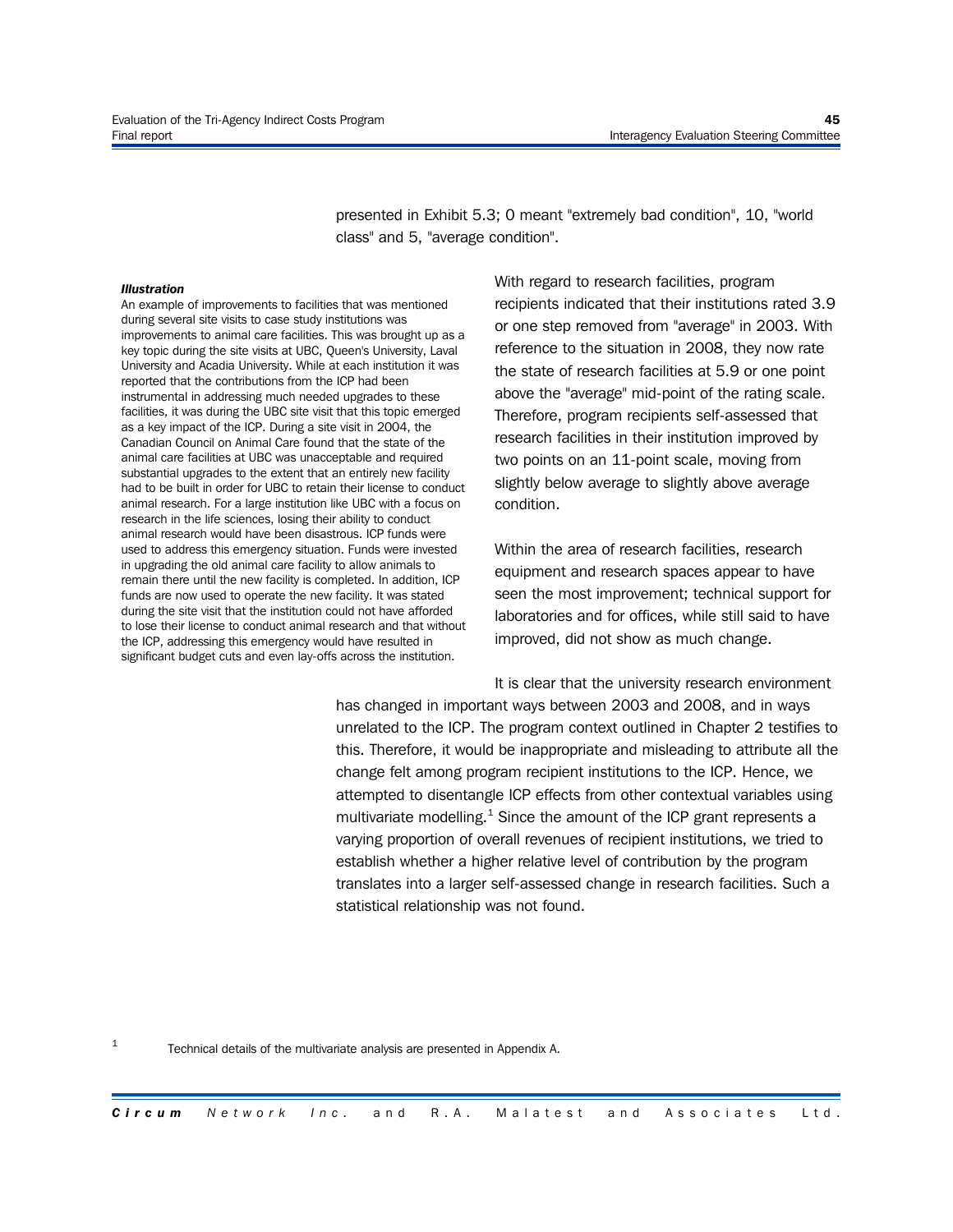presented in Exhibit 5.3; 0 meant "extremely bad condition", 10, "world class" and 5, "average condition".

***Illustration***

An example of improvements to facilities that was mentioned during several site visits to case study institutions was improvements to animal care facilities. This was brought up as a key topic during the site visits at UBC, Queen's University, Laval University and Acadia University. While at each institution it was reported that the contributions from the ICP had been instrumental in addressing much needed upgrades to these facilities, it was during the UBC site visit that this topic emerged as a key impact of the ICP. During a site visit in 2004, the Canadian Council on Animal Care found that the state of the animal care facilities at UBC was unacceptable and required substantial upgrades to the extent that an entirely new facility had to be built in order for UBC to retain their license to conduct animal research. For a large institution like UBC with a focus on research in the life sciences, losing their ability to conduct animal research would have been disastrous. ICP funds were used to address this emergency situation. Funds were invested in upgrading the old animal care facility to allow animals to remain there until the new facility is completed. In addition, ICP funds are now used to operate the new facility. It was stated during the site visit that the institution could not have afforded to lose their license to conduct animal research and that without the ICP, addressing this emergency would have resulted in significant budget cuts and even lay-offs across the institution.

With regard to research facilities, program recipients indicated that their institutions rated 3.9 or one step removed from "average" in 2003. With reference to the situation in 2008, they now rate the state of research facilities at 5.9 or one point above the "average" mid-point of the rating scale. Therefore, program recipients self-assessed that research facilities in their institution improved by two points on an 11-point scale, moving from slightly below average to slightly above average condition.

Within the area of research facilities, research equipment and research spaces appear to have seen the most improvement; technical support for laboratories and for offices, while still said to have improved, did not show as much change.

It is clear that the university research environment has changed in important ways between 2003 and 2008, and in ways unrelated to the ICP. The program context outlined in Chapter 2 testifies to this. Therefore, it would be inappropriate and misleading to attribute all the change felt among program recipient institutions to the ICP. Hence, we attempted to disentangle ICP effects from other contextual variables using multivariate modelling.[1] Since the amount of the ICP grant represents a varying proportion of overall revenues of recipient institutions, we tried to establish whether a higher relative level of contribution by the program translates into a larger self-assessed change in research facilities. Such a statistical relationship was not found.

[1] Technical details of the multivariate analysis are presented in Appendix A.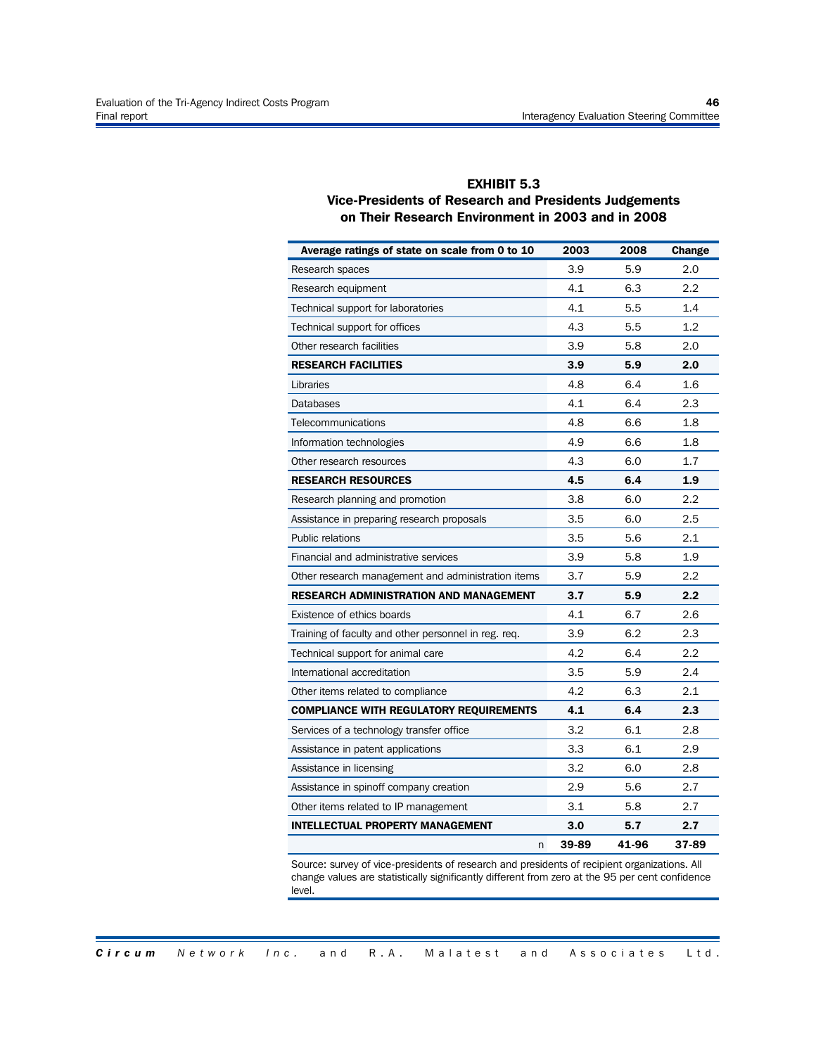**EXHIBIT 5.3**
**Vice-Presidents of Research and Presidents Judgements on Their Research Environment in 2003 and in 2008**

| Average ratings of state on scale from 0 to 10 | 2003 | 2008 | Change |
|---|---|---|---|
| Research spaces | 3.9 | 5.9 | 2.0 |
| Research equipment | 4.1 | 6.3 | 2.2 |
| Technical support for laboratories | 4.1 | 5.5 | 1.4 |
| Technical support for offices | 4.3 | 5.5 | 1.2 |
| Other research facilities | 3.9 | 5.8 | 2.0 |
| **RESEARCH FACILITIES** | **3.9** | **5.9** | **2.0** |
| Libraries | 4.8 | 6.4 | 1.6 |
| Databases | 4.1 | 6.4 | 2.3 |
| Telecommunications | 4.8 | 6.6 | 1.8 |
| Information technologies | 4.9 | 6.6 | 1.8 |
| Other research resources | 4.3 | 6.0 | 1.7 |
| **RESEARCH RESOURCES** | **4.5** | **6.4** | **1.9** |
| Research planning and promotion | 3.8 | 6.0 | 2.2 |
| Assistance in preparing research proposals | 3.5 | 6.0 | 2.5 |
| Public relations | 3.5 | 5.6 | 2.1 |
| Financial and administrative services | 3.9 | 5.8 | 1.9 |
| Other research management and administration items | 3.7 | 5.9 | 2.2 |
| **RESEARCH ADMINISTRATION AND MANAGEMENT** | **3.7** | **5.9** | **2.2** |
| Existence of ethics boards | 4.1 | 6.7 | 2.6 |
| Training of faculty and other personnel in reg. req. | 3.9 | 6.2 | 2.3 |
| Technical support for animal care | 4.2 | 6.4 | 2.2 |
| International accreditation | 3.5 | 5.9 | 2.4 |
| Other items related to compliance | 4.2 | 6.3 | 2.1 |
| **COMPLIANCE WITH REGULATORY REQUIREMENTS** | **4.1** | **6.4** | **2.3** |
| Services of a technology transfer office | 3.2 | 6.1 | 2.8 |
| Assistance in patent applications | 3.3 | 6.1 | 2.9 |
| Assistance in licensing | 3.2 | 6.0 | 2.8 |
| Assistance in spinoff company creation | 2.9 | 5.6 | 2.7 |
| Other items related to IP management | 3.1 | 5.8 | 2.7 |
| **INTELLECTUAL PROPERTY MANAGEMENT** | **3.0** | **5.7** | **2.7** |
| n | **39-89** | **41-96** | **37-89** |

Source: survey of vice-presidents of research and presidents of recipient organizations. All change values are statistically significantly different from zero at the 95 per cent confidence level.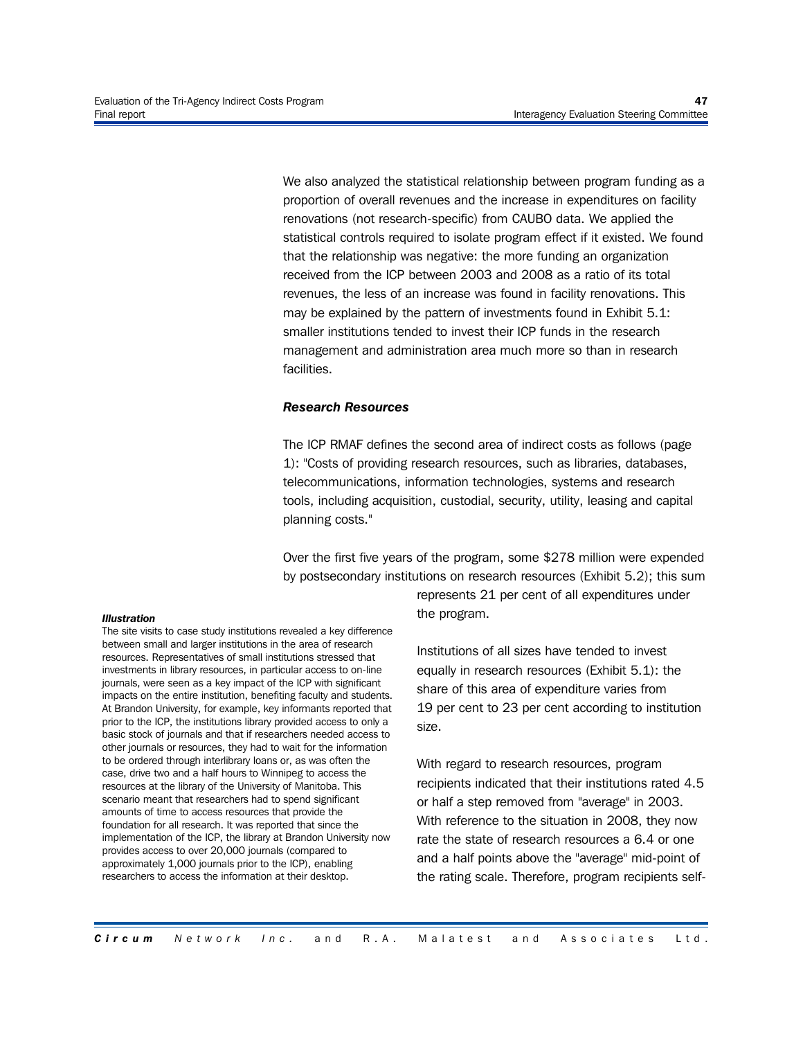We also analyzed the statistical relationship between program funding as a proportion of overall revenues and the increase in expenditures on facility renovations (not research-specific) from CAUBO data. We applied the statistical controls required to isolate program effect if it existed. We found that the relationship was negative: the more funding an organization received from the ICP between 2003 and 2008 as a ratio of its total revenues, the less of an increase was found in facility renovations. This may be explained by the pattern of investments found in Exhibit 5.1: smaller institutions tended to invest their ICP funds in the research management and administration area much more so than in research facilities.

### *Research Resources*

The ICP RMAF defines the second area of indirect costs as follows (page 1): "Costs of providing research resources, such as libraries, databases, telecommunications, information technologies, systems and research tools, including acquisition, custodial, security, utility, leasing and capital planning costs."

Over the first five years of the program, some $278 million were expended by postsecondary institutions on research resources (Exhibit 5.2); this sum represents 21 per cent of all expenditures under the program.

Institutions of all sizes have tended to invest equally in research resources (Exhibit 5.1): the share of this area of expenditure varies from 19 per cent to 23 per cent according to institution size.

With regard to research resources, program recipients indicated that their institutions rated 4.5 or half a step removed from "average" in 2003. With reference to the situation in 2008, they now rate the state of research resources a 6.4 or one and a half points above the "average" mid-point of the rating scale. Therefore, program recipients self-

***Illustration***

The site visits to case study institutions revealed a key difference between small and larger institutions in the area of research resources. Representatives of small institutions stressed that investments in library resources, in particular access to on-line journals, were seen as a key impact of the ICP with significant impacts on the entire institution, benefiting faculty and students. At Brandon University, for example, key informants reported that prior to the ICP, the institutions library provided access to only a basic stock of journals and that if researchers needed access to other journals or resources, they had to wait for the information to be ordered through interlibrary loans or, as was often the case, drive two and a half hours to Winnipeg to access the resources at the library of the University of Manitoba. This scenario meant that researchers had to spend significant amounts of time to access resources that provide the foundation for all research. It was reported that since the implementation of the ICP, the library at Brandon University now provides access to over 20,000 journals (compared to approximately 1,000 journals prior to the ICP), enabling researchers to access the information at their desktop.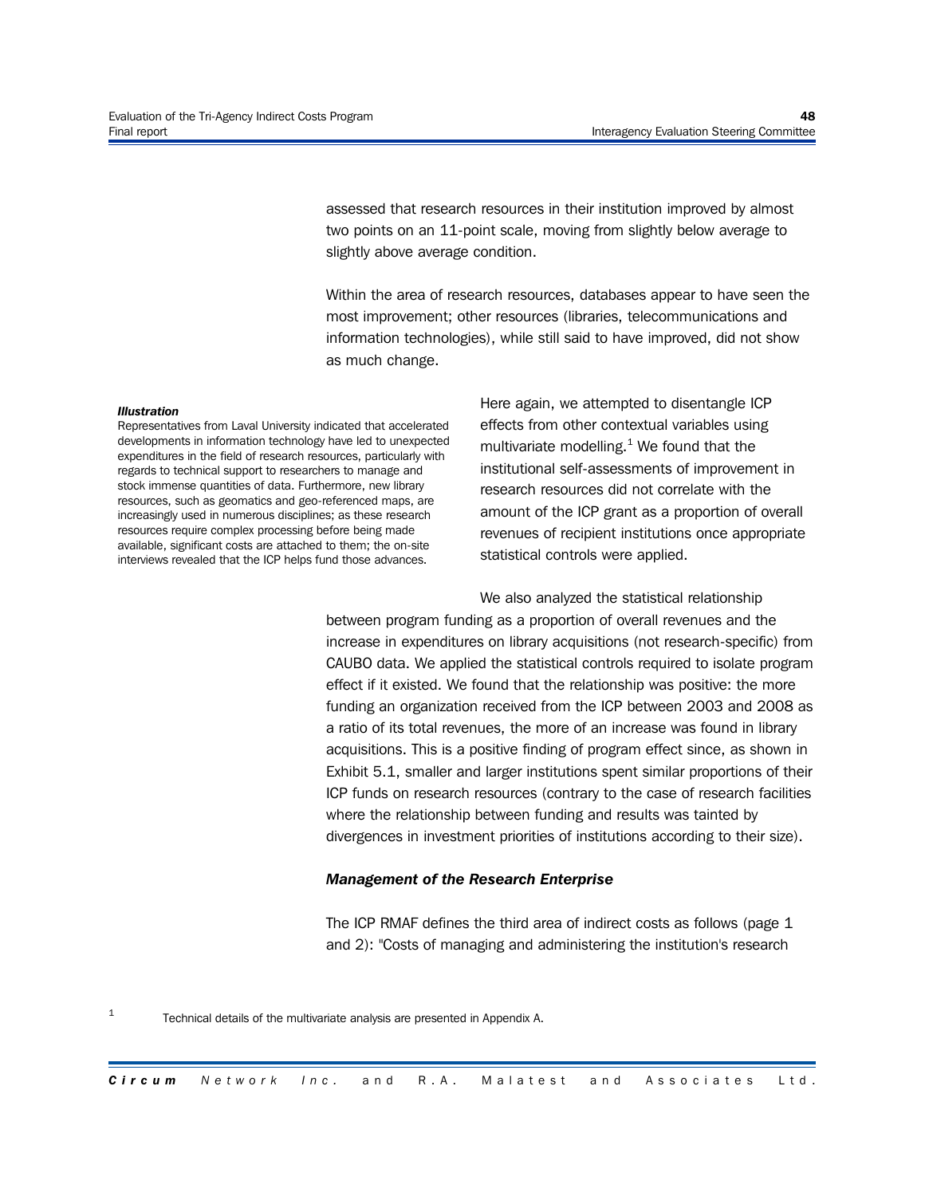assessed that research resources in their institution improved by almost two points on an 11-point scale, moving from slightly below average to slightly above average condition.

Within the area of research resources, databases appear to have seen the most improvement; other resources (libraries, telecommunications and information technologies), while still said to have improved, did not show as much change.

***Illustration***

Representatives from Laval University indicated that accelerated developments in information technology have led to unexpected expenditures in the field of research resources, particularly with regards to technical support to researchers to manage and stock immense quantities of data. Furthermore, new library resources, such as geomatics and geo-referenced maps, are increasingly used in numerous disciplines; as these research resources require complex processing before being made available, significant costs are attached to them; the on-site interviews revealed that the ICP helps fund those advances.

Here again, we attempted to disentangle ICP effects from other contextual variables using multivariate modelling.[1] We found that the institutional self-assessments of improvement in research resources did not correlate with the amount of the ICP grant as a proportion of overall revenues of recipient institutions once appropriate statistical controls were applied.

We also analyzed the statistical relationship between program funding as a proportion of overall revenues and the increase in expenditures on library acquisitions (not research-specific) from CAUBO data. We applied the statistical controls required to isolate program effect if it existed. We found that the relationship was positive: the more funding an organization received from the ICP between 2003 and 2008 as a ratio of its total revenues, the more of an increase was found in library acquisitions. This is a positive finding of program effect since, as shown in Exhibit 5.1, smaller and larger institutions spent similar proportions of their ICP funds on research resources (contrary to the case of research facilities where the relationship between funding and results was tainted by divergences in investment priorities of institutions according to their size).

***Management of the Research Enterprise***

The ICP RMAF defines the third area of indirect costs as follows (page 1 and 2): "Costs of managing and administering the institution's research

[1] Technical details of the multivariate analysis are presented in Appendix A.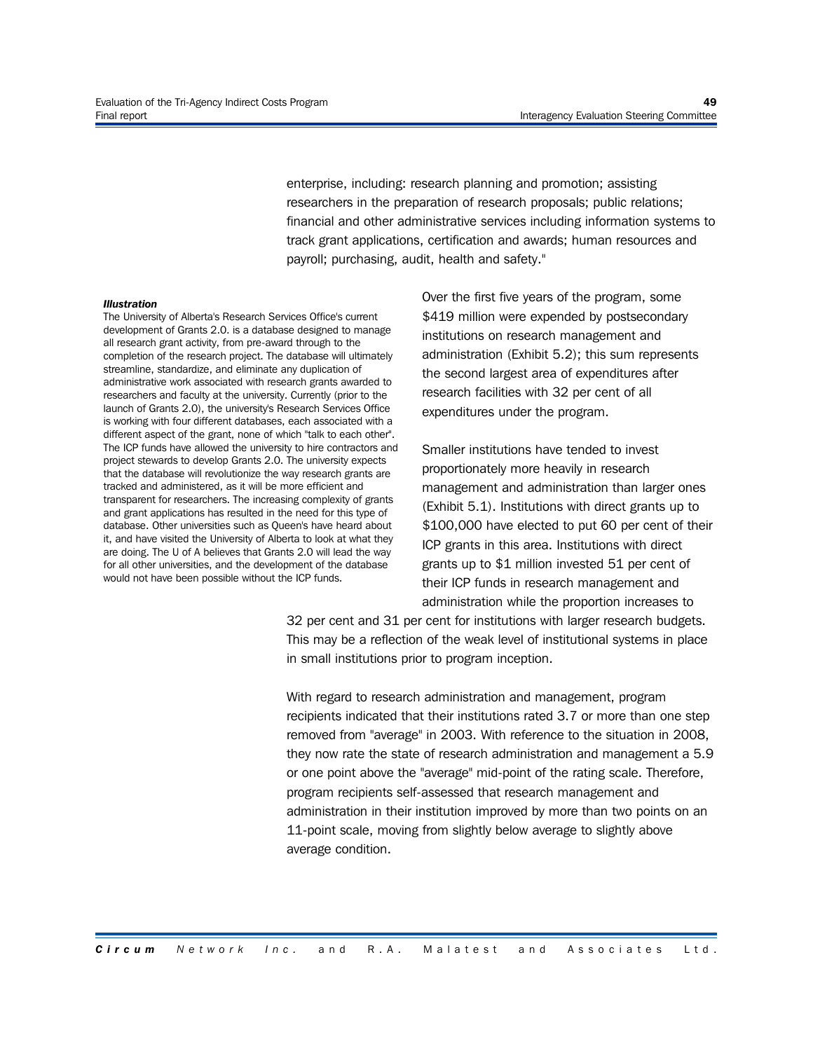enterprise, including: research planning and promotion; assisting researchers in the preparation of research proposals; public relations; financial and other administrative services including information systems to track grant applications, certification and awards; human resources and payroll; purchasing, audit, health and safety."

> ***Illustration***
>
> The University of Alberta's Research Services Office's current development of Grants 2.0. is a database designed to manage all research grant activity, from pre-award through to the completion of the research project. The database will ultimately streamline, standardize, and eliminate any duplication of administrative work associated with research grants awarded to researchers and faculty at the university. Currently (prior to the launch of Grants 2.0), the university's Research Services Office is working with four different databases, each associated with a different aspect of the grant, none of which "talk to each other". The ICP funds have allowed the university to hire contractors and project stewards to develop Grants 2.0. The university expects that the database will revolutionize the way research grants are tracked and administered, as it will be more efficient and transparent for researchers. The increasing complexity of grants and grant applications has resulted in the need for this type of database. Other universities such as Queen's have heard about it, and have visited the University of Alberta to look at what they are doing. The U of A believes that Grants 2.0 will lead the way for all other universities, and the development of the database would not have been possible without the ICP funds.

Over the first five years of the program, some $419 million were expended by postsecondary institutions on research management and administration (Exhibit 5.2); this sum represents the second largest area of expenditures after research facilities with 32 per cent of all expenditures under the program.

Smaller institutions have tended to invest proportionately more heavily in research management and administration than larger ones (Exhibit 5.1). Institutions with direct grants up to $100,000 have elected to put 60 per cent of their ICP grants in this area. Institutions with direct grants up to $1 million invested 51 per cent of their ICP funds in research management and administration while the proportion increases to 32 per cent and 31 per cent for institutions with larger research budgets. This may be a reflection of the weak level of institutional systems in place in small institutions prior to program inception.

With regard to research administration and management, program recipients indicated that their institutions rated 3.7 or more than one step removed from "average" in 2003. With reference to the situation in 2008, they now rate the state of research administration and management a 5.9 or one point above the "average" mid-point of the rating scale. Therefore, program recipients self-assessed that research management and administration in their institution improved by more than two points on an 11-point scale, moving from slightly below average to slightly above average condition.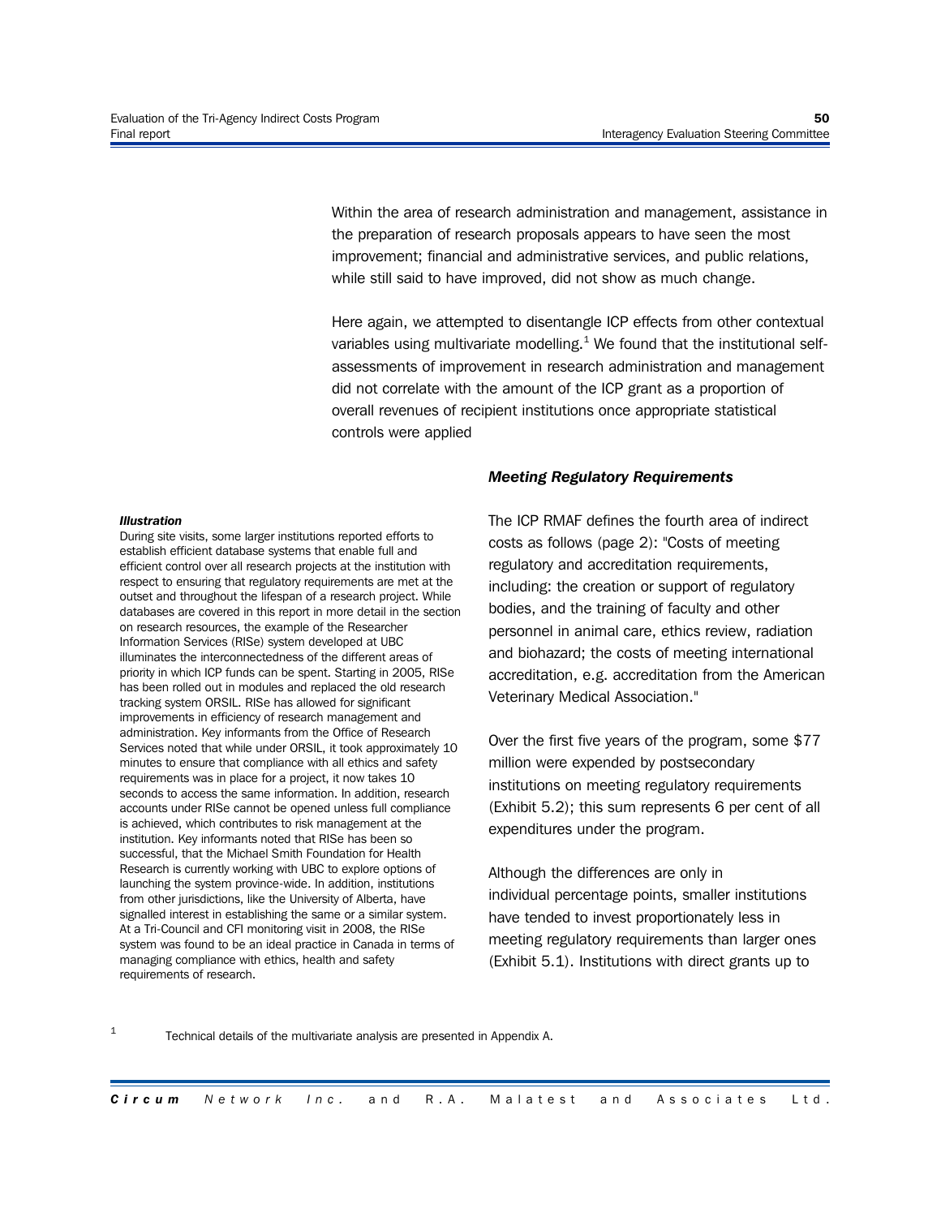Within the area of research administration and management, assistance in the preparation of research proposals appears to have seen the most improvement; financial and administrative services, and public relations, while still said to have improved, did not show as much change.

Here again, we attempted to disentangle ICP effects from other contextual variables using multivariate modelling.[1] We found that the institutional self-assessments of improvement in research administration and management did not correlate with the amount of the ICP grant as a proportion of overall revenues of recipient institutions once appropriate statistical controls were applied

### *Meeting Regulatory Requirements*

The ICP RMAF defines the fourth area of indirect costs as follows (page 2): "Costs of meeting regulatory and accreditation requirements, including: the creation or support of regulatory bodies, and the training of faculty and other personnel in animal care, ethics review, radiation and biohazard; the costs of meeting international accreditation, e.g. accreditation from the American Veterinary Medical Association."

Over the first five years of the program, some $77 million were expended by postsecondary institutions on meeting regulatory requirements (Exhibit 5.2); this sum represents 6 per cent of all expenditures under the program.

Although the differences are only in individual percentage points, smaller institutions have tended to invest proportionately less in meeting regulatory requirements than larger ones (Exhibit 5.1). Institutions with direct grants up to

***Illustration***

During site visits, some larger institutions reported efforts to establish efficient database systems that enable full and efficient control over all research projects at the institution with respect to ensuring that regulatory requirements are met at the outset and throughout the lifespan of a research project. While databases are covered in this report in more detail in the section on research resources, the example of the Researcher Information Services (RISe) system developed at UBC illuminates the interconnectedness of the different areas of priority in which ICP funds can be spent. Starting in 2005, RISe has been rolled out in modules and replaced the old research tracking system ORSIL. RISe has allowed for significant improvements in efficiency of research management and administration. Key informants from the Office of Research Services noted that while under ORSIL, it took approximately 10 minutes to ensure that compliance with all ethics and safety requirements was in place for a project, it now takes 10 seconds to access the same information. In addition, research accounts under RISe cannot be opened unless full compliance is achieved, which contributes to risk management at the institution. Key informants noted that RISe has been so successful, that the Michael Smith Foundation for Health Research is currently working with UBC to explore options of launching the system province-wide. In addition, institutions from other jurisdictions, like the University of Alberta, have signalled interest in establishing the same or a similar system. At a Tri-Council and CFI monitoring visit in 2008, the RISe system was found to be an ideal practice in Canada in terms of managing compliance with ethics, health and safety requirements of research.

[1] Technical details of the multivariate analysis are presented in Appendix A.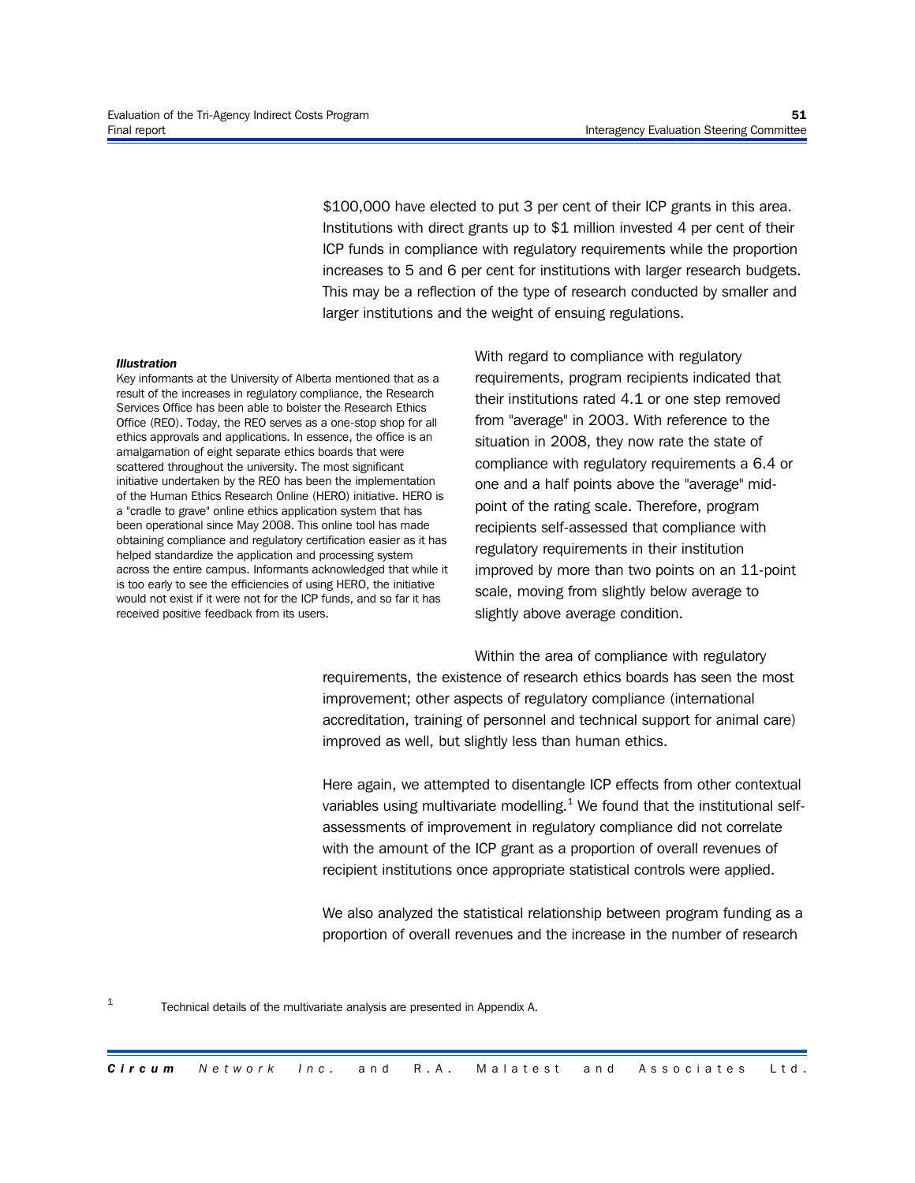$100,000 have elected to put 3 per cent of their ICP grants in this area. Institutions with direct grants up to $1 million invested 4 per cent of their ICP funds in compliance with regulatory requirements while the proportion increases to 5 and 6 per cent for institutions with larger research budgets. This may be a reflection of the type of research conducted by smaller and larger institutions and the weight of ensuing regulations.

***Illustration***

Key informants at the University of Alberta mentioned that as a result of the increases in regulatory compliance, the Research Services Office has been able to bolster the Research Ethics Office (REO). Today, the REO serves as a one-stop shop for all ethics approvals and applications. In essence, the office is an amalgamation of eight separate ethics boards that were scattered throughout the university. The most significant initiative undertaken by the REO has been the implementation of the Human Ethics Research Online (HERO) initiative. HERO is a "cradle to grave" online ethics application system that has been operational since May 2008. This online tool has made obtaining compliance and regulatory certification easier as it has helped standardize the application and processing system across the entire campus. Informants acknowledged that while it is too early to see the efficiencies of using HERO, the initiative would not exist if it were not for the ICP funds, and so far it has received positive feedback from its users.

With regard to compliance with regulatory requirements, program recipients indicated that their institutions rated 4.1 or one step removed from "average" in 2003. With reference to the situation in 2008, they now rate the state of compliance with regulatory requirements a 6.4 or one and a half points above the "average" mid-point of the rating scale. Therefore, program recipients self-assessed that compliance with regulatory requirements in their institution improved by more than two points on an 11-point scale, moving from slightly below average to slightly above average condition.

Within the area of compliance with regulatory requirements, the existence of research ethics boards has seen the most improvement; other aspects of regulatory compliance (international accreditation, training of personnel and technical support for animal care) improved as well, but slightly less than human ethics.

Here again, we attempted to disentangle ICP effects from other contextual variables using multivariate modelling.[1] We found that the institutional self-assessments of improvement in regulatory compliance did not correlate with the amount of the ICP grant as a proportion of overall revenues of recipient institutions once appropriate statistical controls were applied.

We also analyzed the statistical relationship between program funding as a proportion of overall revenues and the increase in the number of research

[1] Technical details of the multivariate analysis are presented in Appendix A.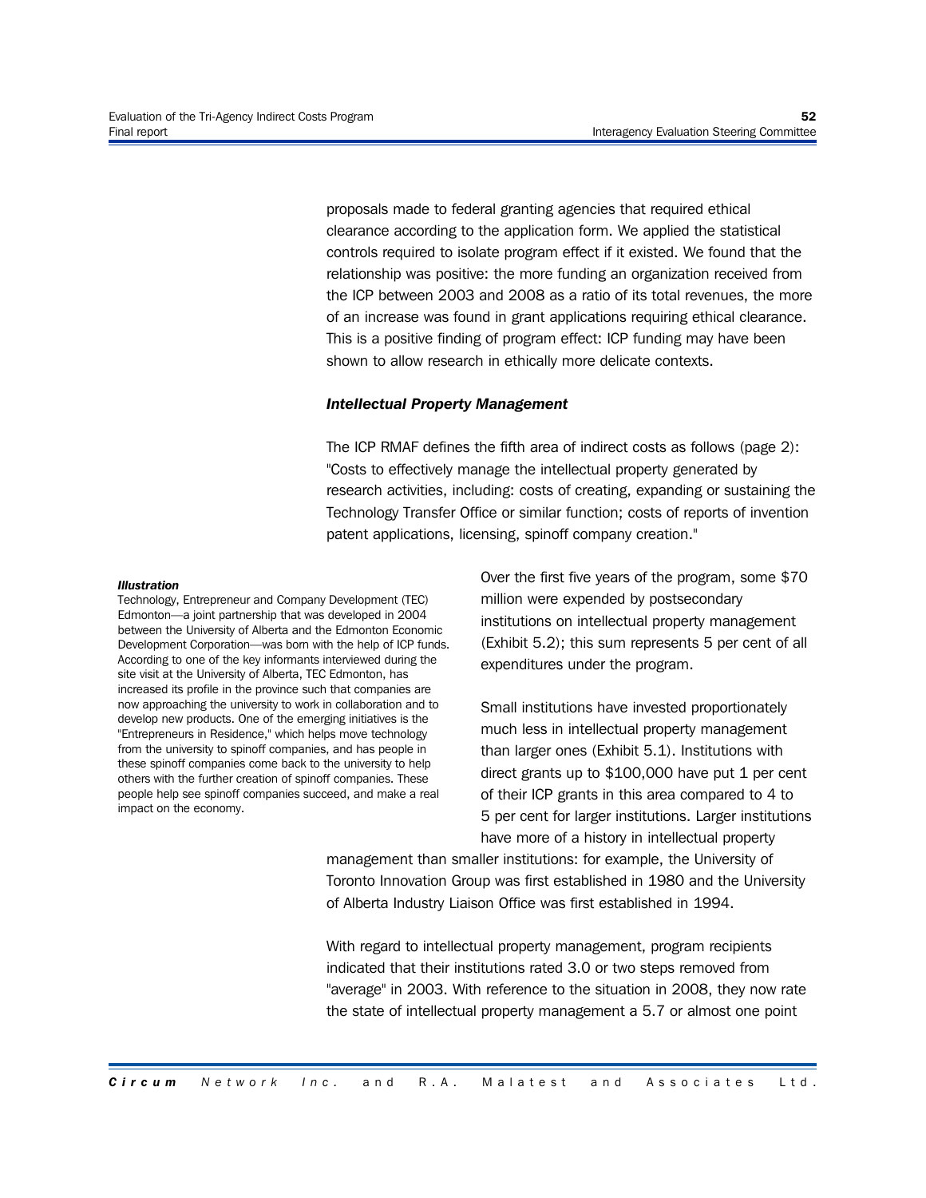proposals made to federal granting agencies that required ethical clearance according to the application form. We applied the statistical controls required to isolate program effect if it existed. We found that the relationship was positive: the more funding an organization received from the ICP between 2003 and 2008 as a ratio of its total revenues, the more of an increase was found in grant applications requiring ethical clearance. This is a positive finding of program effect: ICP funding may have been shown to allow research in ethically more delicate contexts.

### *Intellectual Property Management*

The ICP RMAF defines the fifth area of indirect costs as follows (page 2): "Costs to effectively manage the intellectual property generated by research activities, including: costs of creating, expanding or sustaining the Technology Transfer Office or similar function; costs of reports of invention patent applications, licensing, spinoff company creation."

***Illustration***

Technology, Entrepreneur and Company Development (TEC) Edmonton—a joint partnership that was developed in 2004 between the University of Alberta and the Edmonton Economic Development Corporation—was born with the help of ICP funds. According to one of the key informants interviewed during the site visit at the University of Alberta, TEC Edmonton, has increased its profile in the province such that companies are now approaching the university to work in collaboration and to develop new products. One of the emerging initiatives is the "Entrepreneurs in Residence," which helps move technology from the university to spinoff companies, and has people in these spinoff companies come back to the university to help others with the further creation of spinoff companies. These people help see spinoff companies succeed, and make a real impact on the economy.

Over the first five years of the program, some $70 million were expended by postsecondary institutions on intellectual property management (Exhibit 5.2); this sum represents 5 per cent of all expenditures under the program.

Small institutions have invested proportionately much less in intellectual property management than larger ones (Exhibit 5.1). Institutions with direct grants up to $100,000 have put 1 per cent of their ICP grants in this area compared to 4 to 5 per cent for larger institutions. Larger institutions have more of a history in intellectual property management than smaller institutions: for example, the University of Toronto Innovation Group was first established in 1980 and the University of Alberta Industry Liaison Office was first established in 1994.

With regard to intellectual property management, program recipients indicated that their institutions rated 3.0 or two steps removed from "average" in 2003. With reference to the situation in 2008, they now rate the state of intellectual property management a 5.7 or almost one point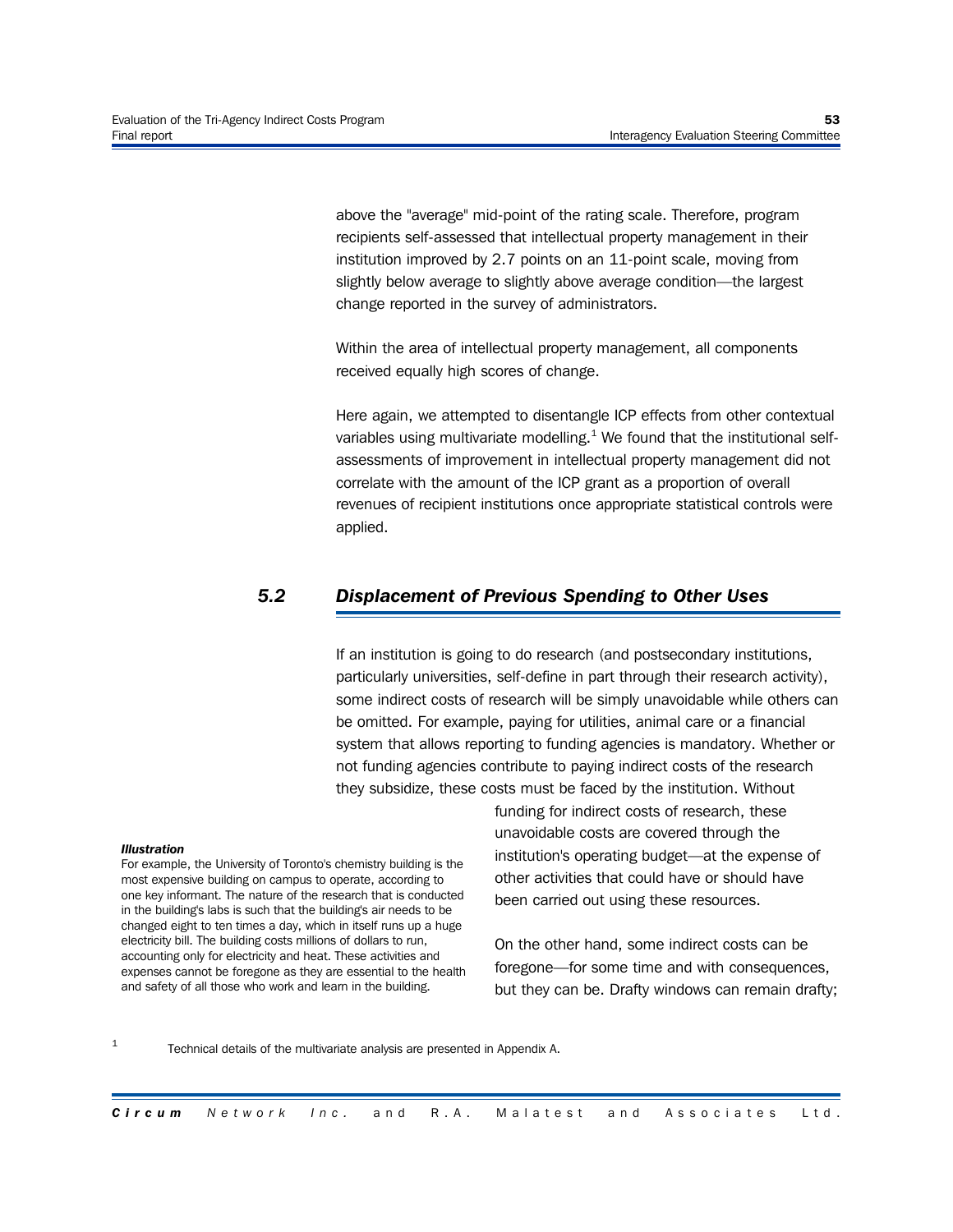above the "average" mid-point of the rating scale. Therefore, program recipients self-assessed that intellectual property management in their institution improved by 2.7 points on an 11-point scale, moving from slightly below average to slightly above average condition—the largest change reported in the survey of administrators.

Within the area of intellectual property management, all components received equally high scores of change.

Here again, we attempted to disentangle ICP effects from other contextual variables using multivariate modelling.[1] We found that the institutional self-assessments of improvement in intellectual property management did not correlate with the amount of the ICP grant as a proportion of overall revenues of recipient institutions once appropriate statistical controls were applied.

## 5.2 Displacement of Previous Spending to Other Uses

If an institution is going to do research (and postsecondary institutions, particularly universities, self-define in part through their research activity), some indirect costs of research will be simply unavoidable while others can be omitted. For example, paying for utilities, animal care or a financial system that allows reporting to funding agencies is mandatory. Whether or not funding agencies contribute to paying indirect costs of the research they subsidize, these costs must be faced by the institution. Without funding for indirect costs of research, these unavoidable costs are covered through the institution's operating budget—at the expense of other activities that could have or should have been carried out using these resources.

> ***Illustration***
>
> For example, the University of Toronto's chemistry building is the most expensive building on campus to operate, according to one key informant. The nature of the research that is conducted in the building's labs is such that the building's air needs to be changed eight to ten times a day, which in itself runs up a huge electricity bill. The building costs millions of dollars to run, accounting only for electricity and heat. These activities and expenses cannot be foregone as they are essential to the health and safety of all those who work and learn in the building.

On the other hand, some indirect costs can be foregone—for some time and with consequences, but they can be. Drafty windows can remain drafty;

[1] Technical details of the multivariate analysis are presented in Appendix A.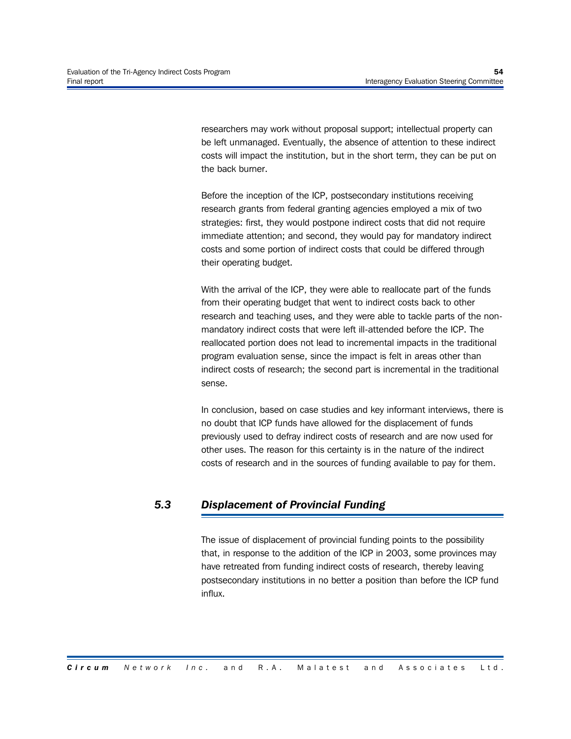researchers may work without proposal support; intellectual property can be left unmanaged. Eventually, the absence of attention to these indirect costs will impact the institution, but in the short term, they can be put on the back burner.

Before the inception of the ICP, postsecondary institutions receiving research grants from federal granting agencies employed a mix of two strategies: first, they would postpone indirect costs that did not require immediate attention; and second, they would pay for mandatory indirect costs and some portion of indirect costs that could be differed through their operating budget.

With the arrival of the ICP, they were able to reallocate part of the funds from their operating budget that went to indirect costs back to other research and teaching uses, and they were able to tackle parts of the non-mandatory indirect costs that were left ill-attended before the ICP. The reallocated portion does not lead to incremental impacts in the traditional program evaluation sense, since the impact is felt in areas other than indirect costs of research; the second part is incremental in the traditional sense.

In conclusion, based on case studies and key informant interviews, there is no doubt that ICP funds have allowed for the displacement of funds previously used to defray indirect costs of research and are now used for other uses. The reason for this certainty is in the nature of the indirect costs of research and in the sources of funding available to pay for them.

## 5.3 *Displacement of Provincial Funding*

The issue of displacement of provincial funding points to the possibility that, in response to the addition of the ICP in 2003, some provinces may have retreated from funding indirect costs of research, thereby leaving postsecondary institutions in no better a position than before the ICP fund influx.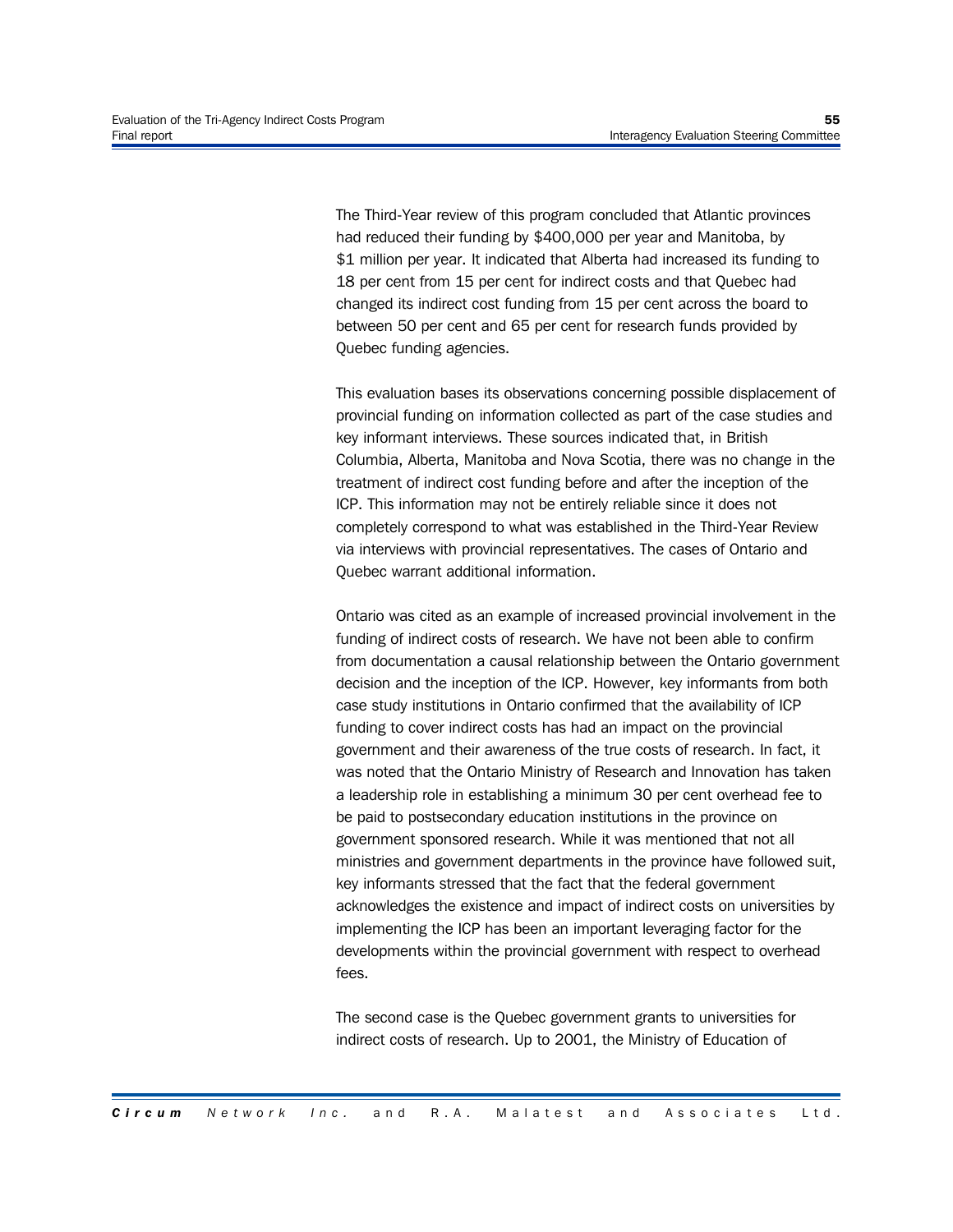The Third-Year review of this program concluded that Atlantic provinces had reduced their funding by $400,000 per year and Manitoba, by $1 million per year. It indicated that Alberta had increased its funding to 18 per cent from 15 per cent for indirect costs and that Quebec had changed its indirect cost funding from 15 per cent across the board to between 50 per cent and 65 per cent for research funds provided by Quebec funding agencies.

This evaluation bases its observations concerning possible displacement of provincial funding on information collected as part of the case studies and key informant interviews. These sources indicated that, in British Columbia, Alberta, Manitoba and Nova Scotia, there was no change in the treatment of indirect cost funding before and after the inception of the ICP. This information may not be entirely reliable since it does not completely correspond to what was established in the Third-Year Review via interviews with provincial representatives. The cases of Ontario and Quebec warrant additional information.

Ontario was cited as an example of increased provincial involvement in the funding of indirect costs of research. We have not been able to confirm from documentation a causal relationship between the Ontario government decision and the inception of the ICP. However, key informants from both case study institutions in Ontario confirmed that the availability of ICP funding to cover indirect costs has had an impact on the provincial government and their awareness of the true costs of research. In fact, it was noted that the Ontario Ministry of Research and Innovation has taken a leadership role in establishing a minimum 30 per cent overhead fee to be paid to postsecondary education institutions in the province on government sponsored research. While it was mentioned that not all ministries and government departments in the province have followed suit, key informants stressed that the fact that the federal government acknowledges the existence and impact of indirect costs on universities by implementing the ICP has been an important leveraging factor for the developments within the provincial government with respect to overhead fees.

The second case is the Quebec government grants to universities for indirect costs of research. Up to 2001, the Ministry of Education of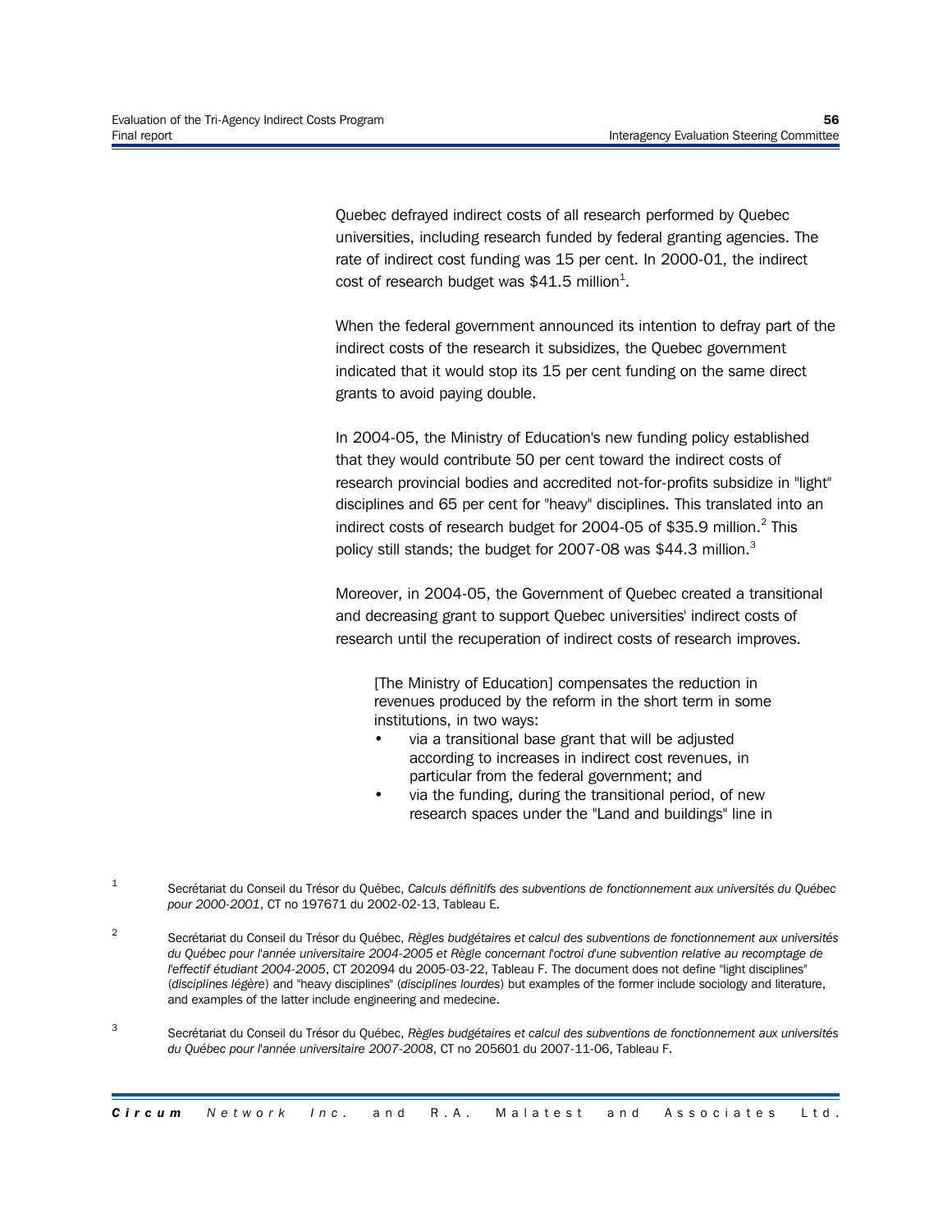Quebec defrayed indirect costs of all research performed by Quebec universities, including research funded by federal granting agencies. The rate of indirect cost funding was 15 per cent. In 2000-01, the indirect cost of research budget was $41.5 million[1].

When the federal government announced its intention to defray part of the indirect costs of the research it subsidizes, the Quebec government indicated that it would stop its 15 per cent funding on the same direct grants to avoid paying double.

In 2004-05, the Ministry of Education's new funding policy established that they would contribute 50 per cent toward the indirect costs of research provincial bodies and accredited not-for-profits subsidize in "light" disciplines and 65 per cent for "heavy" disciplines. This translated into an indirect costs of research budget for 2004-05 of $35.9 million.[2] This policy still stands; the budget for 2007-08 was $44.3 million.[3]

Moreover, in 2004-05, the Government of Quebec created a transitional and decreasing grant to support Quebec universities' indirect costs of research until the recuperation of indirect costs of research improves.

> [The Ministry of Education] compensates the reduction in revenues produced by the reform in the short term in some institutions, in two ways:
>
> - via a transitional base grant that will be adjusted according to increases in indirect cost revenues, in particular from the federal government; and
> - via the funding, during the transitional period, of new research spaces under the "Land and buildings" line in

[1] Secrétariat du Conseil du Trésor du Québec, *Calculs définitifs des subventions de fonctionnement aux universités du Québec pour 2000-2001*, CT no 197671 du 2002-02-13, Tableau E.

[2] Secrétariat du Conseil du Trésor du Québec, *Règles budgétaires et calcul des subventions de fonctionnement aux universités du Québec pour l'année universitaire 2004-2005 et Règle concernant l'octroi d'une subvention relative au recomptage de l'effectif étudiant 2004-2005*, CT 202094 du 2005-03-22, Tableau F. The document does not define "light disciplines" (*disciplines légère*) and "heavy disciplines" (*disciplines lourdes*) but examples of the former include sociology and literature, and examples of the latter include engineering and medecine.

[3] Secrétariat du Conseil du Trésor du Québec, *Règles budgétaires et calcul des subventions de fonctionnement aux universités du Québec pour l'année universitaire 2007-2008*, CT no 205601 du 2007-11-06, Tableau F.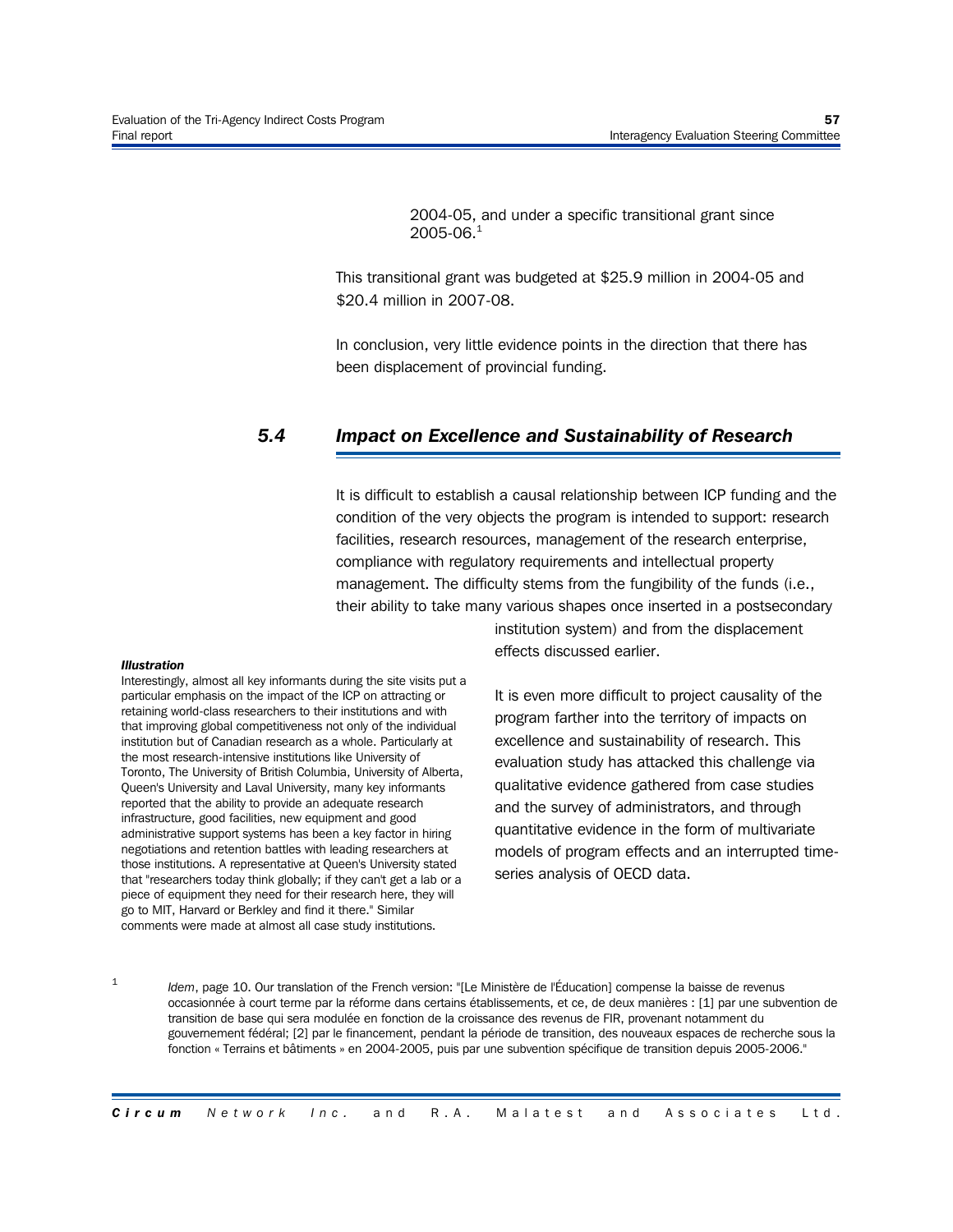2004-05, and under a specific transitional grant since 2005-06.[1]

This transitional grant was budgeted at $25.9 million in 2004-05 and $20.4 million in 2007-08.

In conclusion, very little evidence points in the direction that there has been displacement of provincial funding.

## *5.4 Impact on Excellence and Sustainability of Research*

It is difficult to establish a causal relationship between ICP funding and the condition of the very objects the program is intended to support: research facilities, research resources, management of the research enterprise, compliance with regulatory requirements and intellectual property management. The difficulty stems from the fungibility of the funds (i.e., their ability to take many various shapes once inserted in a postsecondary institution system) and from the displacement effects discussed earlier.

It is even more difficult to project causality of the program farther into the territory of impacts on excellence and sustainability of research. This evaluation study has attacked this challenge via qualitative evidence gathered from case studies and the survey of administrators, and through quantitative evidence in the form of multivariate models of program effects and an interrupted time-series analysis of OECD data.

***Illustration***

Interestingly, almost all key informants during the site visits put a particular emphasis on the impact of the ICP on attracting or retaining world-class researchers to their institutions and with that improving global competitiveness not only of the individual institution but of Canadian research as a whole. Particularly at the most research-intensive institutions like University of Toronto, The University of British Columbia, University of Alberta, Queen's University and Laval University, many key informants reported that the ability to provide an adequate research infrastructure, good facilities, new equipment and good administrative support systems has been a key factor in hiring negotiations and retention battles with leading researchers at those institutions. A representative at Queen's University stated that "researchers today think globally; if they can't get a lab or a piece of equipment they need for their research here, they will go to MIT, Harvard or Berkley and find it there." Similar comments were made at almost all case study institutions.

[1] *Idem*, page 10. Our translation of the French version: "[Le Ministère de l'Éducation] compense la baisse de revenus occasionnée à court terme par la réforme dans certains établissements, et ce, de deux manières : [1] par une subvention de transition de base qui sera modulée en fonction de la croissance des revenus de FIR, provenant notamment du gouvernement fédéral; [2] par le financement, pendant la période de transition, des nouveaux espaces de recherche sous la fonction « Terrains et bâtiments » en 2004-2005, puis par une subvention spécifique de transition depuis 2005-2006."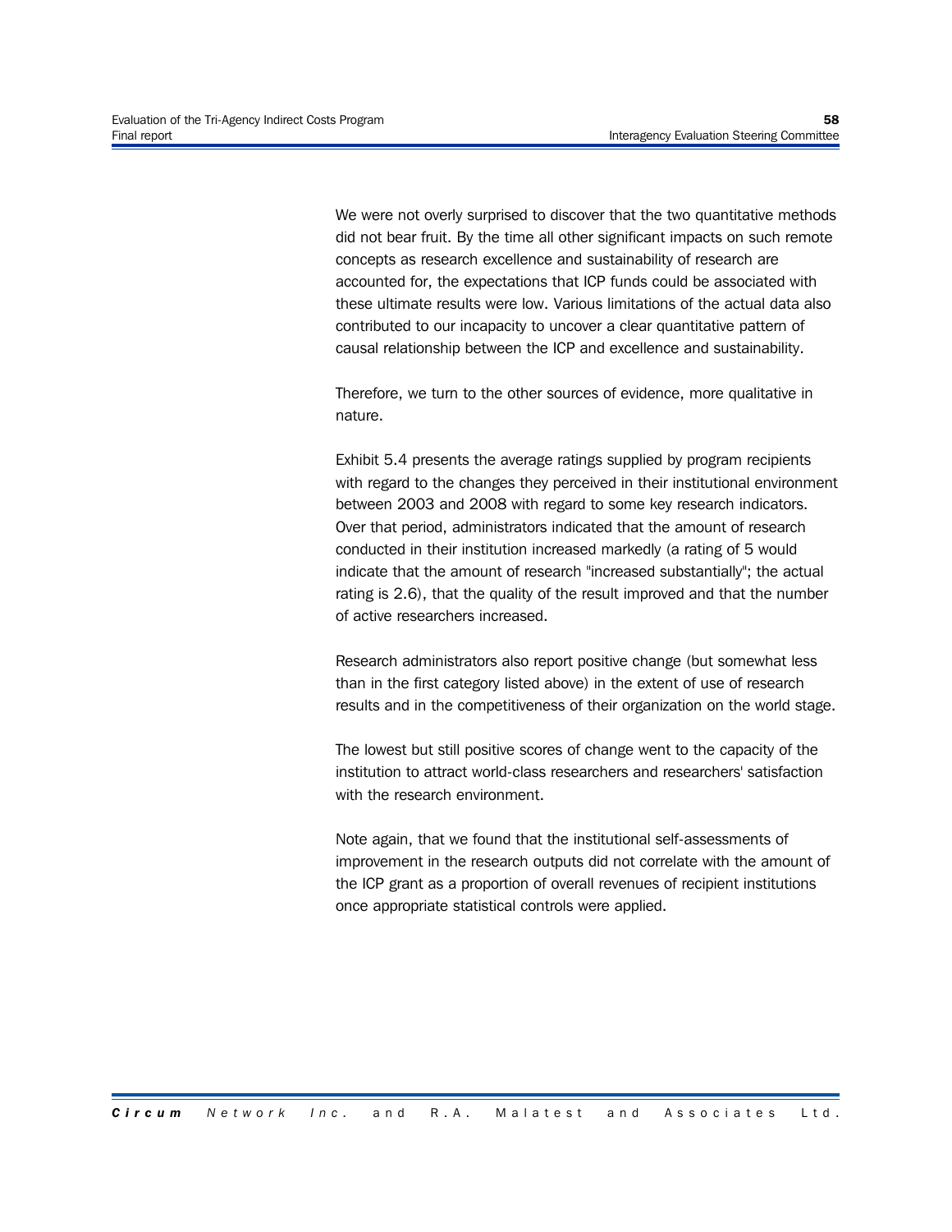We were not overly surprised to discover that the two quantitative methods did not bear fruit. By the time all other significant impacts on such remote concepts as research excellence and sustainability of research are accounted for, the expectations that ICP funds could be associated with these ultimate results were low. Various limitations of the actual data also contributed to our incapacity to uncover a clear quantitative pattern of causal relationship between the ICP and excellence and sustainability.

Therefore, we turn to the other sources of evidence, more qualitative in nature.

Exhibit 5.4 presents the average ratings supplied by program recipients with regard to the changes they perceived in their institutional environment between 2003 and 2008 with regard to some key research indicators. Over that period, administrators indicated that the amount of research conducted in their institution increased markedly (a rating of 5 would indicate that the amount of research "increased substantially"; the actual rating is 2.6), that the quality of the result improved and that the number of active researchers increased.

Research administrators also report positive change (but somewhat less than in the first category listed above) in the extent of use of research results and in the competitiveness of their organization on the world stage.

The lowest but still positive scores of change went to the capacity of the institution to attract world-class researchers and researchers' satisfaction with the research environment.

Note again, that we found that the institutional self-assessments of improvement in the research outputs did not correlate with the amount of the ICP grant as a proportion of overall revenues of recipient institutions once appropriate statistical controls were applied.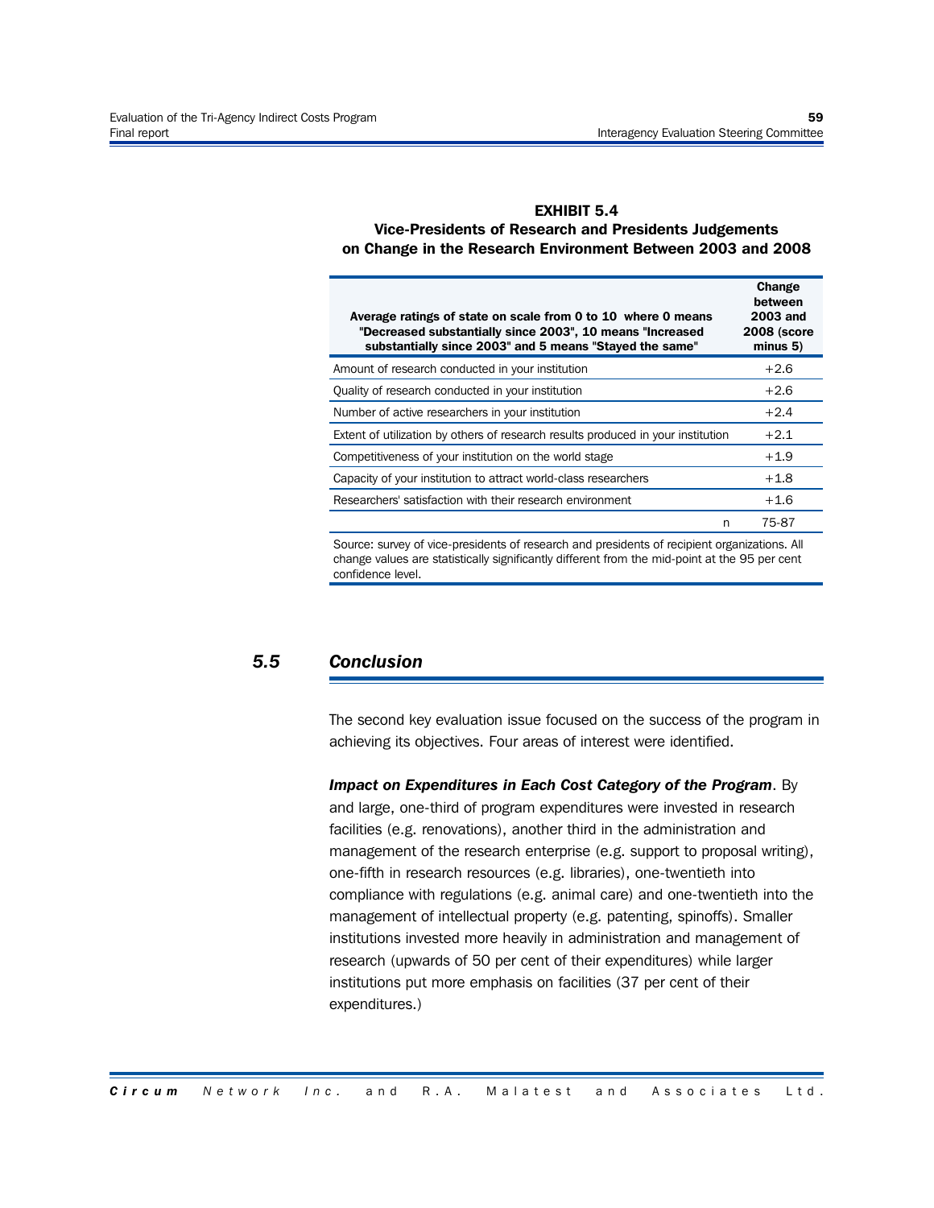**EXHIBIT 5.4**
**Vice-Presidents of Research and Presidents Judgements on Change in the Research Environment Between 2003 and 2008**

| Average ratings of state on scale from 0 to 10 where 0 means "Decreased substantially since 2003", 10 means "Increased substantially since 2003" and 5 means "Stayed the same" | Change between 2003 and 2008 (score minus 5) |
|---|---|
| Amount of research conducted in your institution | +2.6 |
| Quality of research conducted in your institution | +2.6 |
| Number of active researchers in your institution | +2.4 |
| Extent of utilization by others of research results produced in your institution | +2.1 |
| Competitiveness of your institution on the world stage | +1.9 |
| Capacity of your institution to attract world-class researchers | +1.8 |
| Researchers' satisfaction with their research environment | +1.6 |
| n | 75-87 |

Source: survey of vice-presidents of research and presidents of recipient organizations. All change values are statistically significantly different from the mid-point at the 95 per cent confidence level.

## 5.5 Conclusion

The second key evaluation issue focused on the success of the program in achieving its objectives. Four areas of interest were identified.

***Impact on Expenditures in Each Cost Category of the Program***. By and large, one-third of program expenditures were invested in research facilities (e.g. renovations), another third in the administration and management of the research enterprise (e.g. support to proposal writing), one-fifth in research resources (e.g. libraries), one-twentieth into compliance with regulations (e.g. animal care) and one-twentieth into the management of intellectual property (e.g. patenting, spinoffs). Smaller institutions invested more heavily in administration and management of research (upwards of 50 per cent of their expenditures) while larger institutions put more emphasis on facilities (37 per cent of their expenditures.)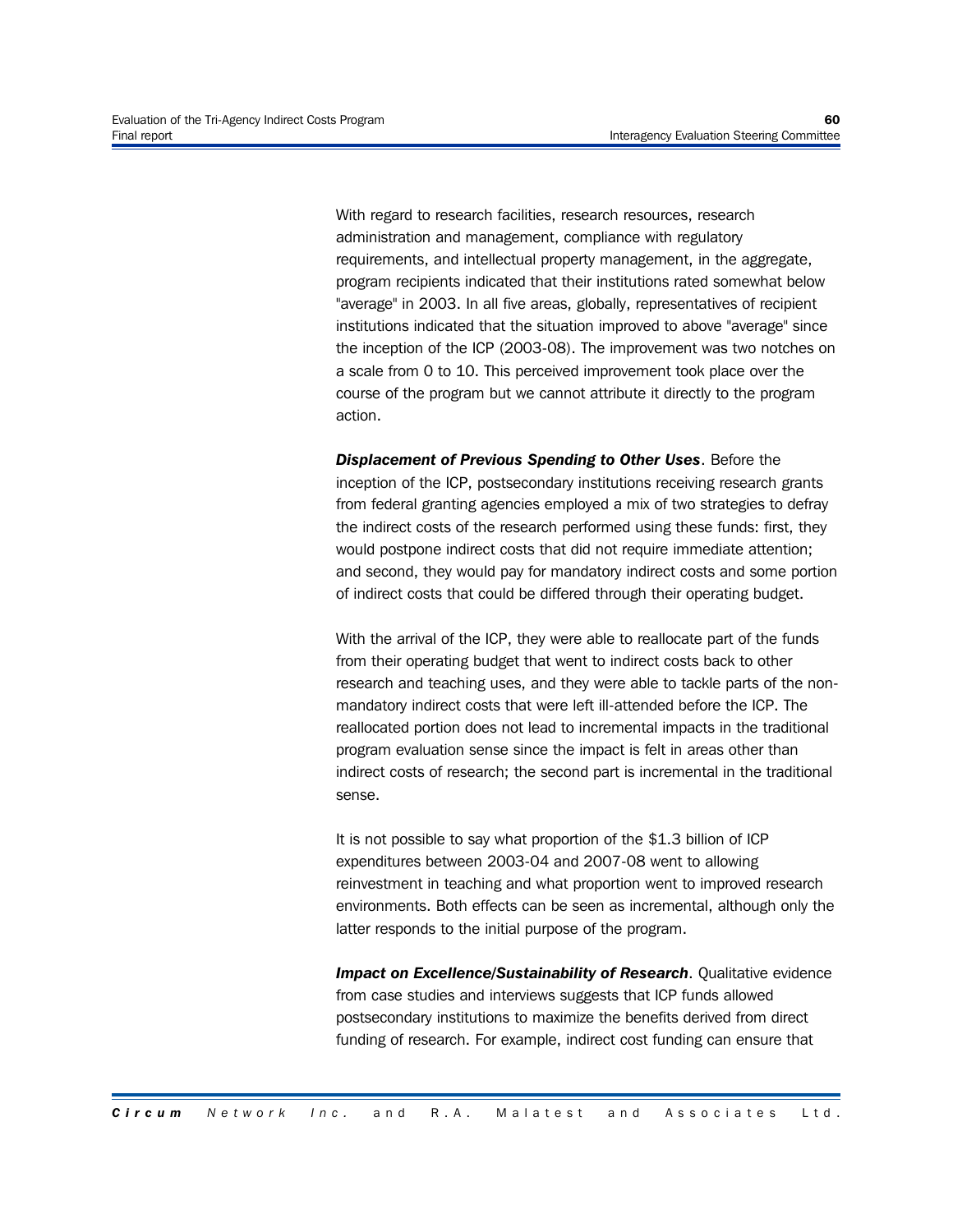With regard to research facilities, research resources, research administration and management, compliance with regulatory requirements, and intellectual property management, in the aggregate, program recipients indicated that their institutions rated somewhat below "average" in 2003. In all five areas, globally, representatives of recipient institutions indicated that the situation improved to above "average" since the inception of the ICP (2003-08). The improvement was two notches on a scale from 0 to 10. This perceived improvement took place over the course of the program but we cannot attribute it directly to the program action.

***Displacement of Previous Spending to Other Uses***. Before the inception of the ICP, postsecondary institutions receiving research grants from federal granting agencies employed a mix of two strategies to defray the indirect costs of the research performed using these funds: first, they would postpone indirect costs that did not require immediate attention; and second, they would pay for mandatory indirect costs and some portion of indirect costs that could be differed through their operating budget.

With the arrival of the ICP, they were able to reallocate part of the funds from their operating budget that went to indirect costs back to other research and teaching uses, and they were able to tackle parts of the non-mandatory indirect costs that were left ill-attended before the ICP. The reallocated portion does not lead to incremental impacts in the traditional program evaluation sense since the impact is felt in areas other than indirect costs of research; the second part is incremental in the traditional sense.

It is not possible to say what proportion of the $1.3 billion of ICP expenditures between 2003-04 and 2007-08 went to allowing reinvestment in teaching and what proportion went to improved research environments. Both effects can be seen as incremental, although only the latter responds to the initial purpose of the program.

***Impact on Excellence/Sustainability of Research***. Qualitative evidence from case studies and interviews suggests that ICP funds allowed postsecondary institutions to maximize the benefits derived from direct funding of research. For example, indirect cost funding can ensure that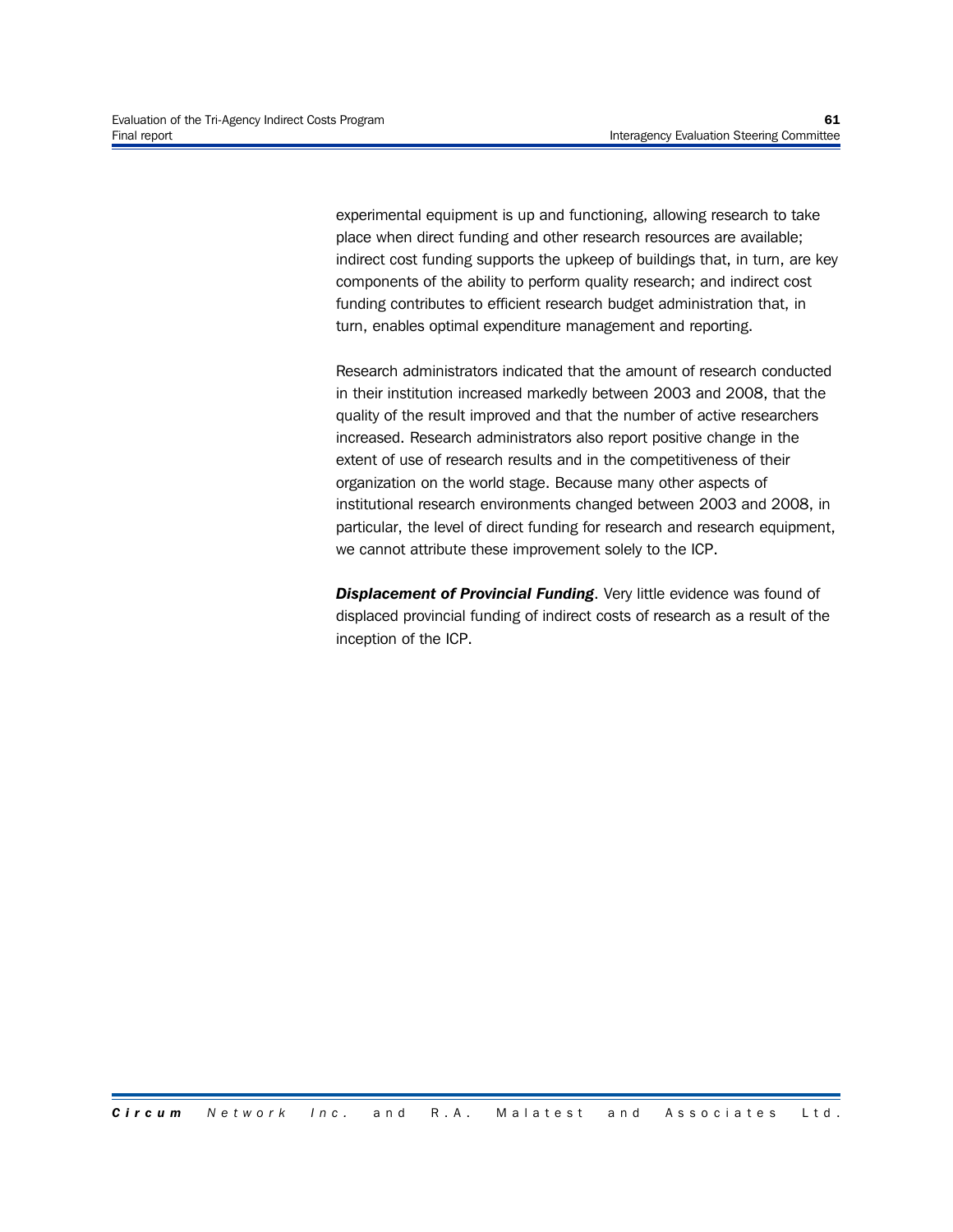experimental equipment is up and functioning, allowing research to take place when direct funding and other research resources are available; indirect cost funding supports the upkeep of buildings that, in turn, are key components of the ability to perform quality research; and indirect cost funding contributes to efficient research budget administration that, in turn, enables optimal expenditure management and reporting.

Research administrators indicated that the amount of research conducted in their institution increased markedly between 2003 and 2008, that the quality of the result improved and that the number of active researchers increased. Research administrators also report positive change in the extent of use of research results and in the competitiveness of their organization on the world stage. Because many other aspects of institutional research environments changed between 2003 and 2008, in particular, the level of direct funding for research and research equipment, we cannot attribute these improvement solely to the ICP.

***Displacement of Provincial Funding***. Very little evidence was found of displaced provincial funding of indirect costs of research as a result of the inception of the ICP.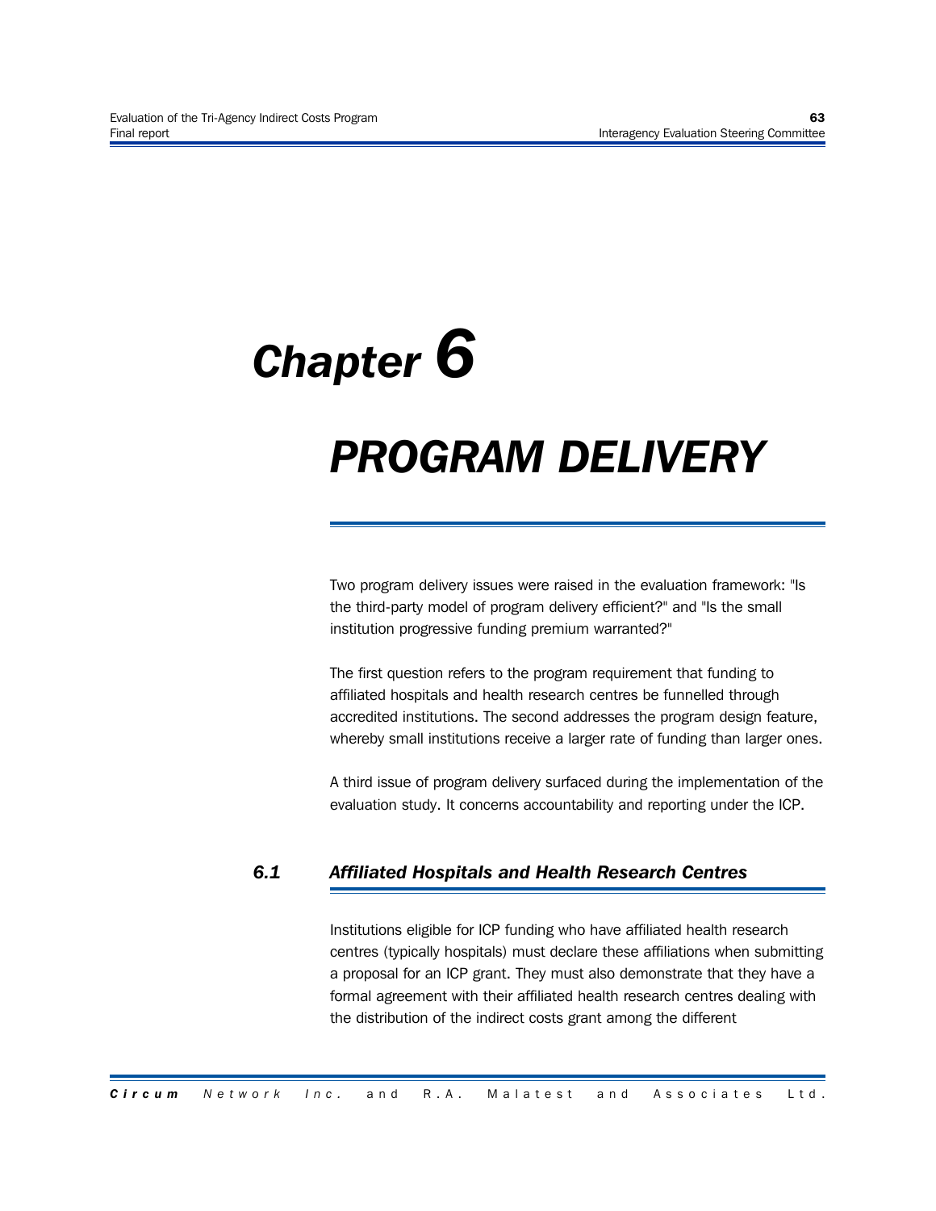# Chapter 6

# PROGRAM DELIVERY

Two program delivery issues were raised in the evaluation framework: "Is the third-party model of program delivery efficient?" and "Is the small institution progressive funding premium warranted?"

The first question refers to the program requirement that funding to affiliated hospitals and health research centres be funnelled through accredited institutions. The second addresses the program design feature, whereby small institutions receive a larger rate of funding than larger ones.

A third issue of program delivery surfaced during the implementation of the evaluation study. It concerns accountability and reporting under the ICP.

## 6.1 Affiliated Hospitals and Health Research Centres

Institutions eligible for ICP funding who have affiliated health research centres (typically hospitals) must declare these affiliations when submitting a proposal for an ICP grant. They must also demonstrate that they have a formal agreement with their affiliated health research centres dealing with the distribution of the indirect costs grant among the different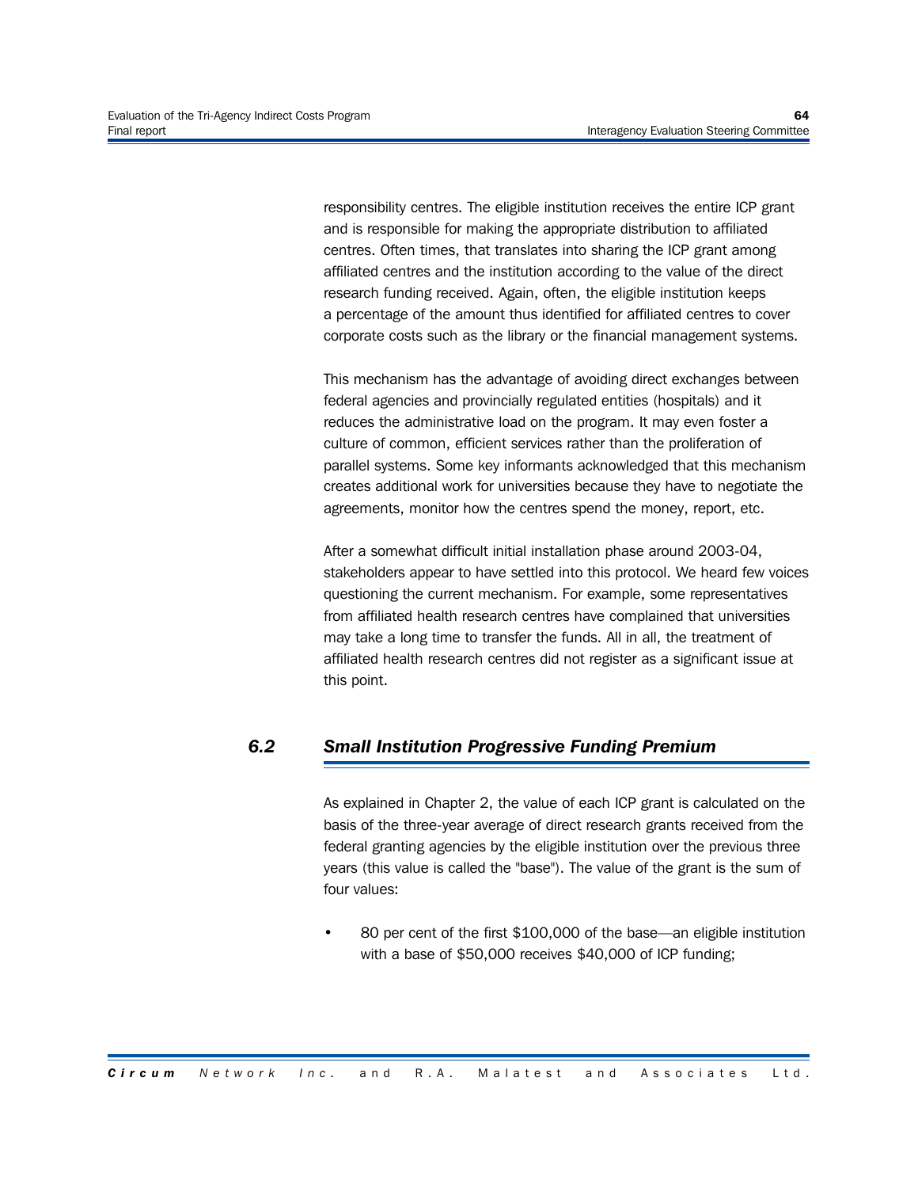responsibility centres. The eligible institution receives the entire ICP grant and is responsible for making the appropriate distribution to affiliated centres. Often times, that translates into sharing the ICP grant among affiliated centres and the institution according to the value of the direct research funding received. Again, often, the eligible institution keeps a percentage of the amount thus identified for affiliated centres to cover corporate costs such as the library or the financial management systems.

This mechanism has the advantage of avoiding direct exchanges between federal agencies and provincially regulated entities (hospitals) and it reduces the administrative load on the program. It may even foster a culture of common, efficient services rather than the proliferation of parallel systems. Some key informants acknowledged that this mechanism creates additional work for universities because they have to negotiate the agreements, monitor how the centres spend the money, report, etc.

After a somewhat difficult initial installation phase around 2003-04, stakeholders appear to have settled into this protocol. We heard few voices questioning the current mechanism. For example, some representatives from affiliated health research centres have complained that universities may take a long time to transfer the funds. All in all, the treatment of affiliated health research centres did not register as a significant issue at this point.

## 6.2 Small Institution Progressive Funding Premium

As explained in Chapter 2, the value of each ICP grant is calculated on the basis of the three-year average of direct research grants received from the federal granting agencies by the eligible institution over the previous three years (this value is called the "base"). The value of the grant is the sum of four values:

- 80 per cent of the first $100,000 of the base—an eligible institution with a base of $50,000 receives $40,000 of ICP funding;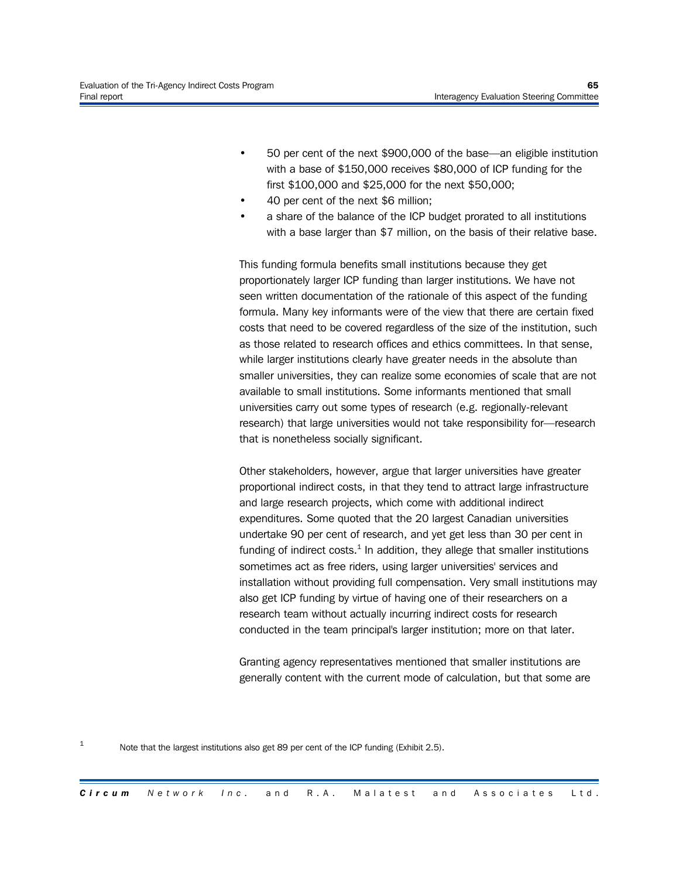- 50 per cent of the next $900,000 of the base—an eligible institution with a base of $150,000 receives $80,000 of ICP funding for the first $100,000 and $25,000 for the next $50,000;
- 40 per cent of the next $6 million;
- a share of the balance of the ICP budget prorated to all institutions with a base larger than $7 million, on the basis of their relative base.

This funding formula benefits small institutions because they get proportionately larger ICP funding than larger institutions. We have not seen written documentation of the rationale of this aspect of the funding formula. Many key informants were of the view that there are certain fixed costs that need to be covered regardless of the size of the institution, such as those related to research offices and ethics committees. In that sense, while larger institutions clearly have greater needs in the absolute than smaller universities, they can realize some economies of scale that are not available to small institutions. Some informants mentioned that small universities carry out some types of research (e.g. regionally-relevant research) that large universities would not take responsibility for—research that is nonetheless socially significant.

Other stakeholders, however, argue that larger universities have greater proportional indirect costs, in that they tend to attract large infrastructure and large research projects, which come with additional indirect expenditures. Some quoted that the 20 largest Canadian universities undertake 90 per cent of research, and yet get less than 30 per cent in funding of indirect costs.[1] In addition, they allege that smaller institutions sometimes act as free riders, using larger universities' services and installation without providing full compensation. Very small institutions may also get ICP funding by virtue of having one of their researchers on a research team without actually incurring indirect costs for research conducted in the team principal's larger institution; more on that later.

Granting agency representatives mentioned that smaller institutions are generally content with the current mode of calculation, but that some are

[1] Note that the largest institutions also get 89 per cent of the ICP funding (Exhibit 2.5).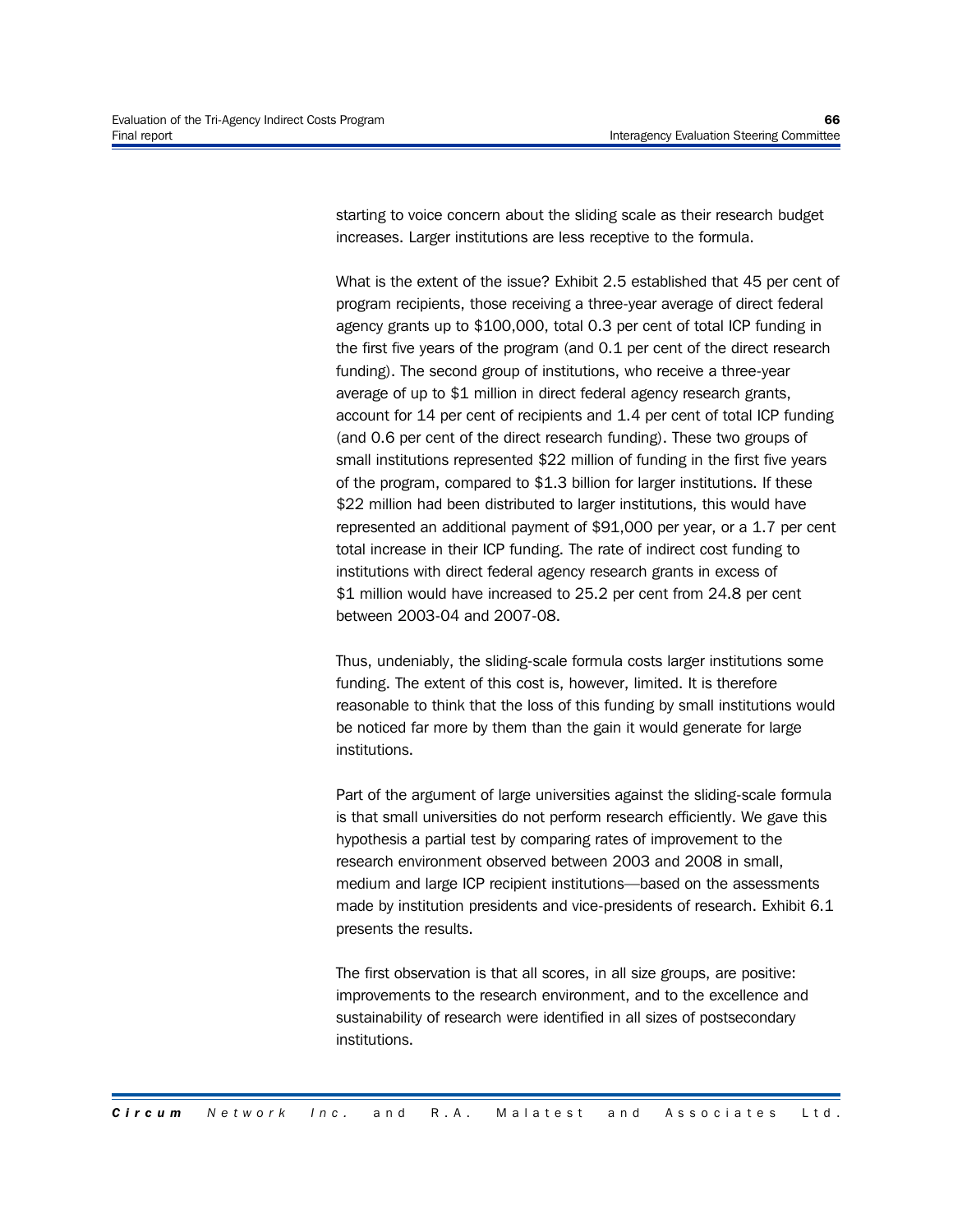starting to voice concern about the sliding scale as their research budget increases. Larger institutions are less receptive to the formula.

What is the extent of the issue? Exhibit 2.5 established that 45 per cent of program recipients, those receiving a three-year average of direct federal agency grants up to $100,000, total 0.3 per cent of total ICP funding in the first five years of the program (and 0.1 per cent of the direct research funding). The second group of institutions, who receive a three-year average of up to $1 million in direct federal agency research grants, account for 14 per cent of recipients and 1.4 per cent of total ICP funding (and 0.6 per cent of the direct research funding). These two groups of small institutions represented $22 million of funding in the first five years of the program, compared to $1.3 billion for larger institutions. If these $22 million had been distributed to larger institutions, this would have represented an additional payment of $91,000 per year, or a 1.7 per cent total increase in their ICP funding. The rate of indirect cost funding to institutions with direct federal agency research grants in excess of $1 million would have increased to 25.2 per cent from 24.8 per cent between 2003-04 and 2007-08.

Thus, undeniably, the sliding-scale formula costs larger institutions some funding. The extent of this cost is, however, limited. It is therefore reasonable to think that the loss of this funding by small institutions would be noticed far more by them than the gain it would generate for large institutions.

Part of the argument of large universities against the sliding-scale formula is that small universities do not perform research efficiently. We gave this hypothesis a partial test by comparing rates of improvement to the research environment observed between 2003 and 2008 in small, medium and large ICP recipient institutions—based on the assessments made by institution presidents and vice-presidents of research. Exhibit 6.1 presents the results.

The first observation is that all scores, in all size groups, are positive: improvements to the research environment, and to the excellence and sustainability of research were identified in all sizes of postsecondary institutions.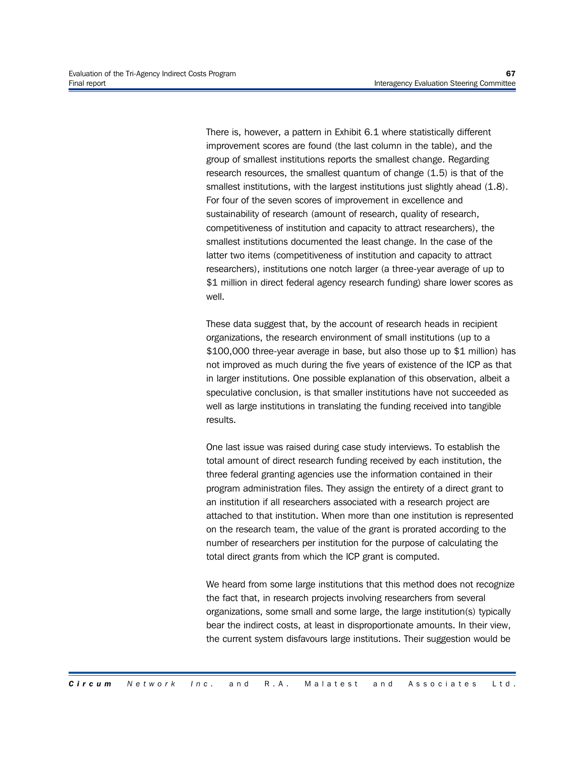There is, however, a pattern in Exhibit 6.1 where statistically different improvement scores are found (the last column in the table), and the group of smallest institutions reports the smallest change. Regarding research resources, the smallest quantum of change (1.5) is that of the smallest institutions, with the largest institutions just slightly ahead (1.8). For four of the seven scores of improvement in excellence and sustainability of research (amount of research, quality of research, competitiveness of institution and capacity to attract researchers), the smallest institutions documented the least change. In the case of the latter two items (competitiveness of institution and capacity to attract researchers), institutions one notch larger (a three-year average of up to $1 million in direct federal agency research funding) share lower scores as well.

These data suggest that, by the account of research heads in recipient organizations, the research environment of small institutions (up to a $100,000 three-year average in base, but also those up to $1 million) has not improved as much during the five years of existence of the ICP as that in larger institutions. One possible explanation of this observation, albeit a speculative conclusion, is that smaller institutions have not succeeded as well as large institutions in translating the funding received into tangible results.

One last issue was raised during case study interviews. To establish the total amount of direct research funding received by each institution, the three federal granting agencies use the information contained in their program administration files. They assign the entirety of a direct grant to an institution if all researchers associated with a research project are attached to that institution. When more than one institution is represented on the research team, the value of the grant is prorated according to the number of researchers per institution for the purpose of calculating the total direct grants from which the ICP grant is computed.

We heard from some large institutions that this method does not recognize the fact that, in research projects involving researchers from several organizations, some small and some large, the large institution(s) typically bear the indirect costs, at least in disproportionate amounts. In their view, the current system disfavours large institutions. Their suggestion would be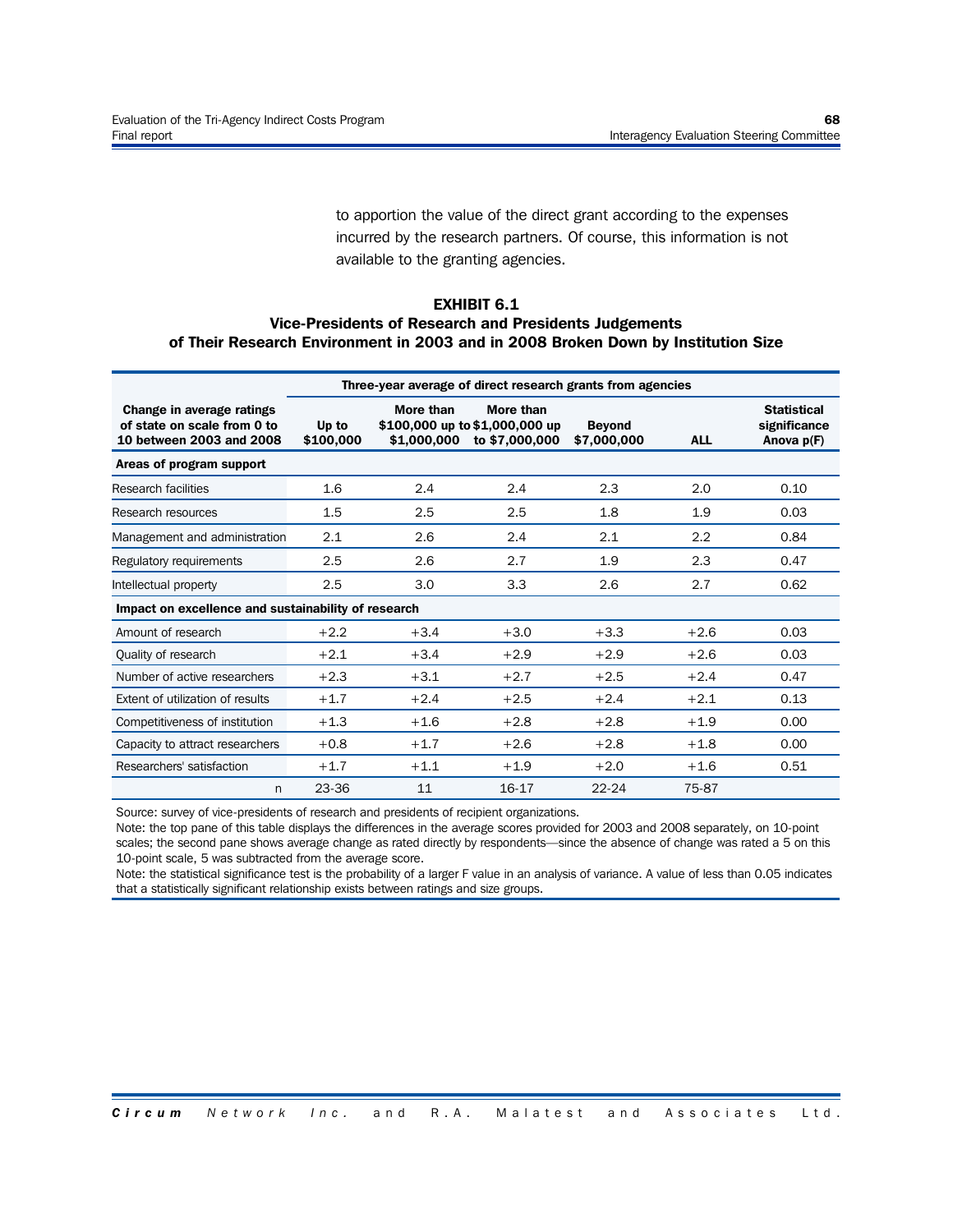to apportion the value of the direct grant according to the expenses incurred by the research partners. Of course, this information is not available to the granting agencies.

**EXHIBIT 6.1**
**Vice-Presidents of Research and Presidents Judgements of Their Research Environment in 2003 and in 2008 Broken Down by Institution Size**

| | Three-year average of direct research grants from agencies | | | | | |
|---|---|---|---|---|---|---|
| **Change in average ratings of state on scale from 0 to 10 between 2003 and 2008** | **Up to $100,000** | **More than $100,000 up to $1,000,000** | **More than $1,000,000 up to $7,000,000** | **Beyond $7,000,000** | **ALL** | **Statistical significance Anova p(F)** |
| **Areas of program support** | | | | | | |
| Research facilities | 1.6 | 2.4 | 2.4 | 2.3 | 2.0 | 0.10 |
| Research resources | 1.5 | 2.5 | 2.5 | 1.8 | 1.9 | 0.03 |
| Management and administration | 2.1 | 2.6 | 2.4 | 2.1 | 2.2 | 0.84 |
| Regulatory requirements | 2.5 | 2.6 | 2.7 | 1.9 | 2.3 | 0.47 |
| Intellectual property | 2.5 | 3.0 | 3.3 | 2.6 | 2.7 | 0.62 |
| **Impact on excellence and sustainability of research** | | | | | | |
| Amount of research | +2.2 | +3.4 | +3.0 | +3.3 | +2.6 | 0.03 |
| Quality of research | +2.1 | +3.4 | +2.9 | +2.9 | +2.6 | 0.03 |
| Number of active researchers | +2.3 | +3.1 | +2.7 | +2.5 | +2.4 | 0.47 |
| Extent of utilization of results | +1.7 | +2.4 | +2.5 | +2.4 | +2.1 | 0.13 |
| Competitiveness of institution | +1.3 | +1.6 | +2.8 | +2.8 | +1.9 | 0.00 |
| Capacity to attract researchers | +0.8 | +1.7 | +2.6 | +2.8 | +1.8 | 0.00 |
| Researchers' satisfaction | +1.7 | +1.1 | +1.9 | +2.0 | +1.6 | 0.51 |
| n | 23-36 | 11 | 16-17 | 22-24 | 75-87 | |

Source: survey of vice-presidents of research and presidents of recipient organizations.
Note: the top pane of this table displays the differences in the average scores provided for 2003 and 2008 separately, on 10-point scales; the second pane shows average change as rated directly by respondents—since the absence of change was rated a 5 on this 10-point scale, 5 was subtracted from the average score.
Note: the statistical significance test is the probability of a larger F value in an analysis of variance. A value of less than 0.05 indicates that a statistically significant relationship exists between ratings and size groups.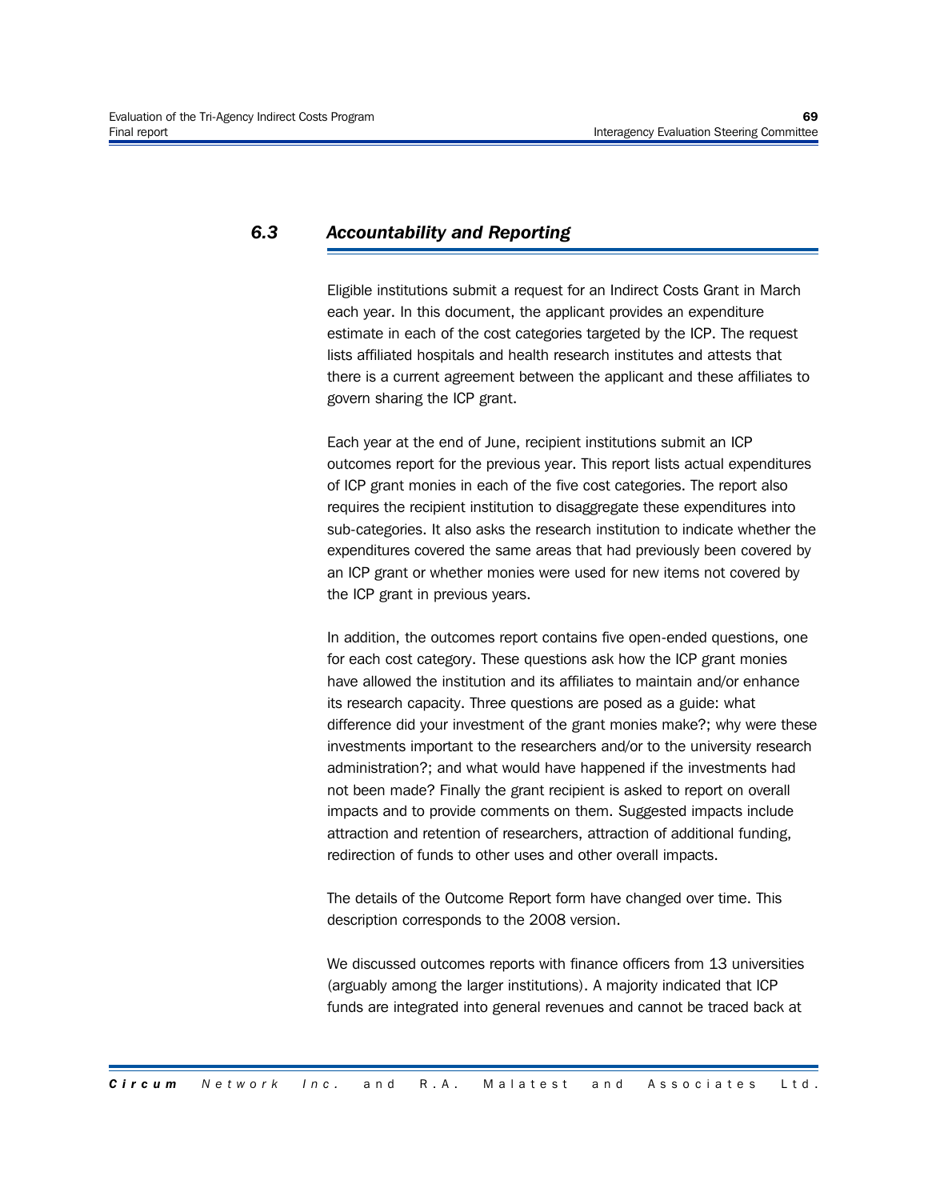## 6.3 *Accountability and Reporting*

Eligible institutions submit a request for an Indirect Costs Grant in March each year. In this document, the applicant provides an expenditure estimate in each of the cost categories targeted by the ICP. The request lists affiliated hospitals and health research institutes and attests that there is a current agreement between the applicant and these affiliates to govern sharing the ICP grant.

Each year at the end of June, recipient institutions submit an ICP outcomes report for the previous year. This report lists actual expenditures of ICP grant monies in each of the five cost categories. The report also requires the recipient institution to disaggregate these expenditures into sub-categories. It also asks the research institution to indicate whether the expenditures covered the same areas that had previously been covered by an ICP grant or whether monies were used for new items not covered by the ICP grant in previous years.

In addition, the outcomes report contains five open-ended questions, one for each cost category. These questions ask how the ICP grant monies have allowed the institution and its affiliates to maintain and/or enhance its research capacity. Three questions are posed as a guide: what difference did your investment of the grant monies make?; why were these investments important to the researchers and/or to the university research administration?; and what would have happened if the investments had not been made? Finally the grant recipient is asked to report on overall impacts and to provide comments on them. Suggested impacts include attraction and retention of researchers, attraction of additional funding, redirection of funds to other uses and other overall impacts.

The details of the Outcome Report form have changed over time. This description corresponds to the 2008 version.

We discussed outcomes reports with finance officers from 13 universities (arguably among the larger institutions). A majority indicated that ICP funds are integrated into general revenues and cannot be traced back at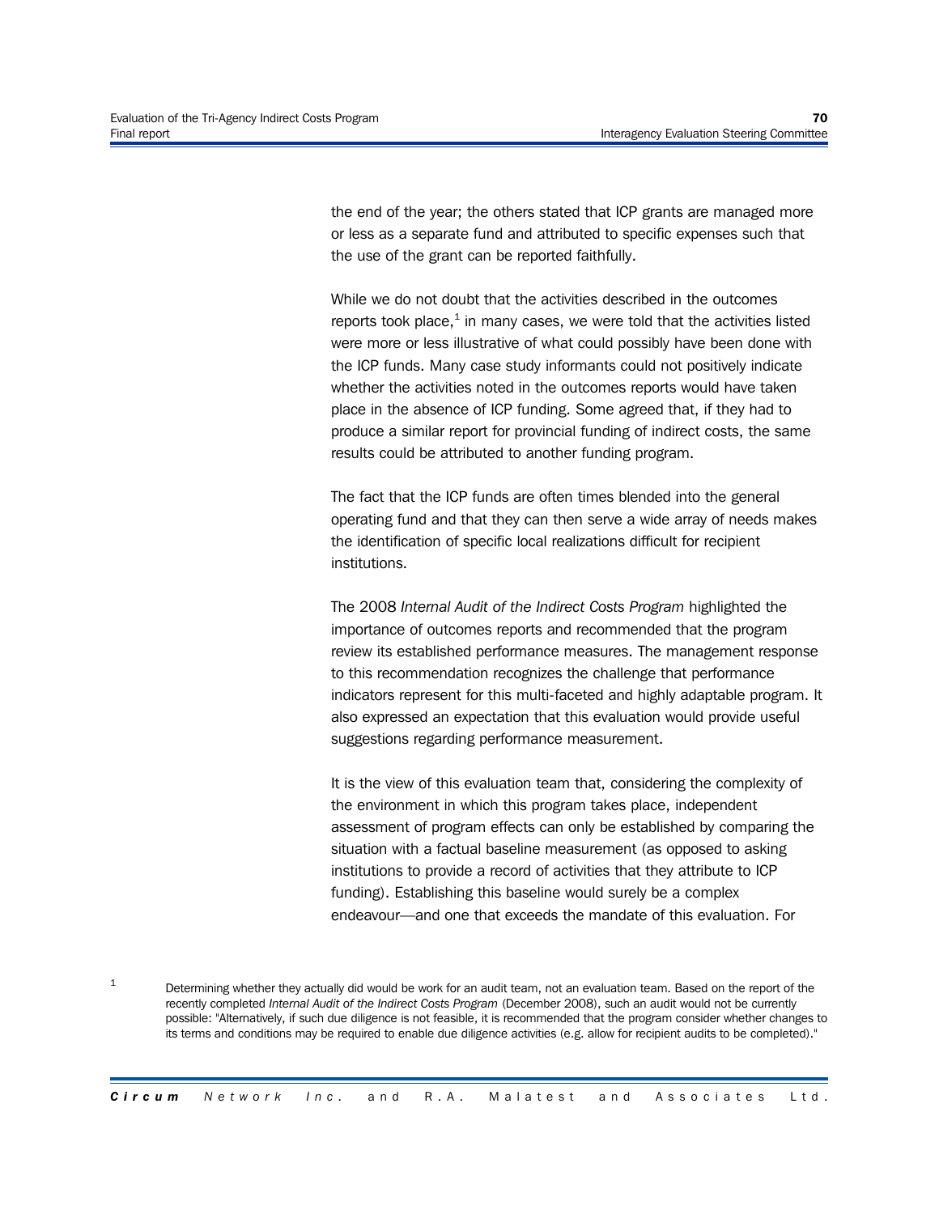the end of the year; the others stated that ICP grants are managed more or less as a separate fund and attributed to specific expenses such that the use of the grant can be reported faithfully.

While we do not doubt that the activities described in the outcomes reports took place,[1] in many cases, we were told that the activities listed were more or less illustrative of what could possibly have been done with the ICP funds. Many case study informants could not positively indicate whether the activities noted in the outcomes reports would have taken place in the absence of ICP funding. Some agreed that, if they had to produce a similar report for provincial funding of indirect costs, the same results could be attributed to another funding program.

The fact that the ICP funds are often times blended into the general operating fund and that they can then serve a wide array of needs makes the identification of specific local realizations difficult for recipient institutions.

The 2008 *Internal Audit of the Indirect Costs Program* highlighted the importance of outcomes reports and recommended that the program review its established performance measures. The management response to this recommendation recognizes the challenge that performance indicators represent for this multi-faceted and highly adaptable program. It also expressed an expectation that this evaluation would provide useful suggestions regarding performance measurement.

It is the view of this evaluation team that, considering the complexity of the environment in which this program takes place, independent assessment of program effects can only be established by comparing the situation with a factual baseline measurement (as opposed to asking institutions to provide a record of activities that they attribute to ICP funding). Establishing this baseline would surely be a complex endeavour—and one that exceeds the mandate of this evaluation. For

[1] Determining whether they actually did would be work for an audit team, not an evaluation team. Based on the report of the recently completed *Internal Audit of the Indirect Costs Program* (December 2008), such an audit would not be currently possible: "Alternatively, if such due diligence is not feasible, it is recommended that the program consider whether changes to its terms and conditions may be required to enable due diligence activities (e.g. allow for recipient audits to be completed)."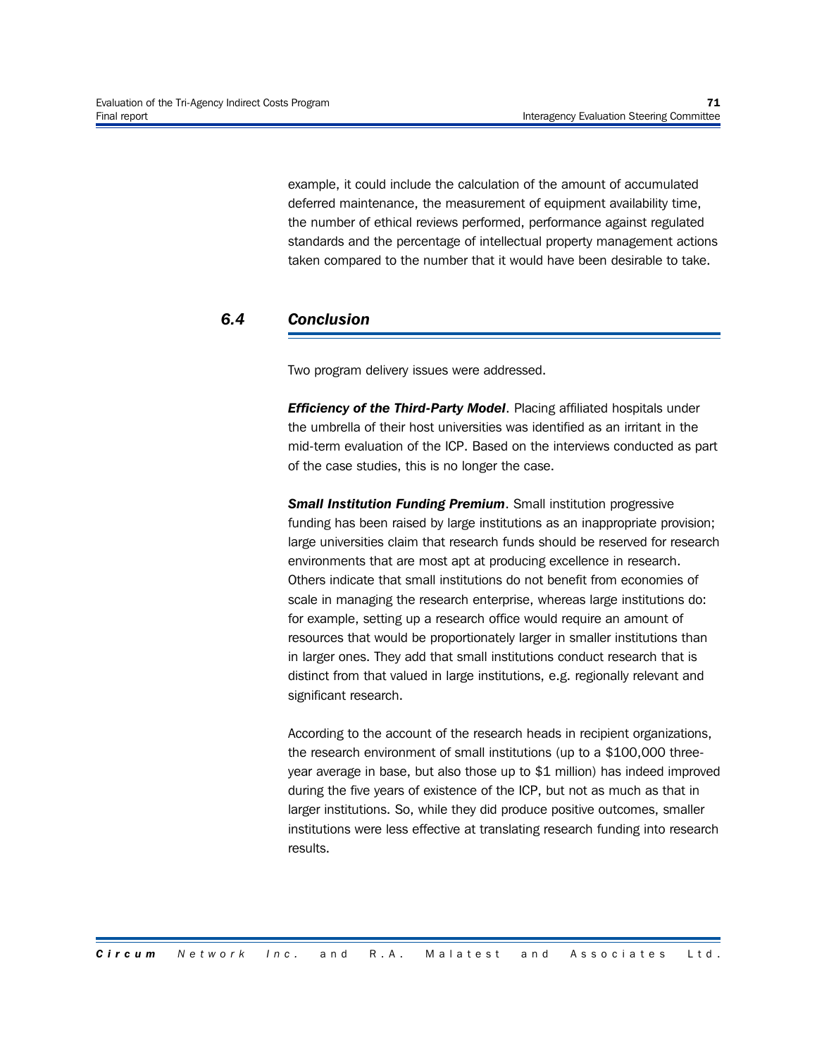example, it could include the calculation of the amount of accumulated deferred maintenance, the measurement of equipment availability time, the number of ethical reviews performed, performance against regulated standards and the percentage of intellectual property management actions taken compared to the number that it would have been desirable to take.

## 6.4 Conclusion

Two program delivery issues were addressed.

***Efficiency of the Third-Party Model***. Placing affiliated hospitals under the umbrella of their host universities was identified as an irritant in the mid-term evaluation of the ICP. Based on the interviews conducted as part of the case studies, this is no longer the case.

***Small Institution Funding Premium***. Small institution progressive funding has been raised by large institutions as an inappropriate provision; large universities claim that research funds should be reserved for research environments that are most apt at producing excellence in research. Others indicate that small institutions do not benefit from economies of scale in managing the research enterprise, whereas large institutions do: for example, setting up a research office would require an amount of resources that would be proportionately larger in smaller institutions than in larger ones. They add that small institutions conduct research that is distinct from that valued in large institutions, e.g. regionally relevant and significant research.

According to the account of the research heads in recipient organizations, the research environment of small institutions (up to a $100,000 three-year average in base, but also those up to $1 million) has indeed improved during the five years of existence of the ICP, but not as much as that in larger institutions. So, while they did produce positive outcomes, smaller institutions were less effective at translating research funding into research results.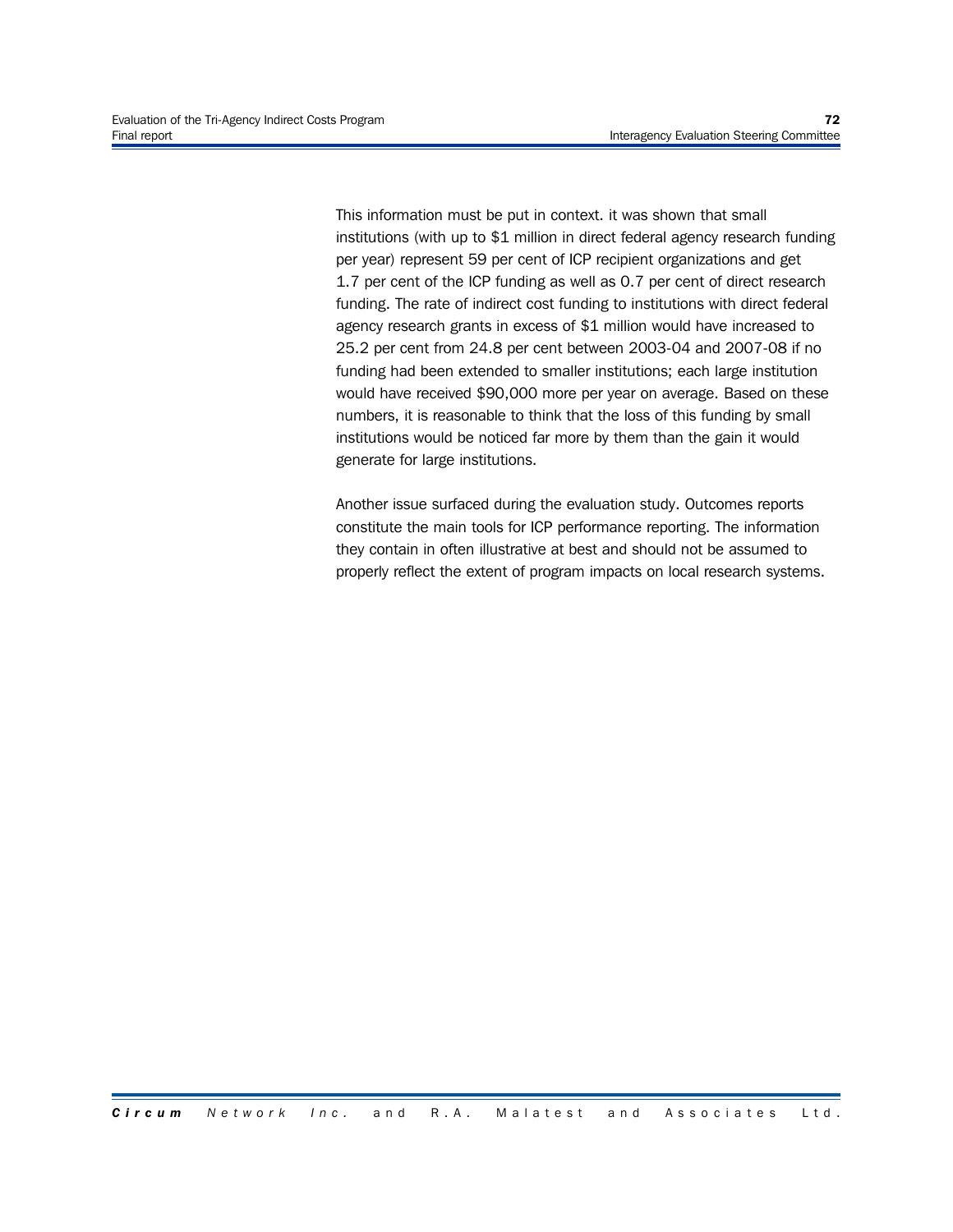This information must be put in context. it was shown that small institutions (with up to $1 million in direct federal agency research funding per year) represent 59 per cent of ICP recipient organizations and get 1.7 per cent of the ICP funding as well as 0.7 per cent of direct research funding. The rate of indirect cost funding to institutions with direct federal agency research grants in excess of $1 million would have increased to 25.2 per cent from 24.8 per cent between 2003-04 and 2007-08 if no funding had been extended to smaller institutions; each large institution would have received $90,000 more per year on average. Based on these numbers, it is reasonable to think that the loss of this funding by small institutions would be noticed far more by them than the gain it would generate for large institutions.

Another issue surfaced during the evaluation study. Outcomes reports constitute the main tools for ICP performance reporting. The information they contain in often illustrative at best and should not be assumed to properly reflect the extent of program impacts on local research systems.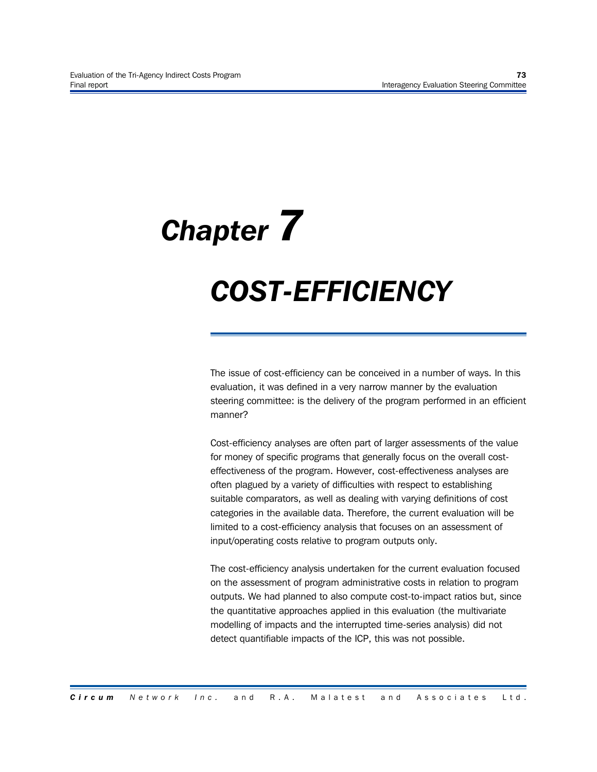# Chapter 7

# COST-EFFICIENCY

The issue of cost-efficiency can be conceived in a number of ways. In this evaluation, it was defined in a very narrow manner by the evaluation steering committee: is the delivery of the program performed in an efficient manner?

Cost-efficiency analyses are often part of larger assessments of the value for money of specific programs that generally focus on the overall cost-effectiveness of the program. However, cost-effectiveness analyses are often plagued by a variety of difficulties with respect to establishing suitable comparators, as well as dealing with varying definitions of cost categories in the available data. Therefore, the current evaluation will be limited to a cost-efficiency analysis that focuses on an assessment of input/operating costs relative to program outputs only.

The cost-efficiency analysis undertaken for the current evaluation focused on the assessment of program administrative costs in relation to program outputs. We had planned to also compute cost-to-impact ratios but, since the quantitative approaches applied in this evaluation (the multivariate modelling of impacts and the interrupted time-series analysis) did not detect quantifiable impacts of the ICP, this was not possible.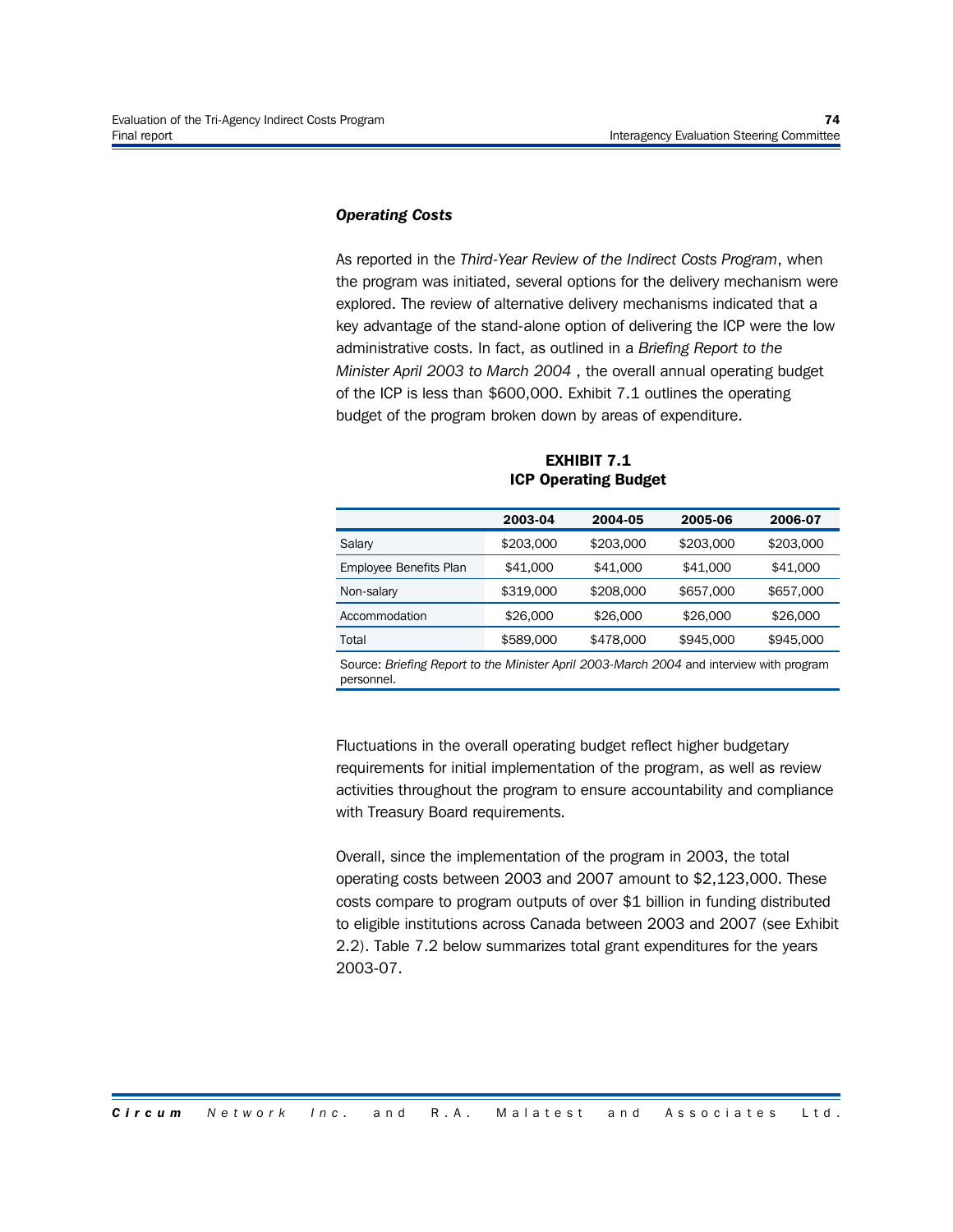### *Operating Costs*

As reported in the *Third-Year Review of the Indirect Costs Program*, when the program was initiated, several options for the delivery mechanism were explored. The review of alternative delivery mechanisms indicated that a key advantage of the stand-alone option of delivering the ICP were the low administrative costs. In fact, as outlined in a *Briefing Report to the Minister April 2003 to March 2004* , the overall annual operating budget of the ICP is less than $600,000. Exhibit 7.1 outlines the operating budget of the program broken down by areas of expenditure.

**EXHIBIT 7.1**
**ICP Operating Budget**

| | 2003-04 | 2004-05 | 2005-06 | 2006-07 |
|---|---|---|---|---|
| Salary | $203,000 | $203,000 | $203,000 | $203,000 |
| Employee Benefits Plan | $41,000 | $41,000 | $41,000 | $41,000 |
| Non-salary | $319,000 | $208,000 | $657,000 | $657,000 |
| Accommodation | $26,000 | $26,000 | $26,000 | $26,000 |
| Total | $589,000 | $478,000 | $945,000 | $945,000 |

Source: *Briefing Report to the Minister April 2003-March 2004* and interview with program personnel.

Fluctuations in the overall operating budget reflect higher budgetary requirements for initial implementation of the program, as well as review activities throughout the program to ensure accountability and compliance with Treasury Board requirements.

Overall, since the implementation of the program in 2003, the total operating costs between 2003 and 2007 amount to $2,123,000. These costs compare to program outputs of over $1 billion in funding distributed to eligible institutions across Canada between 2003 and 2007 (see Exhibit 2.2). Table 7.2 below summarizes total grant expenditures for the years 2003-07.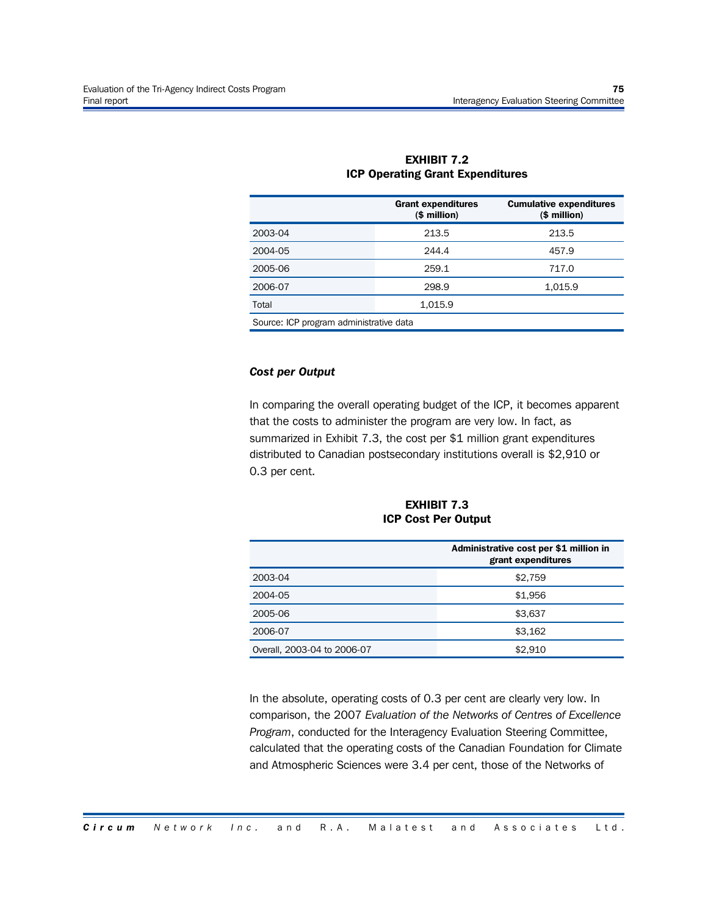**EXHIBIT 7.2**
**ICP Operating Grant Expenditures**

| | Grant expenditures ($ million) | Cumulative expenditures ($ million) |
|---|---|---|
| 2003-04 | 213.5 | 213.5 |
| 2004-05 | 244.4 | 457.9 |
| 2005-06 | 259.1 | 717.0 |
| 2006-07 | 298.9 | 1,015.9 |
| Total | 1,015.9 | |

Source: ICP program administrative data

### *Cost per Output*

In comparing the overall operating budget of the ICP, it becomes apparent that the costs to administer the program are very low. In fact, as summarized in Exhibit 7.3, the cost per $1 million grant expenditures distributed to Canadian postsecondary institutions overall is $2,910 or 0.3 per cent.

**EXHIBIT 7.3**
**ICP Cost Per Output**

| | Administrative cost per $1 million in grant expenditures |
|---|---|
| 2003-04 | $2,759 |
| 2004-05 | $1,956 |
| 2005-06 | $3,637 |
| 2006-07 | $3,162 |
| Overall, 2003-04 to 2006-07 | $2,910 |

In the absolute, operating costs of 0.3 per cent are clearly very low. In comparison, the 2007 *Evaluation of the Networks of Centres of Excellence Program*, conducted for the Interagency Evaluation Steering Committee, calculated that the operating costs of the Canadian Foundation for Climate and Atmospheric Sciences were 3.4 per cent, those of the Networks of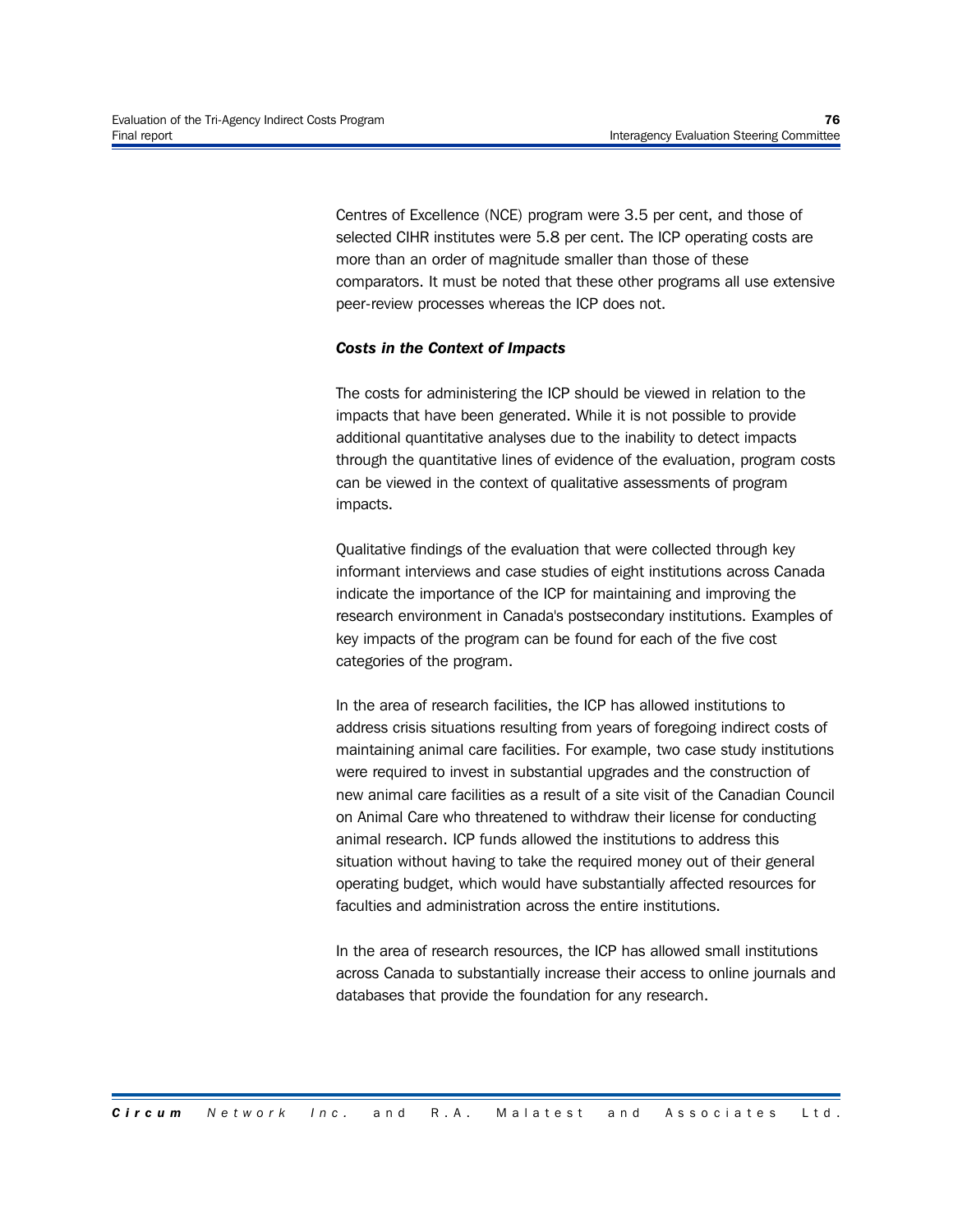Centres of Excellence (NCE) program were 3.5 per cent, and those of selected CIHR institutes were 5.8 per cent. The ICP operating costs are more than an order of magnitude smaller than those of these comparators. It must be noted that these other programs all use extensive peer-review processes whereas the ICP does not.

***Costs in the Context of Impacts***

The costs for administering the ICP should be viewed in relation to the impacts that have been generated. While it is not possible to provide additional quantitative analyses due to the inability to detect impacts through the quantitative lines of evidence of the evaluation, program costs can be viewed in the context of qualitative assessments of program impacts.

Qualitative findings of the evaluation that were collected through key informant interviews and case studies of eight institutions across Canada indicate the importance of the ICP for maintaining and improving the research environment in Canada's postsecondary institutions. Examples of key impacts of the program can be found for each of the five cost categories of the program.

In the area of research facilities, the ICP has allowed institutions to address crisis situations resulting from years of foregoing indirect costs of maintaining animal care facilities. For example, two case study institutions were required to invest in substantial upgrades and the construction of new animal care facilities as a result of a site visit of the Canadian Council on Animal Care who threatened to withdraw their license for conducting animal research. ICP funds allowed the institutions to address this situation without having to take the required money out of their general operating budget, which would have substantially affected resources for faculties and administration across the entire institutions.

In the area of research resources, the ICP has allowed small institutions across Canada to substantially increase their access to online journals and databases that provide the foundation for any research.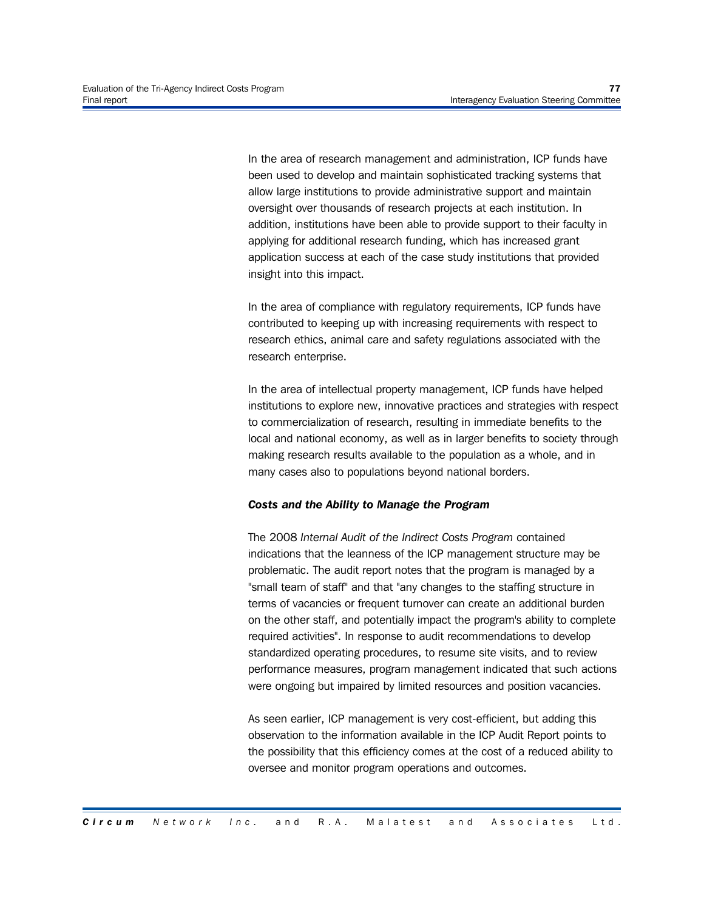In the area of research management and administration, ICP funds have been used to develop and maintain sophisticated tracking systems that allow large institutions to provide administrative support and maintain oversight over thousands of research projects at each institution. In addition, institutions have been able to provide support to their faculty in applying for additional research funding, which has increased grant application success at each of the case study institutions that provided insight into this impact.

In the area of compliance with regulatory requirements, ICP funds have contributed to keeping up with increasing requirements with respect to research ethics, animal care and safety regulations associated with the research enterprise.

In the area of intellectual property management, ICP funds have helped institutions to explore new, innovative practices and strategies with respect to commercialization of research, resulting in immediate benefits to the local and national economy, as well as in larger benefits to society through making research results available to the population as a whole, and in many cases also to populations beyond national borders.

***Costs and the Ability to Manage the Program***

The 2008 *Internal Audit of the Indirect Costs Program* contained indications that the leanness of the ICP management structure may be problematic. The audit report notes that the program is managed by a "small team of staff" and that "any changes to the staffing structure in terms of vacancies or frequent turnover can create an additional burden on the other staff, and potentially impact the program's ability to complete required activities". In response to audit recommendations to develop standardized operating procedures, to resume site visits, and to review performance measures, program management indicated that such actions were ongoing but impaired by limited resources and position vacancies.

As seen earlier, ICP management is very cost-efficient, but adding this observation to the information available in the ICP Audit Report points to the possibility that this efficiency comes at the cost of a reduced ability to oversee and monitor program operations and outcomes.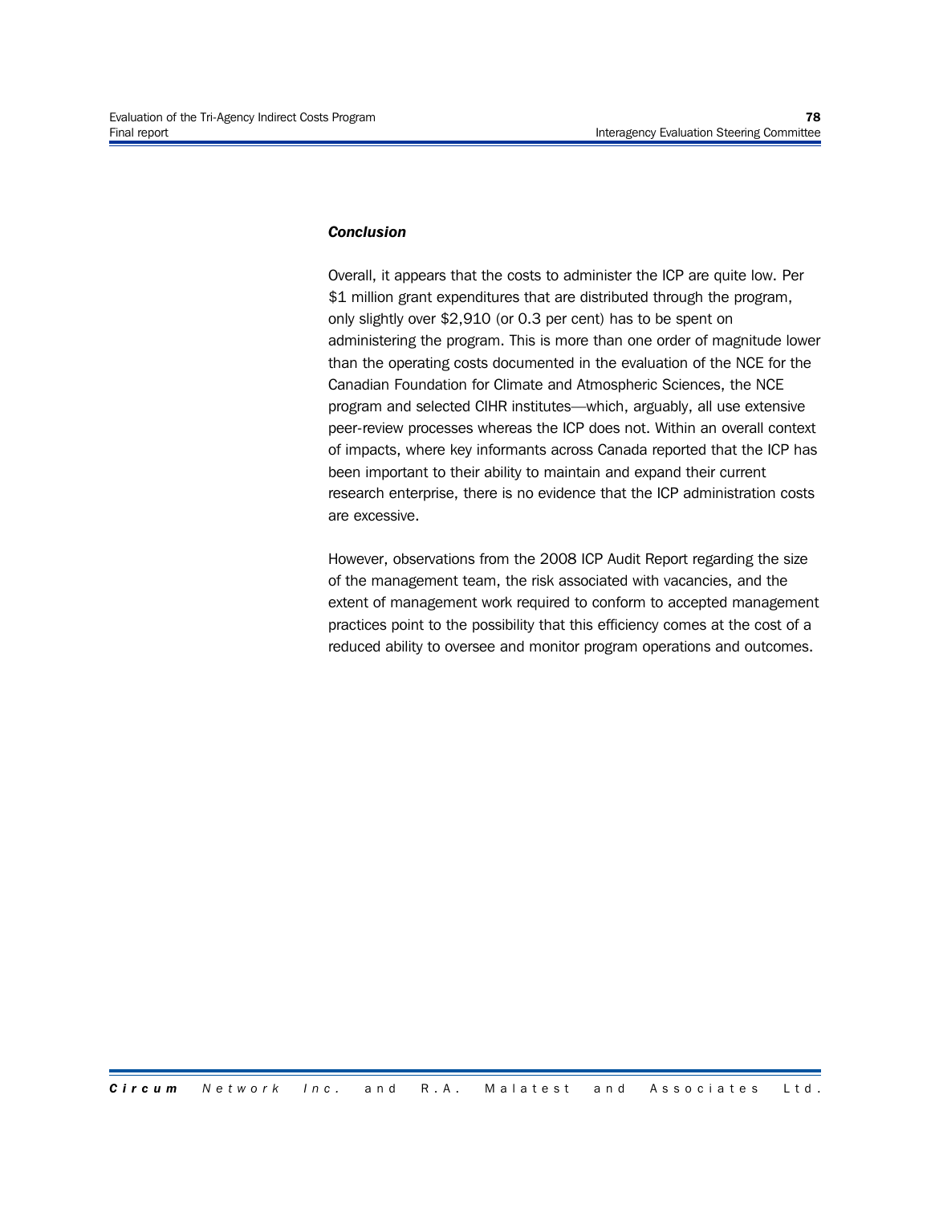***Conclusion***

Overall, it appears that the costs to administer the ICP are quite low. Per $1 million grant expenditures that are distributed through the program, only slightly over $2,910 (or 0.3 per cent) has to be spent on administering the program. This is more than one order of magnitude lower than the operating costs documented in the evaluation of the NCE for the Canadian Foundation for Climate and Atmospheric Sciences, the NCE program and selected CIHR institutes—which, arguably, all use extensive peer-review processes whereas the ICP does not. Within an overall context of impacts, where key informants across Canada reported that the ICP has been important to their ability to maintain and expand their current research enterprise, there is no evidence that the ICP administration costs are excessive.

However, observations from the 2008 ICP Audit Report regarding the size of the management team, the risk associated with vacancies, and the extent of management work required to conform to accepted management practices point to the possibility that this efficiency comes at the cost of a reduced ability to oversee and monitor program operations and outcomes.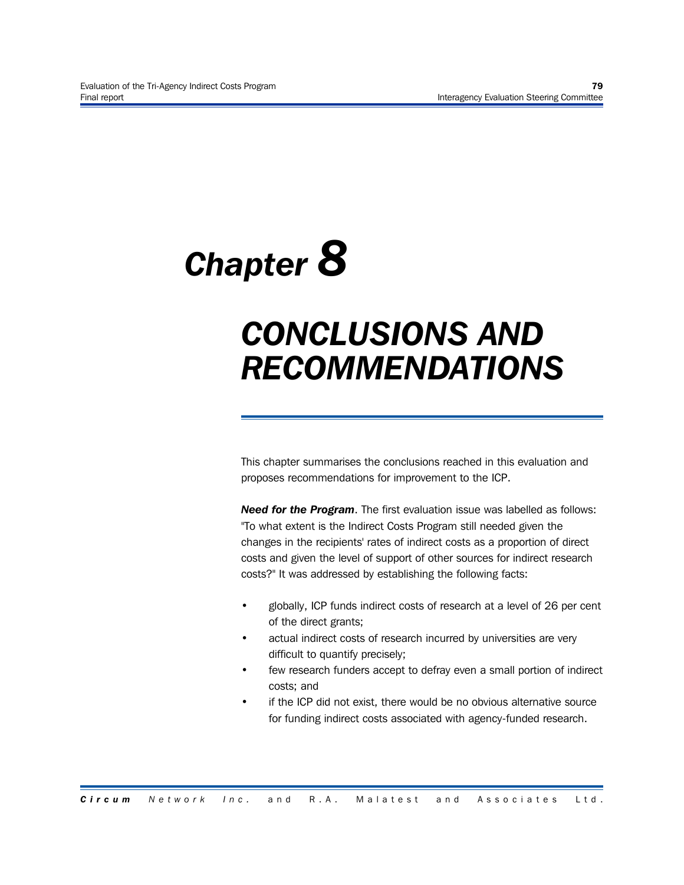# Chapter 8

# CONCLUSIONS AND RECOMMENDATIONS

This chapter summarises the conclusions reached in this evaluation and proposes recommendations for improvement to the ICP.

***Need for the Program***. The first evaluation issue was labelled as follows: "To what extent is the Indirect Costs Program still needed given the changes in the recipients' rates of indirect costs as a proportion of direct costs and given the level of support of other sources for indirect research costs?" It was addressed by establishing the following facts:

- globally, ICP funds indirect costs of research at a level of 26 per cent of the direct grants;
- actual indirect costs of research incurred by universities are very difficult to quantify precisely;
- few research funders accept to defray even a small portion of indirect costs; and
- if the ICP did not exist, there would be no obvious alternative source for funding indirect costs associated with agency-funded research.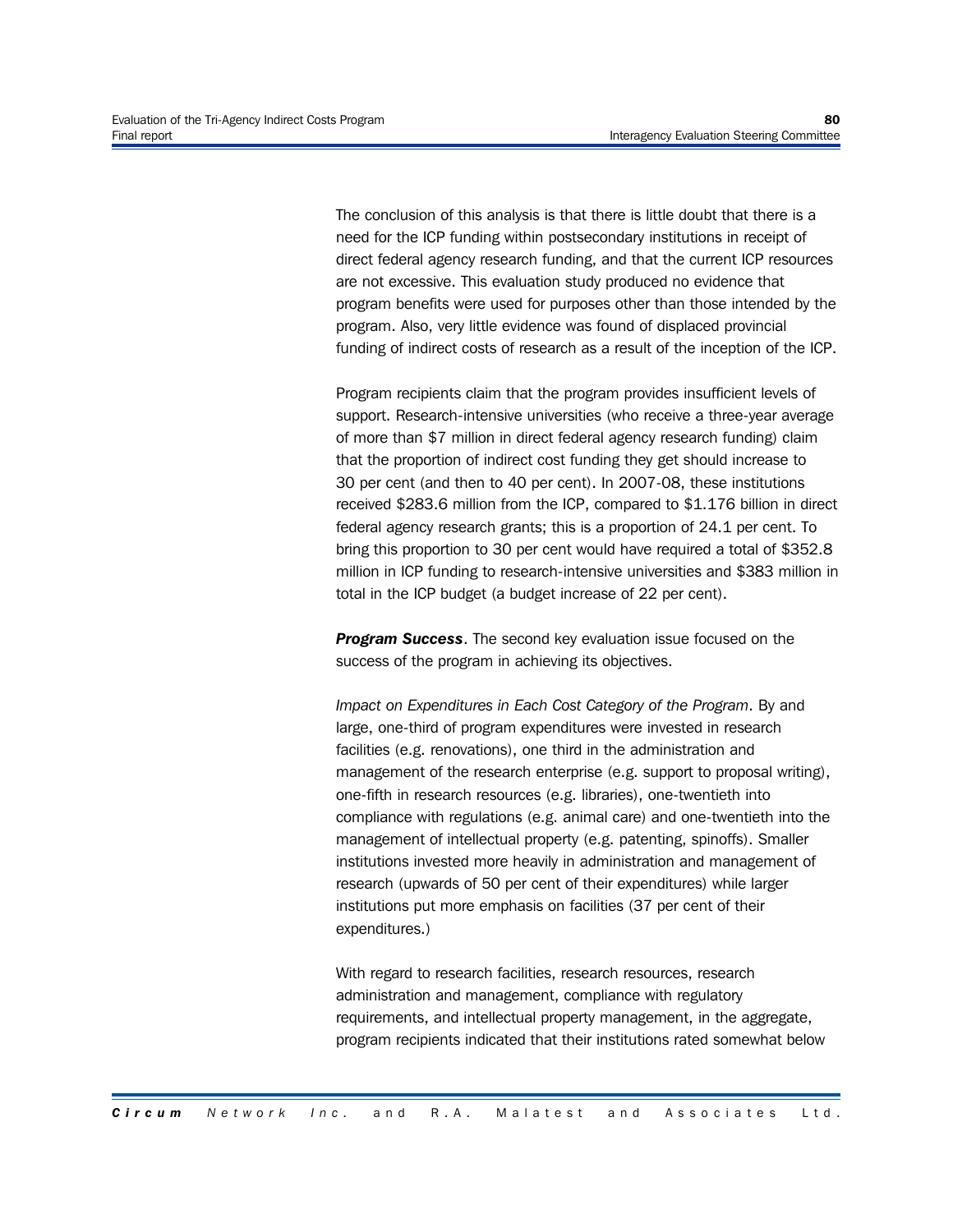The conclusion of this analysis is that there is little doubt that there is a need for the ICP funding within postsecondary institutions in receipt of direct federal agency research funding, and that the current ICP resources are not excessive. This evaluation study produced no evidence that program benefits were used for purposes other than those intended by the program. Also, very little evidence was found of displaced provincial funding of indirect costs of research as a result of the inception of the ICP.

Program recipients claim that the program provides insufficient levels of support. Research-intensive universities (who receive a three-year average of more than $7 million in direct federal agency research funding) claim that the proportion of indirect cost funding they get should increase to 30 per cent (and then to 40 per cent). In 2007-08, these institutions received $283.6 million from the ICP, compared to $1.176 billion in direct federal agency research grants; this is a proportion of 24.1 per cent. To bring this proportion to 30 per cent would have required a total of $352.8 million in ICP funding to research-intensive universities and $383 million in total in the ICP budget (a budget increase of 22 per cent).

***Program Success***. The second key evaluation issue focused on the success of the program in achieving its objectives.

*Impact on Expenditures in Each Cost Category of the Program*. By and large, one-third of program expenditures were invested in research facilities (e.g. renovations), one third in the administration and management of the research enterprise (e.g. support to proposal writing), one-fifth in research resources (e.g. libraries), one-twentieth into compliance with regulations (e.g. animal care) and one-twentieth into the management of intellectual property (e.g. patenting, spinoffs). Smaller institutions invested more heavily in administration and management of research (upwards of 50 per cent of their expenditures) while larger institutions put more emphasis on facilities (37 per cent of their expenditures.)

With regard to research facilities, research resources, research administration and management, compliance with regulatory requirements, and intellectual property management, in the aggregate, program recipients indicated that their institutions rated somewhat below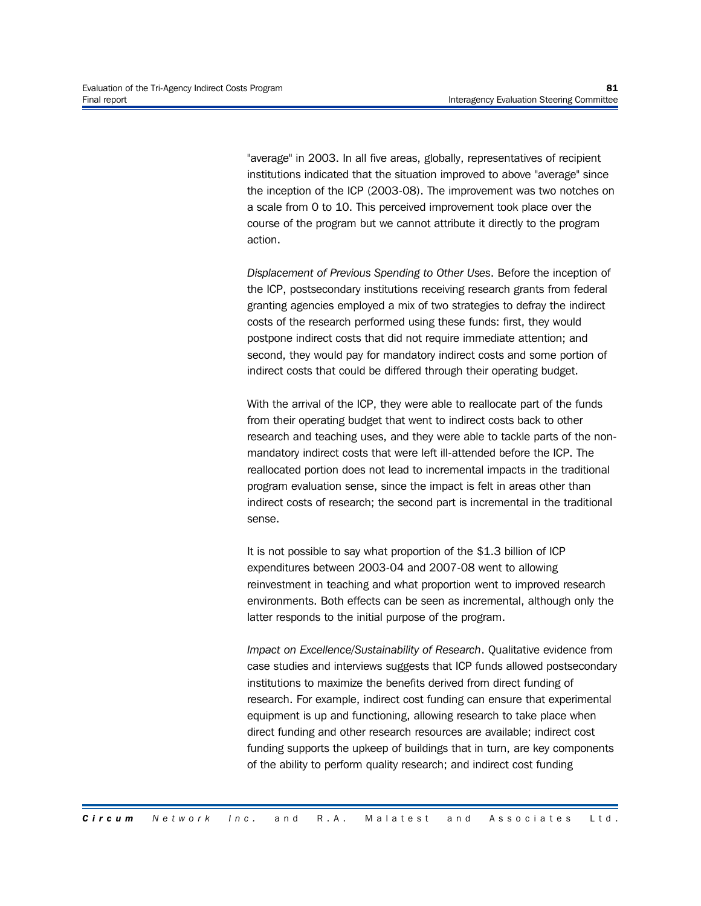"average" in 2003. In all five areas, globally, representatives of recipient institutions indicated that the situation improved to above "average" since the inception of the ICP (2003-08). The improvement was two notches on a scale from 0 to 10. This perceived improvement took place over the course of the program but we cannot attribute it directly to the program action.

*Displacement of Previous Spending to Other Uses*. Before the inception of the ICP, postsecondary institutions receiving research grants from federal granting agencies employed a mix of two strategies to defray the indirect costs of the research performed using these funds: first, they would postpone indirect costs that did not require immediate attention; and second, they would pay for mandatory indirect costs and some portion of indirect costs that could be differed through their operating budget.

With the arrival of the ICP, they were able to reallocate part of the funds from their operating budget that went to indirect costs back to other research and teaching uses, and they were able to tackle parts of the non-mandatory indirect costs that were left ill-attended before the ICP. The reallocated portion does not lead to incremental impacts in the traditional program evaluation sense, since the impact is felt in areas other than indirect costs of research; the second part is incremental in the traditional sense.

It is not possible to say what proportion of the $1.3 billion of ICP expenditures between 2003-04 and 2007-08 went to allowing reinvestment in teaching and what proportion went to improved research environments. Both effects can be seen as incremental, although only the latter responds to the initial purpose of the program.

*Impact on Excellence/Sustainability of Research*. Qualitative evidence from case studies and interviews suggests that ICP funds allowed postsecondary institutions to maximize the benefits derived from direct funding of research. For example, indirect cost funding can ensure that experimental equipment is up and functioning, allowing research to take place when direct funding and other research resources are available; indirect cost funding supports the upkeep of buildings that in turn, are key components of the ability to perform quality research; and indirect cost funding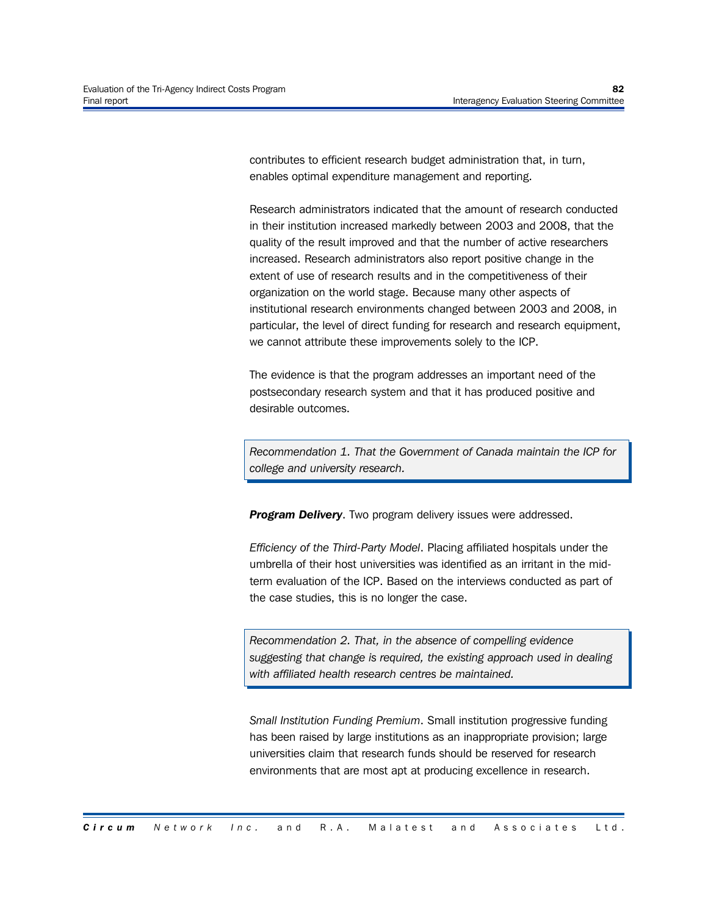contributes to efficient research budget administration that, in turn, enables optimal expenditure management and reporting.

Research administrators indicated that the amount of research conducted in their institution increased markedly between 2003 and 2008, that the quality of the result improved and that the number of active researchers increased. Research administrators also report positive change in the extent of use of research results and in the competitiveness of their organization on the world stage. Because many other aspects of institutional research environments changed between 2003 and 2008, in particular, the level of direct funding for research and research equipment, we cannot attribute these improvements solely to the ICP.

The evidence is that the program addresses an important need of the postsecondary research system and that it has produced positive and desirable outcomes.

> *Recommendation 1. That the Government of Canada maintain the ICP for college and university research.*

***Program Delivery***. Two program delivery issues were addressed.

*Efficiency of the Third-Party Model*. Placing affiliated hospitals under the umbrella of their host universities was identified as an irritant in the mid-term evaluation of the ICP. Based on the interviews conducted as part of the case studies, this is no longer the case.

> *Recommendation 2. That, in the absence of compelling evidence suggesting that change is required, the existing approach used in dealing with affiliated health research centres be maintained.*

*Small Institution Funding Premium*. Small institution progressive funding has been raised by large institutions as an inappropriate provision; large universities claim that research funds should be reserved for research environments that are most apt at producing excellence in research.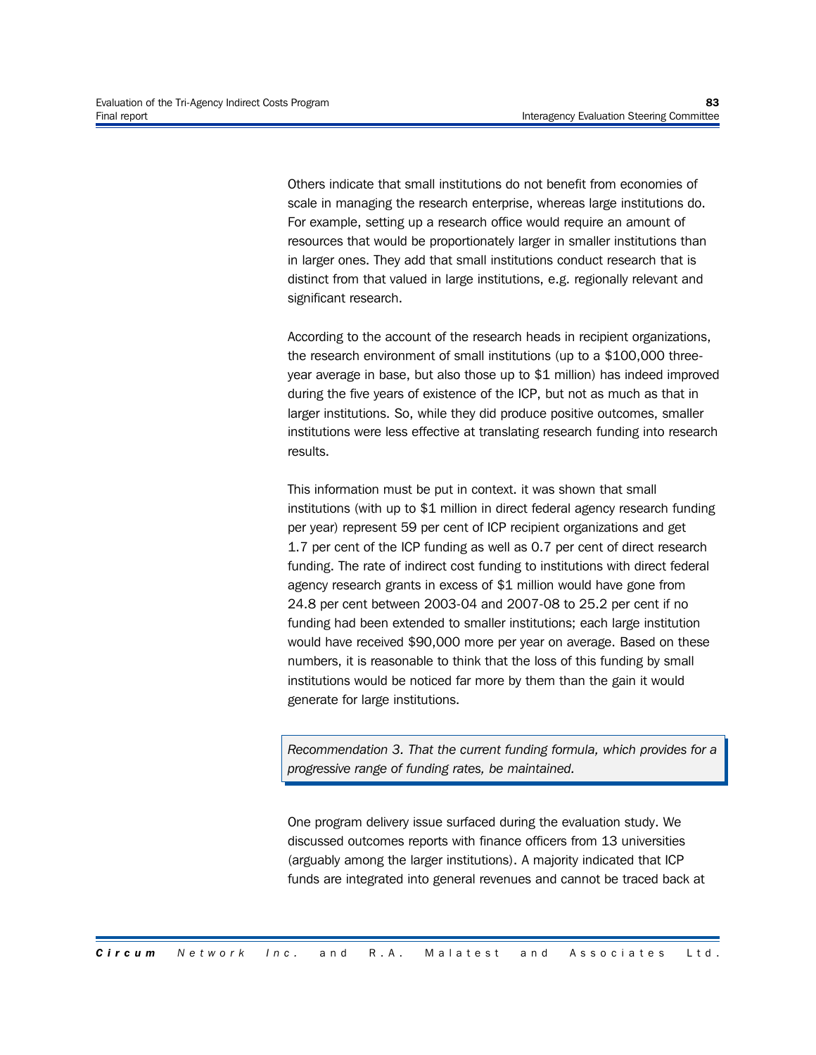Others indicate that small institutions do not benefit from economies of scale in managing the research enterprise, whereas large institutions do. For example, setting up a research office would require an amount of resources that would be proportionately larger in smaller institutions than in larger ones. They add that small institutions conduct research that is distinct from that valued in large institutions, e.g. regionally relevant and significant research.

According to the account of the research heads in recipient organizations, the research environment of small institutions (up to a $100,000 three-year average in base, but also those up to $1 million) has indeed improved during the five years of existence of the ICP, but not as much as that in larger institutions. So, while they did produce positive outcomes, smaller institutions were less effective at translating research funding into research results.

This information must be put in context. it was shown that small institutions (with up to $1 million in direct federal agency research funding per year) represent 59 per cent of ICP recipient organizations and get 1.7 per cent of the ICP funding as well as 0.7 per cent of direct research funding. The rate of indirect cost funding to institutions with direct federal agency research grants in excess of $1 million would have gone from 24.8 per cent between 2003-04 and 2007-08 to 25.2 per cent if no funding had been extended to smaller institutions; each large institution would have received $90,000 more per year on average. Based on these numbers, it is reasonable to think that the loss of this funding by small institutions would be noticed far more by them than the gain it would generate for large institutions.

> *Recommendation 3. That the current funding formula, which provides for a progressive range of funding rates, be maintained.*

One program delivery issue surfaced during the evaluation study. We discussed outcomes reports with finance officers from 13 universities (arguably among the larger institutions). A majority indicated that ICP funds are integrated into general revenues and cannot be traced back at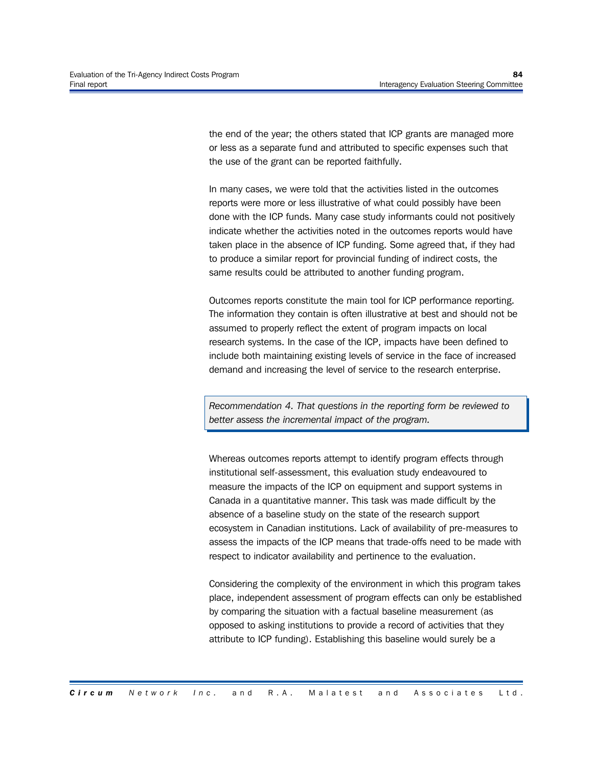the end of the year; the others stated that ICP grants are managed more or less as a separate fund and attributed to specific expenses such that the use of the grant can be reported faithfully.

In many cases, we were told that the activities listed in the outcomes reports were more or less illustrative of what could possibly have been done with the ICP funds. Many case study informants could not positively indicate whether the activities noted in the outcomes reports would have taken place in the absence of ICP funding. Some agreed that, if they had to produce a similar report for provincial funding of indirect costs, the same results could be attributed to another funding program.

Outcomes reports constitute the main tool for ICP performance reporting. The information they contain is often illustrative at best and should not be assumed to properly reflect the extent of program impacts on local research systems. In the case of the ICP, impacts have been defined to include both maintaining existing levels of service in the face of increased demand and increasing the level of service to the research enterprise.

> *Recommendation 4. That questions in the reporting form be reviewed to better assess the incremental impact of the program.*

Whereas outcomes reports attempt to identify program effects through institutional self-assessment, this evaluation study endeavoured to measure the impacts of the ICP on equipment and support systems in Canada in a quantitative manner. This task was made difficult by the absence of a baseline study on the state of the research support ecosystem in Canadian institutions. Lack of availability of pre-measures to assess the impacts of the ICP means that trade-offs need to be made with respect to indicator availability and pertinence to the evaluation.

Considering the complexity of the environment in which this program takes place, independent assessment of program effects can only be established by comparing the situation with a factual baseline measurement (as opposed to asking institutions to provide a record of activities that they attribute to ICP funding). Establishing this baseline would surely be a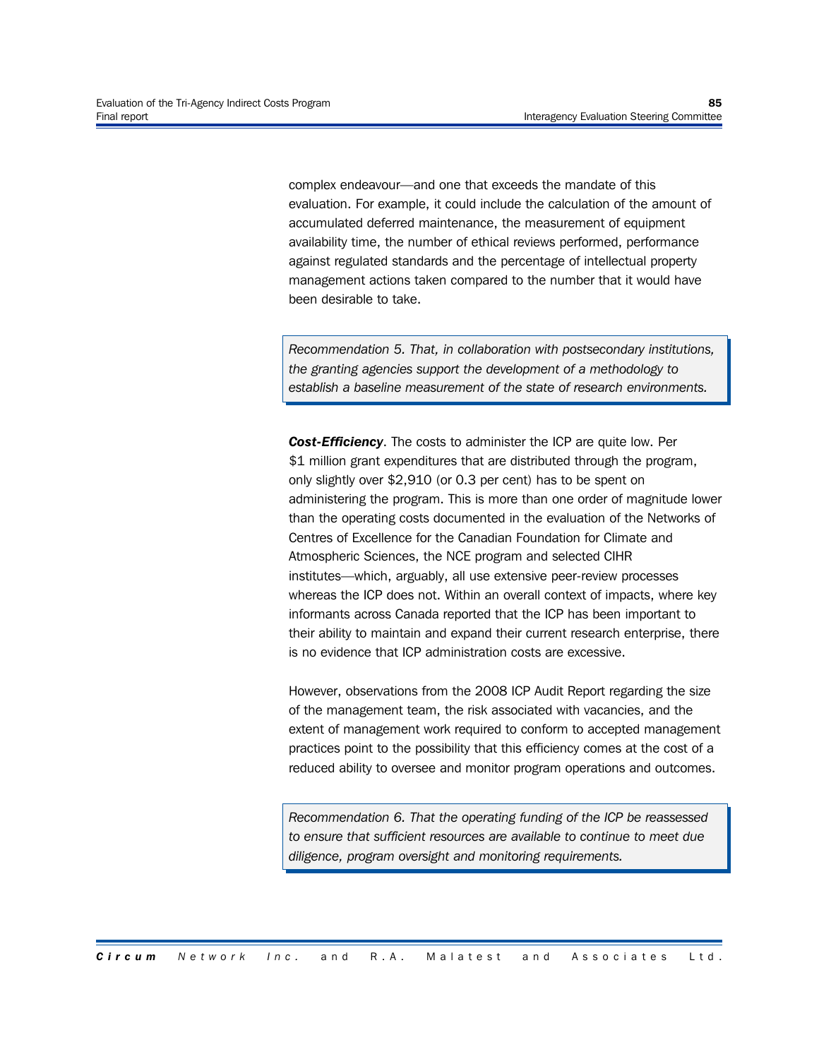complex endeavour—and one that exceeds the mandate of this evaluation. For example, it could include the calculation of the amount of accumulated deferred maintenance, the measurement of equipment availability time, the number of ethical reviews performed, performance against regulated standards and the percentage of intellectual property management actions taken compared to the number that it would have been desirable to take.

> *Recommendation 5. That, in collaboration with postsecondary institutions, the granting agencies support the development of a methodology to establish a baseline measurement of the state of research environments.*

***Cost-Efficiency***. The costs to administer the ICP are quite low. Per $1 million grant expenditures that are distributed through the program, only slightly over $2,910 (or 0.3 per cent) has to be spent on administering the program. This is more than one order of magnitude lower than the operating costs documented in the evaluation of the Networks of Centres of Excellence for the Canadian Foundation for Climate and Atmospheric Sciences, the NCE program and selected CIHR institutes—which, arguably, all use extensive peer-review processes whereas the ICP does not. Within an overall context of impacts, where key informants across Canada reported that the ICP has been important to their ability to maintain and expand their current research enterprise, there is no evidence that ICP administration costs are excessive.

However, observations from the 2008 ICP Audit Report regarding the size of the management team, the risk associated with vacancies, and the extent of management work required to conform to accepted management practices point to the possibility that this efficiency comes at the cost of a reduced ability to oversee and monitor program operations and outcomes.

> *Recommendation 6. That the operating funding of the ICP be reassessed to ensure that sufficient resources are available to continue to meet due diligence, program oversight and monitoring requirements.*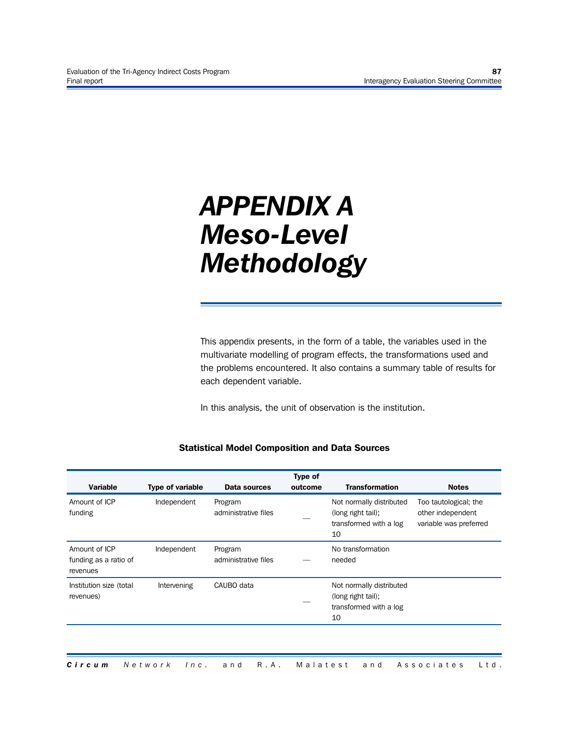# APPENDIX A Meso-Level Methodology

This appendix presents, in the form of a table, the variables used in the multivariate modelling of program effects, the transformations used and the problems encountered. It also contains a summary table of results for each dependent variable.

In this analysis, the unit of observation is the institution.

**Statistical Model Composition and Data Sources**

| Variable | Type of variable | Data sources | Type of outcome | Transformation | Notes |
|---|---|---|---|---|---|
| Amount of ICP funding | Independent | Program administrative files | — | Not normally distributed (long right tail); transformed with a log 10 | Too tautological; the other independent variable was preferred |
| Amount of ICP funding as a ratio of revenues | Independent | Program administrative files | — | No transformation needed | |
| Institution size (total revenues) | Intervening | CAUBO data | — | Not normally distributed (long right tail); transformed with a log 10 | |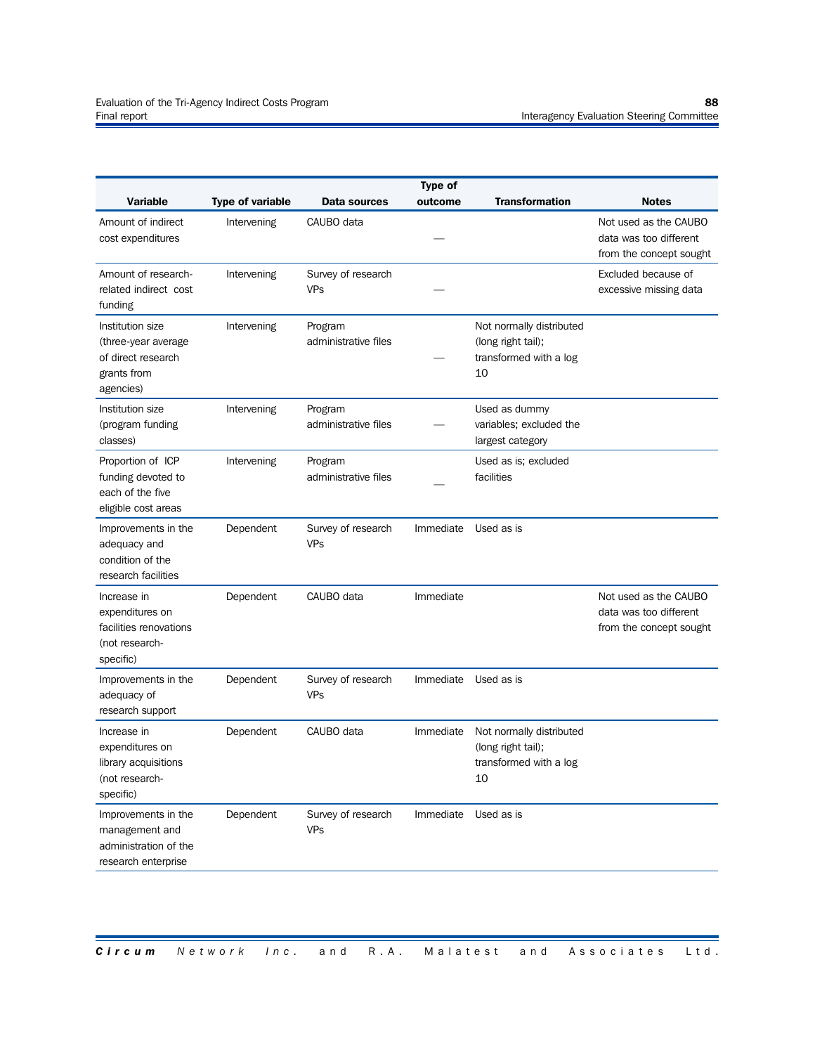| Variable | Type of variable | Data sources | Type of outcome | Transformation | Notes |
|---|---|---|---|---|---|
| Amount of indirect cost expenditures | Intervening | CAUBO data | — | | Not used as the CAUBO data was too different from the concept sought |
| Amount of research-related indirect cost funding | Intervening | Survey of research VPs | — | | Excluded because of excessive missing data |
| Institution size (three-year average of direct research grants from agencies) | Intervening | Program administrative files | — | Not normally distributed (long right tail); transformed with a log 10 | |
| Institution size (program funding classes) | Intervening | Program administrative files | — | Used as dummy variables; excluded the largest category | |
| Proportion of ICP funding devoted to each of the five eligible cost areas | Intervening | Program administrative files | — | Used as is; excluded facilities | |
| Improvements in the adequacy and condition of the research facilities | Dependent | Survey of research VPs | Immediate | Used as is | |
| Increase in expenditures on facilities renovations (not research-specific) | Dependent | CAUBO data | Immediate | | Not used as the CAUBO data was too different from the concept sought |
| Improvements in the adequacy of research support | Dependent | Survey of research VPs | Immediate | Used as is | |
| Increase in expenditures on library acquisitions (not research-specific) | Dependent | CAUBO data | Immediate | Not normally distributed (long right tail); transformed with a log 10 | |
| Improvements in the management and administration of the research enterprise | Dependent | Survey of research VPs | Immediate | Used as is | |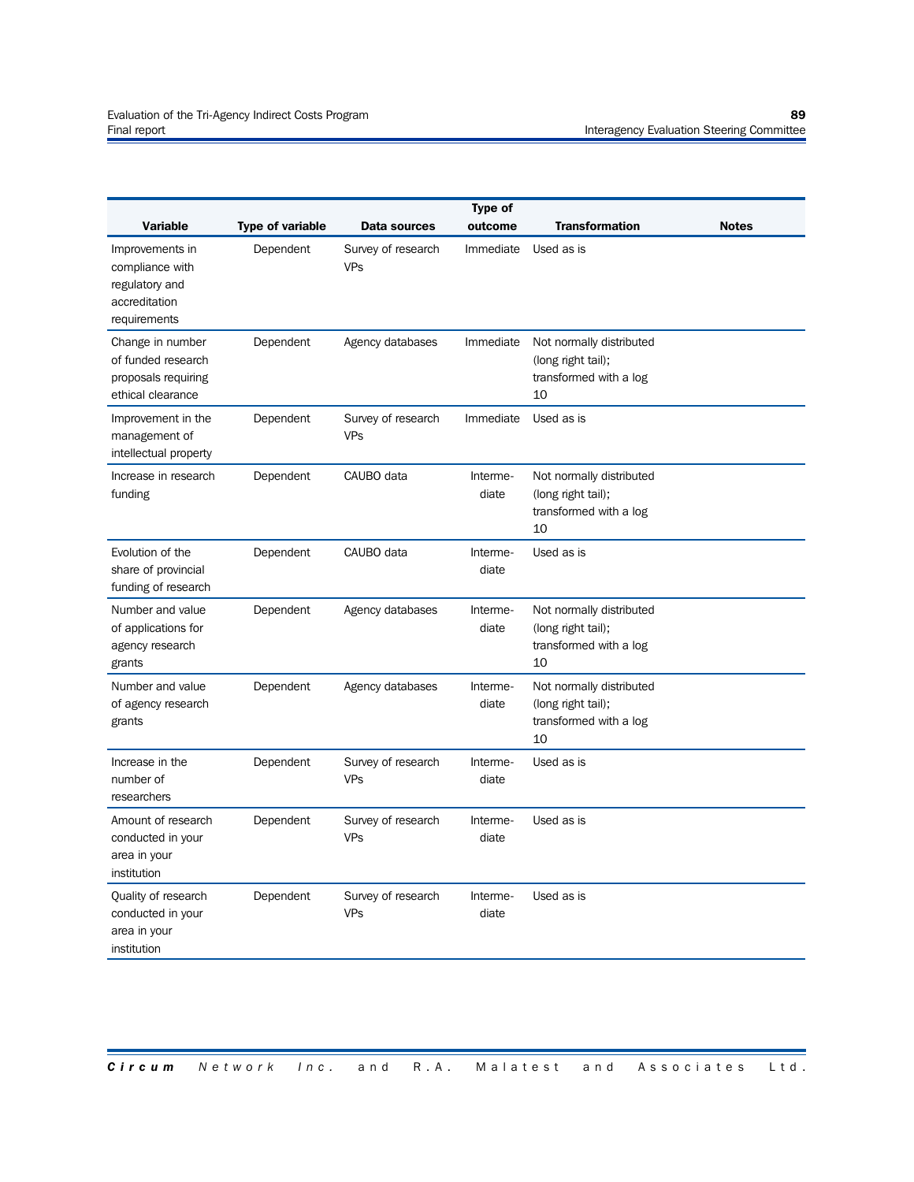| Variable | Type of variable | Data sources | Type of outcome | Transformation | Notes |
|---|---|---|---|---|---|
| Improvements in compliance with regulatory and accreditation requirements | Dependent | Survey of research VPs | Immediate | Used as is | |
| Change in number of funded research proposals requiring ethical clearance | Dependent | Agency databases | Immediate | Not normally distributed (long right tail); transformed with a log 10 | |
| Improvement in the management of intellectual property | Dependent | Survey of research VPs | Immediate | Used as is | |
| Increase in research funding | Dependent | CAUBO data | Intermediate | Not normally distributed (long right tail); transformed with a log 10 | |
| Evolution of the share of provincial funding of research | Dependent | CAUBO data | Intermediate | Used as is | |
| Number and value of applications for agency research grants | Dependent | Agency databases | Intermediate | Not normally distributed (long right tail); transformed with a log 10 | |
| Number and value of agency research grants | Dependent | Agency databases | Intermediate | Not normally distributed (long right tail); transformed with a log 10 | |
| Increase in the number of researchers | Dependent | Survey of research VPs | Intermediate | Used as is | |
| Amount of research conducted in your area in your institution | Dependent | Survey of research VPs | Intermediate | Used as is | |
| Quality of research conducted in your area in your institution | Dependent | Survey of research VPs | Intermediate | Used as is | |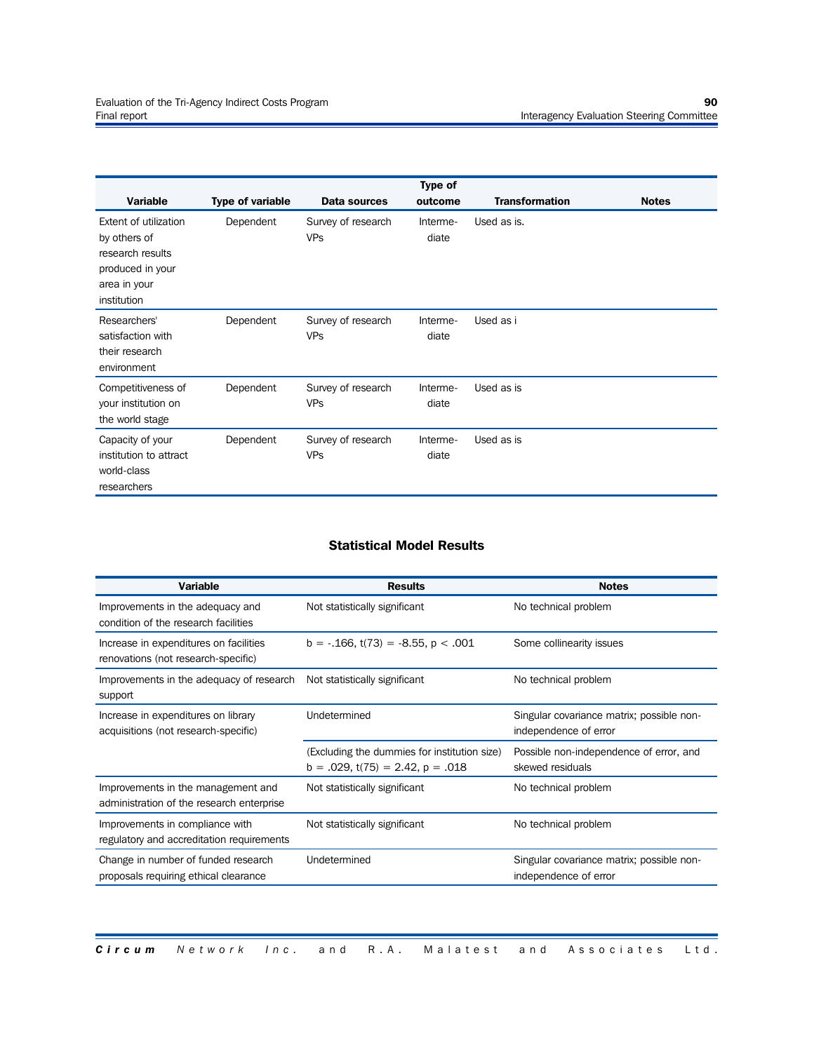| Variable | Type of variable | Data sources | Type of outcome | Transformation | Notes |
|---|---|---|---|---|---|
| Extent of utilization by others of research results produced in your area in your institution | Dependent | Survey of research VPs | Interme-diate | Used as is. | |
| Researchers' satisfaction with their research environment | Dependent | Survey of research VPs | Interme-diate | Used as i | |
| Competitiveness of your institution on the world stage | Dependent | Survey of research VPs | Interme-diate | Used as is | |
| Capacity of your institution to attract world-class researchers | Dependent | Survey of research VPs | Interme-diate | Used as is | |

### Statistical Model Results

| Variable | Results | Notes |
|---|---|---|
| Improvements in the adequacy and condition of the research facilities | Not statistically significant | No technical problem |
| Increase in expenditures on facilities renovations (not research-specific) | $b = -.166$, $t(73) = -8.55$, $p < .001$ | Some collinearity issues |
| Improvements in the adequacy of research support | Not statistically significant | No technical problem |
| Increase in expenditures on library acquisitions (not research-specific) | Undetermined | Singular covariance matrix; possible non-independence of error |
| | (Excluding the dummies for institution size) $b = .029$, $t(75) = 2.42$, $p = .018$ | Possible non-independence of error, and skewed residuals |
| Improvements in the management and administration of the research enterprise | Not statistically significant | No technical problem |
| Improvements in compliance with regulatory and accreditation requirements | Not statistically significant | No technical problem |
| Change in number of funded research proposals requiring ethical clearance | Undetermined | Singular covariance matrix; possible non-independence of error |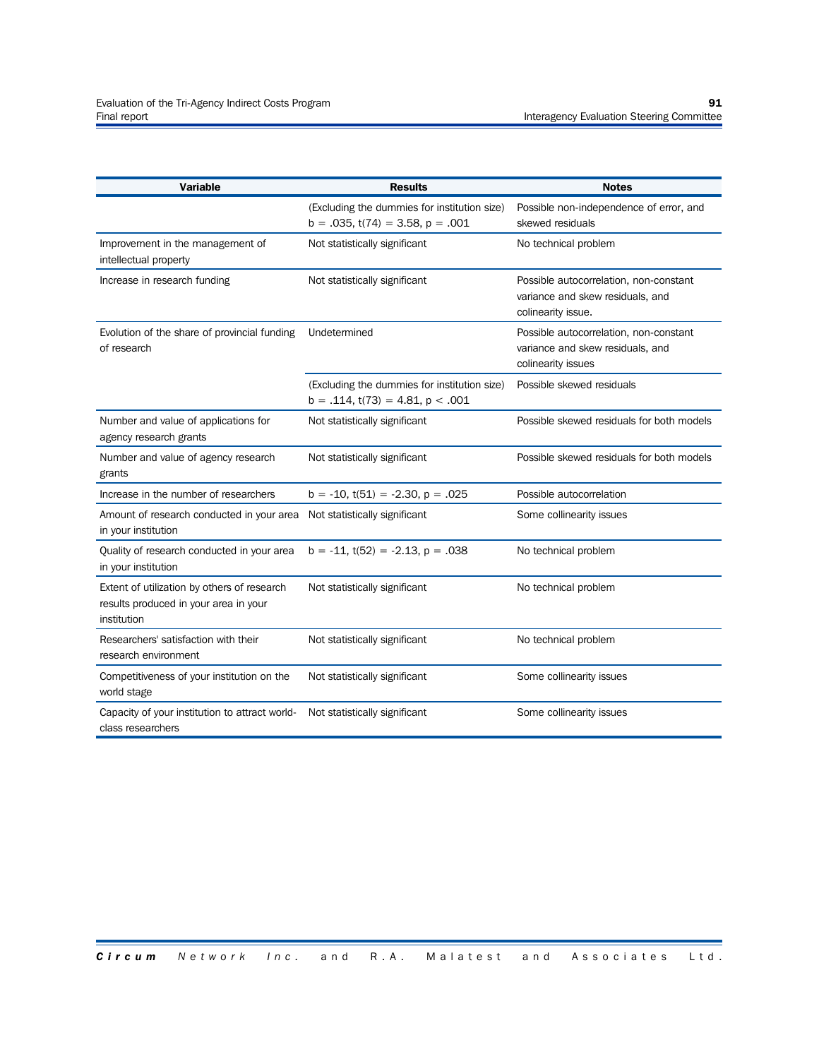| Variable | Results | Notes |
|---|---|---|
| | (Excluding the dummies for institution size) $b = .035$, $t(74) = 3.58$, $p = .001$ | Possible non-independence of error, and skewed residuals |
| Improvement in the management of intellectual property | Not statistically significant | No technical problem |
| Increase in research funding | Not statistically significant | Possible autocorrelation, non-constant variance and skew residuals, and colinearity issue. |
| Evolution of the share of provincial funding of research | Undetermined | Possible autocorrelation, non-constant variance and skew residuals, and colinearity issues |
| | (Excluding the dummies for institution size) $b = .114$, $t(73) = 4.81$, $p < .001$ | Possible skewed residuals |
| Number and value of applications for agency research grants | Not statistically significant | Possible skewed residuals for both models |
| Number and value of agency research grants | Not statistically significant | Possible skewed residuals for both models |
| Increase in the number of researchers | $b = -10$, $t(51) = -2.30$, $p = .025$ | Possible autocorrelation |
| Amount of research conducted in your area in your institution | Not statistically significant | Some collinearity issues |
| Quality of research conducted in your area in your institution | $b = -11$, $t(52) = -2.13$, $p = .038$ | No technical problem |
| Extent of utilization by others of research results produced in your area in your institution | Not statistically significant | No technical problem |
| Researchers' satisfaction with their research environment | Not statistically significant | No technical problem |
| Competitiveness of your institution on the world stage | Not statistically significant | Some collinearity issues |
| Capacity of your institution to attract world-class researchers | Not statistically significant | Some collinearity issues |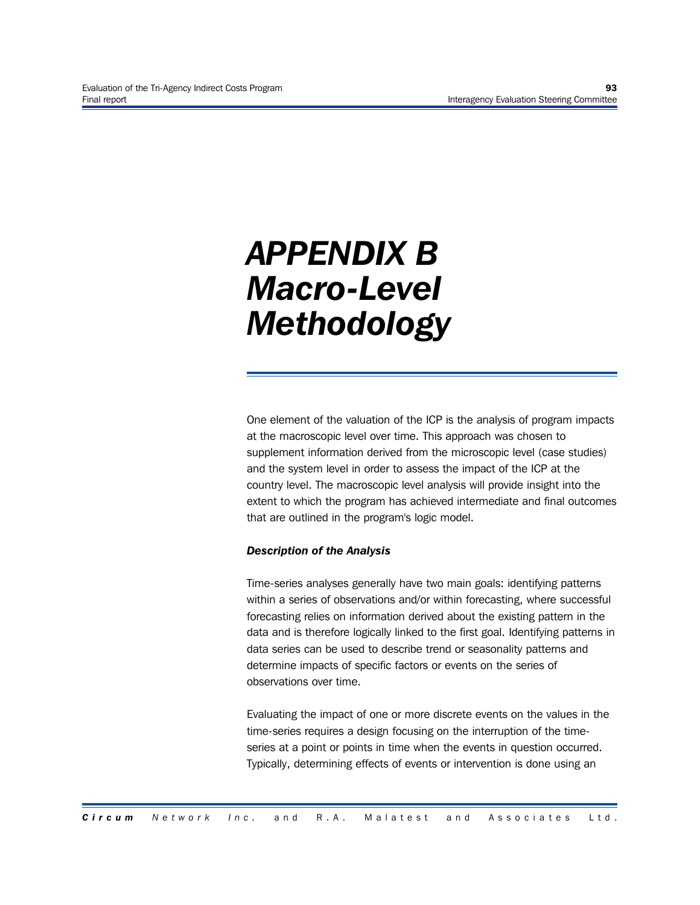# APPENDIX B Macro-Level Methodology

One element of the valuation of the ICP is the analysis of program impacts at the macroscopic level over time. This approach was chosen to supplement information derived from the microscopic level (case studies) and the system level in order to assess the impact of the ICP at the country level. The macroscopic level analysis will provide insight into the extent to which the program has achieved intermediate and final outcomes that are outlined in the program's logic model.

***Description of the Analysis***

Time-series analyses generally have two main goals: identifying patterns within a series of observations and/or within forecasting, where successful forecasting relies on information derived about the existing pattern in the data and is therefore logically linked to the first goal. Identifying patterns in data series can be used to describe trend or seasonality patterns and determine impacts of specific factors or events on the series of observations over time.

Evaluating the impact of one or more discrete events on the values in the time-series requires a design focusing on the interruption of the time-series at a point or points in time when the events in question occurred. Typically, determining effects of events or intervention is done using an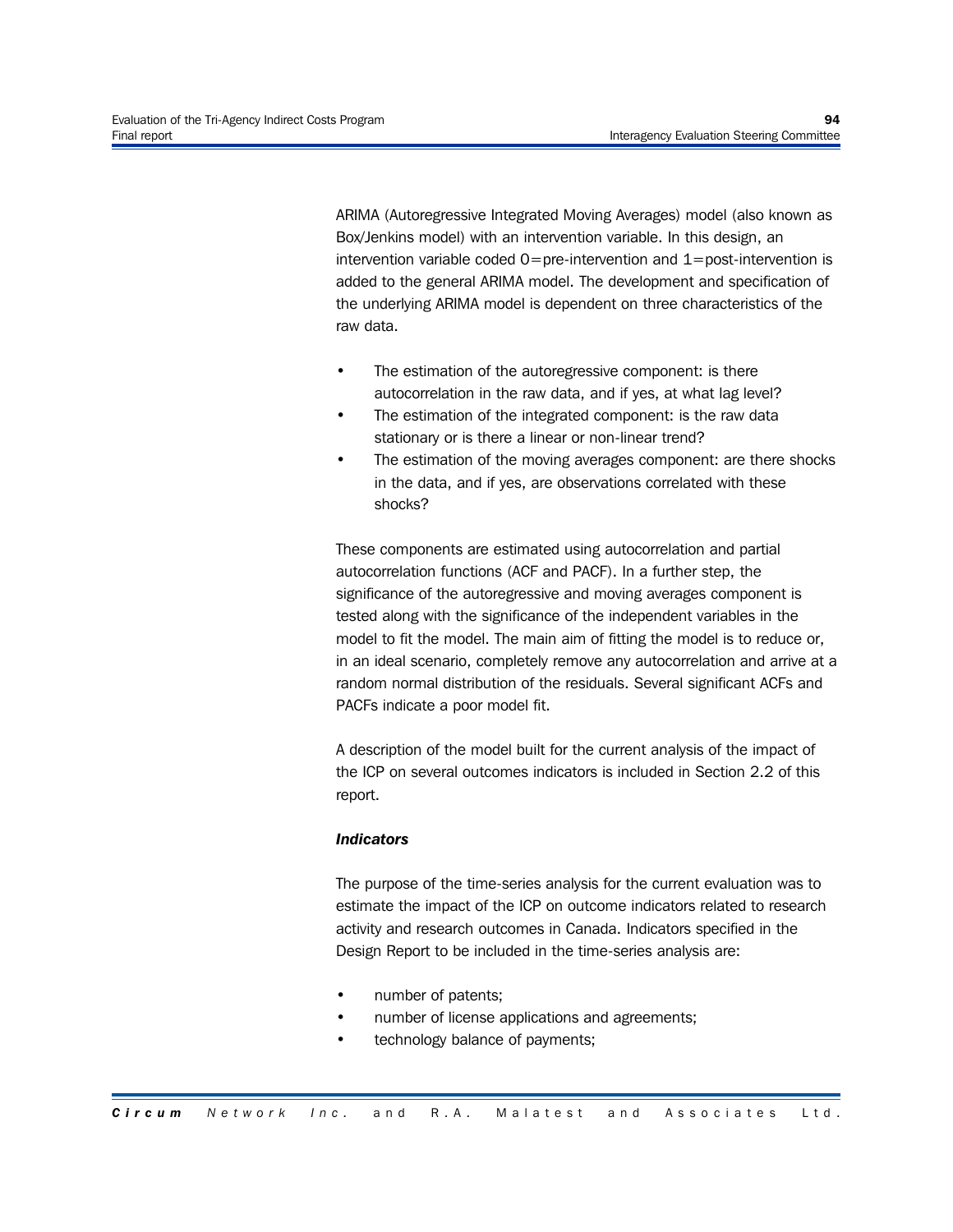ARIMA (Autoregressive Integrated Moving Averages) model (also known as Box/Jenkins model) with an intervention variable. In this design, an intervention variable coded 0=pre-intervention and 1=post-intervention is added to the general ARIMA model. The development and specification of the underlying ARIMA model is dependent on three characteristics of the raw data.

- The estimation of the autoregressive component: is there autocorrelation in the raw data, and if yes, at what lag level?
- The estimation of the integrated component: is the raw data stationary or is there a linear or non-linear trend?
- The estimation of the moving averages component: are there shocks in the data, and if yes, are observations correlated with these shocks?

These components are estimated using autocorrelation and partial autocorrelation functions (ACF and PACF). In a further step, the significance of the autoregressive and moving averages component is tested along with the significance of the independent variables in the model to fit the model. The main aim of fitting the model is to reduce or, in an ideal scenario, completely remove any autocorrelation and arrive at a random normal distribution of the residuals. Several significant ACFs and PACFs indicate a poor model fit.

A description of the model built for the current analysis of the impact of the ICP on several outcomes indicators is included in Section 2.2 of this report.

***Indicators***

The purpose of the time-series analysis for the current evaluation was to estimate the impact of the ICP on outcome indicators related to research activity and research outcomes in Canada. Indicators specified in the Design Report to be included in the time-series analysis are:

- number of patents;
- number of license applications and agreements;
- technology balance of payments;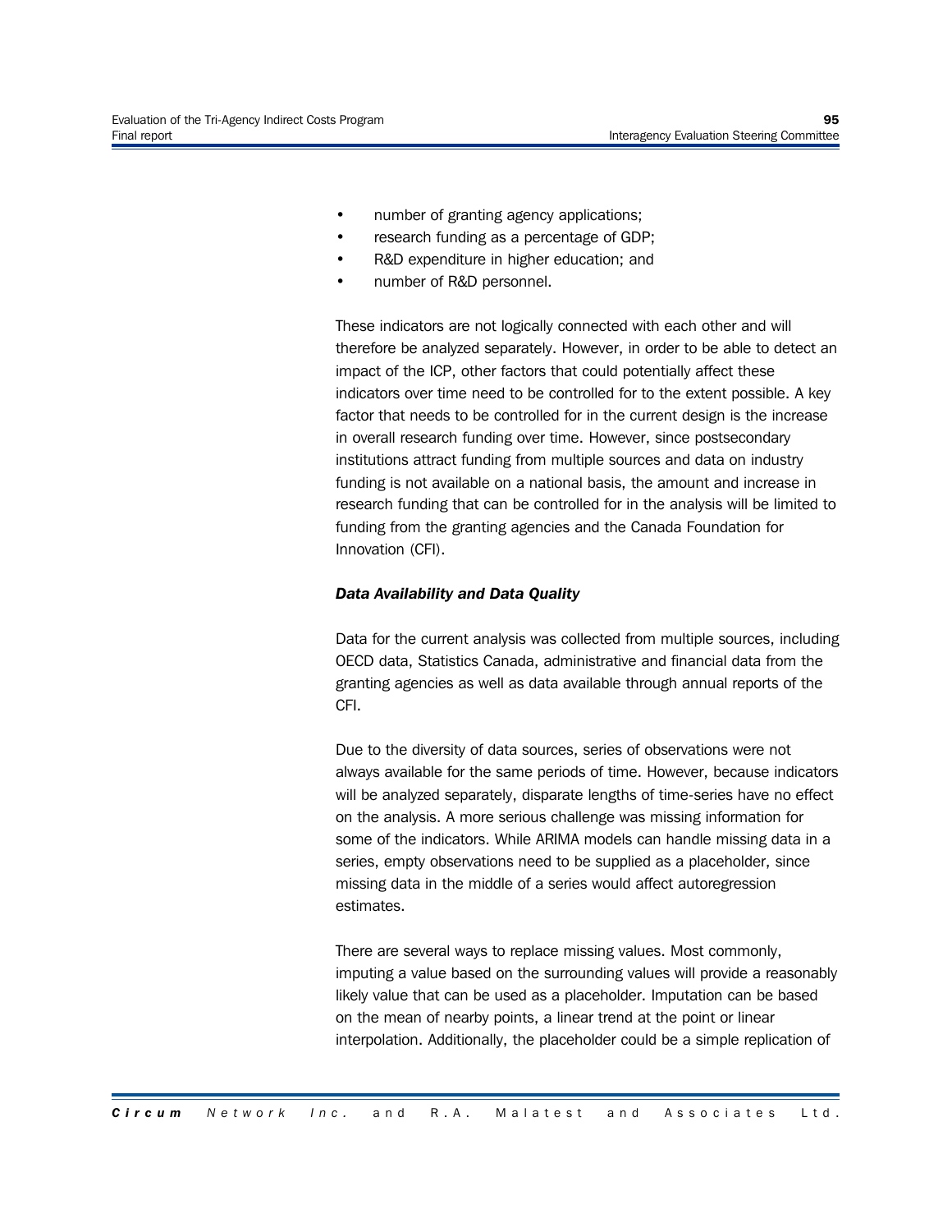- number of granting agency applications;
- research funding as a percentage of GDP;
- R&D expenditure in higher education; and
- number of R&D personnel.

These indicators are not logically connected with each other and will therefore be analyzed separately. However, in order to be able to detect an impact of the ICP, other factors that could potentially affect these indicators over time need to be controlled for to the extent possible. A key factor that needs to be controlled for in the current design is the increase in overall research funding over time. However, since postsecondary institutions attract funding from multiple sources and data on industry funding is not available on a national basis, the amount and increase in research funding that can be controlled for in the analysis will be limited to funding from the granting agencies and the Canada Foundation for Innovation (CFI).

***Data Availability and Data Quality***

Data for the current analysis was collected from multiple sources, including OECD data, Statistics Canada, administrative and financial data from the granting agencies as well as data available through annual reports of the CFI.

Due to the diversity of data sources, series of observations were not always available for the same periods of time. However, because indicators will be analyzed separately, disparate lengths of time-series have no effect on the analysis. A more serious challenge was missing information for some of the indicators. While ARIMA models can handle missing data in a series, empty observations need to be supplied as a placeholder, since missing data in the middle of a series would affect autoregression estimates.

There are several ways to replace missing values. Most commonly, imputing a value based on the surrounding values will provide a reasonably likely value that can be used as a placeholder. Imputation can be based on the mean of nearby points, a linear trend at the point or linear interpolation. Additionally, the placeholder could be a simple replication of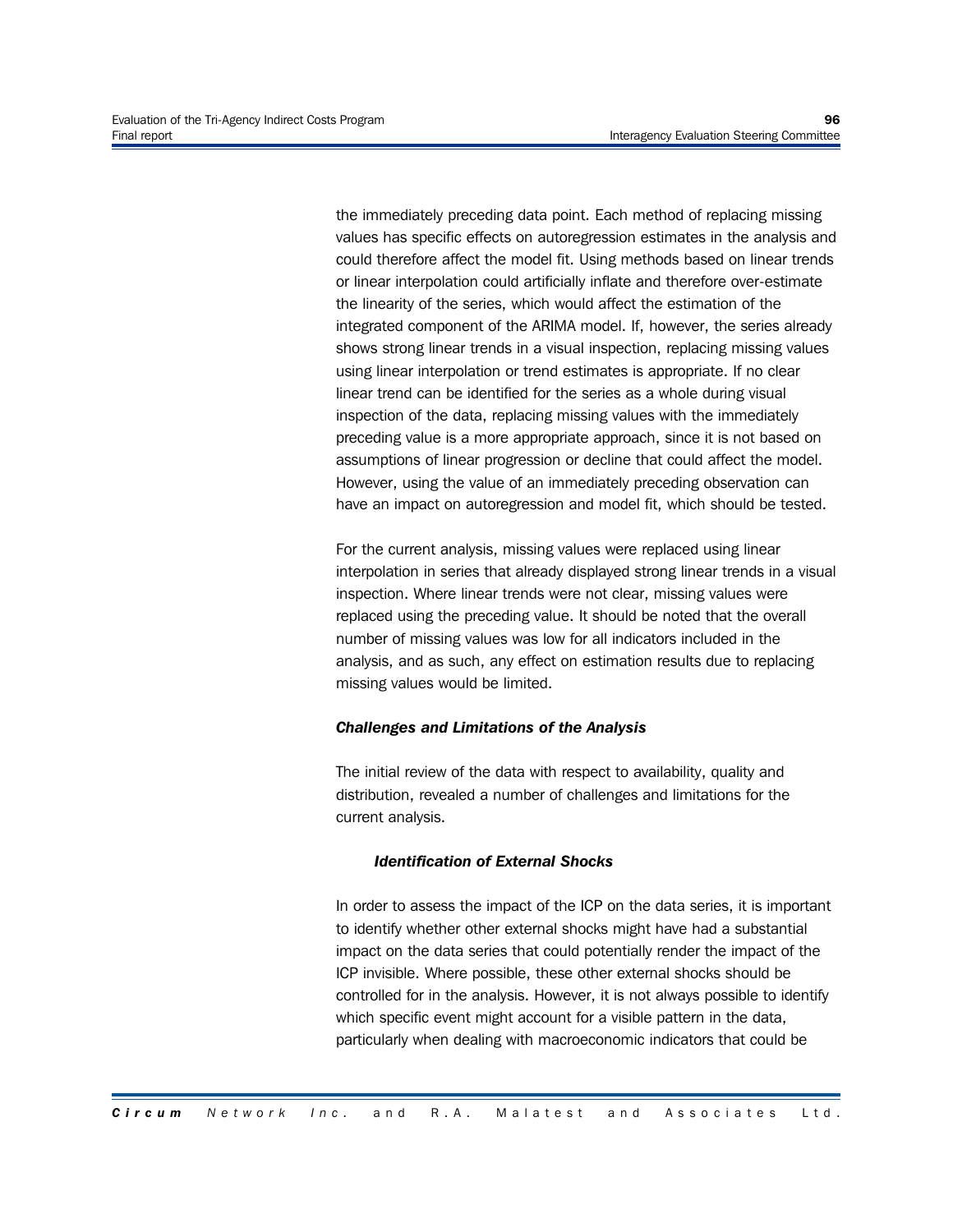the immediately preceding data point. Each method of replacing missing values has specific effects on autoregression estimates in the analysis and could therefore affect the model fit. Using methods based on linear trends or linear interpolation could artificially inflate and therefore over-estimate the linearity of the series, which would affect the estimation of the integrated component of the ARIMA model. If, however, the series already shows strong linear trends in a visual inspection, replacing missing values using linear interpolation or trend estimates is appropriate. If no clear linear trend can be identified for the series as a whole during visual inspection of the data, replacing missing values with the immediately preceding value is a more appropriate approach, since it is not based on assumptions of linear progression or decline that could affect the model. However, using the value of an immediately preceding observation can have an impact on autoregression and model fit, which should be tested.

For the current analysis, missing values were replaced using linear interpolation in series that already displayed strong linear trends in a visual inspection. Where linear trends were not clear, missing values were replaced using the preceding value. It should be noted that the overall number of missing values was low for all indicators included in the analysis, and as such, any effect on estimation results due to replacing missing values would be limited.

### *Challenges and Limitations of the Analysis*

The initial review of the data with respect to availability, quality and distribution, revealed a number of challenges and limitations for the current analysis.

#### *Identification of External Shocks*

In order to assess the impact of the ICP on the data series, it is important to identify whether other external shocks might have had a substantial impact on the data series that could potentially render the impact of the ICP invisible. Where possible, these other external shocks should be controlled for in the analysis. However, it is not always possible to identify which specific event might account for a visible pattern in the data, particularly when dealing with macroeconomic indicators that could be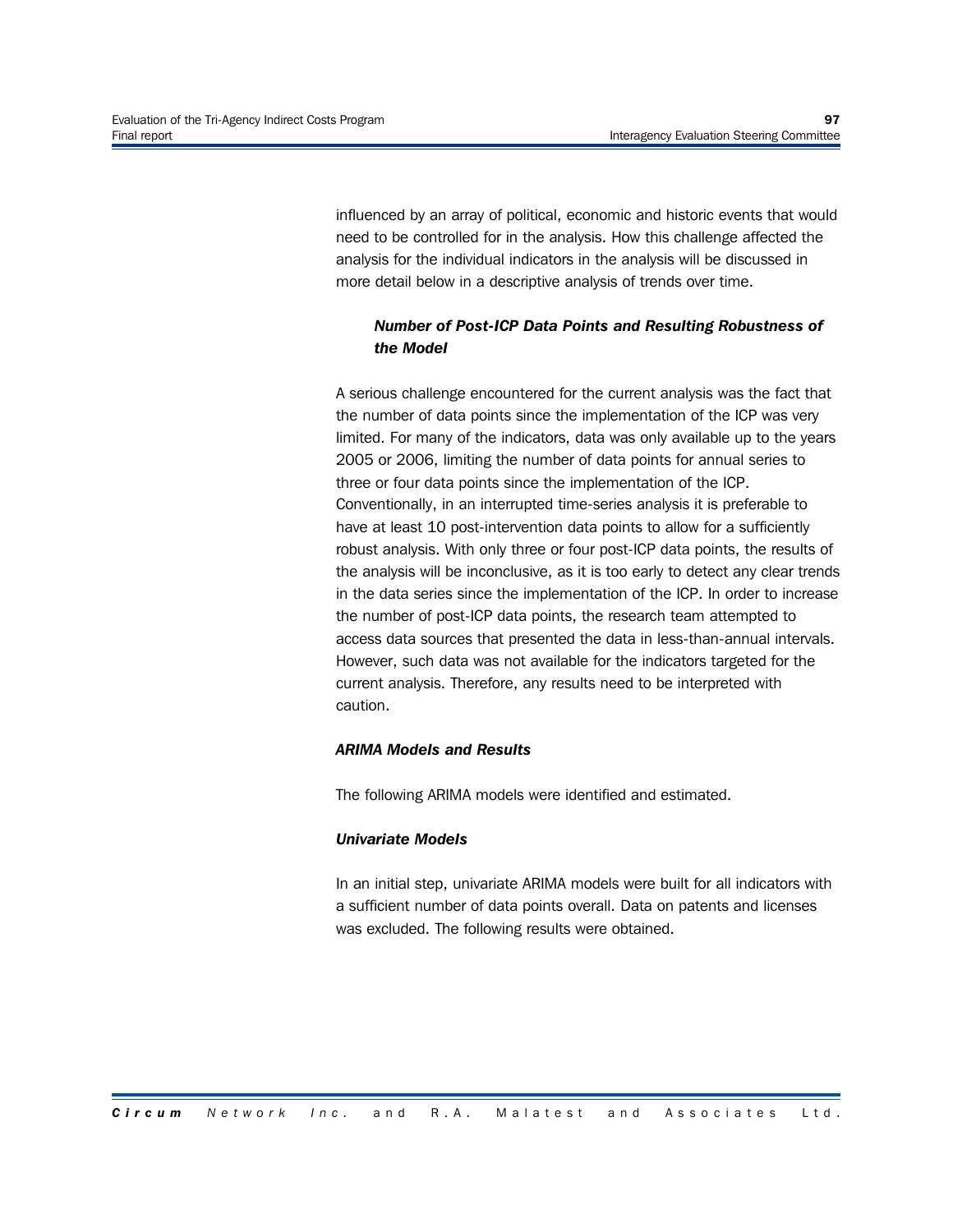influenced by an array of political, economic and historic events that would need to be controlled for in the analysis. How this challenge affected the analysis for the individual indicators in the analysis will be discussed in more detail below in a descriptive analysis of trends over time.

#### *Number of Post-ICP Data Points and Resulting Robustness of the Model*

A serious challenge encountered for the current analysis was the fact that the number of data points since the implementation of the ICP was very limited. For many of the indicators, data was only available up to the years 2005 or 2006, limiting the number of data points for annual series to three or four data points since the implementation of the ICP. Conventionally, in an interrupted time-series analysis it is preferable to have at least 10 post-intervention data points to allow for a sufficiently robust analysis. With only three or four post-ICP data points, the results of the analysis will be inconclusive, as it is too early to detect any clear trends in the data series since the implementation of the ICP. In order to increase the number of post-ICP data points, the research team attempted to access data sources that presented the data in less-than-annual intervals. However, such data was not available for the indicators targeted for the current analysis. Therefore, any results need to be interpreted with caution.

### *ARIMA Models and Results*

The following ARIMA models were identified and estimated.

### *Univariate Models*

In an initial step, univariate ARIMA models were built for all indicators with a sufficient number of data points overall. Data on patents and licenses was excluded. The following results were obtained.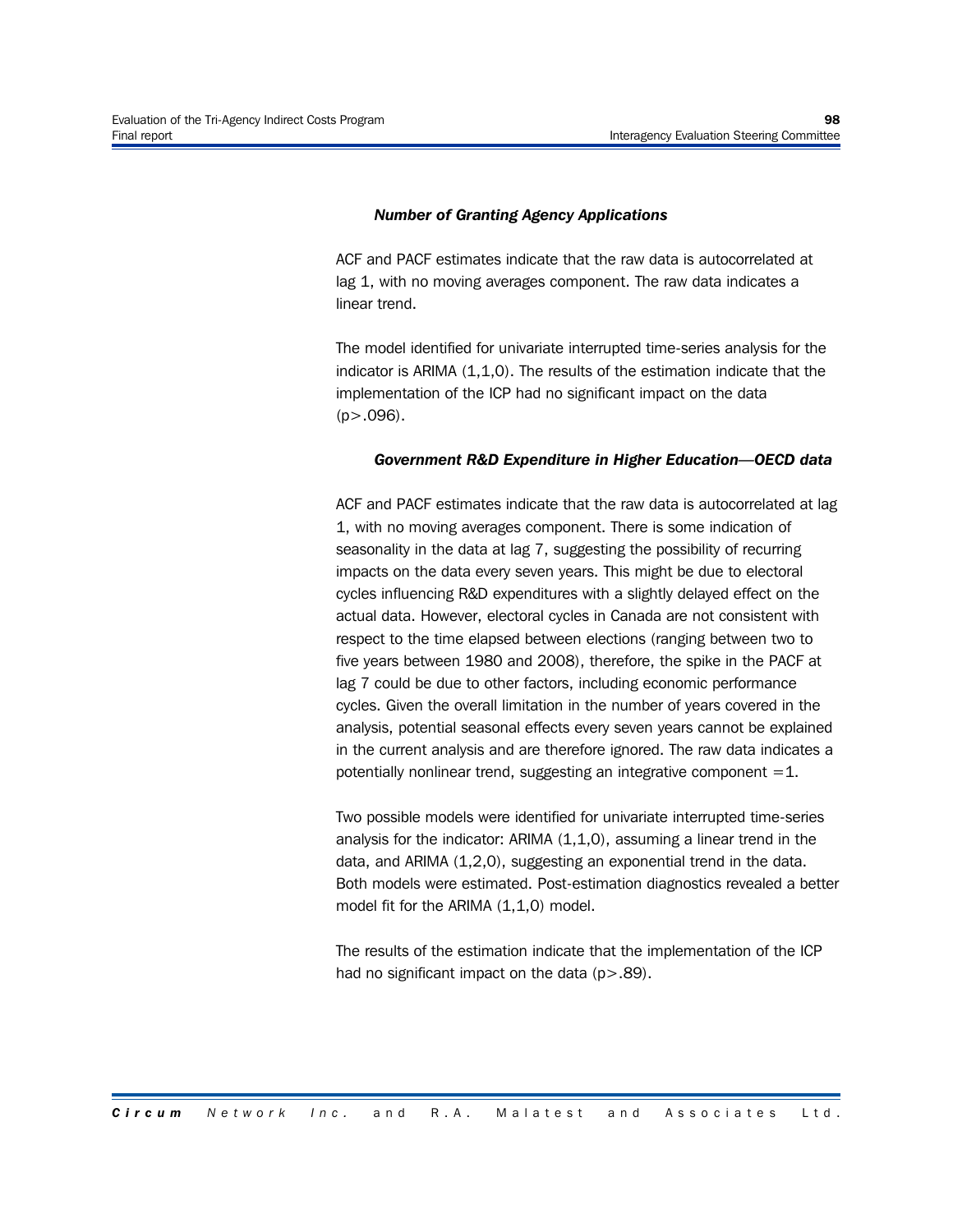#### *Number of Granting Agency Applications*

ACF and PACF estimates indicate that the raw data is autocorrelated at lag 1, with no moving averages component. The raw data indicates a linear trend.

The model identified for univariate interrupted time-series analysis for the indicator is ARIMA (1,1,0). The results of the estimation indicate that the implementation of the ICP had no significant impact on the data ($p>.096$).

#### *Government R&D Expenditure in Higher Education—OECD data*

ACF and PACF estimates indicate that the raw data is autocorrelated at lag 1, with no moving averages component. There is some indication of seasonality in the data at lag 7, suggesting the possibility of recurring impacts on the data every seven years. This might be due to electoral cycles influencing R&D expenditures with a slightly delayed effect on the actual data. However, electoral cycles in Canada are not consistent with respect to the time elapsed between elections (ranging between two to five years between 1980 and 2008), therefore, the spike in the PACF at lag 7 could be due to other factors, including economic performance cycles. Given the overall limitation in the number of years covered in the analysis, potential seasonal effects every seven years cannot be explained in the current analysis and are therefore ignored. The raw data indicates a potentially nonlinear trend, suggesting an integrative component =1.

Two possible models were identified for univariate interrupted time-series analysis for the indicator: ARIMA (1,1,0), assuming a linear trend in the data, and ARIMA (1,2,0), suggesting an exponential trend in the data. Both models were estimated. Post-estimation diagnostics revealed a better model fit for the ARIMA (1,1,0) model.

The results of the estimation indicate that the implementation of the ICP had no significant impact on the data ($p>.89$).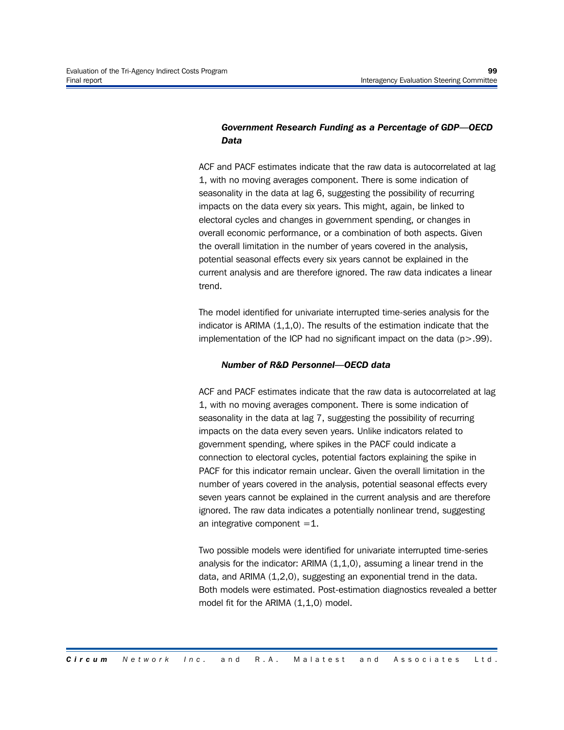#### *Government Research Funding as a Percentage of GDP—OECD Data*

ACF and PACF estimates indicate that the raw data is autocorrelated at lag 1, with no moving averages component. There is some indication of seasonality in the data at lag 6, suggesting the possibility of recurring impacts on the data every six years. This might, again, be linked to electoral cycles and changes in government spending, or changes in overall economic performance, or a combination of both aspects. Given the overall limitation in the number of years covered in the analysis, potential seasonal effects every six years cannot be explained in the current analysis and are therefore ignored. The raw data indicates a linear trend.

The model identified for univariate interrupted time-series analysis for the indicator is ARIMA (1,1,0). The results of the estimation indicate that the implementation of the ICP had no significant impact on the data ($p>.99$).

#### *Number of R&D Personnel—OECD data*

ACF and PACF estimates indicate that the raw data is autocorrelated at lag 1, with no moving averages component. There is some indication of seasonality in the data at lag 7, suggesting the possibility of recurring impacts on the data every seven years. Unlike indicators related to government spending, where spikes in the PACF could indicate a connection to electoral cycles, potential factors explaining the spike in PACF for this indicator remain unclear. Given the overall limitation in the number of years covered in the analysis, potential seasonal effects every seven years cannot be explained in the current analysis and are therefore ignored. The raw data indicates a potentially nonlinear trend, suggesting an integrative component =1.

Two possible models were identified for univariate interrupted time-series analysis for the indicator: ARIMA (1,1,0), assuming a linear trend in the data, and ARIMA (1,2,0), suggesting an exponential trend in the data. Both models were estimated. Post-estimation diagnostics revealed a better model fit for the ARIMA (1,1,0) model.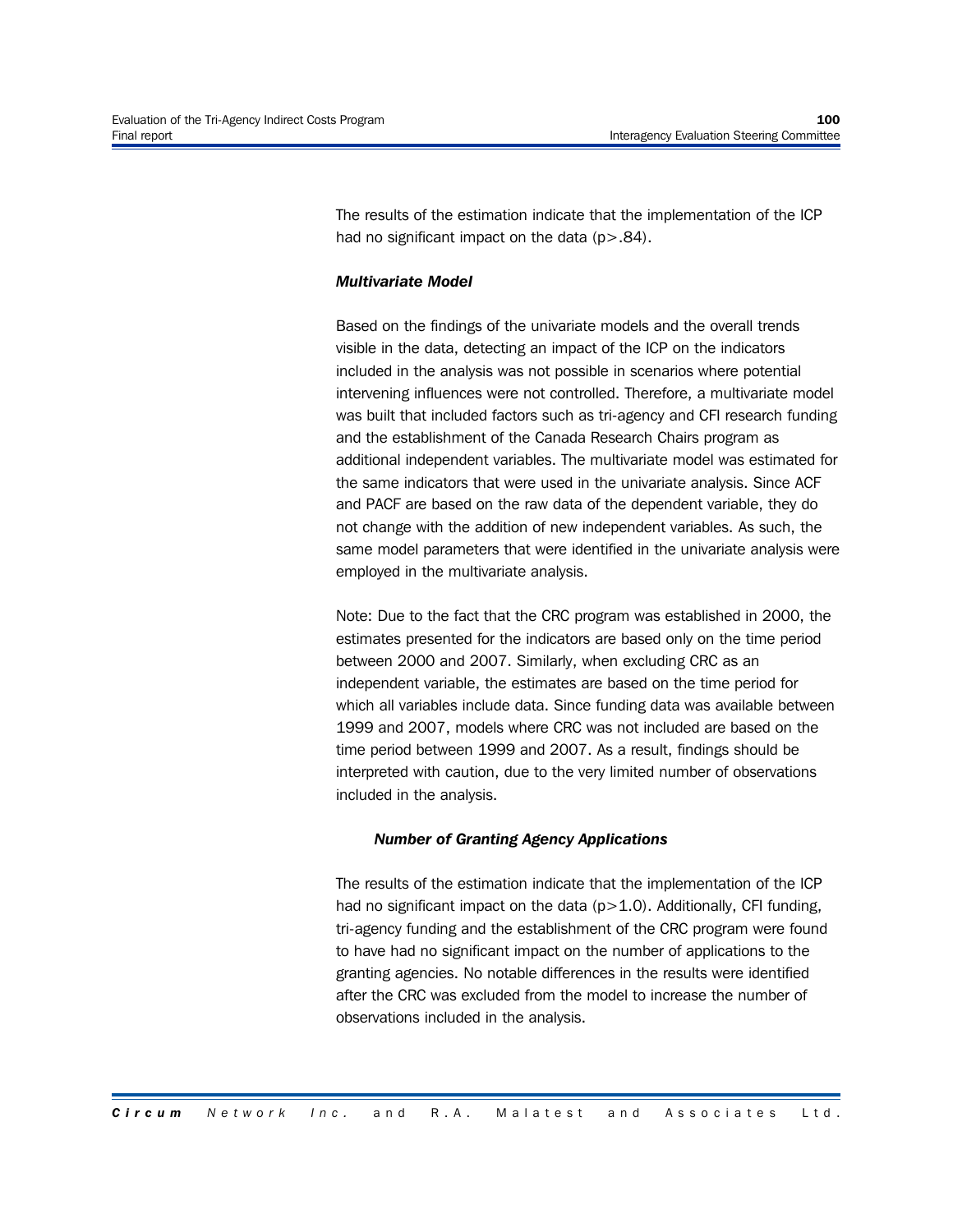The results of the estimation indicate that the implementation of the ICP had no significant impact on the data ($p > .84$).

### *Multivariate Model*

Based on the findings of the univariate models and the overall trends visible in the data, detecting an impact of the ICP on the indicators included in the analysis was not possible in scenarios where potential intervening influences were not controlled. Therefore, a multivariate model was built that included factors such as tri-agency and CFI research funding and the establishment of the Canada Research Chairs program as additional independent variables. The multivariate model was estimated for the same indicators that were used in the univariate analysis. Since ACF and PACF are based on the raw data of the dependent variable, they do not change with the addition of new independent variables. As such, the same model parameters that were identified in the univariate analysis were employed in the multivariate analysis.

Note: Due to the fact that the CRC program was established in 2000, the estimates presented for the indicators are based only on the time period between 2000 and 2007. Similarly, when excluding CRC as an independent variable, the estimates are based on the time period for which all variables include data. Since funding data was available between 1999 and 2007, models where CRC was not included are based on the time period between 1999 and 2007. As a result, findings should be interpreted with caution, due to the very limited number of observations included in the analysis.

#### *Number of Granting Agency Applications*

The results of the estimation indicate that the implementation of the ICP had no significant impact on the data ($p > 1.0$). Additionally, CFI funding, tri-agency funding and the establishment of the CRC program were found to have had no significant impact on the number of applications to the granting agencies. No notable differences in the results were identified after the CRC was excluded from the model to increase the number of observations included in the analysis.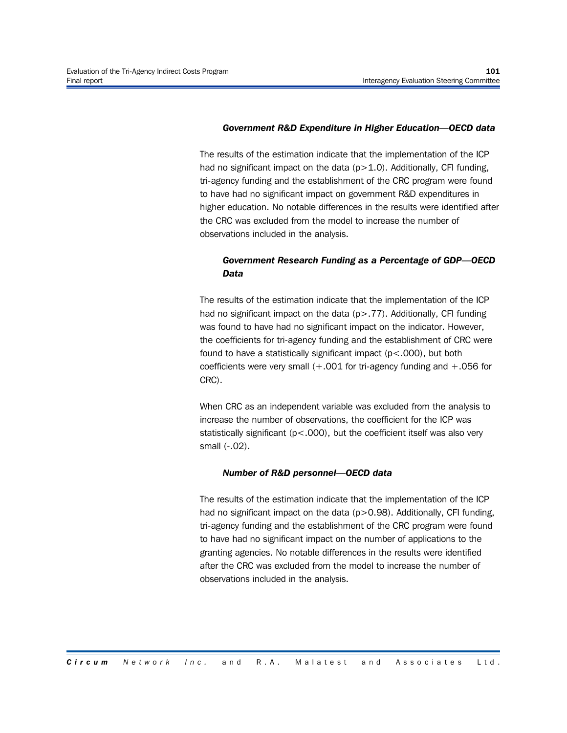#### *Government R&D Expenditure in Higher Education—OECD data*

The results of the estimation indicate that the implementation of the ICP had no significant impact on the data ($p>1.0$). Additionally, CFI funding, tri-agency funding and the establishment of the CRC program were found to have had no significant impact on government R&D expenditures in higher education. No notable differences in the results were identified after the CRC was excluded from the model to increase the number of observations included in the analysis.

#### *Government Research Funding as a Percentage of GDP—OECD Data*

The results of the estimation indicate that the implementation of the ICP had no significant impact on the data ($p>.77$). Additionally, CFI funding was found to have had no significant impact on the indicator. However, the coefficients for tri-agency funding and the establishment of CRC were found to have a statistically significant impact ($p<.000$), but both coefficients were very small (+.001 for tri-agency funding and +.056 for CRC).

When CRC as an independent variable was excluded from the analysis to increase the number of observations, the coefficient for the ICP was statistically significant ($p<.000$), but the coefficient itself was also very small (-.02).

#### *Number of R&D personnel—OECD data*

The results of the estimation indicate that the implementation of the ICP had no significant impact on the data ($p>0.98$). Additionally, CFI funding, tri-agency funding and the establishment of the CRC program were found to have had no significant impact on the number of applications to the granting agencies. No notable differences in the results were identified after the CRC was excluded from the model to increase the number of observations included in the analysis.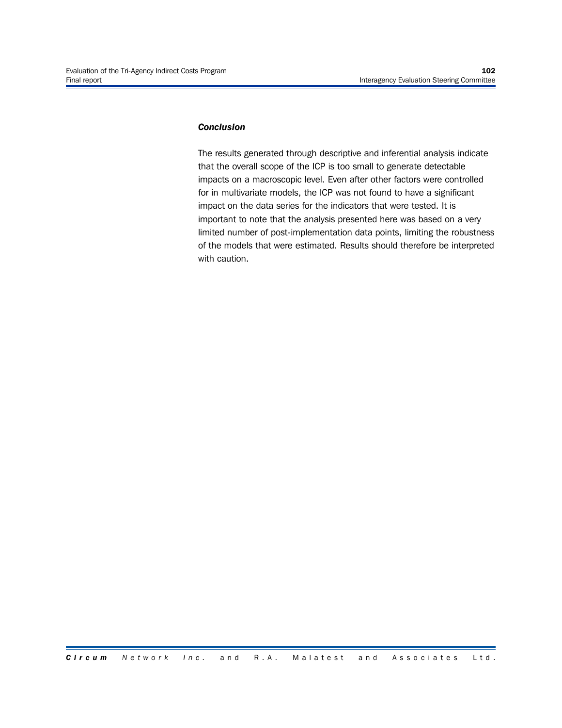***Conclusion***

The results generated through descriptive and inferential analysis indicate that the overall scope of the ICP is too small to generate detectable impacts on a macroscopic level. Even after other factors were controlled for in multivariate models, the ICP was not found to have a significant impact on the data series for the indicators that were tested. It is important to note that the analysis presented here was based on a very limited number of post-implementation data points, limiting the robustness of the models that were estimated. Results should therefore be interpreted with caution.